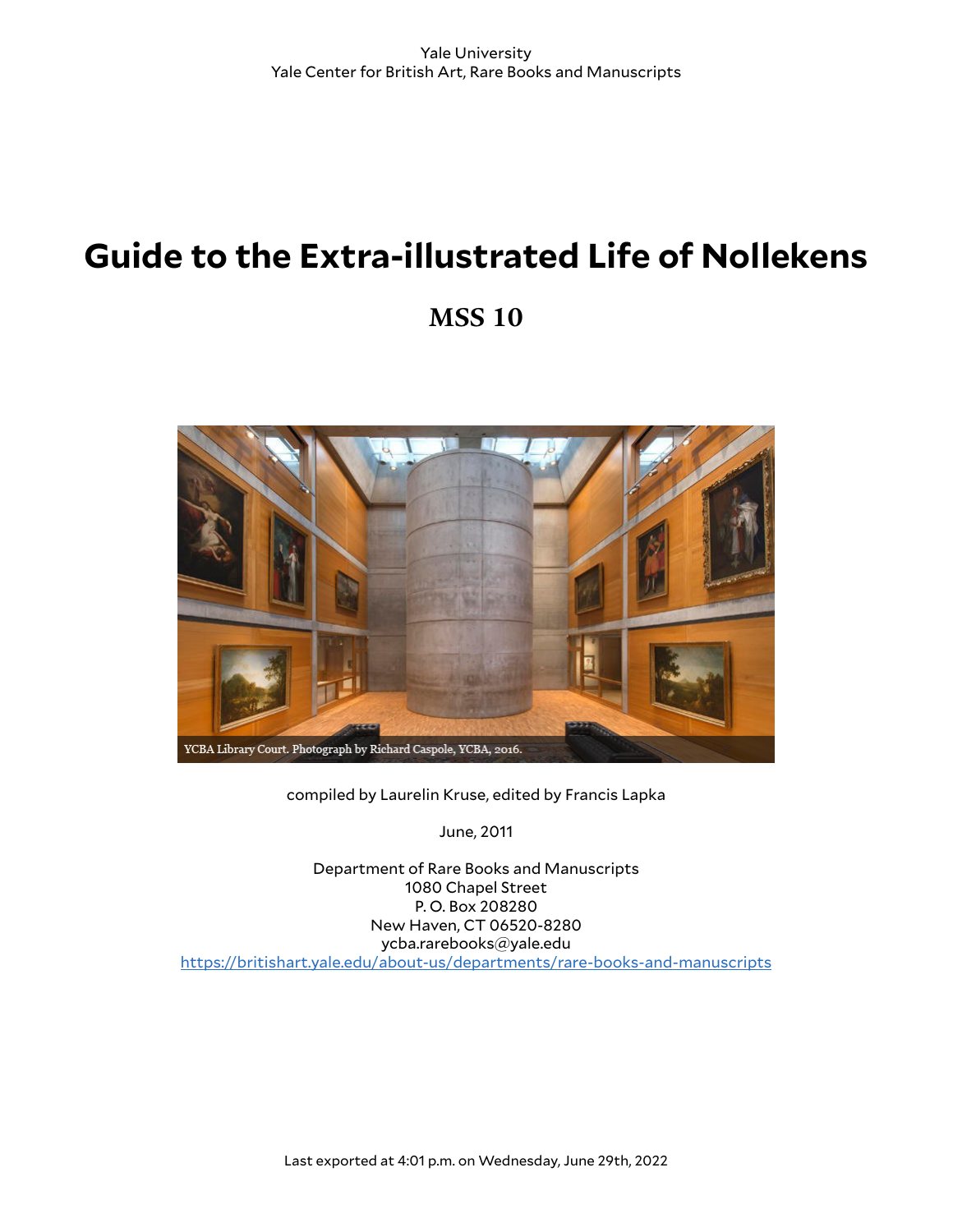Yale University
Yale Center for British Art, Rare Books and Manuscripts

# Guide to the Extra-illustrated Life of Nollekens

## MSS 10

YCBA Library Court. Photograph by Richard Caspole, YCBA, 2016.

compiled by Laurelin Kruse, edited by Francis Lapka

June, 2011

Department of Rare Books and Manuscripts
1080 Chapel Street
P. O. Box 208280
New Haven, CT 06520-8280
ycba.rarebooks@yale.edu
https://britishart.yale.edu/about-us/departments/rare-books-and-manuscripts

Last exported at 4:01 p.m. on Wednesday, June 29th, 2022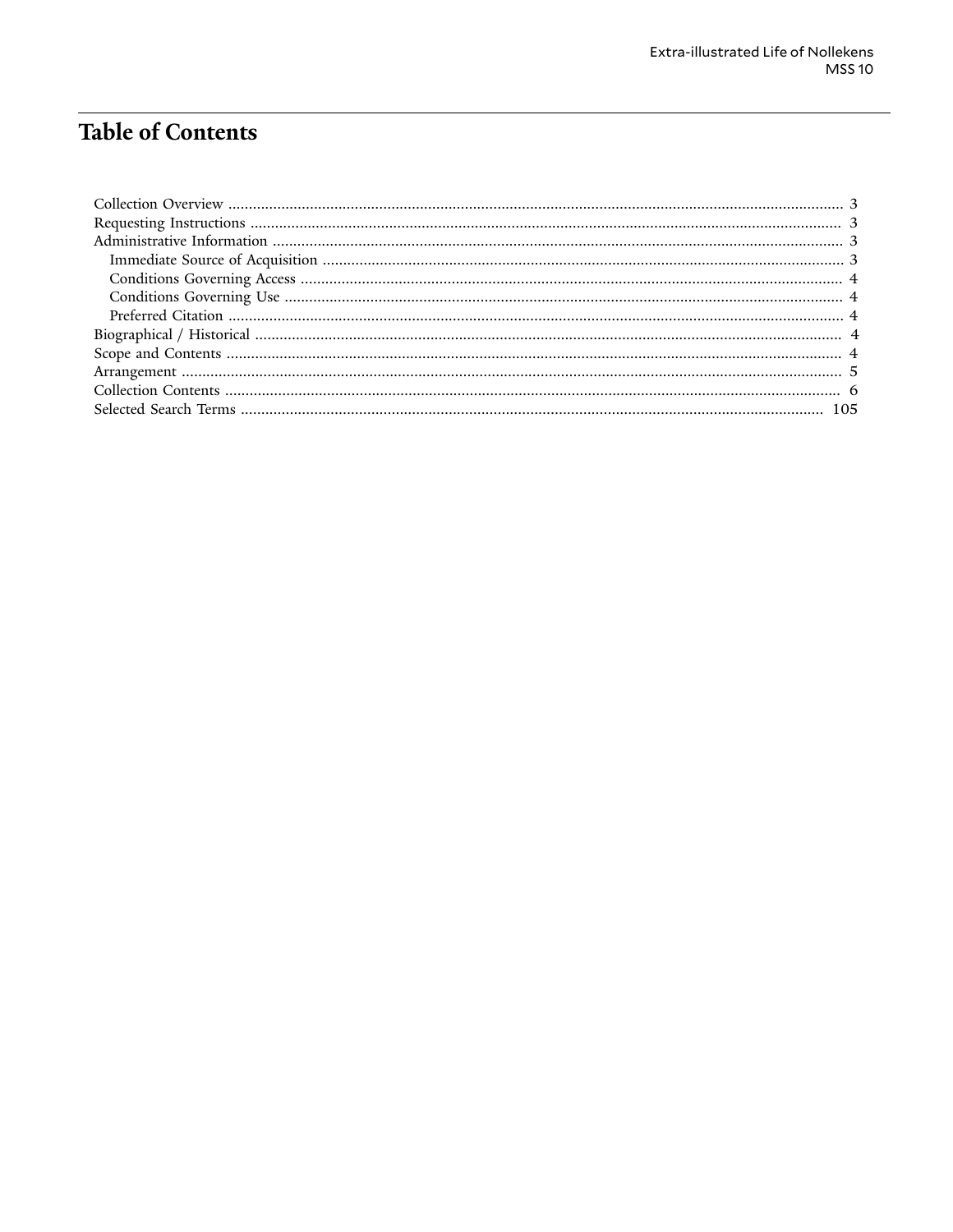# Table of Contents

- Collection Overview ..... 3
- Requesting Instructions ..... 3
- Administrative Information ..... 3
  - Immediate Source of Acquisition ..... 3
  - Conditions Governing Access ..... 4
  - Conditions Governing Use ..... 4
  - Preferred Citation ..... 4
- Biographical / Historical ..... 4
- Scope and Contents ..... 4
- Arrangement ..... 5
- Collection Contents ..... 6
- Selected Search Terms ..... 105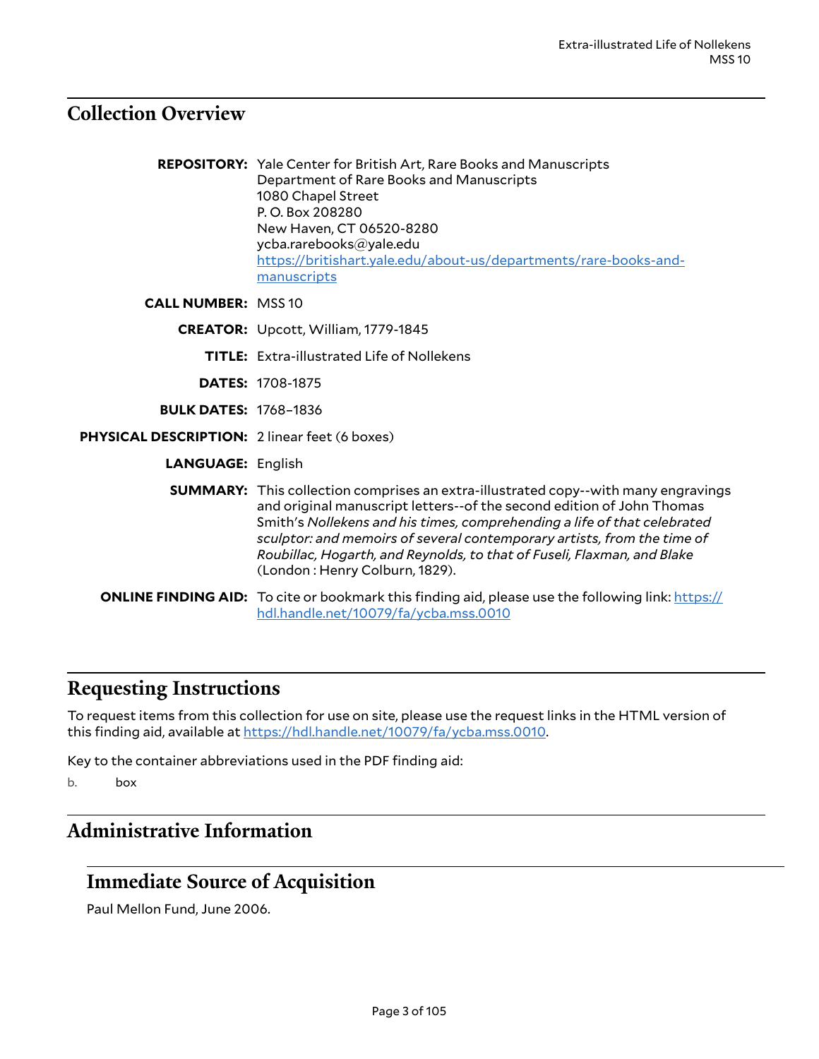## Collection Overview

**REPOSITORY:** Yale Center for British Art, Rare Books and Manuscripts
Department of Rare Books and Manuscripts
1080 Chapel Street
P. O. Box 208280
New Haven, CT 06520-8280
ycba.rarebooks@yale.edu
https://britishart.yale.edu/about-us/departments/rare-books-and-manuscripts

**CALL NUMBER:** MSS 10

**CREATOR:** Upcott, William, 1779-1845

**TITLE:** Extra-illustrated Life of Nollekens

**DATES:** 1708-1875

**BULK DATES:** 1768–1836

**PHYSICAL DESCRIPTION:** 2 linear feet (6 boxes)

**LANGUAGE:** English

**SUMMARY:** This collection comprises an extra-illustrated copy--with many engravings and original manuscript letters--of the second edition of John Thomas Smith's *Nollekens and his times, comprehending a life of that celebrated sculptor: and memoirs of several contemporary artists, from the time of Roubillac, Hogarth, and Reynolds, to that of Fuseli, Flaxman, and Blake* (London : Henry Colburn, 1829).

**ONLINE FINDING AID:** To cite or bookmark this finding aid, please use the following link: https://hdl.handle.net/10079/fa/ycba.mss.0010

## Requesting Instructions

To request items from this collection for use on site, please use the request links in the HTML version of this finding aid, available at https://hdl.handle.net/10079/fa/ycba.mss.0010.

Key to the container abbreviations used in the PDF finding aid:

b. box

## Administrative Information

### Immediate Source of Acquisition

Paul Mellon Fund, June 2006.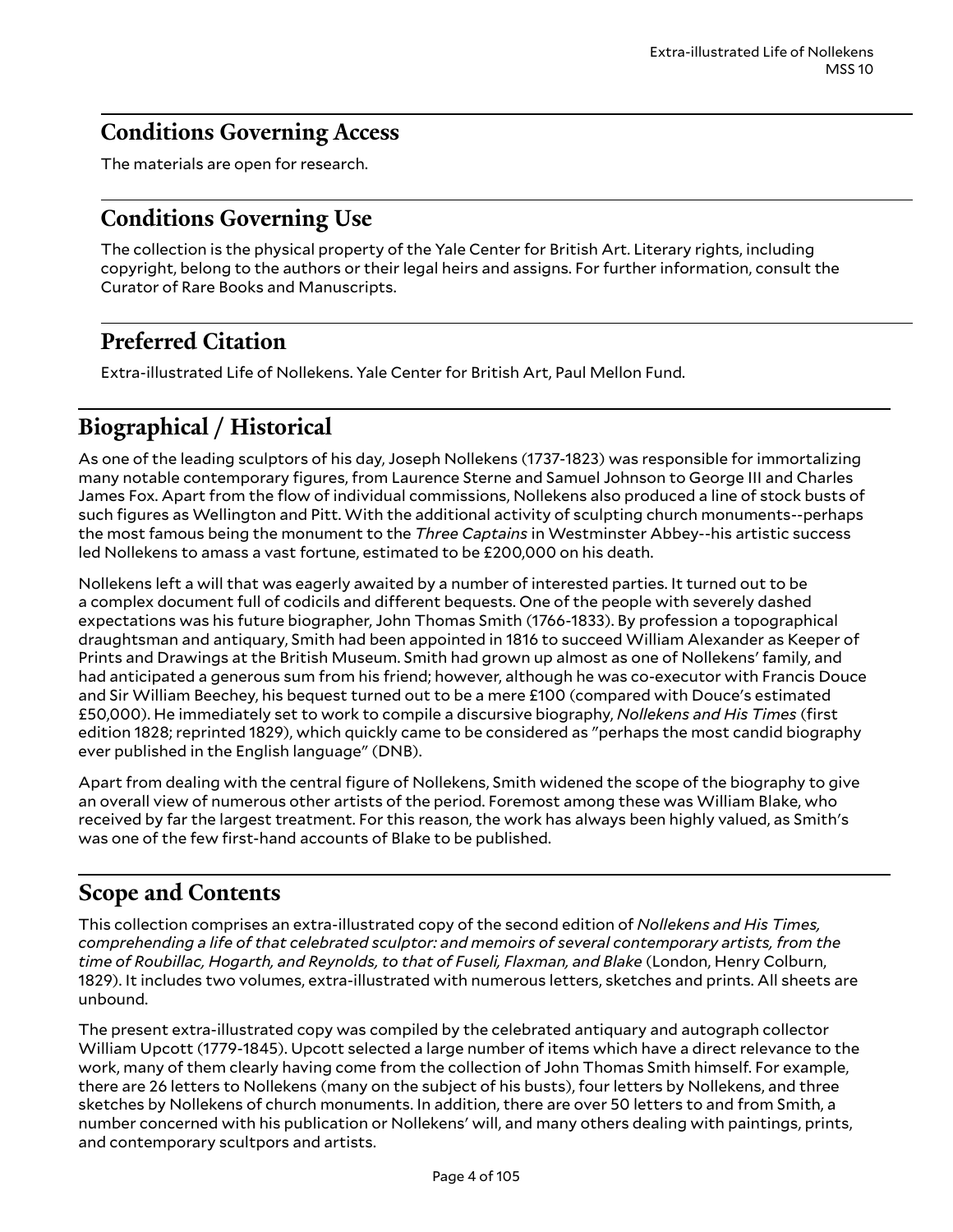## Conditions Governing Access

The materials are open for research.

## Conditions Governing Use

The collection is the physical property of the Yale Center for British Art. Literary rights, including copyright, belong to the authors or their legal heirs and assigns. For further information, consult the Curator of Rare Books and Manuscripts.

## Preferred Citation

Extra-illustrated Life of Nollekens. Yale Center for British Art, Paul Mellon Fund.

# Biographical / Historical

As one of the leading sculptors of his day, Joseph Nollekens (1737-1823) was responsible for immortalizing many notable contemporary figures, from Laurence Sterne and Samuel Johnson to George III and Charles James Fox. Apart from the flow of individual commissions, Nollekens also produced a line of stock busts of such figures as Wellington and Pitt. With the additional activity of sculpting church monuments--perhaps the most famous being the monument to the *Three Captains* in Westminster Abbey--his artistic success led Nollekens to amass a vast fortune, estimated to be £200,000 on his death.

Nollekens left a will that was eagerly awaited by a number of interested parties. It turned out to be a complex document full of codicils and different bequests. One of the people with severely dashed expectations was his future biographer, John Thomas Smith (1766-1833). By profession a topographical draughtsman and antiquary, Smith had been appointed in 1816 to succeed William Alexander as Keeper of Prints and Drawings at the British Museum. Smith had grown up almost as one of Nollekens' family, and had anticipated a generous sum from his friend; however, although he was co-executor with Francis Douce and Sir William Beechey, his bequest turned out to be a mere £100 (compared with Douce's estimated £50,000). He immediately set to work to compile a discursive biography, *Nollekens and His Times* (first edition 1828; reprinted 1829), which quickly came to be considered as "perhaps the most candid biography ever published in the English language" (DNB).

Apart from dealing with the central figure of Nollekens, Smith widened the scope of the biography to give an overall view of numerous other artists of the period. Foremost among these was William Blake, who received by far the largest treatment. For this reason, the work has always been highly valued, as Smith's was one of the few first-hand accounts of Blake to be published.

# Scope and Contents

This collection comprises an extra-illustrated copy of the second edition of *Nollekens and His Times, comprehending a life of that celebrated sculptor: and memoirs of several contemporary artists, from the time of Roubillac, Hogarth, and Reynolds, to that of Fuseli, Flaxman, and Blake* (London, Henry Colburn, 1829). It includes two volumes, extra-illustrated with numerous letters, sketches and prints. All sheets are unbound.

The present extra-illustrated copy was compiled by the celebrated antiquary and autograph collector William Upcott (1779-1845). Upcott selected a large number of items which have a direct relevance to the work, many of them clearly having come from the collection of John Thomas Smith himself. For example, there are 26 letters to Nollekens (many on the subject of his busts), four letters by Nollekens, and three sketches by Nollekens of church monuments. In addition, there are over 50 letters to and from Smith, a number concerned with his publication or Nollekens' will, and many others dealing with paintings, prints, and contemporary scultpors and artists.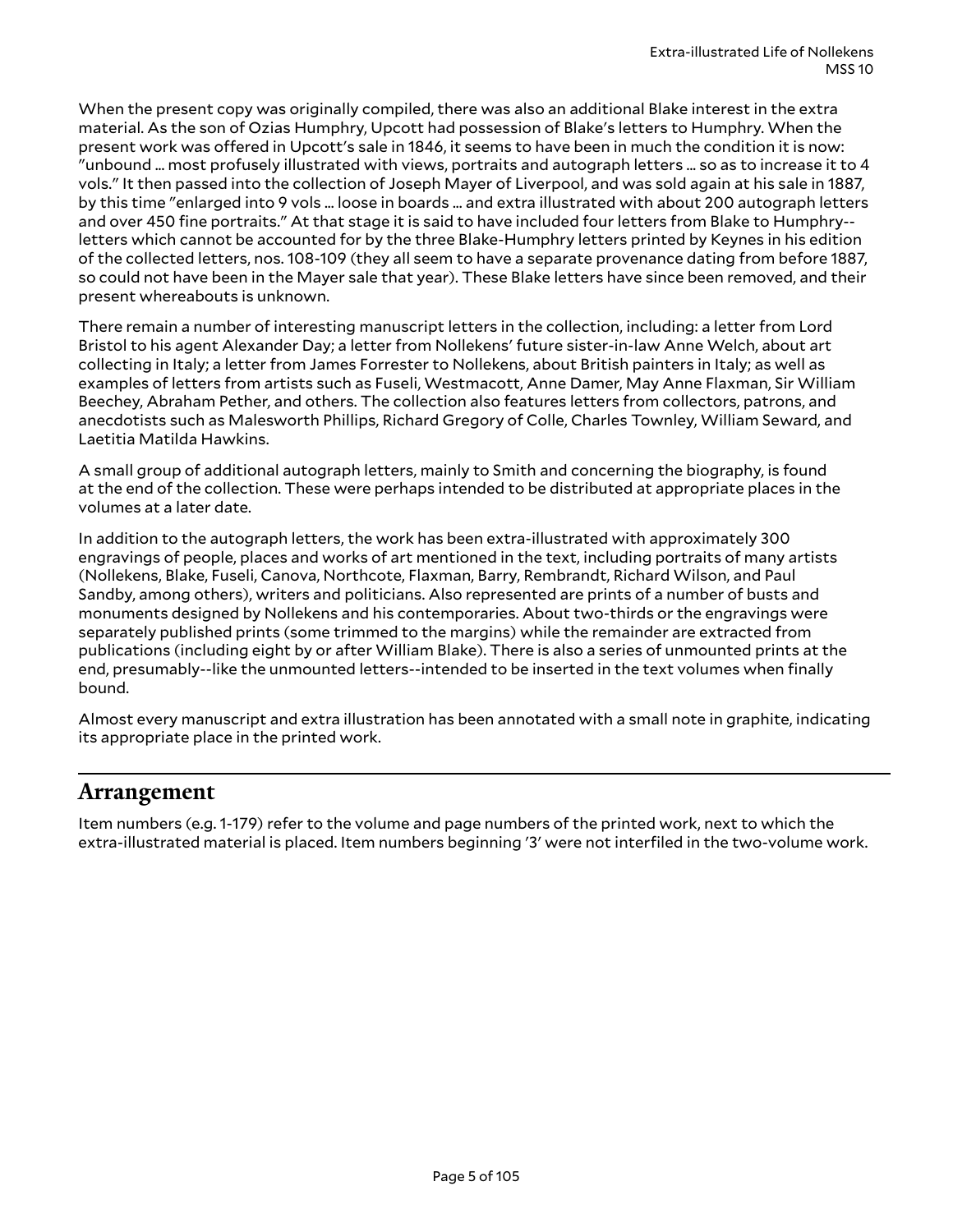When the present copy was originally compiled, there was also an additional Blake interest in the extra material. As the son of Ozias Humphry, Upcott had possession of Blake's letters to Humphry. When the present work was offered in Upcott's sale in 1846, it seems to have been in much the condition it is now: "unbound ... most profusely illustrated with views, portraits and autograph letters ... so as to increase it to 4 vols." It then passed into the collection of Joseph Mayer of Liverpool, and was sold again at his sale in 1887, by this time "enlarged into 9 vols ... loose in boards ... and extra illustrated with about 200 autograph letters and over 450 fine portraits." At that stage it is said to have included four letters from Blake to Humphry--letters which cannot be accounted for by the three Blake-Humphry letters printed by Keynes in his edition of the collected letters, nos. 108-109 (they all seem to have a separate provenance dating from before 1887, so could not have been in the Mayer sale that year). These Blake letters have since been removed, and their present whereabouts is unknown.

There remain a number of interesting manuscript letters in the collection, including: a letter from Lord Bristol to his agent Alexander Day; a letter from Nollekens' future sister-in-law Anne Welch, about art collecting in Italy; a letter from James Forrester to Nollekens, about British painters in Italy; as well as examples of letters from artists such as Fuseli, Westmacott, Anne Damer, May Anne Flaxman, Sir William Beechey, Abraham Pether, and others. The collection also features letters from collectors, patrons, and anecdotists such as Malesworth Phillips, Richard Gregory of Colle, Charles Townley, William Seward, and Laetitia Matilda Hawkins.

A small group of additional autograph letters, mainly to Smith and concerning the biography, is found at the end of the collection. These were perhaps intended to be distributed at appropriate places in the volumes at a later date.

In addition to the autograph letters, the work has been extra-illustrated with approximately 300 engravings of people, places and works of art mentioned in the text, including portraits of many artists (Nollekens, Blake, Fuseli, Canova, Northcote, Flaxman, Barry, Rembrandt, Richard Wilson, and Paul Sandby, among others), writers and politicians. Also represented are prints of a number of busts and monuments designed by Nollekens and his contemporaries. About two-thirds or the engravings were separately published prints (some trimmed to the margins) while the remainder are extracted from publications (including eight by or after William Blake). There is also a series of unmounted prints at the end, presumably--like the unmounted letters--intended to be inserted in the text volumes when finally bound.

Almost every manuscript and extra illustration has been annotated with a small note in graphite, indicating its appropriate place in the printed work.

## Arrangement

Item numbers (e.g. 1-179) refer to the volume and page numbers of the printed work, next to which the extra-illustrated material is placed. Item numbers beginning '3' were not interfiled in the two-volume work.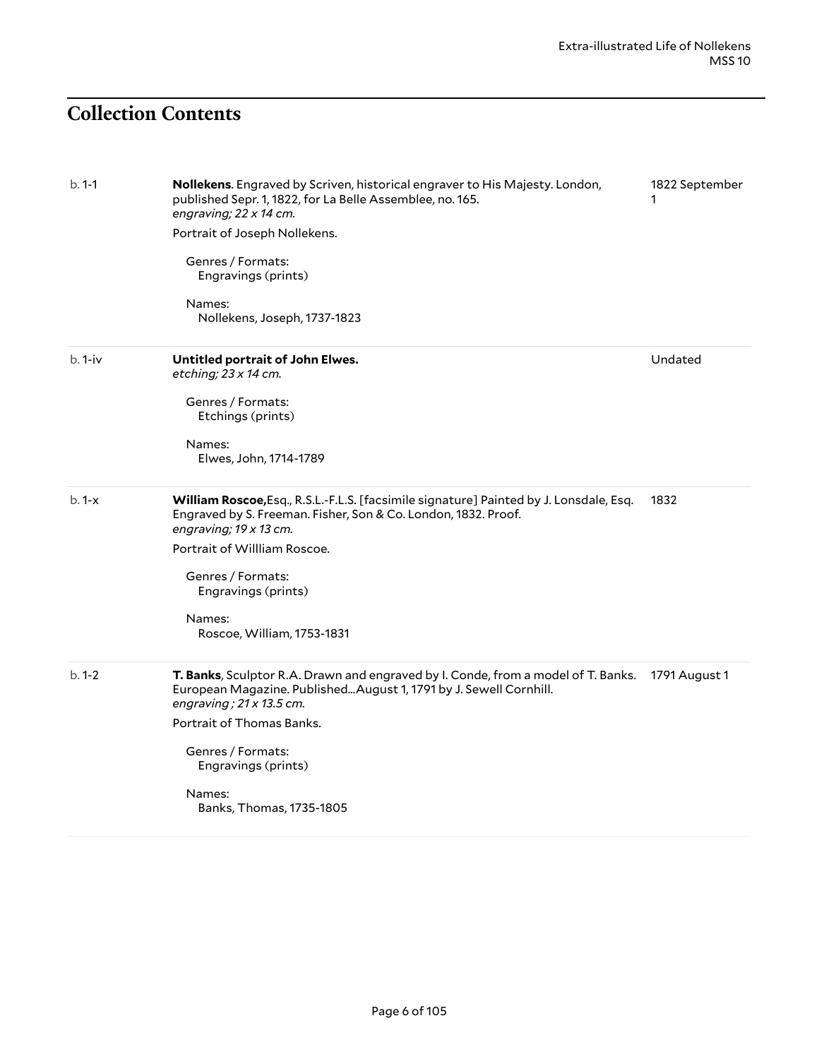## Collection Contents

| | | |
|---|---|---|
| b. 1-1 | **Nollekens**. Engraved by Scriven, historical engraver to His Majesty. London, published Sepr. 1, 1822, for La Belle Assemblee, no. 165.<br>*engraving; 22 x 14 cm.*<br>Portrait of Joseph Nollekens.<br>Genres / Formats:<br>Engravings (prints)<br>Names:<br>Nollekens, Joseph, 1737-1823 | 1822 September 1 |
| b. 1-iv | **Untitled portrait of John Elwes.**<br>*etching; 23 x 14 cm.*<br>Genres / Formats:<br>Etchings (prints)<br>Names:<br>Elwes, John, 1714-1789 | Undated |
| b. 1-x | **William Roscoe,**Esq., R.S.L.-F.L.S. [facsimile signature] Painted by J. Lonsdale, Esq. Engraved by S. Freeman. Fisher, Son & Co. London, 1832. Proof.<br>*engraving; 19 x 13 cm.*<br>Portrait of Willliam Roscoe.<br>Genres / Formats:<br>Engravings (prints)<br>Names:<br>Roscoe, William, 1753-1831 | 1832 |
| b. 1-2 | **T. Banks**, Sculptor R.A. Drawn and engraved by I. Conde, from a model of T. Banks. European Magazine. Published...August 1, 1791 by J. Sewell Cornhill.<br>*engraving ; 21 x 13.5 cm.*<br>Portrait of Thomas Banks.<br>Genres / Formats:<br>Engravings (prints)<br>Names:<br>Banks, Thomas, 1735-1805 | 1791 August 1 |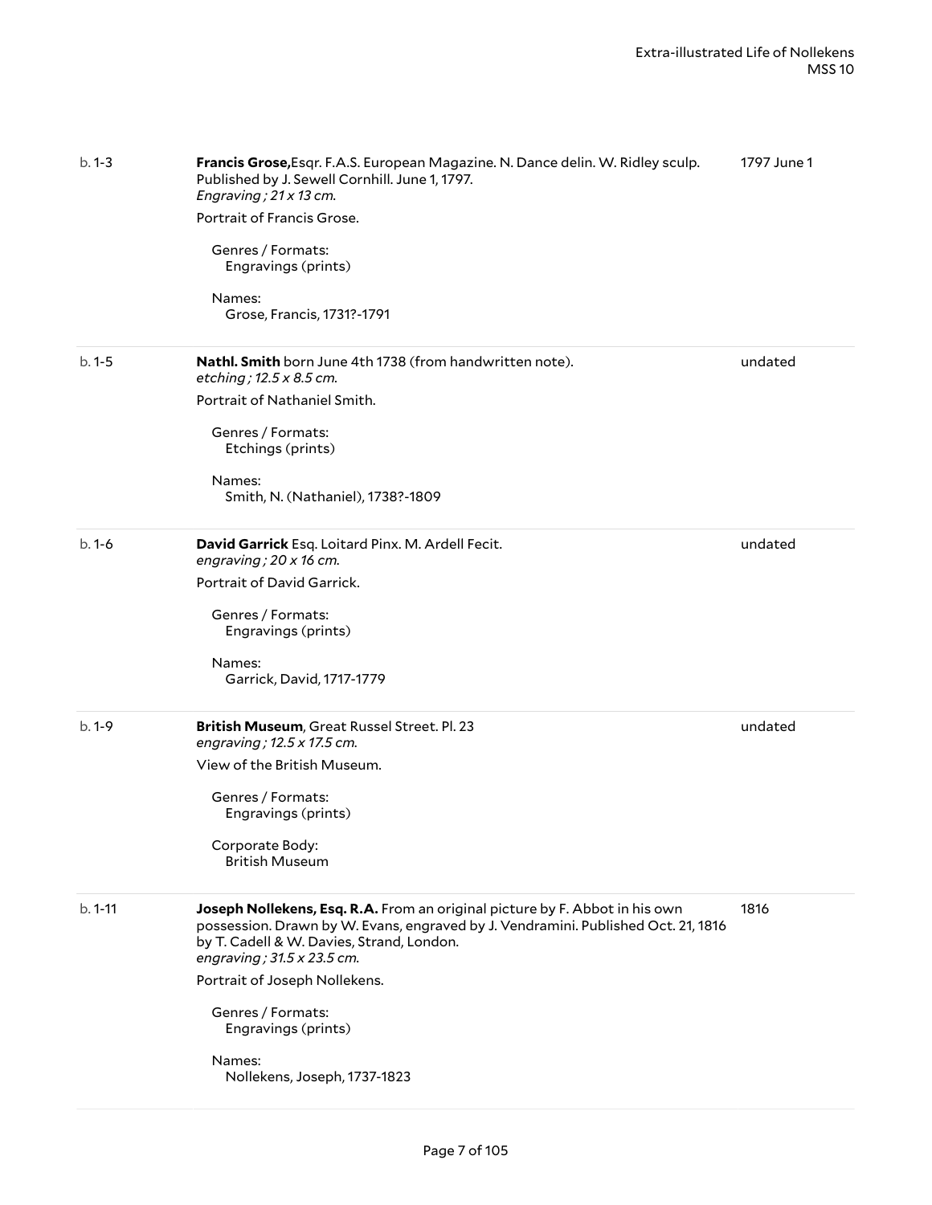b. 1-3

**Francis Grose,**Esqr. F.A.S. European Magazine. N. Dance delin. W. Ridley sculp. Published by J. Sewell Cornhill. June 1, 1797.
*Engraving ; 21 x 13 cm.*

1797 June 1

Portrait of Francis Grose.

Genres / Formats:
Engravings (prints)

Names:
Grose, Francis, 1731?-1791

---

b. 1-5

**Nathl. Smith** born June 4th 1738 (from handwritten note).
*etching ; 12.5 x 8.5 cm.*

undated

Portrait of Nathaniel Smith.

Genres / Formats:
Etchings (prints)

Names:
Smith, N. (Nathaniel), 1738?-1809

---

b. 1-6

**David Garrick** Esq. Loitard Pinx. M. Ardell Fecit.
*engraving ; 20 x 16 cm.*

undated

Portrait of David Garrick.

Genres / Formats:
Engravings (prints)

Names:
Garrick, David, 1717-1779

---

b. 1-9

**British Museum**, Great Russel Street. Pl. 23
*engraving ; 12.5 x 17.5 cm.*

undated

View of the British Museum.

Genres / Formats:
Engravings (prints)

Corporate Body:
British Museum

---

b. 1-11

**Joseph Nollekens, Esq. R.A.** From an original picture by F. Abbot in his own possession. Drawn by W. Evans, engraved by J. Vendramini. Published Oct. 21, 1816 by T. Cadell & W. Davies, Strand, London.
*engraving ; 31.5 x 23.5 cm.*

1816

Portrait of Joseph Nollekens.

Genres / Formats:
Engravings (prints)

Names:
Nollekens, Joseph, 1737-1823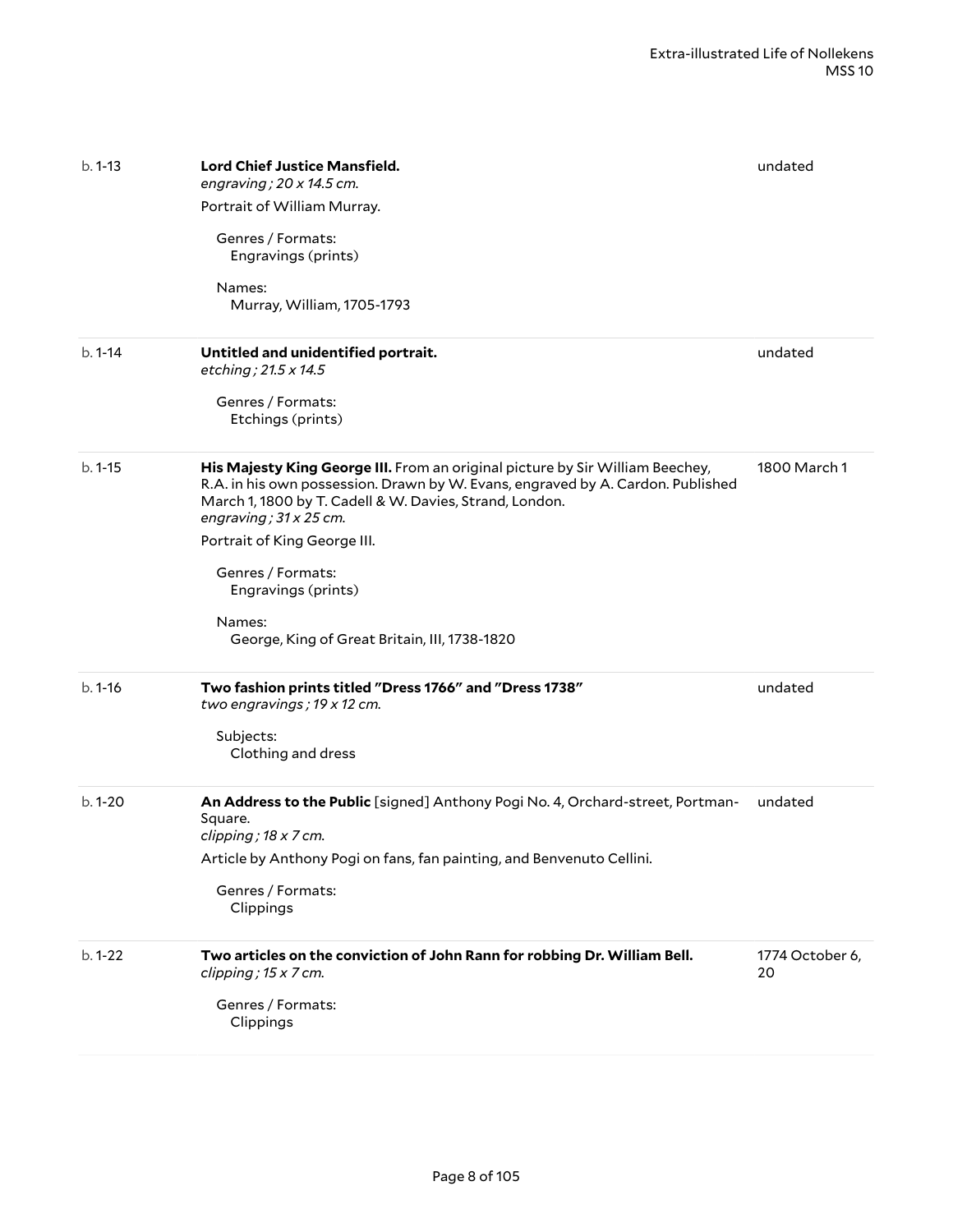b. 1-13 | **Lord Chief Justice Mansfield.** | undated

*engraving ; 20 x 14.5 cm.*

Portrait of William Murray.

Genres / Formats:
Engravings (prints)

Names:
Murray, William, 1705-1793

---

b. 1-14 | **Untitled and unidentified portrait.** | undated

*etching ; 21.5 x 14.5*

Genres / Formats:
Etchings (prints)

---

b. 1-15 | **His Majesty King George III.** From an original picture by Sir William Beechey, R.A. in his own possession. Drawn by W. Evans, engraved by A. Cardon. Published March 1, 1800 by T. Cadell & W. Davies, Strand, London. | 1800 March 1

*engraving ; 31 x 25 cm.*

Portrait of King George III.

Genres / Formats:
Engravings (prints)

Names:
George, King of Great Britain, III, 1738-1820

---

b. 1-16 | **Two fashion prints titled "Dress 1766" and "Dress 1738"** | undated

*two engravings ; 19 x 12 cm.*

Subjects:
Clothing and dress

---

b. 1-20 | **An Address to the Public** [signed] Anthony Pogi No. 4, Orchard-street, Portman-Square. | undated

*clipping ; 18 x 7 cm.*

Article by Anthony Pogi on fans, fan painting, and Benvenuto Cellini.

Genres / Formats:
Clippings

---

b. 1-22 | **Two articles on the conviction of John Rann for robbing Dr. William Bell.** | 1774 October 6, 20

*clipping ; 15 x 7 cm.*

Genres / Formats:
Clippings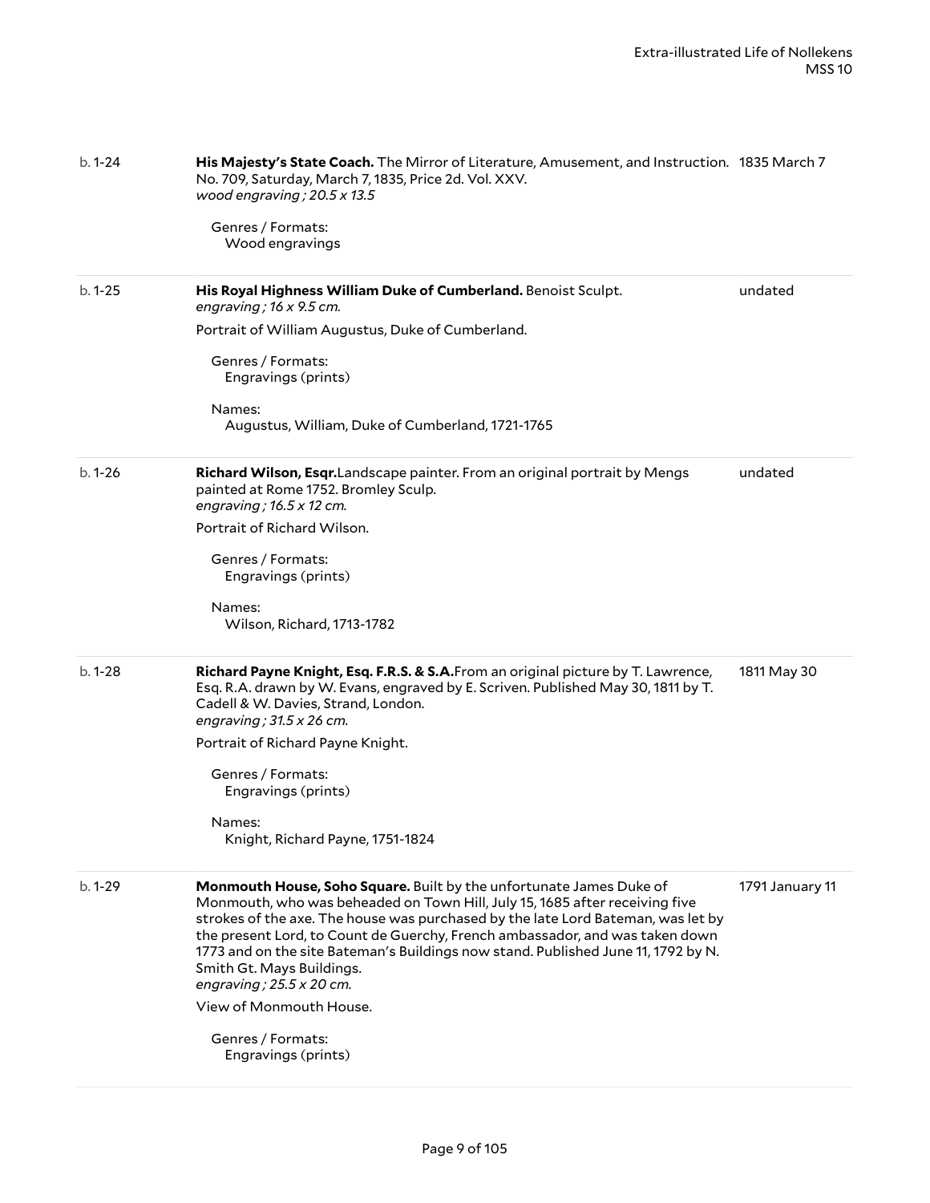b. 1-24

**His Majesty's State Coach.** The Mirror of Literature, Amusement, and Instruction. No. 709, Saturday, March 7, 1835, Price 2d. Vol. XXV.
*wood engraving ; 20.5 x 13.5*

1835 March 7

Genres / Formats:
Wood engravings

---

b. 1-25

**His Royal Highness William Duke of Cumberland.** Benoist Sculpt.
*engraving ; 16 x 9.5 cm.*

undated

Portrait of William Augustus, Duke of Cumberland.

Genres / Formats:
Engravings (prints)

Names:
Augustus, William, Duke of Cumberland, 1721-1765

---

b. 1-26

**Richard Wilson, Esqr.**Landscape painter. From an original portrait by Mengs painted at Rome 1752. Bromley Sculp.
*engraving ; 16.5 x 12 cm.*

undated

Portrait of Richard Wilson.

Genres / Formats:
Engravings (prints)

Names:
Wilson, Richard, 1713-1782

---

b. 1-28

**Richard Payne Knight, Esq. F.R.S. & S.A.**From an original picture by T. Lawrence, Esq. R.A. drawn by W. Evans, engraved by E. Scriven. Published May 30, 1811 by T. Cadell & W. Davies, Strand, London.
*engraving ; 31.5 x 26 cm.*

1811 May 30

Portrait of Richard Payne Knight.

Genres / Formats:
Engravings (prints)

Names:
Knight, Richard Payne, 1751-1824

---

b. 1-29

**Monmouth House, Soho Square.** Built by the unfortunate James Duke of Monmouth, who was beheaded on Town Hill, July 15, 1685 after receiving five strokes of the axe. The house was purchased by the late Lord Bateman, was let by the present Lord, to Count de Guerchy, French ambassador, and was taken down 1773 and on the site Bateman's Buildings now stand. Published June 11, 1792 by N. Smith Gt. Mays Buildings.
*engraving ; 25.5 x 20 cm.*

1791 January 11

View of Monmouth House.

Genres / Formats:
Engravings (prints)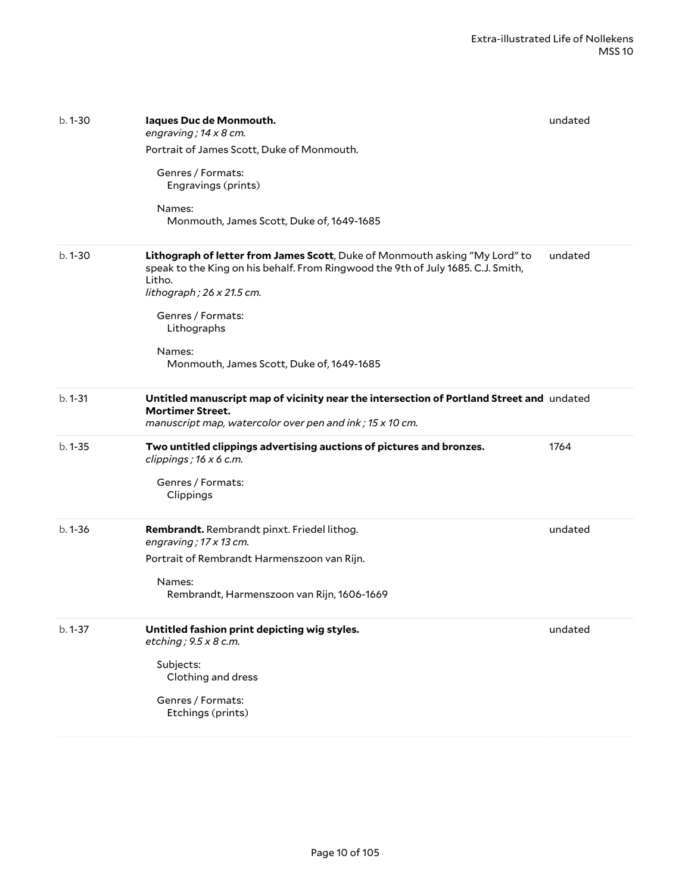b. 1-30 | **Iaques Duc de Monmouth.** | undated

*engraving ; 14 x 8 cm.*

Portrait of James Scott, Duke of Monmouth.

Genres / Formats:
Engravings (prints)

Names:
Monmouth, James Scott, Duke of, 1649-1685

---

b. 1-30 | **Lithograph of letter from James Scott**, Duke of Monmouth asking "My Lord" to speak to the King on his behalf. From Ringwood the 9th of July 1685. C.J. Smith, Litho. | undated

*lithograph ; 26 x 21.5 cm.*

Genres / Formats:
Lithographs

Names:
Monmouth, James Scott, Duke of, 1649-1685

---

b. 1-31 | **Untitled manuscript map of vicinity near the intersection of Portland Street and Mortimer Street.** | undated

*manuscript map, watercolor over pen and ink ; 15 x 10 cm.*

---

b. 1-35 | **Two untitled clippings advertising auctions of pictures and bronzes.** | 1764

*clippings ; 16 x 6 c.m.*

Genres / Formats:
Clippings

---

b. 1-36 | **Rembrandt.** Rembrandt pinxt. Friedel lithog. | undated

*engraving ; 17 x 13 cm.*

Portrait of Rembrandt Harmenszoon van Rijn.

Names:
Rembrandt, Harmenszoon van Rijn, 1606-1669

---

b. 1-37 | **Untitled fashion print depicting wig styles.** | undated

*etching ; 9.5 x 8 c.m.*

Subjects:
Clothing and dress

Genres / Formats:
Etchings (prints)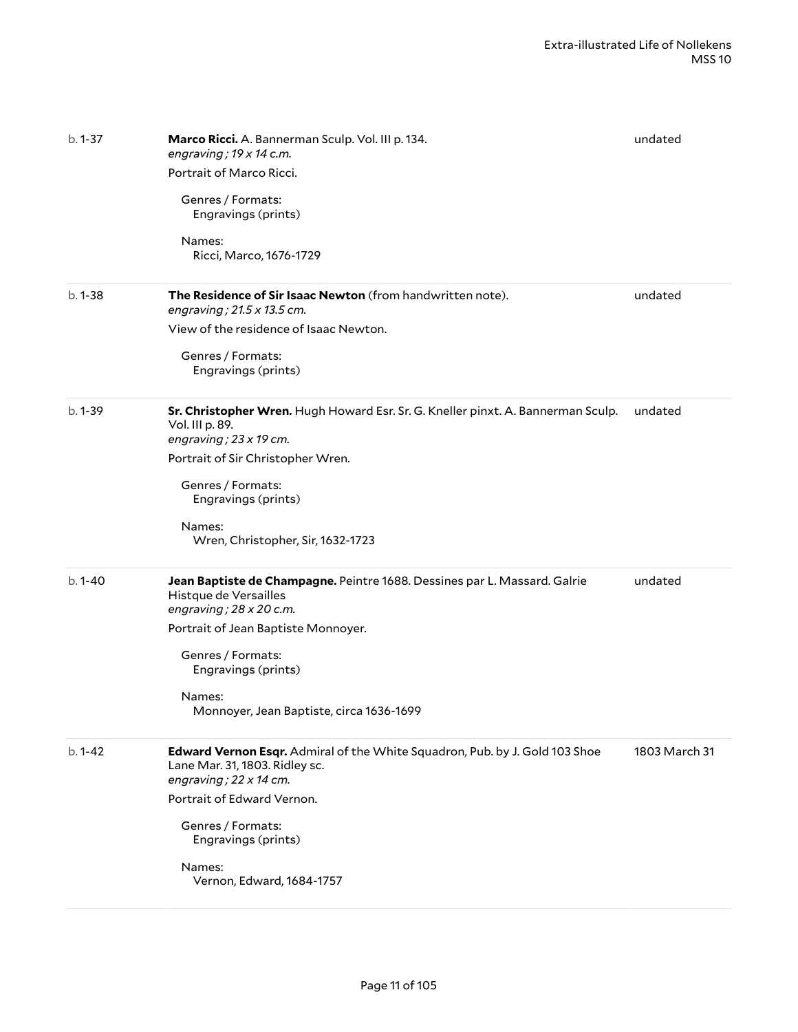b. 1-37

**Marco Ricci.** A. Bannerman Sculp. Vol. III p. 134.
*engraving ; 19 x 14 c.m.*

Portrait of Marco Ricci.

undated

Genres / Formats:
Engravings (prints)

Names:
Ricci, Marco, 1676-1729

---

b. 1-38

**The Residence of Sir Isaac Newton** (from handwritten note).
*engraving ; 21.5 x 13.5 cm.*

View of the residence of Isaac Newton.

undated

Genres / Formats:
Engravings (prints)

---

b. 1-39

**Sr. Christopher Wren.** Hugh Howard Esr. Sr. G. Kneller pinxt. A. Bannerman Sculp. Vol. III p. 89.
*engraving ; 23 x 19 cm.*

Portrait of Sir Christopher Wren.

undated

Genres / Formats:
Engravings (prints)

Names:
Wren, Christopher, Sir, 1632-1723

---

b. 1-40

**Jean Baptiste de Champagne.** Peintre 1688. Dessines par L. Massard. Galrie Histque de Versailles
*engraving ; 28 x 20 c.m.*

Portrait of Jean Baptiste Monnoyer.

undated

Genres / Formats:
Engravings (prints)

Names:
Monnoyer, Jean Baptiste, circa 1636-1699

---

b. 1-42

**Edward Vernon Esqr.** Admiral of the White Squadron, Pub. by J. Gold 103 Shoe Lane Mar. 31, 1803. Ridley sc.
*engraving ; 22 x 14 cm.*

Portrait of Edward Vernon.

1803 March 31

Genres / Formats:
Engravings (prints)

Names:
Vernon, Edward, 1684-1757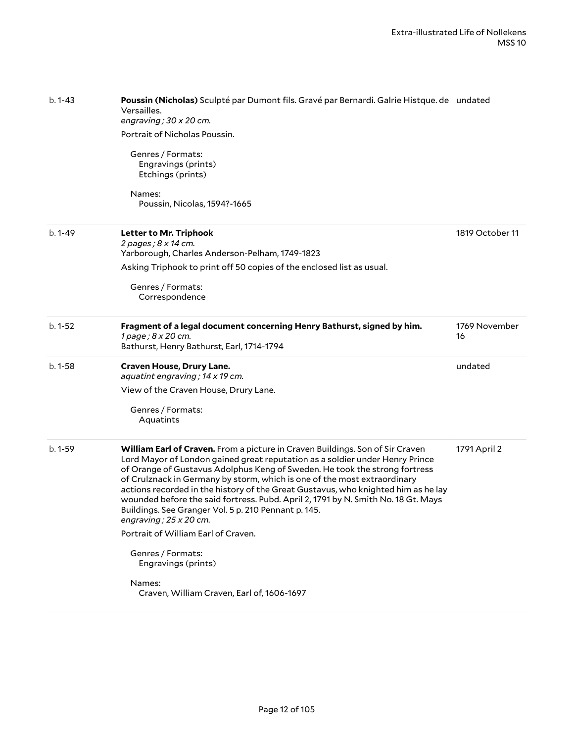| | | |
|---|---|---|
| b. 1-43 | **Poussin (Nicholas)** Sculpté par Dumont fils. Gravé par Bernardi. Galrie Histque. de Versailles.<br>*engraving ; 30 x 20 cm.*<br>Portrait of Nicholas Poussin.<br><br>Genres / Formats:<br>Engravings (prints)<br>Etchings (prints)<br><br>Names:<br>Poussin, Nicolas, 1594?-1665 | undated |
| b. 1-49 | **Letter to Mr. Triphook**<br>*2 pages ; 8 x 14 cm.*<br>Yarborough, Charles Anderson-Pelham, 1749-1823<br>Asking Triphook to print off 50 copies of the enclosed list as usual.<br><br>Genres / Formats:<br>Correspondence | 1819 October 11 |
| b. 1-52 | **Fragment of a legal document concerning Henry Bathurst, signed by him.**<br>*1 page ; 8 x 20 cm.*<br>Bathurst, Henry Bathurst, Earl, 1714-1794 | 1769 November 16 |
| b. 1-58 | **Craven House, Drury Lane.**<br>*aquatint engraving ; 14 x 19 cm.*<br>View of the Craven House, Drury Lane.<br><br>Genres / Formats:<br>Aquatints | undated |
| b. 1-59 | **William Earl of Craven.** From a picture in Craven Buildings. Son of Sir Craven Lord Mayor of London gained great reputation as a soldier under Henry Prince of Orange of Gustavus Adolphus Keng of Sweden. He took the strong fortress of Crulznack in Germany by storm, which is one of the most extraordinary actions recorded in the history of the Great Gustavus, who knighted him as he lay wounded before the said fortress. Pubd. April 2, 1791 by N. Smith No. 18 Gt. Mays Buildings. See Granger Vol. 5 p. 210 Pennant p. 145.<br>*engraving ; 25 x 20 cm.*<br>Portrait of William Earl of Craven.<br><br>Genres / Formats:<br>Engravings (prints)<br><br>Names:<br>Craven, William Craven, Earl of, 1606-1697 | 1791 April 2 |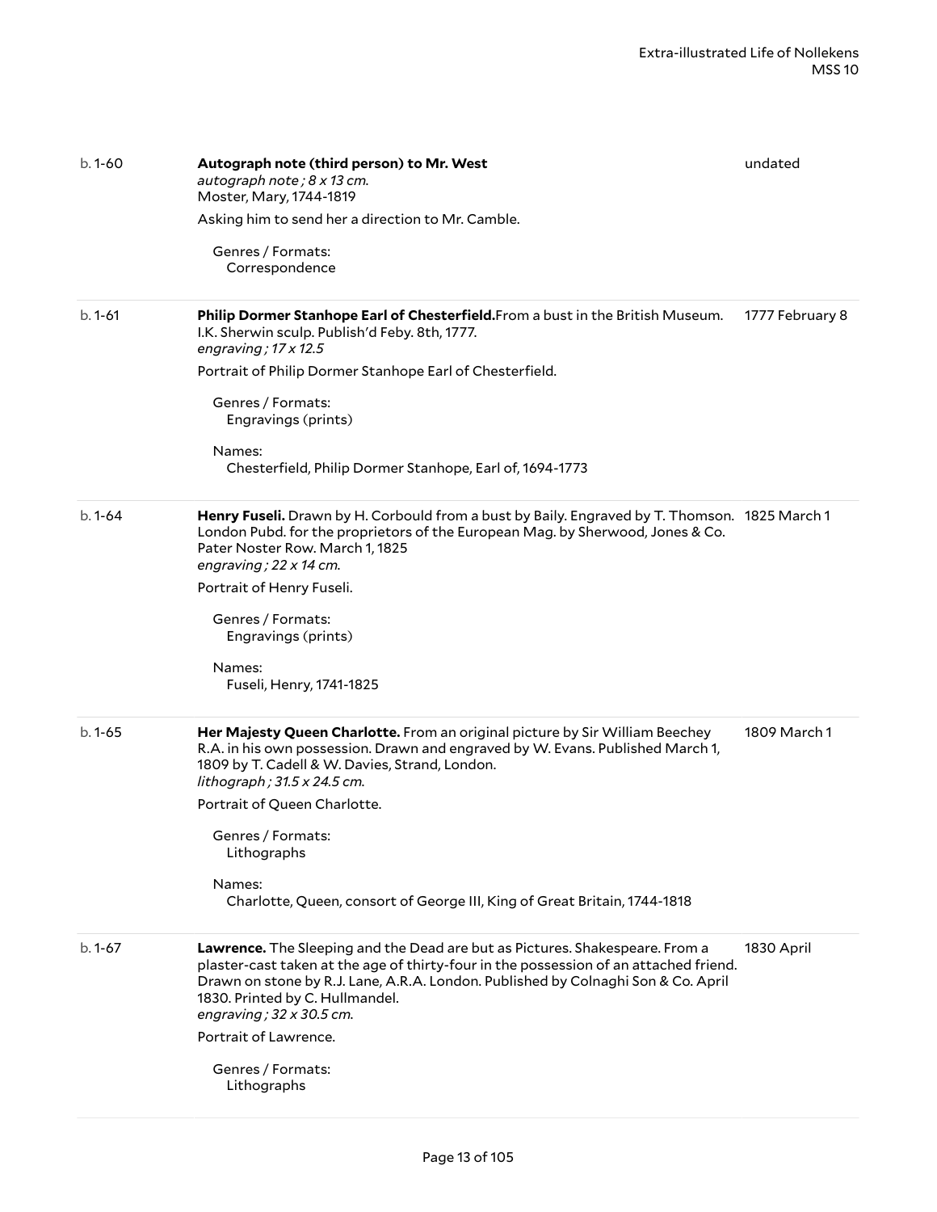b. 1-60

**Autograph note (third person) to Mr. West**
*autograph note ; 8 x 13 cm.*
Moster, Mary, 1744-1819

undated

Asking him to send her a direction to Mr. Camble.

Genres / Formats:
Correspondence

---

b. 1-61

**Philip Dormer Stanhope Earl of Chesterfield.**From a bust in the British Museum. I.K. Sherwin sculp. Publish'd Feby. 8th, 1777.
*engraving ; 17 x 12.5*

1777 February 8

Portrait of Philip Dormer Stanhope Earl of Chesterfield.

Genres / Formats:
Engravings (prints)

Names:
Chesterfield, Philip Dormer Stanhope, Earl of, 1694-1773

---

b. 1-64

**Henry Fuseli.** Drawn by H. Corbould from a bust by Baily. Engraved by T. Thomson. London Pubd. for the proprietors of the European Mag. by Sherwood, Jones & Co. Pater Noster Row. March 1, 1825
*engraving ; 22 x 14 cm.*

1825 March 1

Portrait of Henry Fuseli.

Genres / Formats:
Engravings (prints)

Names:
Fuseli, Henry, 1741-1825

---

b. 1-65

**Her Majesty Queen Charlotte.** From an original picture by Sir William Beechey R.A. in his own possession. Drawn and engraved by W. Evans. Published March 1, 1809 by T. Cadell & W. Davies, Strand, London.
*lithograph ; 31.5 x 24.5 cm.*

1809 March 1

Portrait of Queen Charlotte.

Genres / Formats:
Lithographs

Names:
Charlotte, Queen, consort of George III, King of Great Britain, 1744-1818

---

b. 1-67

**Lawrence.** The Sleeping and the Dead are but as Pictures. Shakespeare. From a plaster-cast taken at the age of thirty-four in the possession of an attached friend. Drawn on stone by R.J. Lane, A.R.A. London. Published by Colnaghi Son & Co. April 1830. Printed by C. Hullmandel.
*engraving ; 32 x 30.5 cm.*

1830 April

Portrait of Lawrence.

Genres / Formats:
Lithographs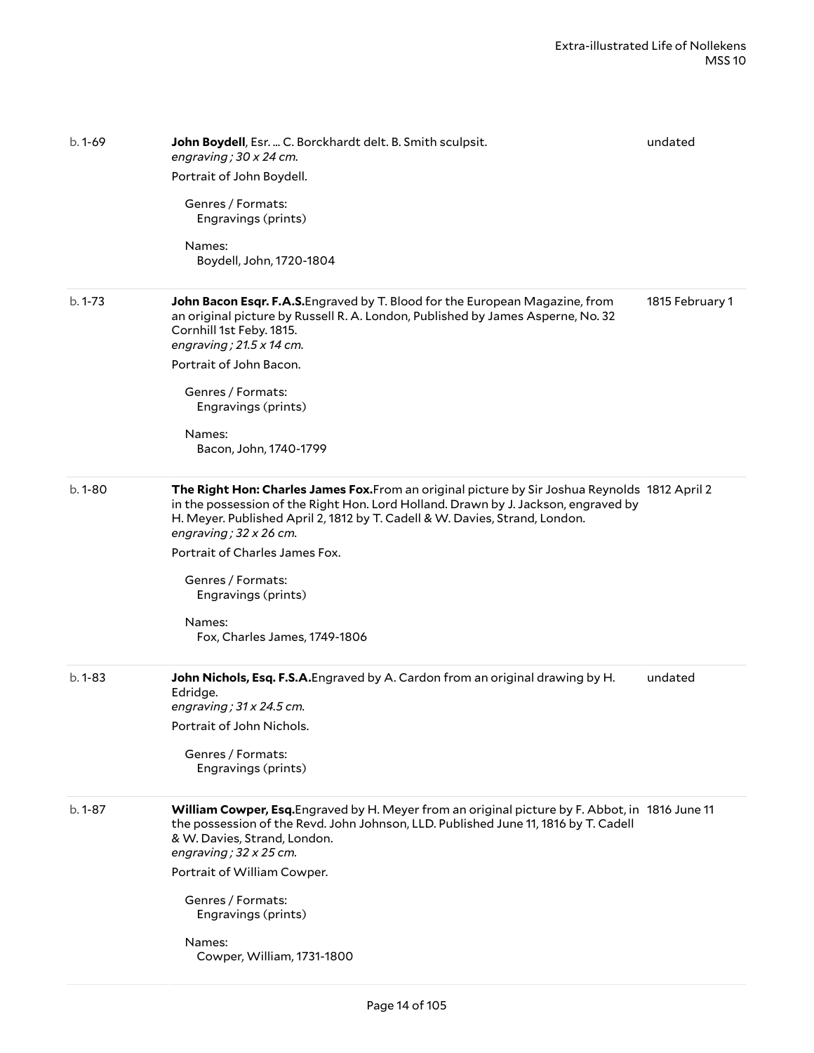b. 1-69

**John Boydell**, Esr. ... C. Borckhardt delt. B. Smith sculpsit.
*engraving ; 30 x 24 cm.*

undated

Portrait of John Boydell.

Genres / Formats:
Engravings (prints)

Names:
Boydell, John, 1720-1804

b. 1-73

**John Bacon Esqr. F.A.S.**Engraved by T. Blood for the European Magazine, from an original picture by Russell R. A. London, Published by James Asperne, No. 32 Cornhill 1st Feby. 1815.
*engraving ; 21.5 x 14 cm.*

1815 February 1

Portrait of John Bacon.

Genres / Formats:
Engravings (prints)

Names:
Bacon, John, 1740-1799

b. 1-80

**The Right Hon: Charles James Fox.**From an original picture by Sir Joshua Reynolds in the possession of the Right Hon. Lord Holland. Drawn by J. Jackson, engraved by H. Meyer. Published April 2, 1812 by T. Cadell & W. Davies, Strand, London.
*engraving ; 32 x 26 cm.*

1812 April 2

Portrait of Charles James Fox.

Genres / Formats:
Engravings (prints)

Names:
Fox, Charles James, 1749-1806

b. 1-83

**John Nichols, Esq. F.S.A.**Engraved by A. Cardon from an original drawing by H. Edridge.
*engraving ; 31 x 24.5 cm.*

undated

Portrait of John Nichols.

Genres / Formats:
Engravings (prints)

b. 1-87

**William Cowper, Esq.**Engraved by H. Meyer from an original picture by F. Abbot, in the possession of the Revd. John Johnson, LLD. Published June 11, 1816 by T. Cadell & W. Davies, Strand, London.
*engraving ; 32 x 25 cm.*

1816 June 11

Portrait of William Cowper.

Genres / Formats:
Engravings (prints)

Names:
Cowper, William, 1731-1800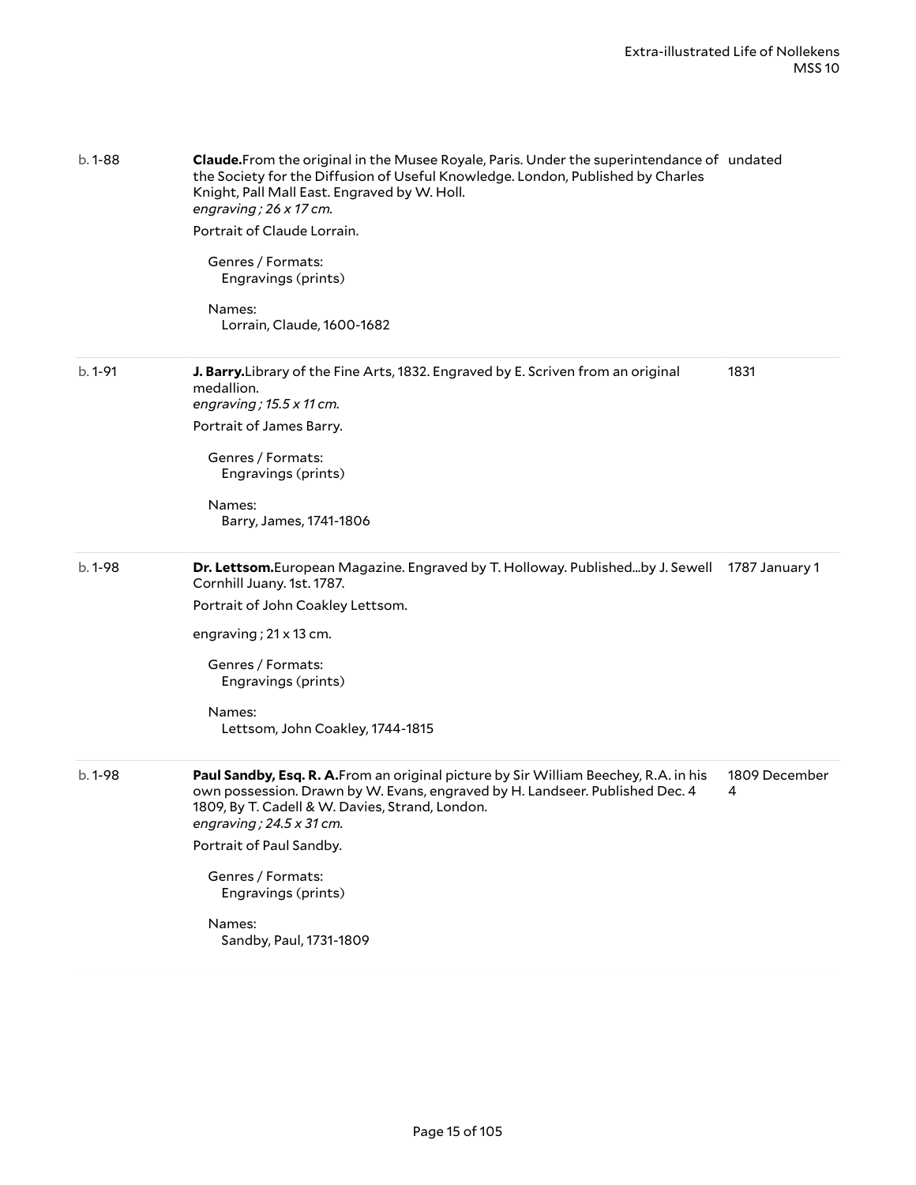b. 1-88

**Claude.** From the original in the Musee Royale, Paris. Under the superintendance of the Society for the Diffusion of Useful Knowledge. London, Published by Charles Knight, Pall Mall East. Engraved by W. Holl.
*engraving ; 26 x 17 cm.*

undated

Portrait of Claude Lorrain.

Genres / Formats:
Engravings (prints)

Names:
Lorrain, Claude, 1600-1682

---

b. 1-91

**J. Barry.** Library of the Fine Arts, 1832. Engraved by E. Scriven from an original medallion.
*engraving ; 15.5 x 11 cm.*

1831

Portrait of James Barry.

Genres / Formats:
Engravings (prints)

Names:
Barry, James, 1741-1806

---

b. 1-98

**Dr. Lettsom.** European Magazine. Engraved by T. Holloway. Published...by J. Sewell Cornhill Juany. 1st. 1787.

1787 January 1

Portrait of John Coakley Lettsom.

engraving ; 21 x 13 cm.

Genres / Formats:
Engravings (prints)

Names:
Lettsom, John Coakley, 1744-1815

---

b. 1-98

**Paul Sandby, Esq. R. A.** From an original picture by Sir William Beechey, R.A. in his own possession. Drawn by W. Evans, engraved by H. Landseer. Published Dec. 4 1809, By T. Cadell & W. Davies, Strand, London.
*engraving ; 24.5 x 31 cm.*

1809 December 4

Portrait of Paul Sandby.

Genres / Formats:
Engravings (prints)

Names:
Sandby, Paul, 1731-1809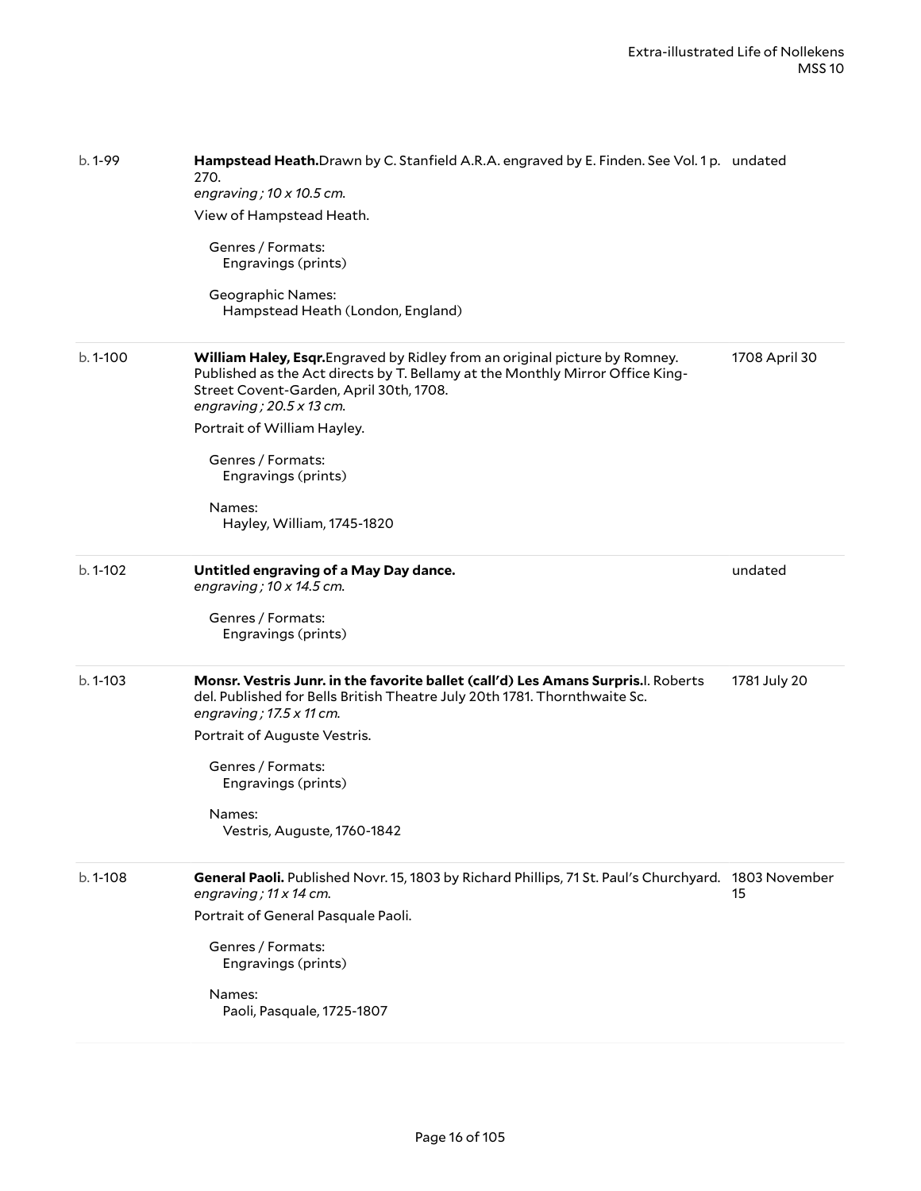| | | |
|---|---|---|
| b. 1-99 | **Hampstead Heath.** Drawn by C. Stanfield A.R.A. engraved by E. Finden. See Vol. 1 p. 270.<br>*engraving ; 10 x 10.5 cm.*<br>View of Hampstead Heath.<br>Genres / Formats:<br>Engravings (prints)<br>Geographic Names:<br>Hampstead Heath (London, England) | undated |
| b. 1-100 | **William Haley, Esqr.** Engraved by Ridley from an original picture by Romney. Published as the Act directs by T. Bellamy at the Monthly Mirror Office King-Street Covent-Garden, April 30th, 1708.<br>*engraving ; 20.5 x 13 cm.*<br>Portrait of William Hayley.<br>Genres / Formats:<br>Engravings (prints)<br>Names:<br>Hayley, William, 1745-1820 | 1708 April 30 |
| b. 1-102 | **Untitled engraving of a May Day dance.**<br>*engraving ; 10 x 14.5 cm.*<br>Genres / Formats:<br>Engravings (prints) | undated |
| b. 1-103 | **Monsr. Vestris Junr. in the favorite ballet (call'd) Les Amans Surpris.** I. Roberts del. Published for Bells British Theatre July 20th 1781. Thornthwaite Sc.<br>*engraving ; 17.5 x 11 cm.*<br>Portrait of Auguste Vestris.<br>Genres / Formats:<br>Engravings (prints)<br>Names:<br>Vestris, Auguste, 1760-1842 | 1781 July 20 |
| b. 1-108 | **General Paoli.** Published Novr. 15, 1803 by Richard Phillips, 71 St. Paul's Churchyard.<br>*engraving ; 11 x 14 cm.*<br>Portrait of General Pasquale Paoli.<br>Genres / Formats:<br>Engravings (prints)<br>Names:<br>Paoli, Pasquale, 1725-1807 | 1803 November 15 |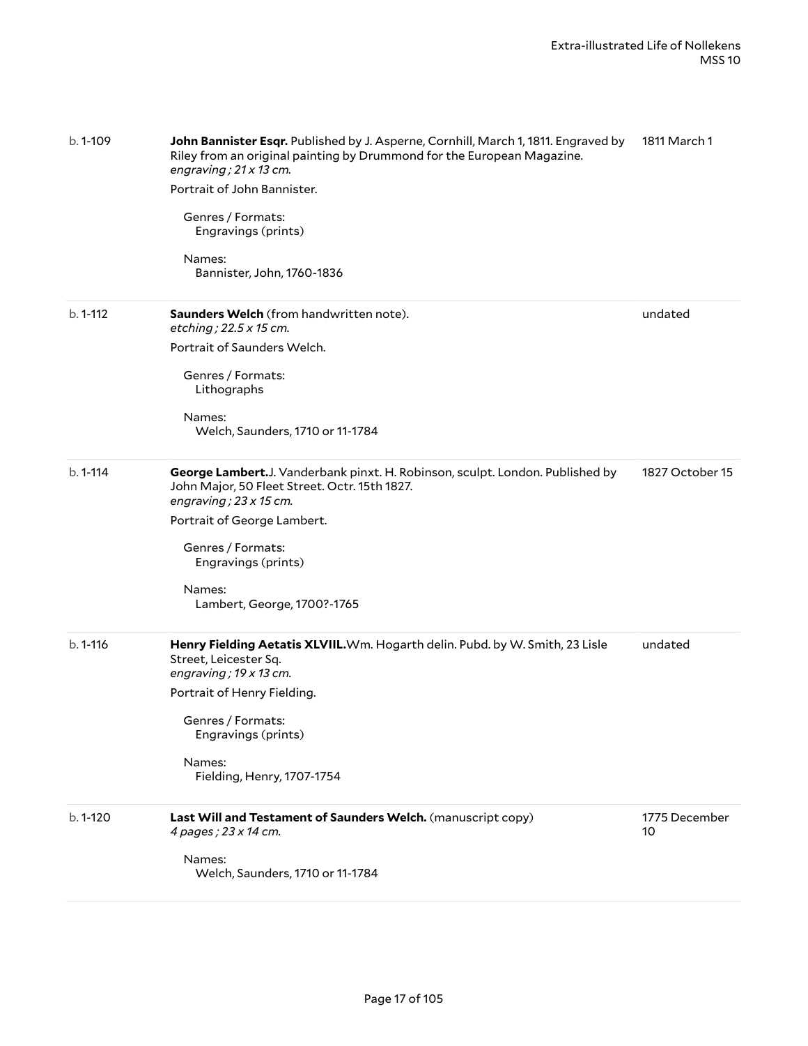| | | |
|---|---|---|
| b. 1-109 | **John Bannister Esqr.** Published by J. Asperne, Cornhill, March 1, 1811. Engraved by Riley from an original painting by Drummond for the European Magazine.<br>*engraving ; 21 x 13 cm.*<br>Portrait of John Bannister.<br><br>Genres / Formats:<br>Engravings (prints)<br><br>Names:<br>Bannister, John, 1760-1836 | 1811 March 1 |
| b. 1-112 | **Saunders Welch** (from handwritten note).<br>*etching ; 22.5 x 15 cm.*<br>Portrait of Saunders Welch.<br><br>Genres / Formats:<br>Lithographs<br><br>Names:<br>Welch, Saunders, 1710 or 11-1784 | undated |
| b. 1-114 | **George Lambert.** J. Vanderbank pinxt. H. Robinson, sculpt. London. Published by John Major, 50 Fleet Street. Octr. 15th 1827.<br>*engraving ; 23 x 15 cm.*<br>Portrait of George Lambert.<br><br>Genres / Formats:<br>Engravings (prints)<br><br>Names:<br>Lambert, George, 1700?-1765 | 1827 October 15 |
| b. 1-116 | **Henry Fielding Aetatis XLVIIL.** Wm. Hogarth delin. Pubd. by W. Smith, 23 Lisle Street, Leicester Sq.<br>*engraving ; 19 x 13 cm.*<br>Portrait of Henry Fielding.<br><br>Genres / Formats:<br>Engravings (prints)<br><br>Names:<br>Fielding, Henry, 1707-1754 | undated |
| b. 1-120 | **Last Will and Testament of Saunders Welch.** (manuscript copy)<br>*4 pages ; 23 x 14 cm.*<br><br>Names:<br>Welch, Saunders, 1710 or 11-1784 | 1775 December 10 |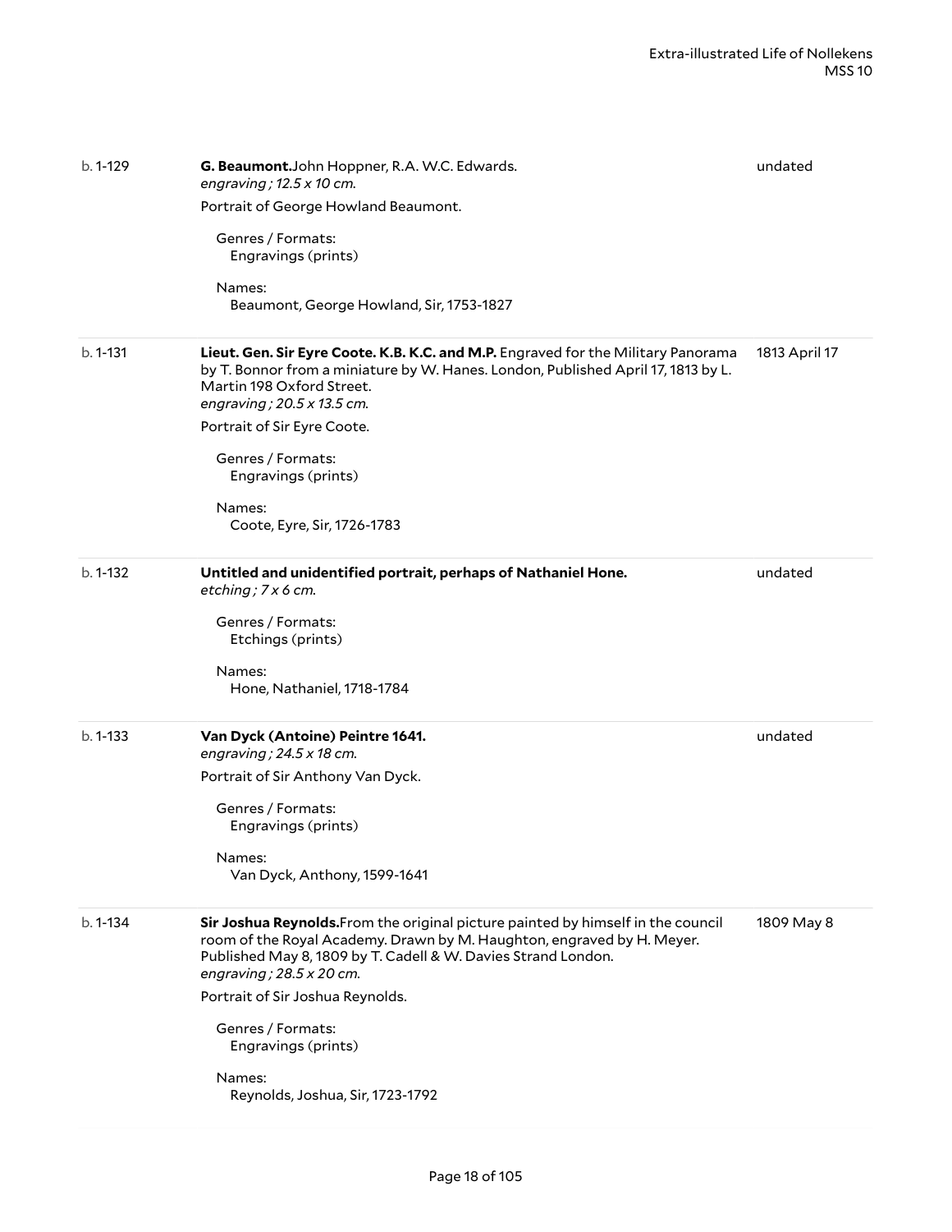b. 1-129

**G. Beaumont.** John Hoppner, R.A. W.C. Edwards.
*engraving ; 12.5 x 10 cm.*

Portrait of George Howland Beaumont.

Genres / Formats:
Engravings (prints)

Names:
Beaumont, George Howland, Sir, 1753-1827

undated

---

b. 1-131

**Lieut. Gen. Sir Eyre Coote. K.B. K.C. and M.P.** Engraved for the Military Panorama by T. Bonnor from a miniature by W. Hanes. London, Published April 17, 1813 by L. Martin 198 Oxford Street.
*engraving ; 20.5 x 13.5 cm.*

Portrait of Sir Eyre Coote.

Genres / Formats:
Engravings (prints)

Names:
Coote, Eyre, Sir, 1726-1783

1813 April 17

---

b. 1-132

**Untitled and unidentified portrait, perhaps of Nathaniel Hone.**
*etching ; 7 x 6 cm.*

Genres / Formats:
Etchings (prints)

Names:
Hone, Nathaniel, 1718-1784

undated

---

b. 1-133

**Van Dyck (Antoine) Peintre 1641.**
*engraving ; 24.5 x 18 cm.*

Portrait of Sir Anthony Van Dyck.

Genres / Formats:
Engravings (prints)

Names:
Van Dyck, Anthony, 1599-1641

undated

---

b. 1-134

**Sir Joshua Reynolds.** From the original picture painted by himself in the council room of the Royal Academy. Drawn by M. Haughton, engraved by H. Meyer. Published May 8, 1809 by T. Cadell & W. Davies Strand London.
*engraving ; 28.5 x 20 cm.*

Portrait of Sir Joshua Reynolds.

Genres / Formats:
Engravings (prints)

Names:
Reynolds, Joshua, Sir, 1723-1792

1809 May 8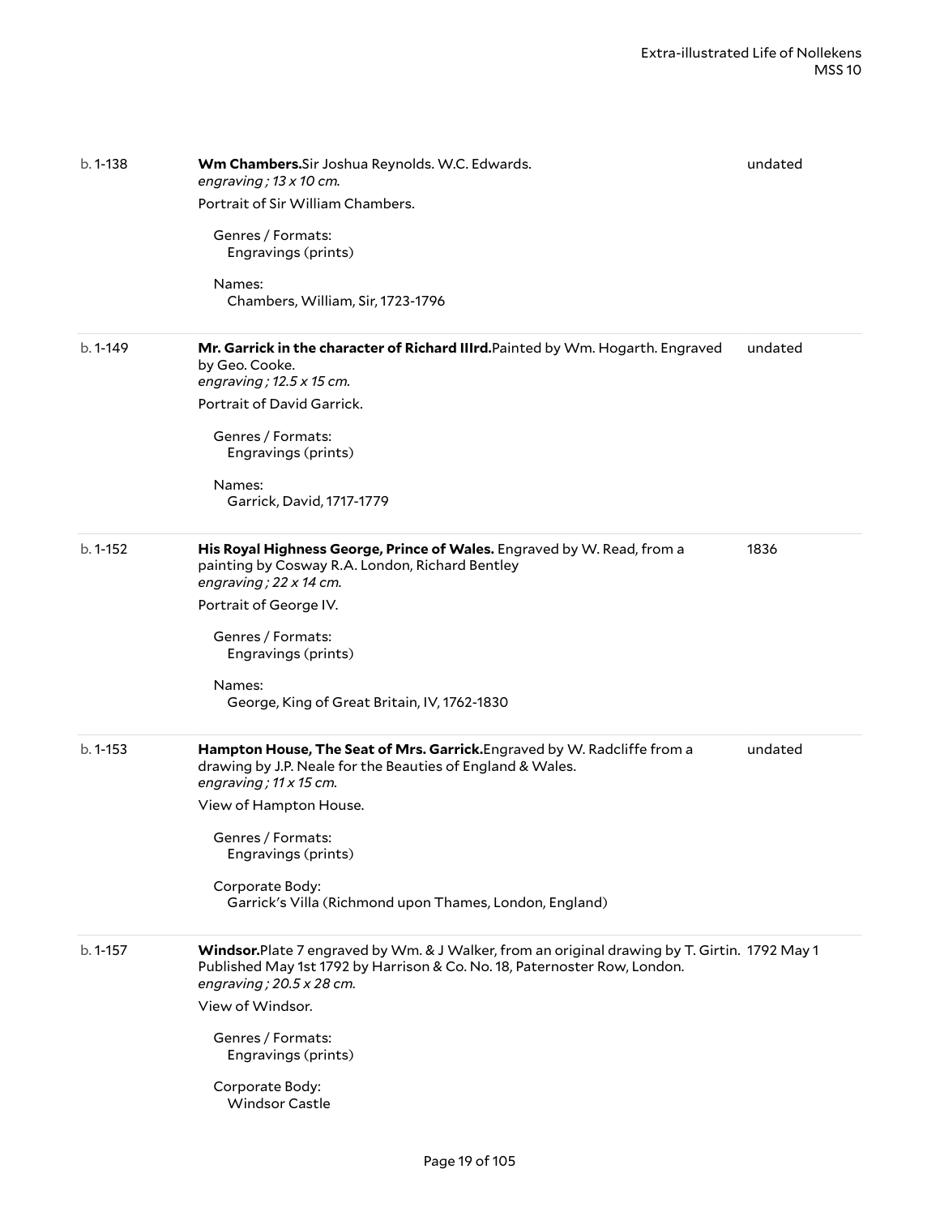b. 1-138 **Wm Chambers.** Sir Joshua Reynolds. W.C. Edwards. undated
*engraving ; 13 x 10 cm.*

Portrait of Sir William Chambers.

Genres / Formats:
Engravings (prints)

Names:
Chambers, William, Sir, 1723-1796

---

b. 1-149 **Mr. Garrick in the character of Richard IIIrd.** Painted by Wm. Hogarth. Engraved by Geo. Cooke. undated
*engraving ; 12.5 x 15 cm.*

Portrait of David Garrick.

Genres / Formats:
Engravings (prints)

Names:
Garrick, David, 1717-1779

---

b. 1-152 **His Royal Highness George, Prince of Wales.** Engraved by W. Read, from a painting by Cosway R.A. London, Richard Bentley 1836
*engraving ; 22 x 14 cm.*

Portrait of George IV.

Genres / Formats:
Engravings (prints)

Names:
George, King of Great Britain, IV, 1762-1830

---

b. 1-153 **Hampton House, The Seat of Mrs. Garrick.** Engraved by W. Radcliffe from a drawing by J.P. Neale for the Beauties of England & Wales. undated
*engraving ; 11 x 15 cm.*

View of Hampton House.

Genres / Formats:
Engravings (prints)

Corporate Body:
Garrick's Villa (Richmond upon Thames, London, England)

---

b. 1-157 **Windsor.** Plate 7 engraved by Wm. & J Walker, from an original drawing by T. Girtin. Published May 1st 1792 by Harrison & Co. No. 18, Paternoster Row, London. 1792 May 1
*engraving ; 20.5 x 28 cm.*

View of Windsor.

Genres / Formats:
Engravings (prints)

Corporate Body:
Windsor Castle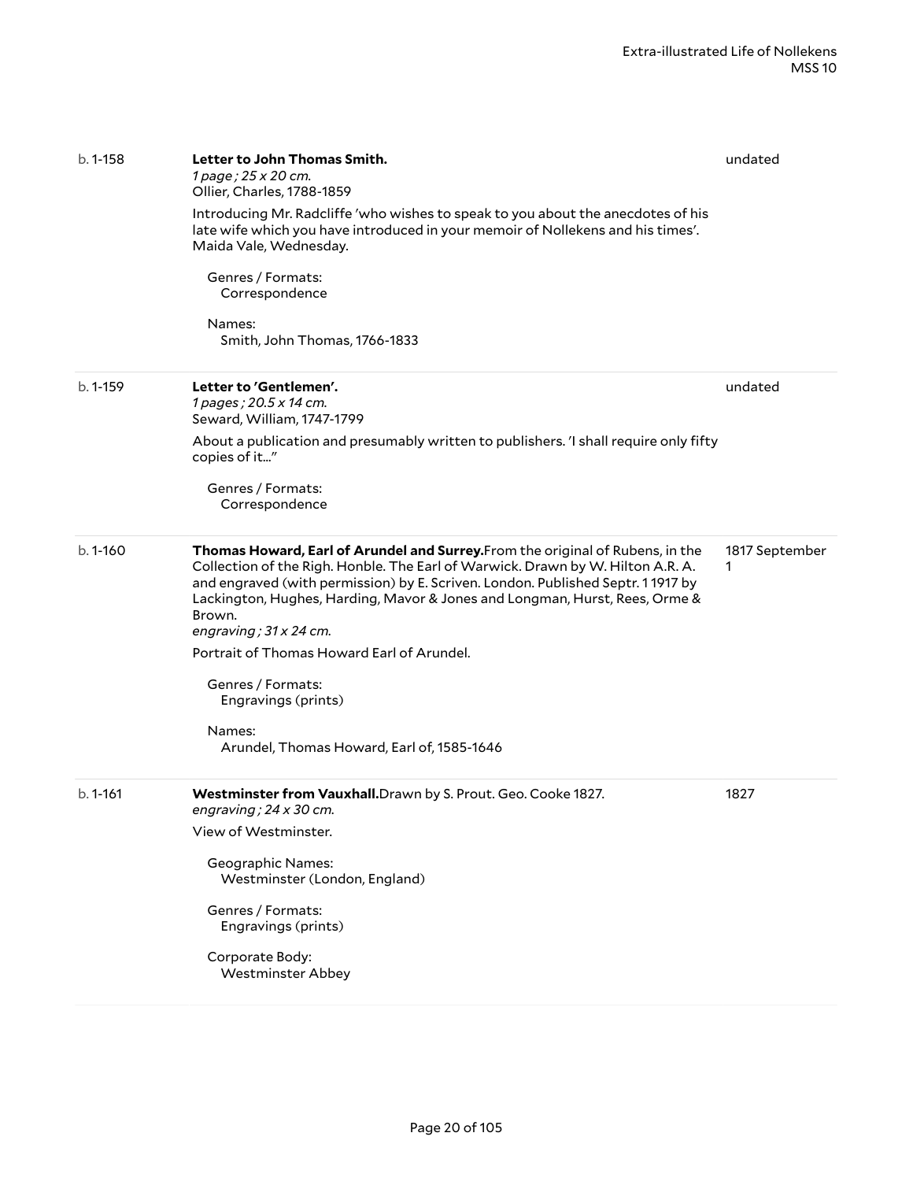b. 1-158 **Letter to John Thomas Smith.**
*1 page ; 25 x 20 cm.*
Ollier, Charles, 1788-1859

undated

Introducing Mr. Radcliffe 'who wishes to speak to you about the anecdotes of his late wife which you have introduced in your memoir of Nollekens and his times'. Maida Vale, Wednesday.

Genres / Formats:
Correspondence

Names:
Smith, John Thomas, 1766-1833

---

b. 1-159 **Letter to 'Gentlemen'.**
*1 pages ; 20.5 x 14 cm.*
Seward, William, 1747-1799

undated

About a publication and presumably written to publishers. 'I shall require only fifty copies of it..."

Genres / Formats:
Correspondence

---

b. 1-160 **Thomas Howard, Earl of Arundel and Surrey.**From the original of Rubens, in the Collection of the Righ. Honble. The Earl of Warwick. Drawn by W. Hilton A.R. A. and engraved (with permission) by E. Scriven. London. Published Septr. 1 1917 by Lackington, Hughes, Harding, Mavor & Jones and Longman, Hurst, Rees, Orme & Brown.
*engraving ; 31 x 24 cm.*

1817 September 1

Portrait of Thomas Howard Earl of Arundel.

Genres / Formats:
Engravings (prints)

Names:
Arundel, Thomas Howard, Earl of, 1585-1646

---

b. 1-161 **Westminster from Vauxhall.**Drawn by S. Prout. Geo. Cooke 1827.
*engraving ; 24 x 30 cm.*

1827

View of Westminster.

Geographic Names:
Westminster (London, England)

Genres / Formats:
Engravings (prints)

Corporate Body:
Westminster Abbey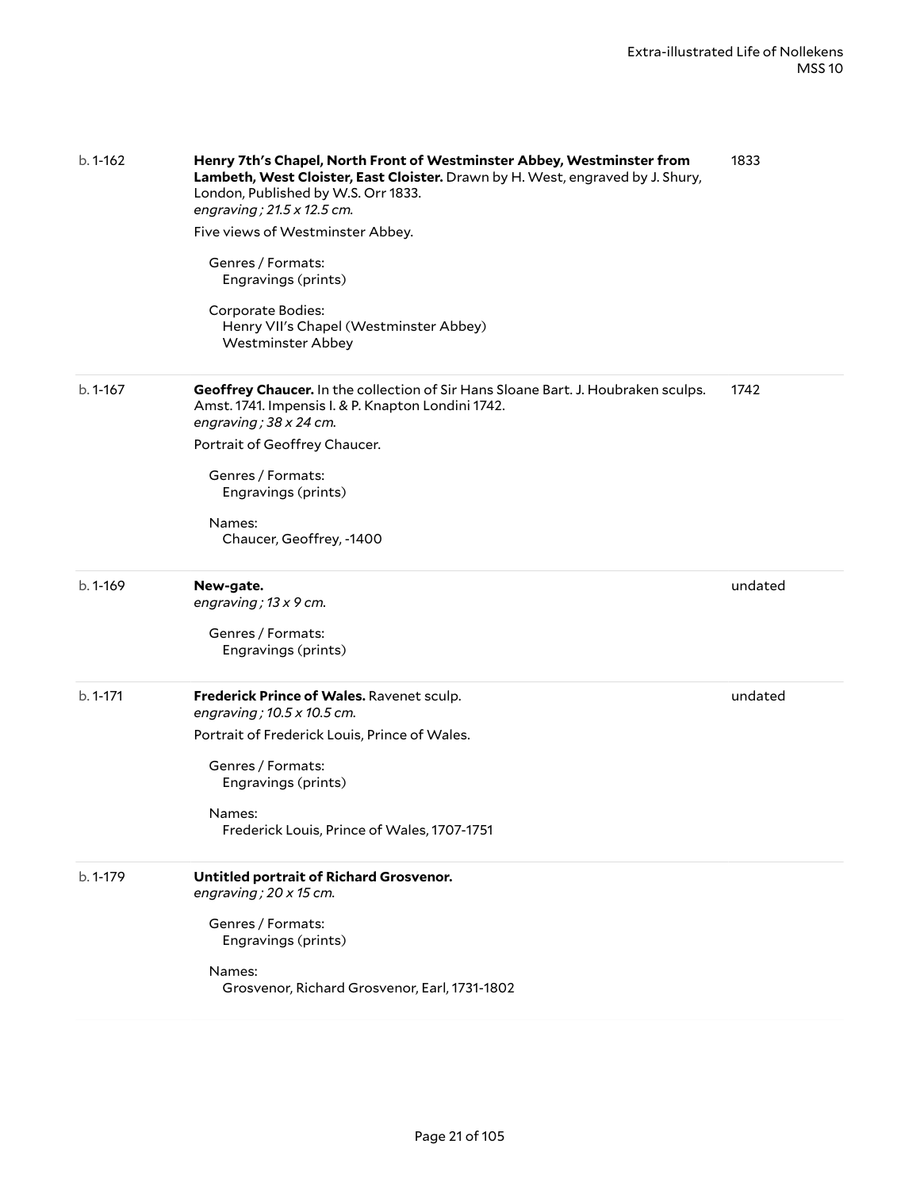b. 1-162

**Henry 7th's Chapel, North Front of Westminster Abbey, Westminster from Lambeth, West Cloister, East Cloister.** Drawn by H. West, engraved by J. Shury, London, Published by W.S. Orr 1833.
*engraving ; 21.5 x 12.5 cm.*

1833

Five views of Westminster Abbey.

Genres / Formats:
Engravings (prints)

Corporate Bodies:
Henry VII's Chapel (Westminster Abbey)
Westminster Abbey

---

b. 1-167

**Geoffrey Chaucer.** In the collection of Sir Hans Sloane Bart. J. Houbraken sculps. Amst. 1741. Impensis I. & P. Knapton Londini 1742.
*engraving ; 38 x 24 cm.*

1742

Portrait of Geoffrey Chaucer.

Genres / Formats:
Engravings (prints)

Names:
Chaucer, Geoffrey, -1400

---

b. 1-169

**New-gate.**
*engraving ; 13 x 9 cm.*

undated

Genres / Formats:
Engravings (prints)

---

b. 1-171

**Frederick Prince of Wales.** Ravenet sculp.
*engraving ; 10.5 x 10.5 cm.*

undated

Portrait of Frederick Louis, Prince of Wales.

Genres / Formats:
Engravings (prints)

Names:
Frederick Louis, Prince of Wales, 1707-1751

---

b. 1-179

**Untitled portrait of Richard Grosvenor.**
*engraving ; 20 x 15 cm.*

Genres / Formats:
Engravings (prints)

Names:
Grosvenor, Richard Grosvenor, Earl, 1731-1802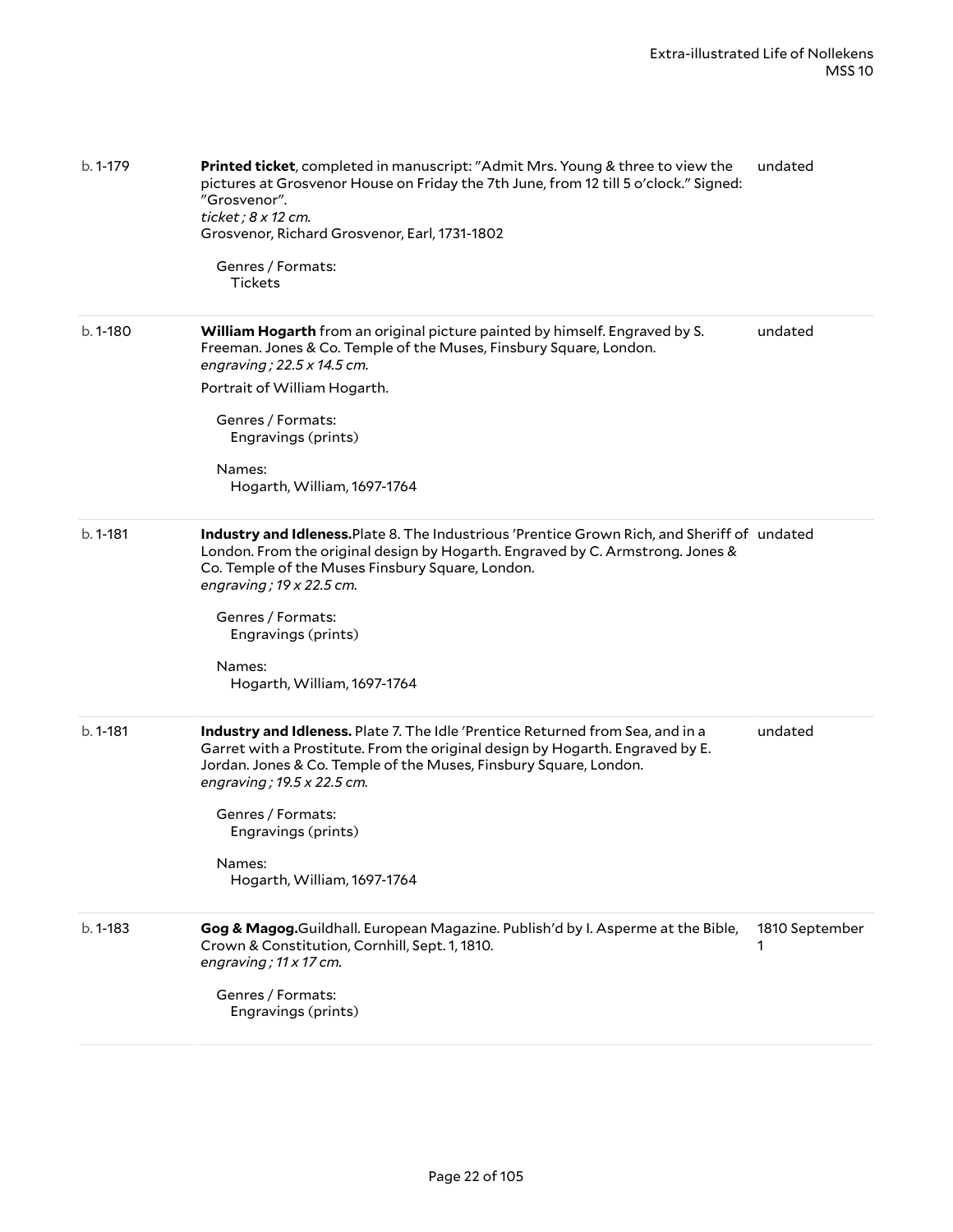| | | |
|---|---|---|
| b. 1-179 | **Printed ticket**, completed in manuscript: "Admit Mrs. Young & three to view the pictures at Grosvenor House on Friday the 7th June, from 12 till 5 o'clock." Signed: "Grosvenor".<br>*ticket ; 8 x 12 cm.*<br>Grosvenor, Richard Grosvenor, Earl, 1731-1802<br><br>Genres / Formats:<br>Tickets | undated |
| b. 1-180 | **William Hogarth** from an original picture painted by himself. Engraved by S. Freeman. Jones & Co. Temple of the Muses, Finsbury Square, London.<br>*engraving ; 22.5 x 14.5 cm.*<br>Portrait of William Hogarth.<br><br>Genres / Formats:<br>Engravings (prints)<br><br>Names:<br>Hogarth, William, 1697-1764 | undated |
| b. 1-181 | **Industry and Idleness.**Plate 8. The Industrious 'Prentice Grown Rich, and Sheriff of London. From the original design by Hogarth. Engraved by C. Armstrong. Jones & Co. Temple of the Muses Finsbury Square, London.<br>*engraving ; 19 x 22.5 cm.*<br><br>Genres / Formats:<br>Engravings (prints)<br><br>Names:<br>Hogarth, William, 1697-1764 | undated |
| b. 1-181 | **Industry and Idleness.** Plate 7. The Idle 'Prentice Returned from Sea, and in a Garret with a Prostitute. From the original design by Hogarth. Engraved by E. Jordan. Jones & Co. Temple of the Muses, Finsbury Square, London.<br>*engraving ; 19.5 x 22.5 cm.*<br><br>Genres / Formats:<br>Engravings (prints)<br><br>Names:<br>Hogarth, William, 1697-1764 | undated |
| b. 1-183 | **Gog & Magog.**Guildhall. European Magazine. Publish'd by I. Asperme at the Bible, Crown & Constitution, Cornhill, Sept. 1, 1810.<br>*engraving ; 11 x 17 cm.*<br><br>Genres / Formats:<br>Engravings (prints) | 1810 September 1 |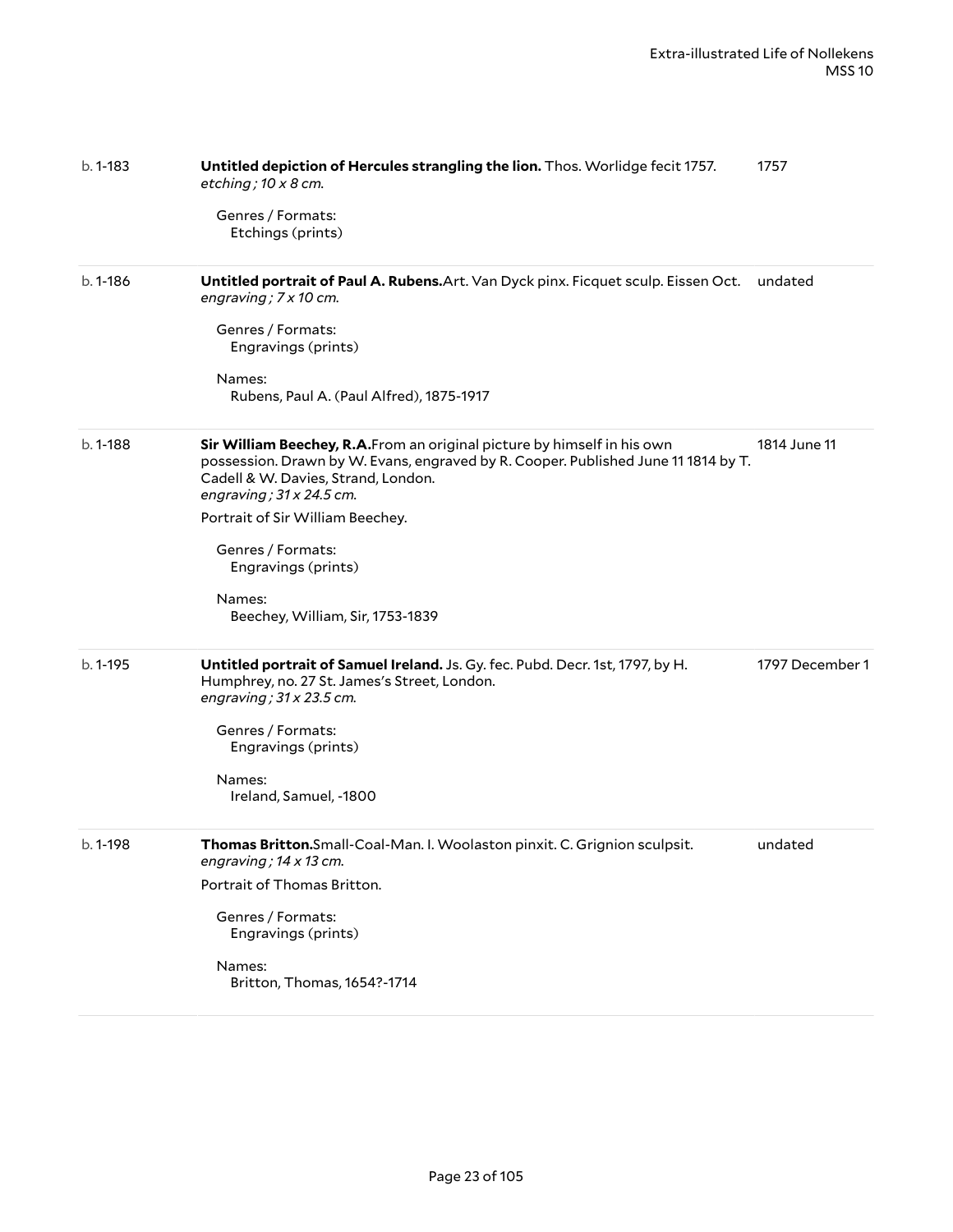| | | |
|---|---|---|
| b. 1-183 | **Untitled depiction of Hercules strangling the lion.** Thos. Worlidge fecit 1757.<br>*etching ; 10 x 8 cm.*<br><br>Genres / Formats:<br>Etchings (prints) | 1757 |
| b. 1-186 | **Untitled portrait of Paul A. Rubens.**Art. Van Dyck pinx. Ficquet sculp. Eissen Oct.<br>*engraving ; 7 x 10 cm.*<br><br>Genres / Formats:<br>Engravings (prints)<br><br>Names:<br>Rubens, Paul A. (Paul Alfred), 1875-1917 | undated |
| b. 1-188 | **Sir William Beechey, R.A.**From an original picture by himself in his own possession. Drawn by W. Evans, engraved by R. Cooper. Published June 11 1814 by T. Cadell & W. Davies, Strand, London.<br>*engraving ; 31 x 24.5 cm.*<br>Portrait of Sir William Beechey.<br><br>Genres / Formats:<br>Engravings (prints)<br><br>Names:<br>Beechey, William, Sir, 1753-1839 | 1814 June 11 |
| b. 1-195 | **Untitled portrait of Samuel Ireland.** Js. Gy. fec. Pubd. Decr. 1st, 1797, by H. Humphrey, no. 27 St. James's Street, London.<br>*engraving ; 31 x 23.5 cm.*<br><br>Genres / Formats:<br>Engravings (prints)<br><br>Names:<br>Ireland, Samuel, -1800 | 1797 December 1 |
| b. 1-198 | **Thomas Britton.**Small-Coal-Man. I. Woolaston pinxit. C. Grignion sculpsit.<br>*engraving ; 14 x 13 cm.*<br>Portrait of Thomas Britton.<br><br>Genres / Formats:<br>Engravings (prints)<br><br>Names:<br>Britton, Thomas, 1654?-1714 | undated |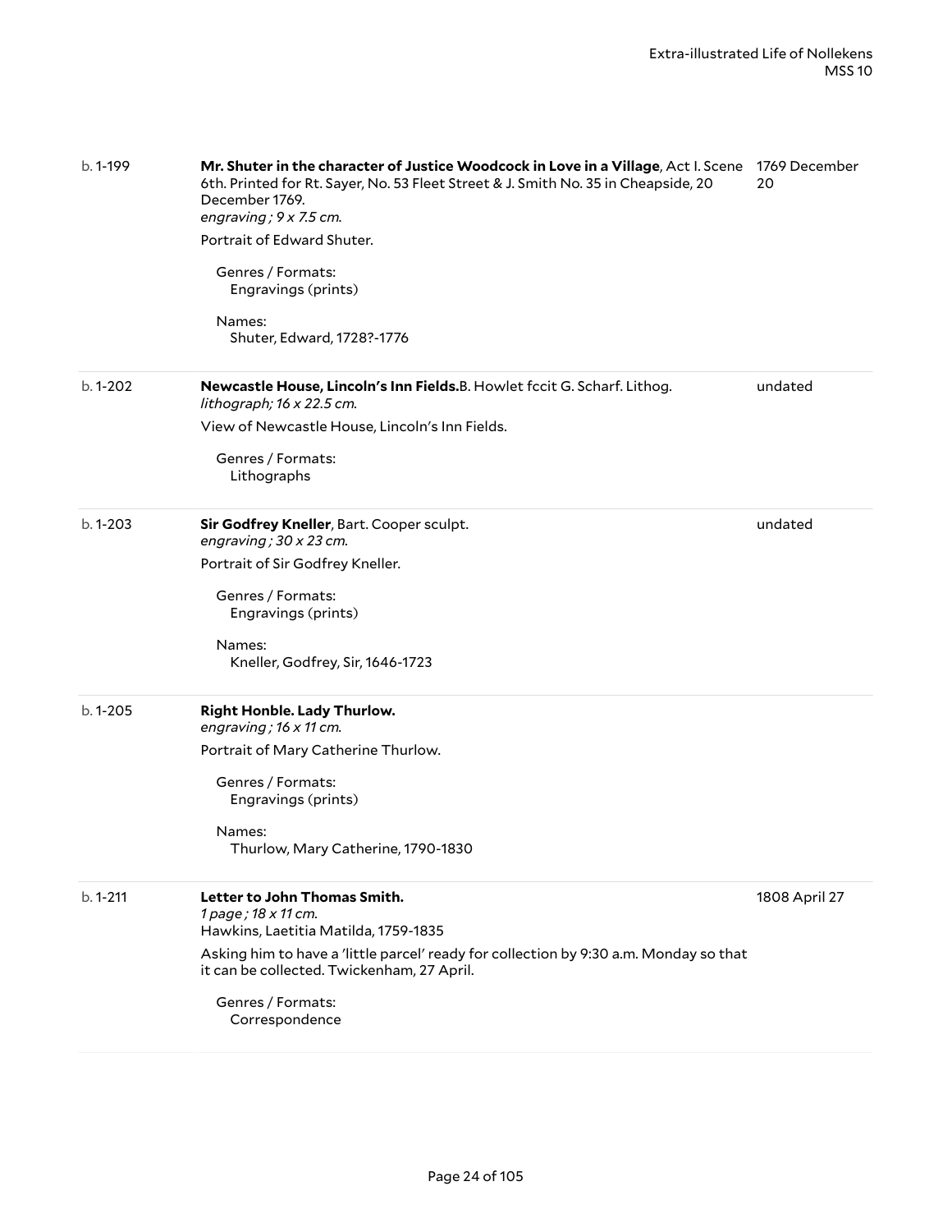b. 1-199 | **Mr. Shuter in the character of Justice Woodcock in Love in a Village**, Act I. Scene 6th. Printed for Rt. Sayer, No. 53 Fleet Street & J. Smith No. 35 in Cheapside, 20 December 1769. | 1769 December 20

*engraving ; 9 x 7.5 cm.*

Portrait of Edward Shuter.

Genres / Formats:
Engravings (prints)

Names:
Shuter, Edward, 1728?-1776

---

b. 1-202 | **Newcastle House, Lincoln's Inn Fields.**B. Howlet fccit G. Scharf. Lithog. | undated

*lithograph; 16 x 22.5 cm.*

View of Newcastle House, Lincoln's Inn Fields.

Genres / Formats:
Lithographs

---

b. 1-203 | **Sir Godfrey Kneller**, Bart. Cooper sculpt. | undated

*engraving ; 30 x 23 cm.*

Portrait of Sir Godfrey Kneller.

Genres / Formats:
Engravings (prints)

Names:
Kneller, Godfrey, Sir, 1646-1723

---

b. 1-205 | **Right Honble. Lady Thurlow.**

*engraving ; 16 x 11 cm.*

Portrait of Mary Catherine Thurlow.

Genres / Formats:
Engravings (prints)

Names:
Thurlow, Mary Catherine, 1790-1830

---

b. 1-211 | **Letter to John Thomas Smith.** | 1808 April 27

*1 page ; 18 x 11 cm.*
Hawkins, Laetitia Matilda, 1759-1835

Asking him to have a 'little parcel' ready for collection by 9:30 a.m. Monday so that it can be collected. Twickenham, 27 April.

Genres / Formats:
Correspondence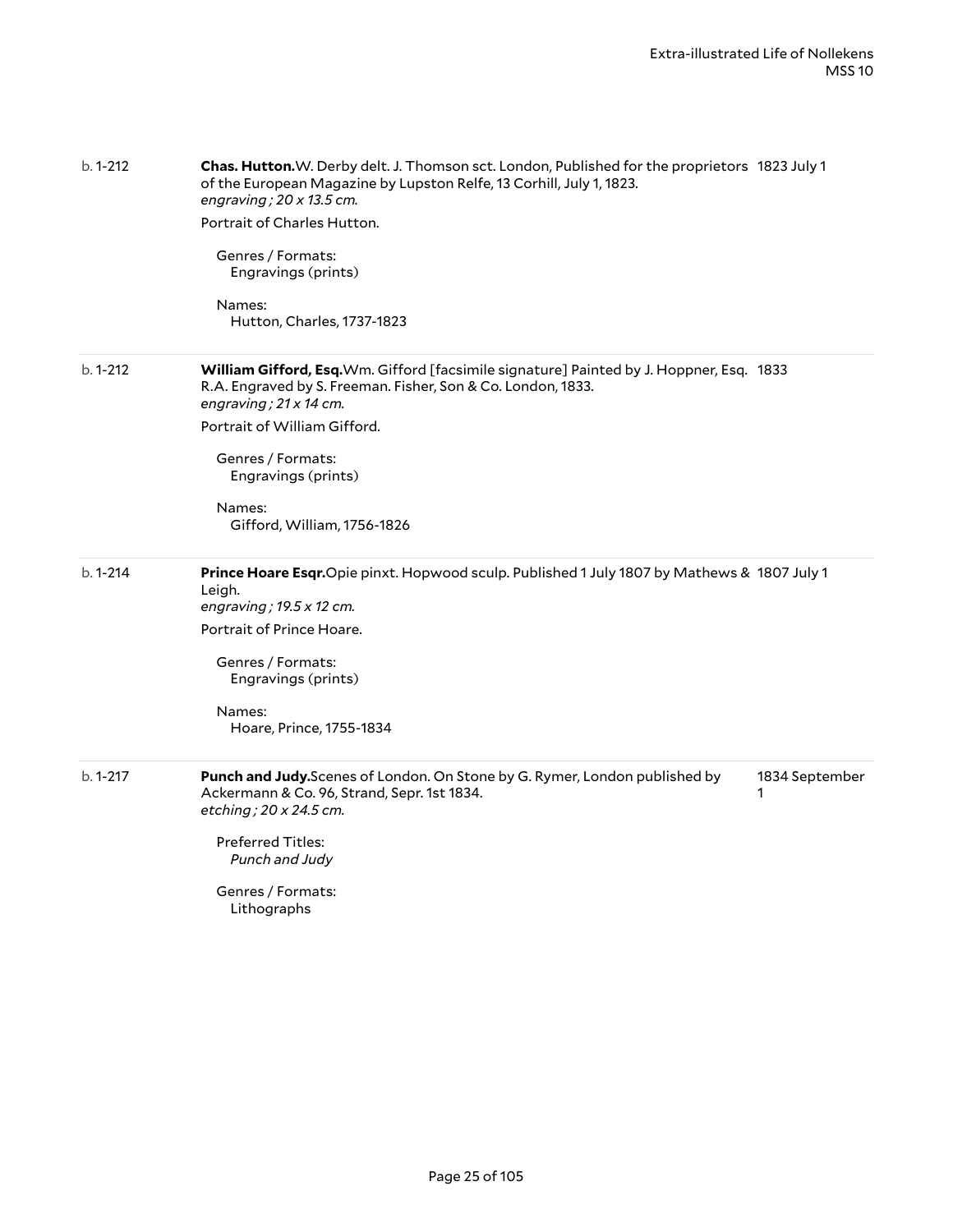b. 1-212 | **Chas. Hutton.** W. Derby delt. J. Thomson sct. London, Published for the proprietors of the European Magazine by Lupston Relfe, 13 Corhill, July 1, 1823. | 1823 July 1

*engraving ; 20 x 13.5 cm.*

Portrait of Charles Hutton.

Genres / Formats:
Engravings (prints)

Names:
Hutton, Charles, 1737-1823

---

b. 1-212 | **William Gifford, Esq.** Wm. Gifford [facsimile signature] Painted by J. Hoppner, Esq. R.A. Engraved by S. Freeman. Fisher, Son & Co. London, 1833. | 1833

*engraving ; 21 x 14 cm.*

Portrait of William Gifford.

Genres / Formats:
Engravings (prints)

Names:
Gifford, William, 1756-1826

---

b. 1-214 | **Prince Hoare Esqr.** Opie pinxt. Hopwood sculp. Published 1 July 1807 by Mathews & Leigh. | 1807 July 1

*engraving ; 19.5 x 12 cm.*

Portrait of Prince Hoare.

Genres / Formats:
Engravings (prints)

Names:
Hoare, Prince, 1755-1834

---

b. 1-217 | **Punch and Judy.** Scenes of London. On Stone by G. Rymer, London published by Ackermann & Co. 96, Strand, Sepr. 1st 1834. | 1834 September 1

*etching ; 20 x 24.5 cm.*

Preferred Titles:
*Punch and Judy*

Genres / Formats:
Lithographs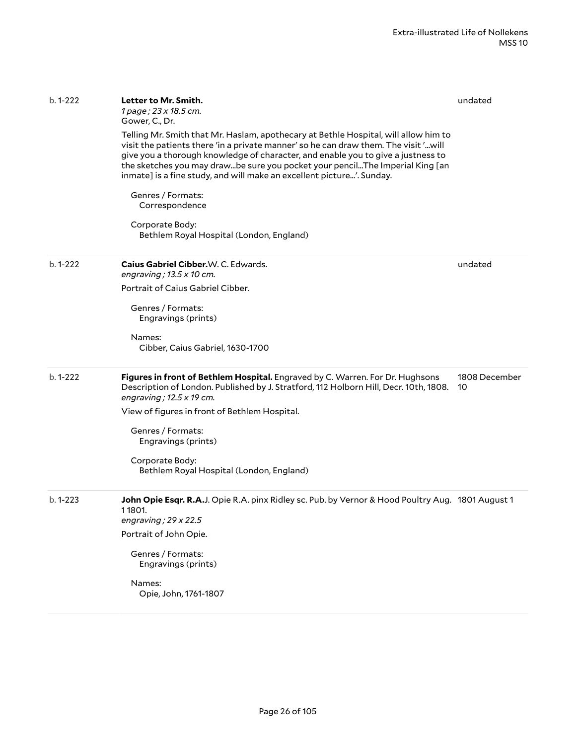| | | |
|---|---|---|
| b. 1-222 | **Letter to Mr. Smith.**<br>*1 page ; 23 x 18.5 cm.*<br>Gower, C., Dr.<br><br>Telling Mr. Smith that Mr. Haslam, apothecary at Bethle Hospital, will allow him to visit the patients there 'in a private manner' so he can draw them. The visit '...will give you a thorough knowledge of character, and enable you to give a justness to the sketches you may draw...be sure you pocket your pencil...The Imperial King [an inmate] is a fine study, and will make an excellent picture...'. Sunday.<br><br>Genres / Formats:<br>Correspondence<br><br>Corporate Body:<br>Bethlem Royal Hospital (London, England) | undated |
| b. 1-222 | **Caius Gabriel Cibber.** W. C. Edwards.<br>*engraving ; 13.5 x 10 cm.*<br><br>Portrait of Caius Gabriel Cibber.<br><br>Genres / Formats:<br>Engravings (prints)<br><br>Names:<br>Cibber, Caius Gabriel, 1630-1700 | undated |
| b. 1-222 | **Figures in front of Bethlem Hospital.** Engraved by C. Warren. For Dr. Hughsons Description of London. Published by J. Stratford, 112 Holborn Hill, Decr. 10th, 1808.<br>*engraving ; 12.5 x 19 cm.*<br><br>View of figures in front of Bethlem Hospital.<br><br>Genres / Formats:<br>Engravings (prints)<br><br>Corporate Body:<br>Bethlem Royal Hospital (London, England) | 1808 December 10 |
| b. 1-223 | **John Opie Esqr. R.A.** J. Opie R.A. pinx Ridley sc. Pub. by Vernor & Hood Poultry Aug. 1 1801.<br>*engraving ; 29 x 22.5*<br><br>Portrait of John Opie.<br><br>Genres / Formats:<br>Engravings (prints)<br><br>Names:<br>Opie, John, 1761-1807 | 1801 August 1 |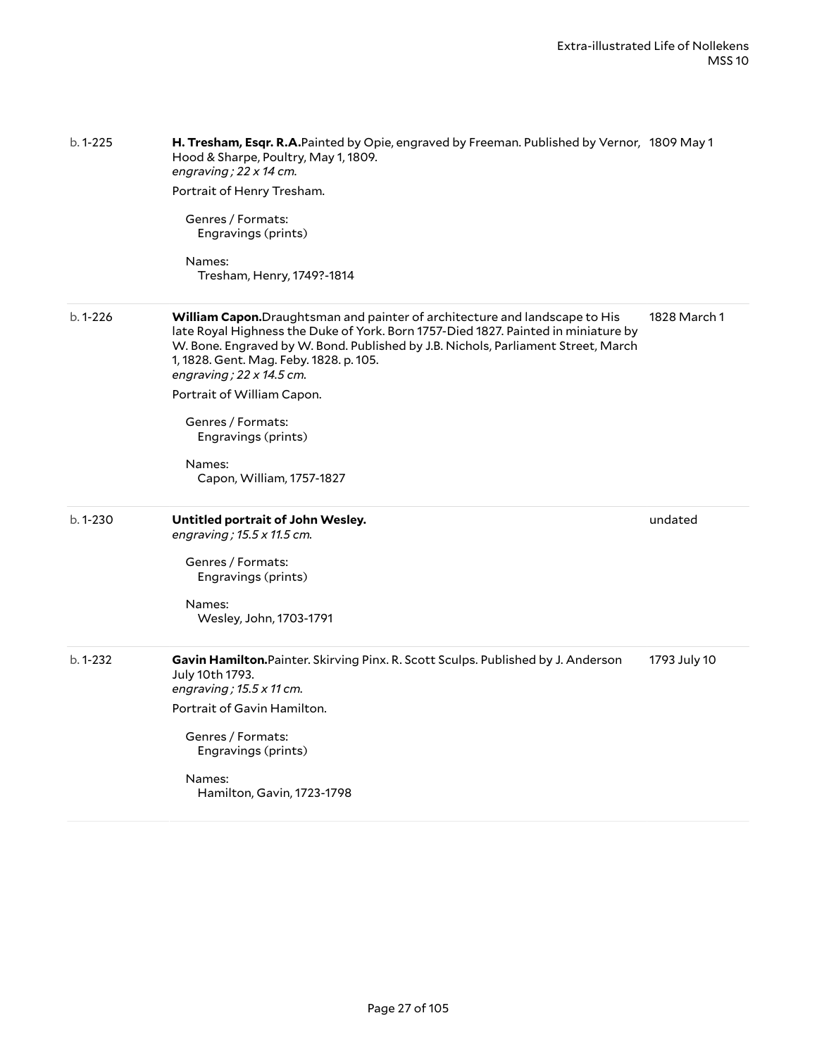b. 1-225 | **H. Tresham, Esqr. R.A.**Painted by Opie, engraved by Freeman. Published by Vernor, Hood & Sharpe, Poultry, May 1, 1809. | 1809 May 1

*engraving ; 22 x 14 cm.*

Portrait of Henry Tresham.

Genres / Formats:
Engravings (prints)

Names:
Tresham, Henry, 1749?-1814

---

b. 1-226 | **William Capon.**Draughtsman and painter of architecture and landscape to His late Royal Highness the Duke of York. Born 1757-Died 1827. Painted in miniature by W. Bone. Engraved by W. Bond. Published by J.B. Nichols, Parliament Street, March 1, 1828. Gent. Mag. Feby. 1828. p. 105. | 1828 March 1

*engraving ; 22 x 14.5 cm.*

Portrait of William Capon.

Genres / Formats:
Engravings (prints)

Names:
Capon, William, 1757-1827

---

b. 1-230 | **Untitled portrait of John Wesley.** | undated

*engraving ; 15.5 x 11.5 cm.*

Genres / Formats:
Engravings (prints)

Names:
Wesley, John, 1703-1791

---

b. 1-232 | **Gavin Hamilton.**Painter. Skirving Pinx. R. Scott Sculps. Published by J. Anderson July 10th 1793. | 1793 July 10

*engraving ; 15.5 x 11 cm.*

Portrait of Gavin Hamilton.

Genres / Formats:
Engravings (prints)

Names:
Hamilton, Gavin, 1723-1798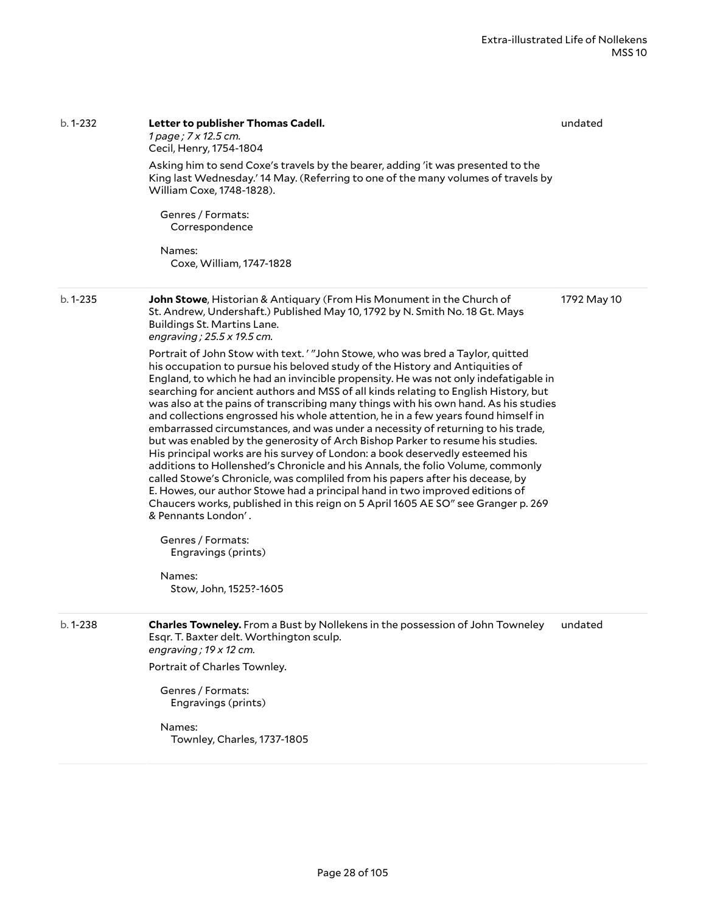b. 1-232 **Letter to publisher Thomas Cadell.** undated
*1 page ; 7 x 12.5 cm.*
Cecil, Henry, 1754-1804

Asking him to send Coxe's travels by the bearer, adding 'it was presented to the King last Wednesday.' 14 May. (Referring to one of the many volumes of travels by William Coxe, 1748-1828).

Genres / Formats:
Correspondence

Names:
Coxe, William, 1747-1828

---

b. 1-235 **John Stowe**, Historian & Antiquary (From His Monument in the Church of St. Andrew, Undershaft.) Published May 10, 1792 by N. Smith No. 18 Gt. Mays Buildings St. Martins Lane. 1792 May 10
*engraving ; 25.5 x 19.5 cm.*

Portrait of John Stow with text. ' "John Stowe, who was bred a Taylor, quitted his occupation to pursue his beloved study of the History and Antiquities of England, to which he had an invincible propensity. He was not only indefatigable in searching for ancient authors and MSS of all kinds relating to English History, but was also at the pains of transcribing many things with his own hand. As his studies and collections engrossed his whole attention, he in a few years found himself in embarrassed circumstances, and was under a necessity of returning to his trade, but was enabled by the generosity of Arch Bishop Parker to resume his studies. His principal works are his survey of London: a book deservedly esteemed his additions to Hollenshed's Chronicle and his Annals, the folio Volume, commonly called Stowe's Chronicle, was compliled from his papers after his decease, by E. Howes, our author Stowe had a principal hand in two improved editions of Chaucers works, published in this reign on 5 April 1605 AE SO" see Granger p. 269 & Pennants London' .

Genres / Formats:
Engravings (prints)

Names:
Stow, John, 1525?-1605

---

b. 1-238 **Charles Towneley.** From a Bust by Nollekens in the possession of John Towneley Esqr. T. Baxter delt. Worthington sculp. undated
*engraving ; 19 x 12 cm.*

Portrait of Charles Townley.

Genres / Formats:
Engravings (prints)

Names:
Townley, Charles, 1737-1805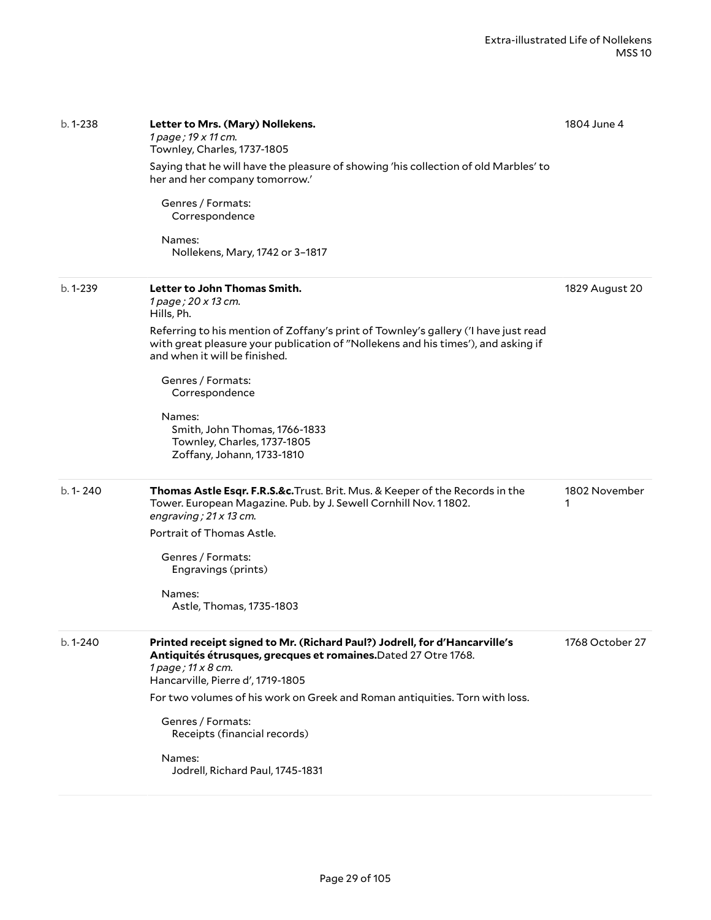| | | |
|---|---|---|
| b. 1-238 | **Letter to Mrs. (Mary) Nollekens.**<br>*1 page ; 19 x 11 cm.*<br>Townley, Charles, 1737-1805<br><br>Saying that he will have the pleasure of showing 'his collection of old Marbles' to her and her company tomorrow.'<br><br>Genres / Formats:<br>Correspondence<br><br>Names:<br>Nollekens, Mary, 1742 or 3–1817 | 1804 June 4 |
| b. 1-239 | **Letter to John Thomas Smith.**<br>*1 page ; 20 x 13 cm.*<br>Hills, Ph.<br><br>Referring to his mention of Zoffany's print of Townley's gallery ('I have just read with great pleasure your publication of "Nollekens and his times'), and asking if and when it will be finished.<br><br>Genres / Formats:<br>Correspondence<br><br>Names:<br>Smith, John Thomas, 1766-1833<br>Townley, Charles, 1737-1805<br>Zoffany, Johann, 1733-1810 | 1829 August 20 |
| b. 1- 240 | **Thomas Astle Esqr. F.R.S.&c.**Trust. Brit. Mus. & Keeper of the Records in the Tower. European Magazine. Pub. by J. Sewell Cornhill Nov. 1 1802.<br>*engraving ; 21 x 13 cm.*<br><br>Portrait of Thomas Astle.<br><br>Genres / Formats:<br>Engravings (prints)<br><br>Names:<br>Astle, Thomas, 1735-1803 | 1802 November 1 |
| b. 1-240 | **Printed receipt signed to Mr. (Richard Paul?) Jodrell, for d'Hancarville's Antiquités étrusques, grecques et romaines.**Dated 27 Otre 1768.<br>*1 page ; 11 x 8 cm.*<br>Hancarville, Pierre d', 1719-1805<br><br>For two volumes of his work on Greek and Roman antiquities. Torn with loss.<br><br>Genres / Formats:<br>Receipts (financial records)<br><br>Names:<br>Jodrell, Richard Paul, 1745-1831 | 1768 October 27 |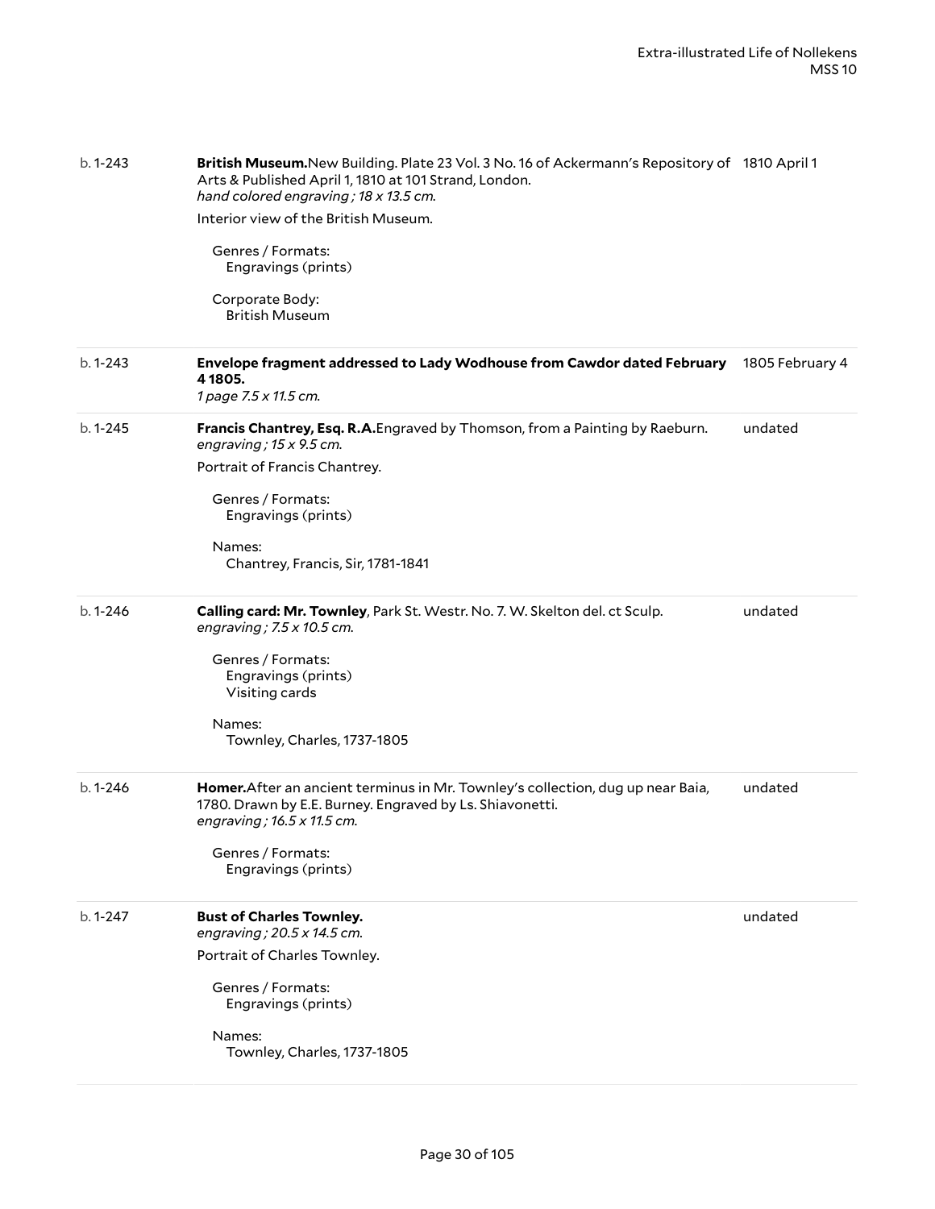| | | |
|---|---|---|
| b. 1-243 | **British Museum.**New Building. Plate 23 Vol. 3 No. 16 of Ackermann's Repository of Arts & Published April 1, 1810 at 101 Strand, London.<br>*hand colored engraving ; 18 x 13.5 cm.*<br>Interior view of the British Museum.<br>Genres / Formats:<br>Engravings (prints)<br>Corporate Body:<br>British Museum | 1810 April 1 |
| b. 1-243 | **Envelope fragment addressed to Lady Wodhouse from Cawdor dated February 4 1805.**<br>*1 page 7.5 x 11.5 cm.* | 1805 February 4 |
| b. 1-245 | **Francis Chantrey, Esq. R.A.**Engraved by Thomson, from a Painting by Raeburn.<br>*engraving ; 15 x 9.5 cm.*<br>Portrait of Francis Chantrey.<br>Genres / Formats:<br>Engravings (prints)<br>Names:<br>Chantrey, Francis, Sir, 1781-1841 | undated |
| b. 1-246 | **Calling card: Mr. Townley**, Park St. Westr. No. 7. W. Skelton del. ct Sculp.<br>*engraving ; 7.5 x 10.5 cm.*<br>Genres / Formats:<br>Engravings (prints)<br>Visiting cards<br>Names:<br>Townley, Charles, 1737-1805 | undated |
| b. 1-246 | **Homer.**After an ancient terminus in Mr. Townley's collection, dug up near Baia, 1780. Drawn by E.E. Burney. Engraved by Ls. Shiavonetti.<br>*engraving ; 16.5 x 11.5 cm.*<br>Genres / Formats:<br>Engravings (prints) | undated |
| b. 1-247 | **Bust of Charles Townley.**<br>*engraving ; 20.5 x 14.5 cm.*<br>Portrait of Charles Townley.<br>Genres / Formats:<br>Engravings (prints)<br>Names:<br>Townley, Charles, 1737-1805 | undated |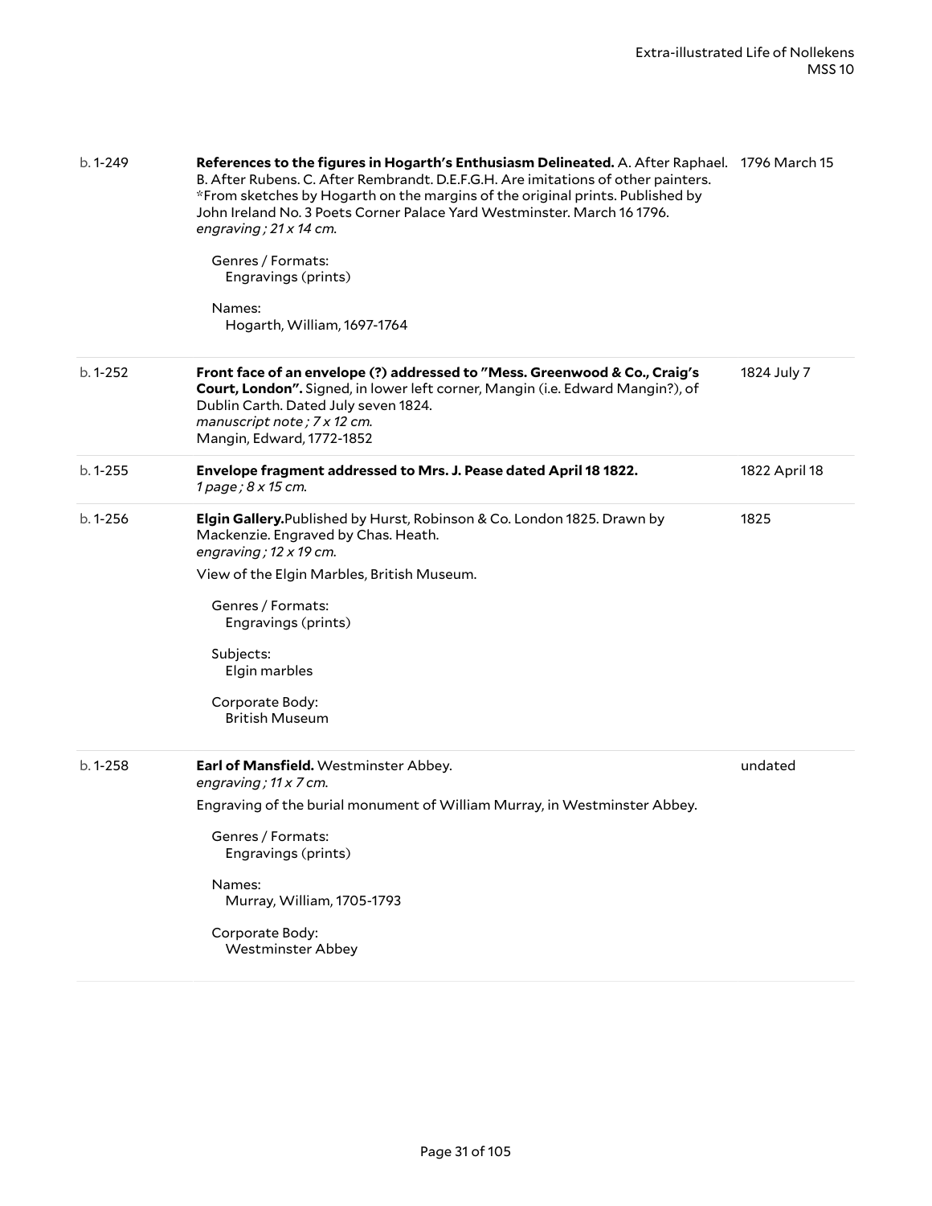| | | |
|---|---|---|
| b. 1-249 | **References to the figures in Hogarth's Enthusiasm Delineated.** A. After Raphael. B. After Rubens. C. After Rembrandt. D.E.F.G.H. Are imitations of other painters. *From sketches by Hogarth on the margins of the original prints. Published by John Ireland No. 3 Poets Corner Palace Yard Westminster. March 16 1796.<br>*engraving ; 21 x 14 cm.*<br><br>Genres / Formats:<br>Engravings (prints)<br><br>Names:<br>Hogarth, William, 1697-1764 | 1796 March 15 |
| b. 1-252 | **Front face of an envelope (?) addressed to "Mess. Greenwood & Co., Craig's Court, London".** Signed, in lower left corner, Mangin (i.e. Edward Mangin?), of Dublin Carth. Dated July seven 1824.<br>*manuscript note ; 7 x 12 cm.*<br>Mangin, Edward, 1772-1852 | 1824 July 7 |
| b. 1-255 | **Envelope fragment addressed to Mrs. J. Pease dated April 18 1822.**<br>*1 page ; 8 x 15 cm.* | 1822 April 18 |
| b. 1-256 | **Elgin Gallery.** Published by Hurst, Robinson & Co. London 1825. Drawn by Mackenzie. Engraved by Chas. Heath.<br>*engraving ; 12 x 19 cm.*<br><br>View of the Elgin Marbles, British Museum.<br><br>Genres / Formats:<br>Engravings (prints)<br><br>Subjects:<br>Elgin marbles<br><br>Corporate Body:<br>British Museum | 1825 |
| b. 1-258 | **Earl of Mansfield.** Westminster Abbey.<br>*engraving ; 11 x 7 cm.*<br><br>Engraving of the burial monument of William Murray, in Westminster Abbey.<br><br>Genres / Formats:<br>Engravings (prints)<br><br>Names:<br>Murray, William, 1705-1793<br><br>Corporate Body:<br>Westminster Abbey | undated |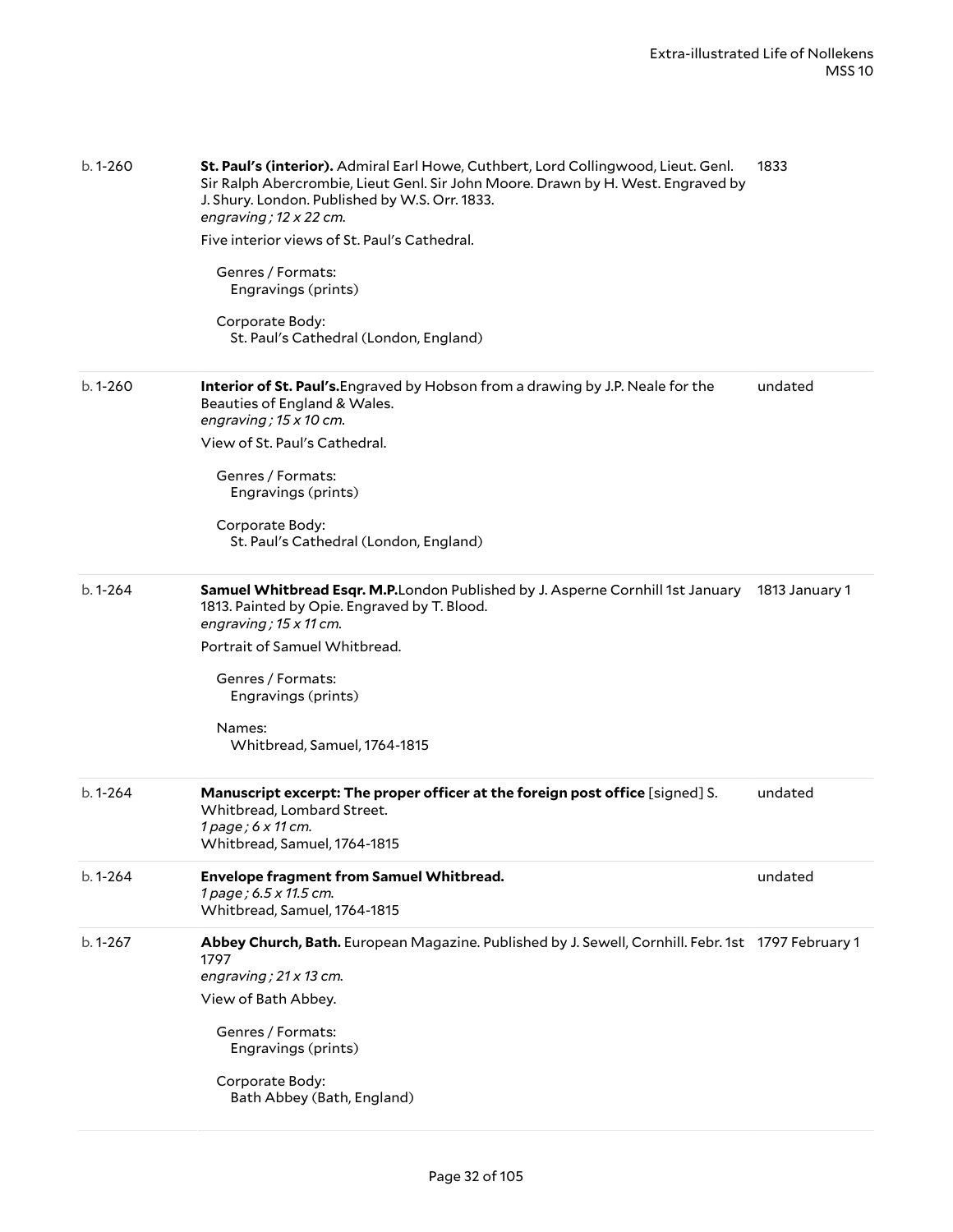| | | |
|---|---|---|
| b. 1-260 | **St. Paul's (interior).** Admiral Earl Howe, Cuthbert, Lord Collingwood, Lieut. Genl. Sir Ralph Abercrombie, Lieut Genl. Sir John Moore. Drawn by H. West. Engraved by J. Shury. London. Published by W.S. Orr. 1833.<br>*engraving ; 12 x 22 cm.*<br>Five interior views of St. Paul's Cathedral.<br>Genres / Formats:<br>Engravings (prints)<br>Corporate Body:<br>St. Paul's Cathedral (London, England) | 1833 |
| b. 1-260 | **Interior of St. Paul's.**Engraved by Hobson from a drawing by J.P. Neale for the Beauties of England & Wales.<br>*engraving ; 15 x 10 cm.*<br>View of St. Paul's Cathedral.<br>Genres / Formats:<br>Engravings (prints)<br>Corporate Body:<br>St. Paul's Cathedral (London, England) | undated |
| b. 1-264 | **Samuel Whitbread Esqr. M.P.**London Published by J. Asperne Cornhill 1st January 1813. Painted by Opie. Engraved by T. Blood.<br>*engraving ; 15 x 11 cm.*<br>Portrait of Samuel Whitbread.<br>Genres / Formats:<br>Engravings (prints)<br>Names:<br>Whitbread, Samuel, 1764-1815 | 1813 January 1 |
| b. 1-264 | **Manuscript excerpt: The proper officer at the foreign post office** [signed] S. Whitbread, Lombard Street.<br>*1 page ; 6 x 11 cm.*<br>Whitbread, Samuel, 1764-1815 | undated |
| b. 1-264 | **Envelope fragment from Samuel Whitbread.**<br>*1 page ; 6.5 x 11.5 cm.*<br>Whitbread, Samuel, 1764-1815 | undated |
| b. 1-267 | **Abbey Church, Bath.** European Magazine. Published by J. Sewell, Cornhill. Febr. 1st 1797<br>*engraving ; 21 x 13 cm.*<br>View of Bath Abbey.<br>Genres / Formats:<br>Engravings (prints)<br>Corporate Body:<br>Bath Abbey (Bath, England) | 1797 February 1 |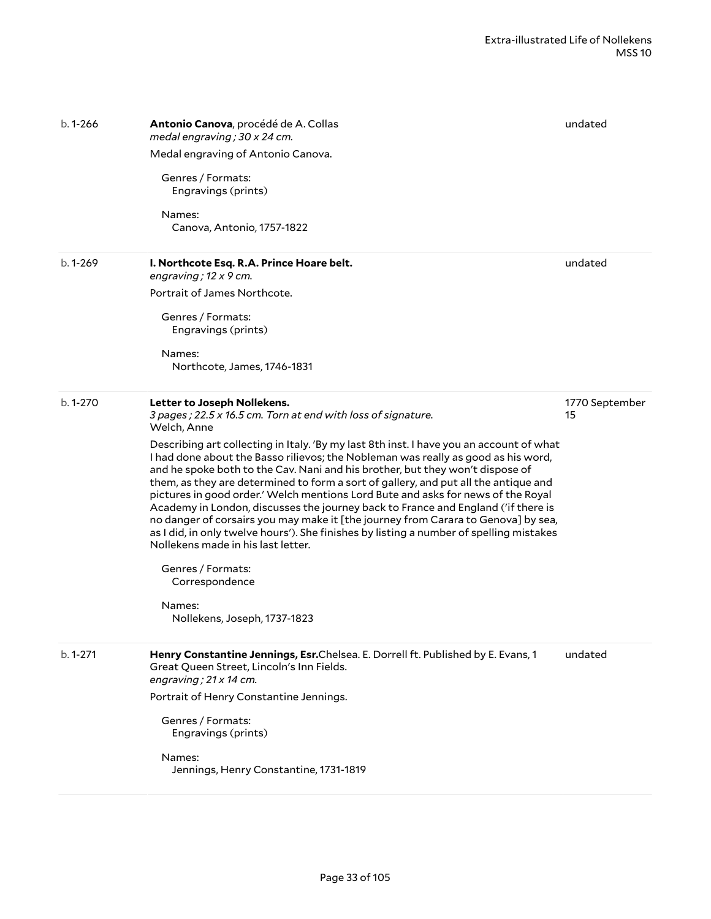b. 1-266

**Antonio Canova**, procédé de A. Collas
*medal engraving ; 30 x 24 cm.*

undated

Medal engraving of Antonio Canova.

Genres / Formats:
Engravings (prints)

Names:
Canova, Antonio, 1757-1822

---

b. 1-269

**I. Northcote Esq. R.A. Prince Hoare belt.**
*engraving ; 12 x 9 cm.*

undated

Portrait of James Northcote.

Genres / Formats:
Engravings (prints)

Names:
Northcote, James, 1746-1831

---

b. 1-270

**Letter to Joseph Nollekens.**
*3 pages ; 22.5 x 16.5 cm. Torn at end with loss of signature.*
Welch, Anne

1770 September 15

Describing art collecting in Italy. 'By my last 8th inst. I have you an account of what I had done about the Basso rilievos; the Nobleman was really as good as his word, and he spoke both to the Cav. Nani and his brother, but they won't dispose of them, as they are determined to form a sort of gallery, and put all the antique and pictures in good order.' Welch mentions Lord Bute and asks for news of the Royal Academy in London, discusses the journey back to France and England ('if there is no danger of corsairs you may make it [the journey from Carara to Genova] by sea, as I did, in only twelve hours'). She finishes by listing a number of spelling mistakes Nollekens made in his last letter.

Genres / Formats:
Correspondence

Names:
Nollekens, Joseph, 1737-1823

---

b. 1-271

**Henry Constantine Jennings, Esr.**Chelsea. E. Dorrell ft. Published by E. Evans, 1 Great Queen Street, Lincoln's Inn Fields.
*engraving ; 21 x 14 cm.*

undated

Portrait of Henry Constantine Jennings.

Genres / Formats:
Engravings (prints)

Names:
Jennings, Henry Constantine, 1731-1819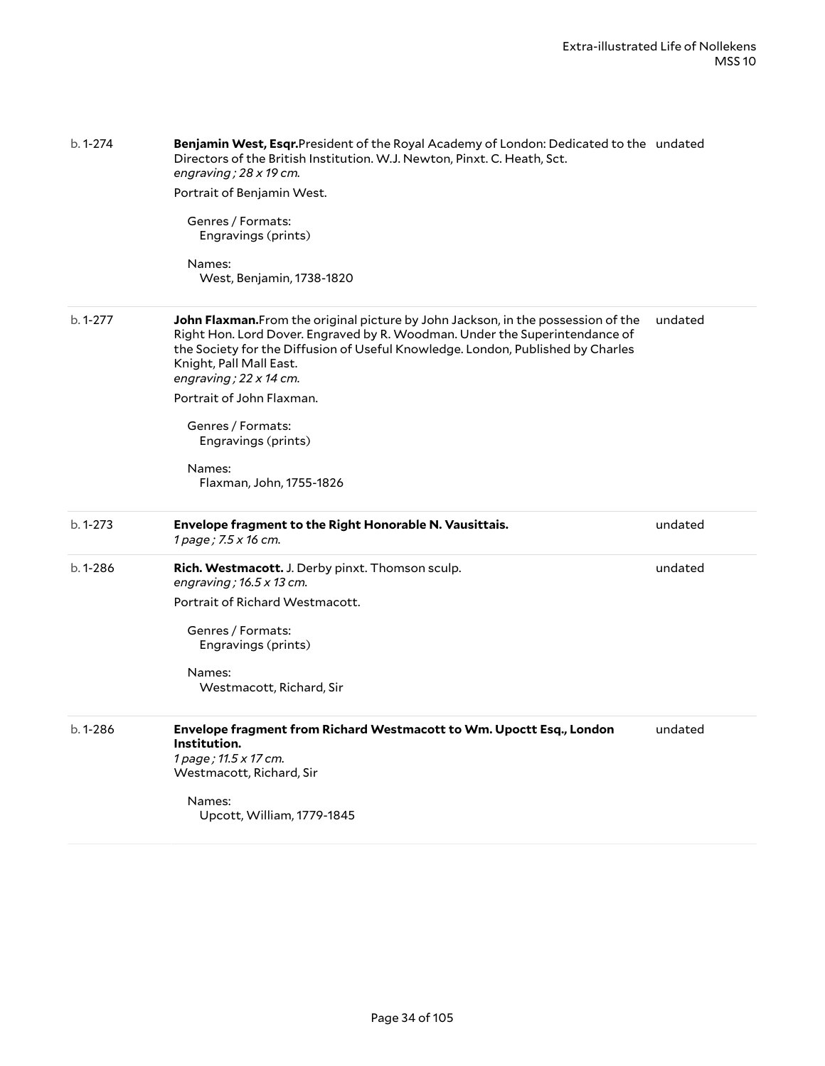b. 1-274 | **Benjamin West, Esqr.** President of the Royal Academy of London: Dedicated to the Directors of the British Institution. W.J. Newton, Pinxt. C. Heath, Sct. | undated
*engraving ; 28 x 19 cm.*

Portrait of Benjamin West.

Genres / Formats:
Engravings (prints)

Names:
West, Benjamin, 1738-1820

---

b. 1-277 | **John Flaxman.** From the original picture by John Jackson, in the possession of the Right Hon. Lord Dover. Engraved by R. Woodman. Under the Superintendance of the Society for the Diffusion of Useful Knowledge. London, Published by Charles Knight, Pall Mall East. | undated
*engraving ; 22 x 14 cm.*

Portrait of John Flaxman.

Genres / Formats:
Engravings (prints)

Names:
Flaxman, John, 1755-1826

---

b. 1-273 | **Envelope fragment to the Right Honorable N. Vausittais.** | undated
*1 page ; 7.5 x 16 cm.*

---

b. 1-286 | **Rich. Westmacott.** J. Derby pinxt. Thomson sculp. | undated
*engraving ; 16.5 x 13 cm.*

Portrait of Richard Westmacott.

Genres / Formats:
Engravings (prints)

Names:
Westmacott, Richard, Sir

---

b. 1-286 | **Envelope fragment from Richard Westmacott to Wm. Upoctt Esq., London Institution.** | undated
*1 page ; 11.5 x 17 cm.*
Westmacott, Richard, Sir

Names:
Upcott, William, 1779-1845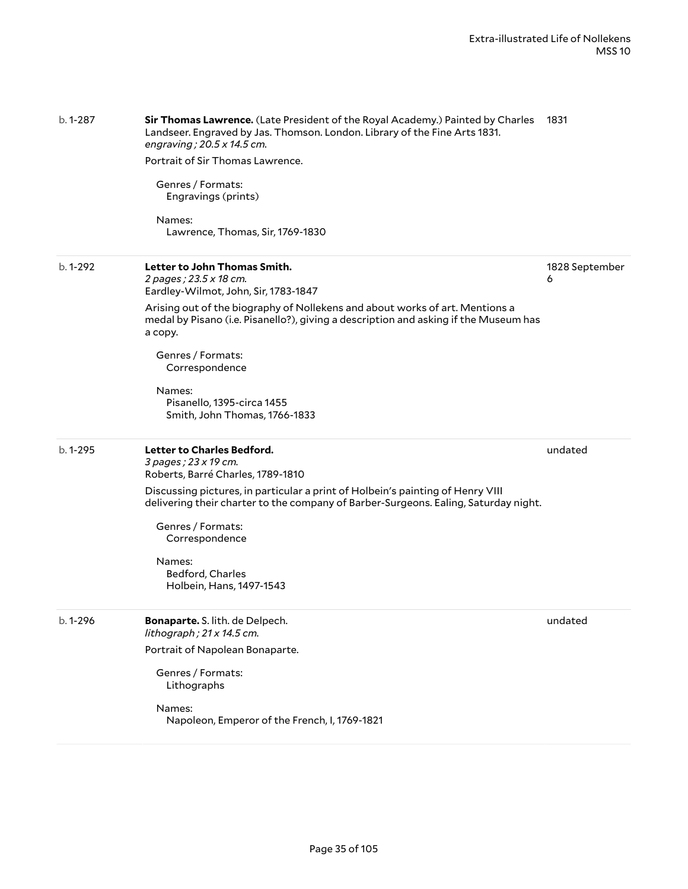b. 1-287 — **Sir Thomas Lawrence.** (Late President of the Royal Academy.) Painted by Charles Landseer. Engraved by Jas. Thomson. London. Library of the Fine Arts 1831. — 1831
*engraving ; 20.5 x 14.5 cm.*

Portrait of Sir Thomas Lawrence.

Genres / Formats:
Engravings (prints)

Names:
Lawrence, Thomas, Sir, 1769-1830

---

b. 1-292 — **Letter to John Thomas Smith.** — 1828 September 6
*2 pages ; 23.5 x 18 cm.*
Eardley-Wilmot, John, Sir, 1783-1847

Arising out of the biography of Nollekens and about works of art. Mentions a medal by Pisano (i.e. Pisanello?), giving a description and asking if the Museum has a copy.

Genres / Formats:
Correspondence

Names:
Pisanello, 1395-circa 1455
Smith, John Thomas, 1766-1833

---

b. 1-295 — **Letter to Charles Bedford.** — undated
*3 pages ; 23 x 19 cm.*
Roberts, Barré Charles, 1789-1810

Discussing pictures, in particular a print of Holbein's painting of Henry VIII delivering their charter to the company of Barber-Surgeons. Ealing, Saturday night.

Genres / Formats:
Correspondence

Names:
Bedford, Charles
Holbein, Hans, 1497-1543

---

b. 1-296 — **Bonaparte.** S. lith. de Delpech. — undated
*lithograph ; 21 x 14.5 cm.*

Portrait of Napolean Bonaparte.

Genres / Formats:
Lithographs

Names:
Napoleon, Emperor of the French, I, 1769-1821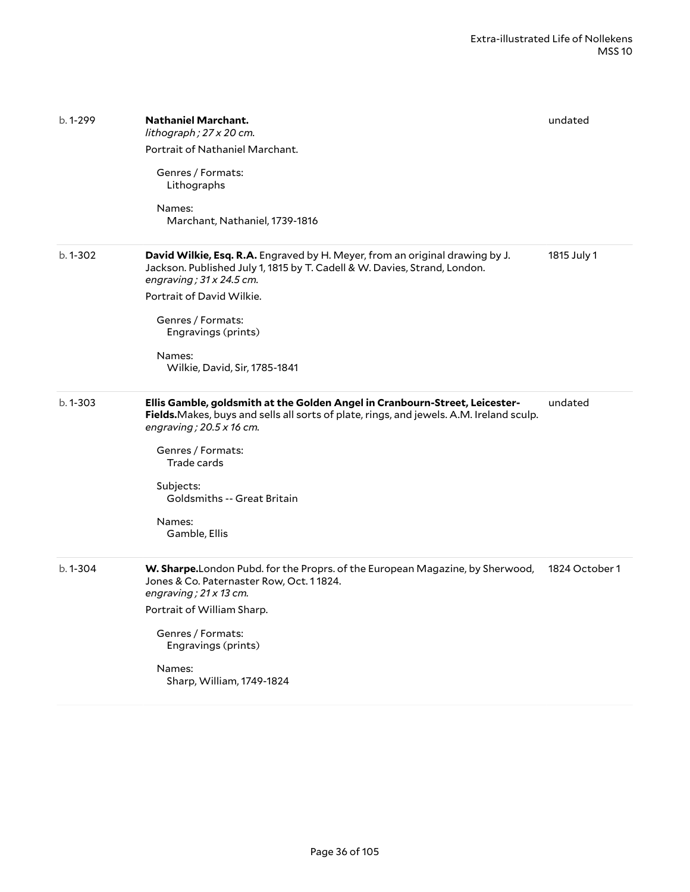b. 1-299 **Nathaniel Marchant.**
*lithograph ; 27 x 20 cm.*
Portrait of Nathaniel Marchant.

Genres / Formats:
Lithographs

Names:
Marchant, Nathaniel, 1739-1816

undated

---

b. 1-302 **David Wilkie, Esq. R.A.** Engraved by H. Meyer, from an original drawing by J. Jackson. Published July 1, 1815 by T. Cadell & W. Davies, Strand, London.
*engraving ; 31 x 24.5 cm.*
Portrait of David Wilkie.

Genres / Formats:
Engravings (prints)

Names:
Wilkie, David, Sir, 1785-1841

1815 July 1

---

b. 1-303 **Ellis Gamble, goldsmith at the Golden Angel in Cranbourn-Street, Leicester-Fields.**Makes, buys and sells all sorts of plate, rings, and jewels. A.M. Ireland sculp.
*engraving ; 20.5 x 16 cm.*

Genres / Formats:
Trade cards

Subjects:
Goldsmiths -- Great Britain

Names:
Gamble, Ellis

undated

---

b. 1-304 **W. Sharpe.**London Pubd. for the Proprs. of the European Magazine, by Sherwood, Jones & Co. Paternaster Row, Oct. 1 1824.
*engraving ; 21 x 13 cm.*
Portrait of William Sharp.

Genres / Formats:
Engravings (prints)

Names:
Sharp, William, 1749-1824

1824 October 1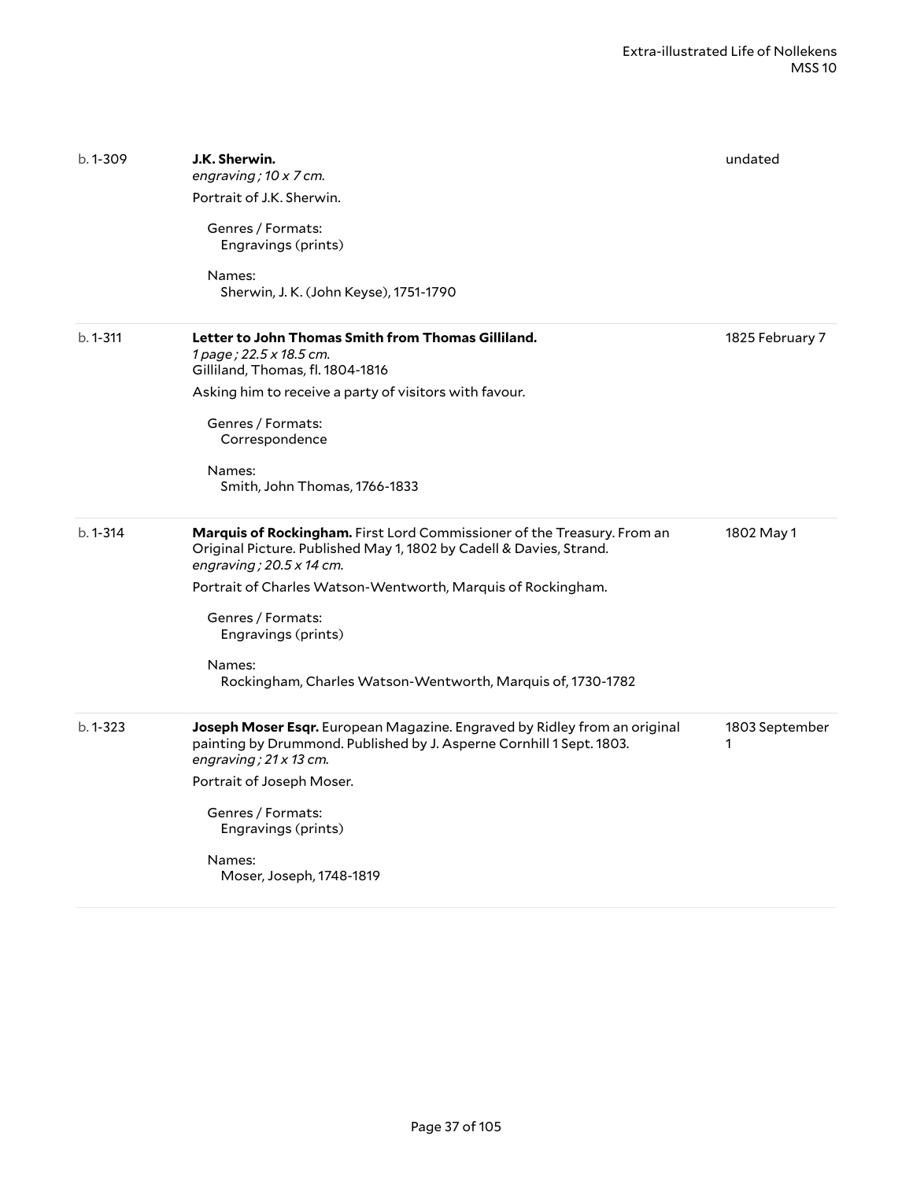| | | |
|---|---|---|
| b. 1-309 | **J.K. Sherwin.**<br>*engraving ; 10 x 7 cm.*<br>Portrait of J.K. Sherwin.<br><br>Genres / Formats:<br>Engravings (prints)<br><br>Names:<br>Sherwin, J. K. (John Keyse), 1751-1790 | undated |
| b. 1-311 | **Letter to John Thomas Smith from Thomas Gilliland.**<br>*1 page ; 22.5 x 18.5 cm.*<br>Gilliland, Thomas, fl. 1804-1816<br>Asking him to receive a party of visitors with favour.<br><br>Genres / Formats:<br>Correspondence<br><br>Names:<br>Smith, John Thomas, 1766-1833 | 1825 February 7 |
| b. 1-314 | **Marquis of Rockingham.** First Lord Commissioner of the Treasury. From an Original Picture. Published May 1, 1802 by Cadell & Davies, Strand.<br>*engraving ; 20.5 x 14 cm.*<br>Portrait of Charles Watson-Wentworth, Marquis of Rockingham.<br><br>Genres / Formats:<br>Engravings (prints)<br><br>Names:<br>Rockingham, Charles Watson-Wentworth, Marquis of, 1730-1782 | 1802 May 1 |
| b. 1-323 | **Joseph Moser Esqr.** European Magazine. Engraved by Ridley from an original painting by Drummond. Published by J. Asperne Cornhill 1 Sept. 1803.<br>*engraving ; 21 x 13 cm.*<br>Portrait of Joseph Moser.<br><br>Genres / Formats:<br>Engravings (prints)<br><br>Names:<br>Moser, Joseph, 1748-1819 | 1803 September 1 |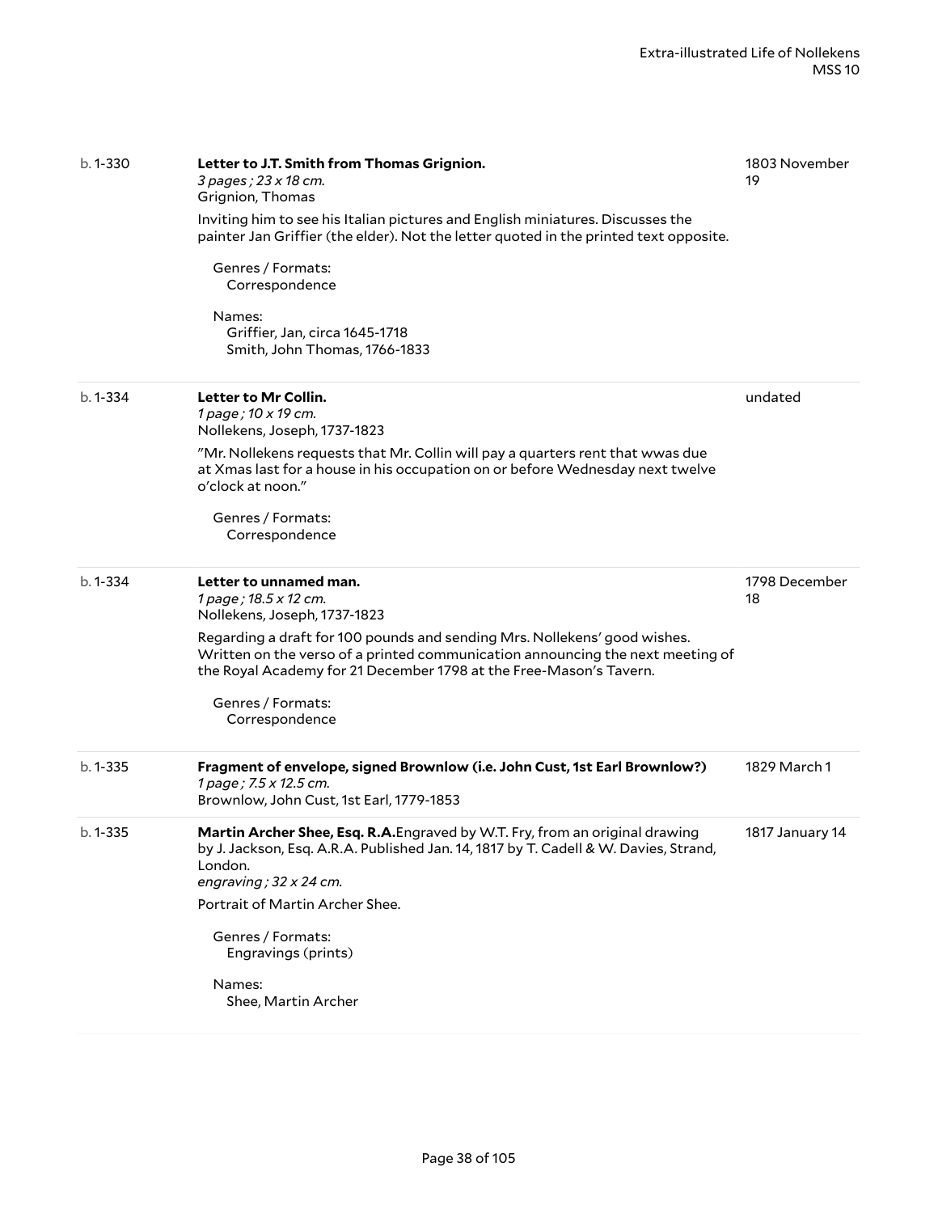b. 1-330 | **Letter to J.T. Smith from Thomas Grignion.** | 1803 November 19

*3 pages ; 23 x 18 cm.*
Grignion, Thomas

Inviting him to see his Italian pictures and English miniatures. Discusses the painter Jan Griffier (the elder). Not the letter quoted in the printed text opposite.

Genres / Formats:
Correspondence

Names:
Griffier, Jan, circa 1645-1718
Smith, John Thomas, 1766-1833

---

b. 1-334 | **Letter to Mr Collin.** | undated

*1 page ; 10 x 19 cm.*
Nollekens, Joseph, 1737-1823

"Mr. Nollekens requests that Mr. Collin will pay a quarters rent that wwas due at Xmas last for a house in his occupation on or before Wednesday next twelve o'clock at noon."

Genres / Formats:
Correspondence

---

b. 1-334 | **Letter to unnamed man.** | 1798 December 18

*1 page ; 18.5 x 12 cm.*
Nollekens, Joseph, 1737-1823

Regarding a draft for 100 pounds and sending Mrs. Nollekens' good wishes. Written on the verso of a printed communication announcing the next meeting of the Royal Academy for 21 December 1798 at the Free-Mason's Tavern.

Genres / Formats:
Correspondence

---

b. 1-335 | **Fragment of envelope, signed Brownlow (i.e. John Cust, 1st Earl Brownlow?)** | 1829 March 1

*1 page ; 7.5 x 12.5 cm.*
Brownlow, John Cust, 1st Earl, 1779-1853

---

b. 1-335 | **Martin Archer Shee, Esq. R.A.**Engraved by W.T. Fry, from an original drawing by J. Jackson, Esq. A.R.A. Published Jan. 14, 1817 by T. Cadell & W. Davies, Strand, London. | 1817 January 14

*engraving ; 32 x 24 cm.*

Portrait of Martin Archer Shee.

Genres / Formats:
Engravings (prints)

Names:
Shee, Martin Archer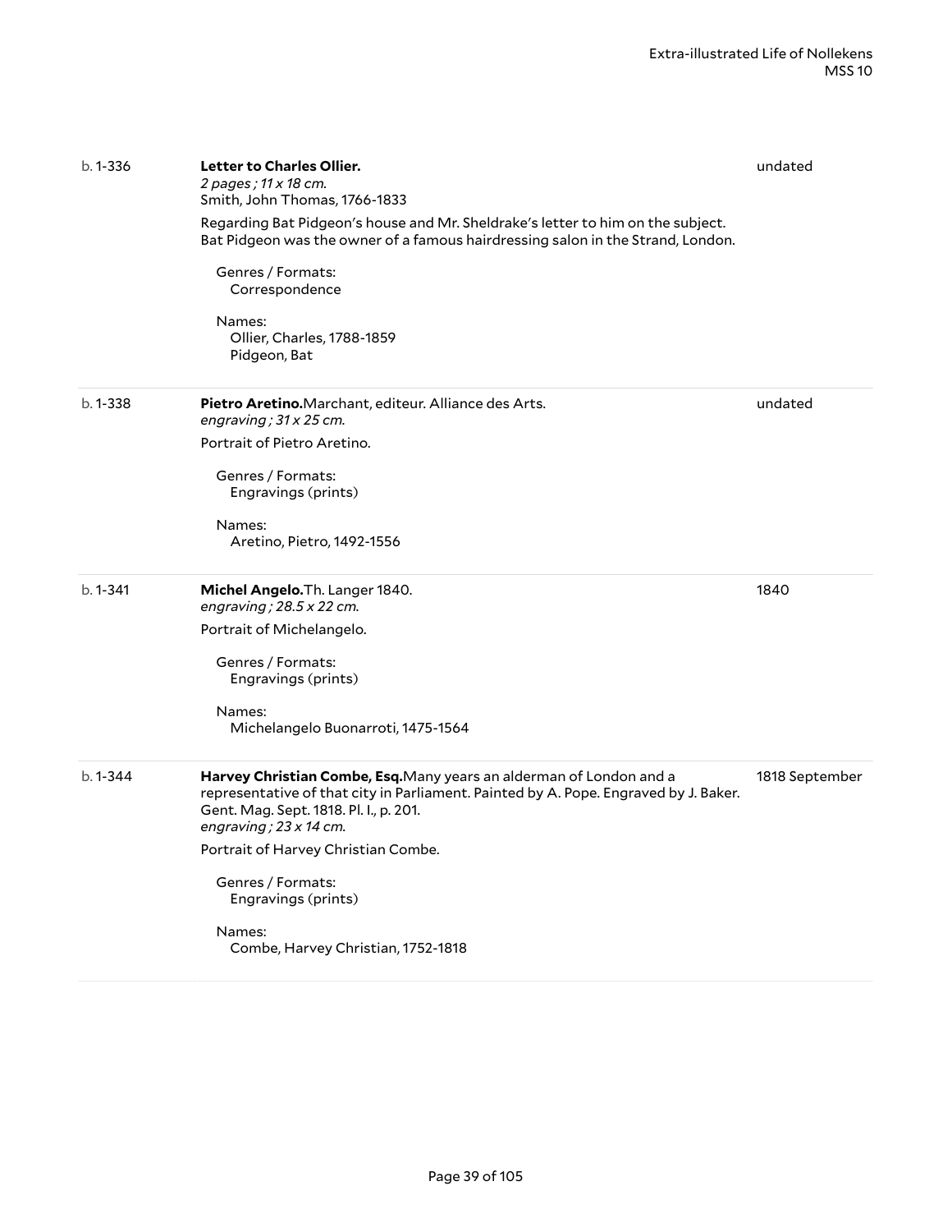b. 1-336 **Letter to Charles Ollier.**
*2 pages ; 11 x 18 cm.*
Smith, John Thomas, 1766-1833
undated

Regarding Bat Pidgeon's house and Mr. Sheldrake's letter to him on the subject. Bat Pidgeon was the owner of a famous hairdressing salon in the Strand, London.

Genres / Formats:
Correspondence

Names:
Ollier, Charles, 1788-1859
Pidgeon, Bat

---

b. 1-338 **Pietro Aretino.**Marchant, editeur. Alliance des Arts.
*engraving ; 31 x 25 cm.*
undated

Portrait of Pietro Aretino.

Genres / Formats:
Engravings (prints)

Names:
Aretino, Pietro, 1492-1556

---

b. 1-341 **Michel Angelo.**Th. Langer 1840.
*engraving ; 28.5 x 22 cm.*
1840

Portrait of Michelangelo.

Genres / Formats:
Engravings (prints)

Names:
Michelangelo Buonarroti, 1475-1564

---

b. 1-344 **Harvey Christian Combe, Esq.**Many years an alderman of London and a representative of that city in Parliament. Painted by A. Pope. Engraved by J. Baker. Gent. Mag. Sept. 1818. Pl. I., p. 201.
*engraving ; 23 x 14 cm.*
1818 September

Portrait of Harvey Christian Combe.

Genres / Formats:
Engravings (prints)

Names:
Combe, Harvey Christian, 1752-1818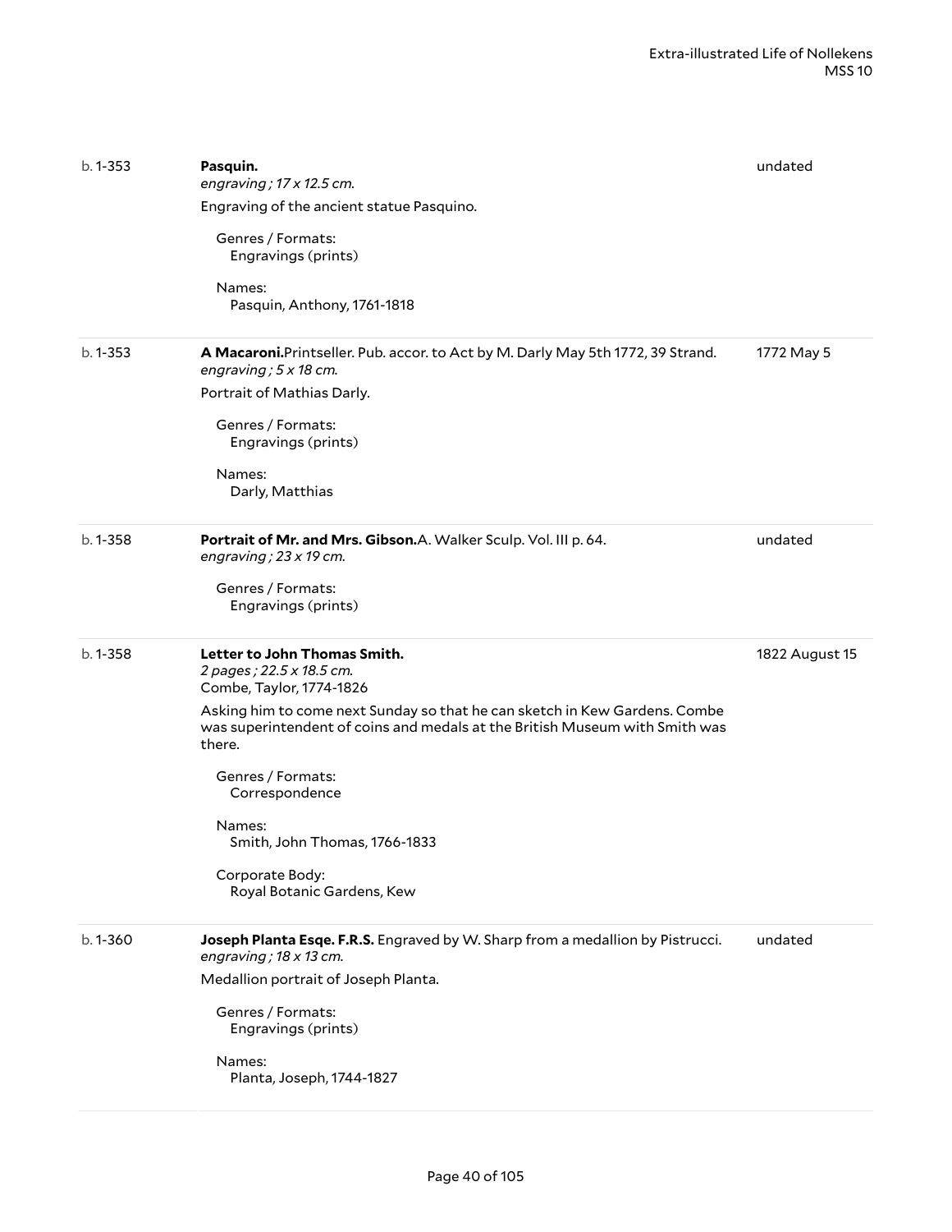| | | |
|---|---|---|
| b. 1-353 | **Pasquin.**<br>*engraving ; 17 x 12.5 cm.*<br>Engraving of the ancient statue Pasquino.<br><br>Genres / Formats:<br>Engravings (prints)<br><br>Names:<br>Pasquin, Anthony, 1761-1818 | undated |
| b. 1-353 | **A Macaroni.** Printseller. Pub. accor. to Act by M. Darly May 5th 1772, 39 Strand.<br>*engraving ; 5 x 18 cm.*<br>Portrait of Mathias Darly.<br><br>Genres / Formats:<br>Engravings (prints)<br><br>Names:<br>Darly, Matthias | 1772 May 5 |
| b. 1-358 | **Portrait of Mr. and Mrs. Gibson.** A. Walker Sculp. Vol. III p. 64.<br>*engraving ; 23 x 19 cm.*<br><br>Genres / Formats:<br>Engravings (prints) | undated |
| b. 1-358 | **Letter to John Thomas Smith.**<br>*2 pages ; 22.5 x 18.5 cm.*<br>Combe, Taylor, 1774-1826<br>Asking him to come next Sunday so that he can sketch in Kew Gardens. Combe was superintendent of coins and medals at the British Museum with Smith was there.<br><br>Genres / Formats:<br>Correspondence<br><br>Names:<br>Smith, John Thomas, 1766-1833<br><br>Corporate Body:<br>Royal Botanic Gardens, Kew | 1822 August 15 |
| b. 1-360 | **Joseph Planta Esqe. F.R.S.** Engraved by W. Sharp from a medallion by Pistrucci.<br>*engraving ; 18 x 13 cm.*<br>Medallion portrait of Joseph Planta.<br><br>Genres / Formats:<br>Engravings (prints)<br><br>Names:<br>Planta, Joseph, 1744-1827 | undated |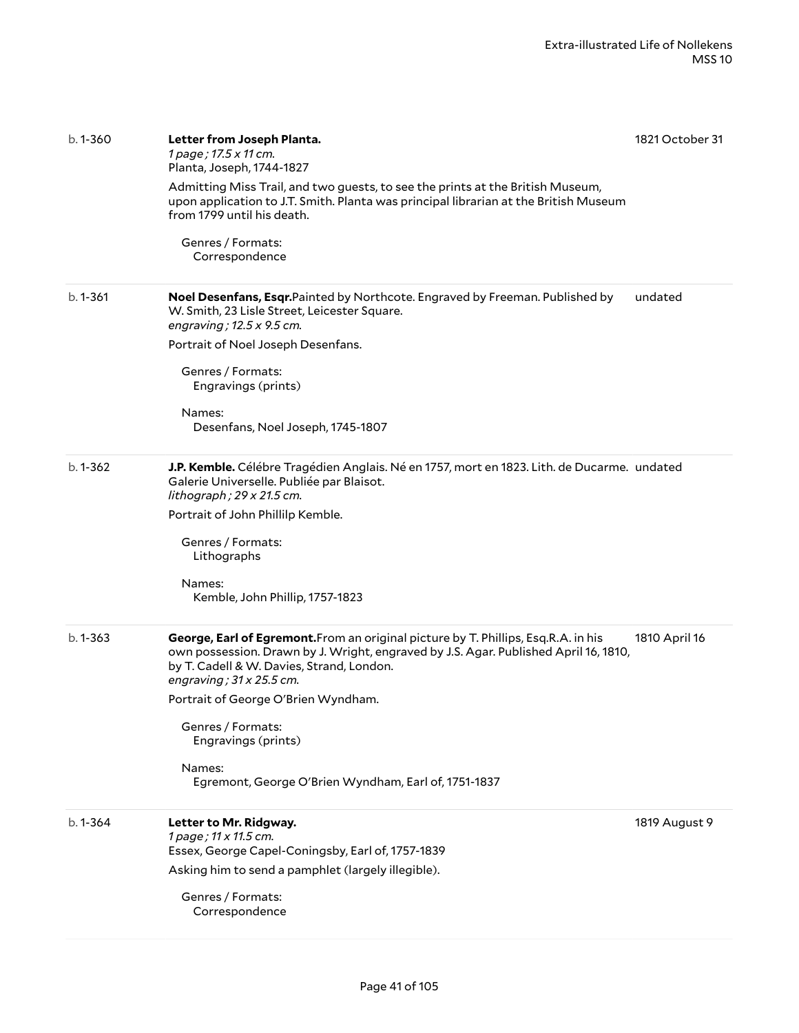b. 1-360 **Letter from Joseph Planta.** 1821 October 31

*1 page ; 17.5 x 11 cm.*

Planta, Joseph, 1744-1827

Admitting Miss Trail, and two guests, to see the prints at the British Museum, upon application to J.T. Smith. Planta was principal librarian at the British Museum from 1799 until his death.

Genres / Formats:
Correspondence

---

b. 1-361 **Noel Desenfans, Esqr.**Painted by Northcote. Engraved by Freeman. Published by W. Smith, 23 Lisle Street, Leicester Square. undated

*engraving ; 12.5 x 9.5 cm.*

Portrait of Noel Joseph Desenfans.

Genres / Formats:
Engravings (prints)

Names:
Desenfans, Noel Joseph, 1745-1807

---

b. 1-362 **J.P. Kemble.** Célébre Tragédien Anglais. Né en 1757, mort en 1823. Lith. de Ducarme. Galerie Universelle. Publiée par Blaisot. undated

*lithograph ; 29 x 21.5 cm.*

Portrait of John Phillilp Kemble.

Genres / Formats:
Lithographs

Names:
Kemble, John Phillip, 1757-1823

---

b. 1-363 **George, Earl of Egremont.**From an original picture by T. Phillips, Esq.R.A. in his own possession. Drawn by J. Wright, engraved by J.S. Agar. Published April 16, 1810, by T. Cadell & W. Davies, Strand, London. 1810 April 16

*engraving ; 31 x 25.5 cm.*

Portrait of George O'Brien Wyndham.

Genres / Formats:
Engravings (prints)

Names:
Egremont, George O'Brien Wyndham, Earl of, 1751-1837

---

b. 1-364 **Letter to Mr. Ridgway.** 1819 August 9

*1 page ; 11 x 11.5 cm.*

Essex, George Capel-Coningsby, Earl of, 1757-1839

Asking him to send a pamphlet (largely illegible).

Genres / Formats:
Correspondence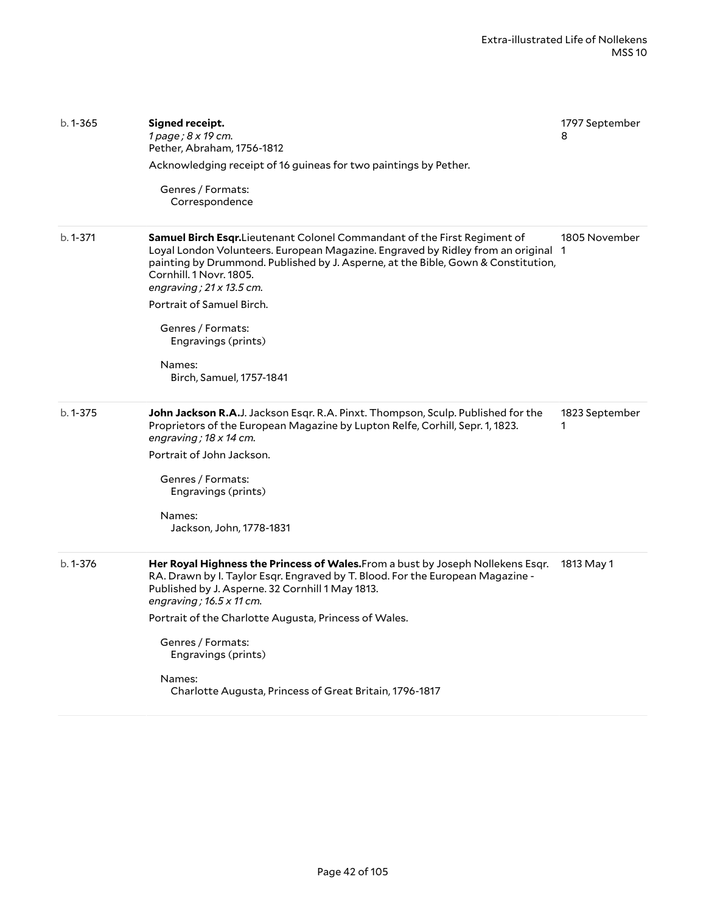b. 1-365

**Signed receipt.**
*1 page ; 8 x 19 cm.*
Pether, Abraham, 1756-1812

1797 September 8

Acknowledging receipt of 16 guineas for two paintings by Pether.

Genres / Formats:
Correspondence

---

b. 1-371

**Samuel Birch Esqr.**Lieutenant Colonel Commandant of the First Regiment of Loyal London Volunteers. European Magazine. Engraved by Ridley from an original painting by Drummond. Published by J. Asperne, at the Bible, Gown & Constitution, Cornhill. 1 Novr. 1805.
*engraving ; 21 x 13.5 cm.*

1805 November 1

Portrait of Samuel Birch.

Genres / Formats:
Engravings (prints)

Names:
Birch, Samuel, 1757-1841

---

b. 1-375

**John Jackson R.A.**J. Jackson Esqr. R.A. Pinxt. Thompson, Sculp. Published for the Proprietors of the European Magazine by Lupton Relfe, Corhill, Sepr. 1, 1823.
*engraving ; 18 x 14 cm.*

1823 September 1

Portrait of John Jackson.

Genres / Formats:
Engravings (prints)

Names:
Jackson, John, 1778-1831

---

b. 1-376

**Her Royal Highness the Princess of Wales.**From a bust by Joseph Nollekens Esqr. RA. Drawn by I. Taylor Esqr. Engraved by T. Blood. For the European Magazine - Published by J. Asperne. 32 Cornhill 1 May 1813.
*engraving ; 16.5 x 11 cm.*

1813 May 1

Portrait of the Charlotte Augusta, Princess of Wales.

Genres / Formats:
Engravings (prints)

Names:
Charlotte Augusta, Princess of Great Britain, 1796-1817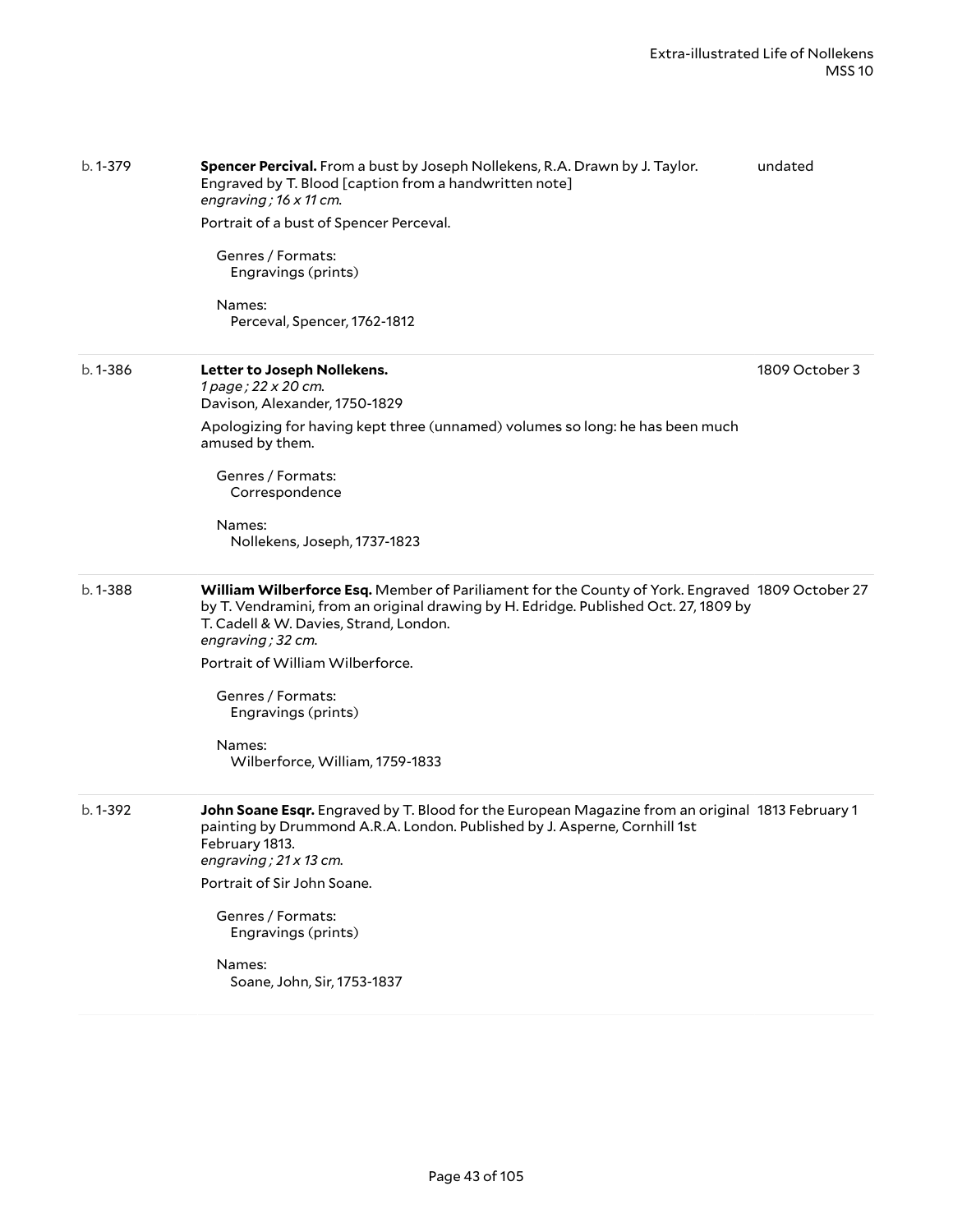b. 1-379 | **Spencer Percival.** From a bust by Joseph Nollekens, R.A. Drawn by J. Taylor. Engraved by T. Blood [caption from a handwritten note] | undated
*engraving ; 16 x 11 cm.*

Portrait of a bust of Spencer Perceval.

Genres / Formats:
Engravings (prints)

Names:
Perceval, Spencer, 1762-1812

---

b. 1-386 | **Letter to Joseph Nollekens.** | 1809 October 3
*1 page ; 22 x 20 cm.*
Davison, Alexander, 1750-1829

Apologizing for having kept three (unnamed) volumes so long: he has been much amused by them.

Genres / Formats:
Correspondence

Names:
Nollekens, Joseph, 1737-1823

---

b. 1-388 | **William Wilberforce Esq.** Member of Pariliament for the County of York. Engraved by T. Vendramini, from an original drawing by H. Edridge. Published Oct. 27, 1809 by T. Cadell & W. Davies, Strand, London. | 1809 October 27
*engraving ; 32 cm.*

Portrait of William Wilberforce.

Genres / Formats:
Engravings (prints)

Names:
Wilberforce, William, 1759-1833

---

b. 1-392 | **John Soane Esqr.** Engraved by T. Blood for the European Magazine from an original painting by Drummond A.R.A. London. Published by J. Asperne, Cornhill 1st February 1813. | 1813 February 1
*engraving ; 21 x 13 cm.*

Portrait of Sir John Soane.

Genres / Formats:
Engravings (prints)

Names:
Soane, John, Sir, 1753-1837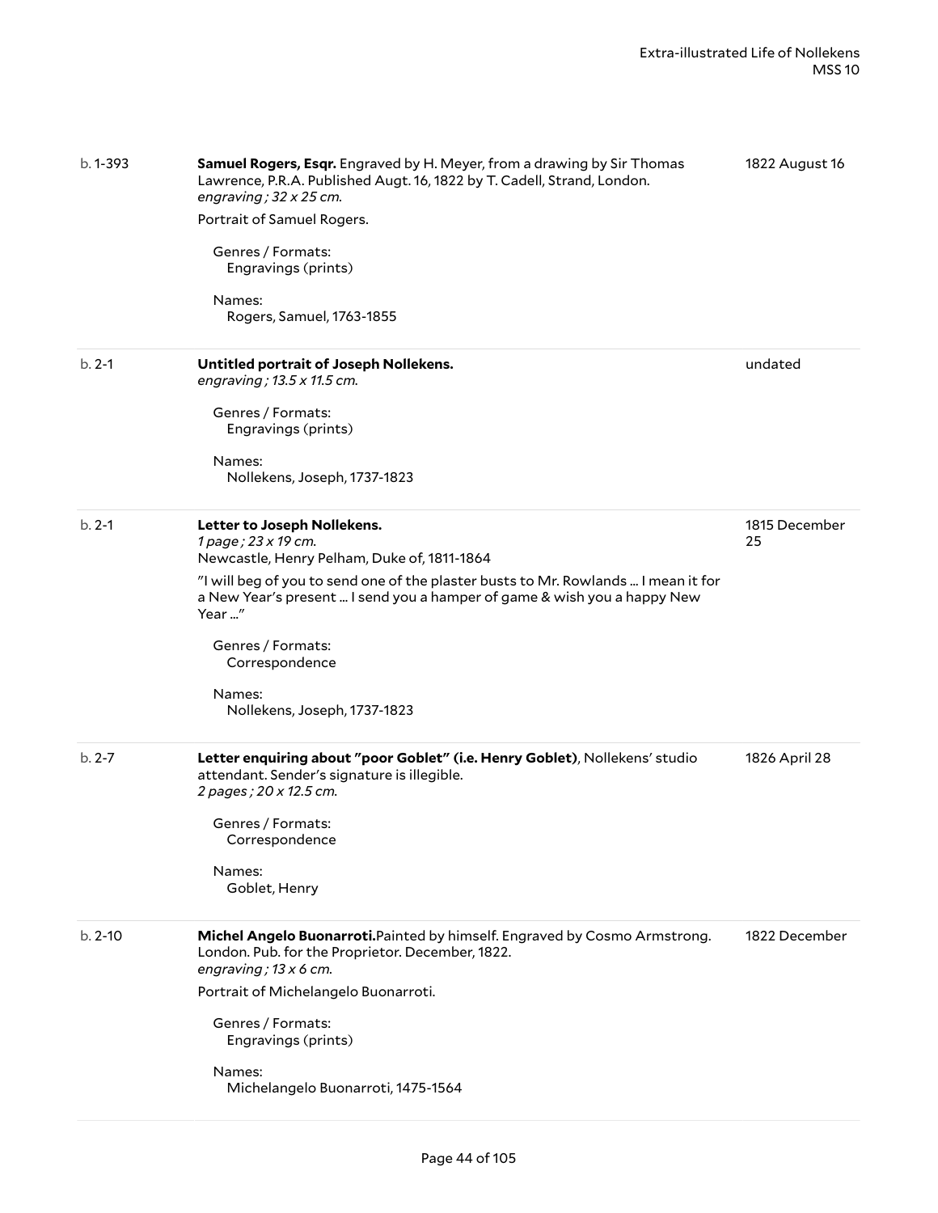| | | |
|---|---|---|
| b. 1-393 | **Samuel Rogers, Esqr.** Engraved by H. Meyer, from a drawing by Sir Thomas Lawrence, P.R.A. Published Augt. 16, 1822 by T. Cadell, Strand, London.<br>*engraving ; 32 x 25 cm.*<br>Portrait of Samuel Rogers.<br>Genres / Formats:<br>Engravings (prints)<br>Names:<br>Rogers, Samuel, 1763-1855 | 1822 August 16 |
| b. 2-1 | **Untitled portrait of Joseph Nollekens.**<br>*engraving ; 13.5 x 11.5 cm.*<br>Genres / Formats:<br>Engravings (prints)<br>Names:<br>Nollekens, Joseph, 1737-1823 | undated |
| b. 2-1 | **Letter to Joseph Nollekens.**<br>*1 page ; 23 x 19 cm.*<br>Newcastle, Henry Pelham, Duke of, 1811-1864<br>"I will beg of you to send one of the plaster busts to Mr. Rowlands ... I mean it for a New Year's present ... I send you a hamper of game & wish you a happy New Year ..."<br>Genres / Formats:<br>Correspondence<br>Names:<br>Nollekens, Joseph, 1737-1823 | 1815 December 25 |
| b. 2-7 | **Letter enquiring about "poor Goblet" (i.e. Henry Goblet)**, Nollekens' studio attendant. Sender's signature is illegible.<br>*2 pages ; 20 x 12.5 cm.*<br>Genres / Formats:<br>Correspondence<br>Names:<br>Goblet, Henry | 1826 April 28 |
| b. 2-10 | **Michel Angelo Buonarroti.** Painted by himself. Engraved by Cosmo Armstrong. London. Pub. for the Proprietor. December, 1822.<br>*engraving ; 13 x 6 cm.*<br>Portrait of Michelangelo Buonarroti.<br>Genres / Formats:<br>Engravings (prints)<br>Names:<br>Michelangelo Buonarroti, 1475-1564 | 1822 December |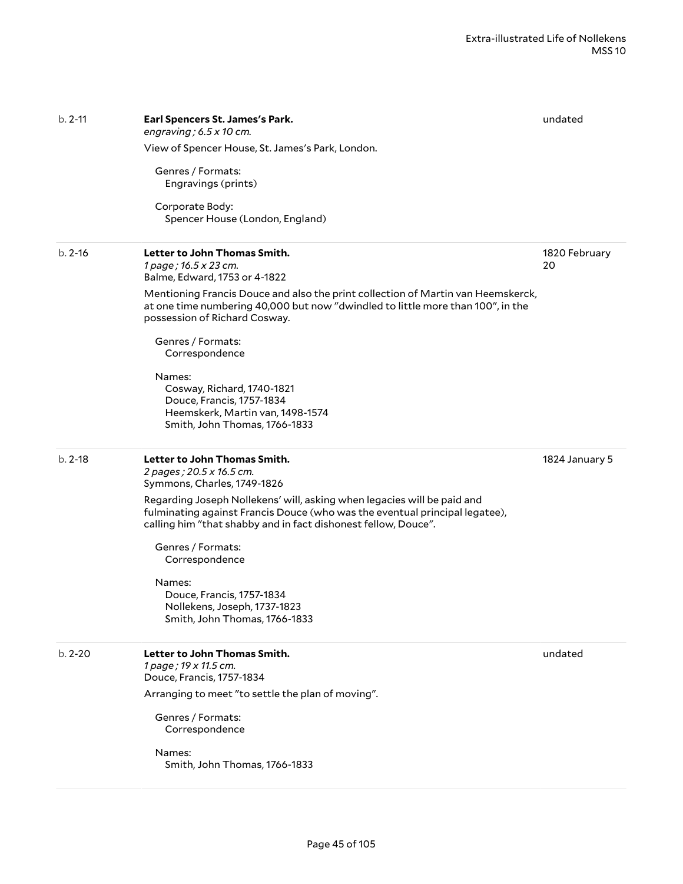b. 2-11

**Earl Spencers St. James's Park.**
*engraving ; 6.5 x 10 cm.*

undated

View of Spencer House, St. James's Park, London.

Genres / Formats:
Engravings (prints)

Corporate Body:
Spencer House (London, England)

---

b. 2-16

**Letter to John Thomas Smith.**
*1 page ; 16.5 x 23 cm.*
Balme, Edward, 1753 or 4-1822

1820 February 20

Mentioning Francis Douce and also the print collection of Martin van Heemskerck, at one time numbering 40,000 but now "dwindled to little more than 100", in the possession of Richard Cosway.

Genres / Formats:
Correspondence

Names:
Cosway, Richard, 1740-1821
Douce, Francis, 1757-1834
Heemskerk, Martin van, 1498-1574
Smith, John Thomas, 1766-1833

---

b. 2-18

**Letter to John Thomas Smith.**
*2 pages ; 20.5 x 16.5 cm.*
Symmons, Charles, 1749-1826

1824 January 5

Regarding Joseph Nollekens' will, asking when legacies will be paid and fulminating against Francis Douce (who was the eventual principal legatee), calling him "that shabby and in fact dishonest fellow, Douce".

Genres / Formats:
Correspondence

Names:
Douce, Francis, 1757-1834
Nollekens, Joseph, 1737-1823
Smith, John Thomas, 1766-1833

---

b. 2-20

**Letter to John Thomas Smith.**
*1 page ; 19 x 11.5 cm.*
Douce, Francis, 1757-1834

undated

Arranging to meet "to settle the plan of moving".

Genres / Formats:
Correspondence

Names:
Smith, John Thomas, 1766-1833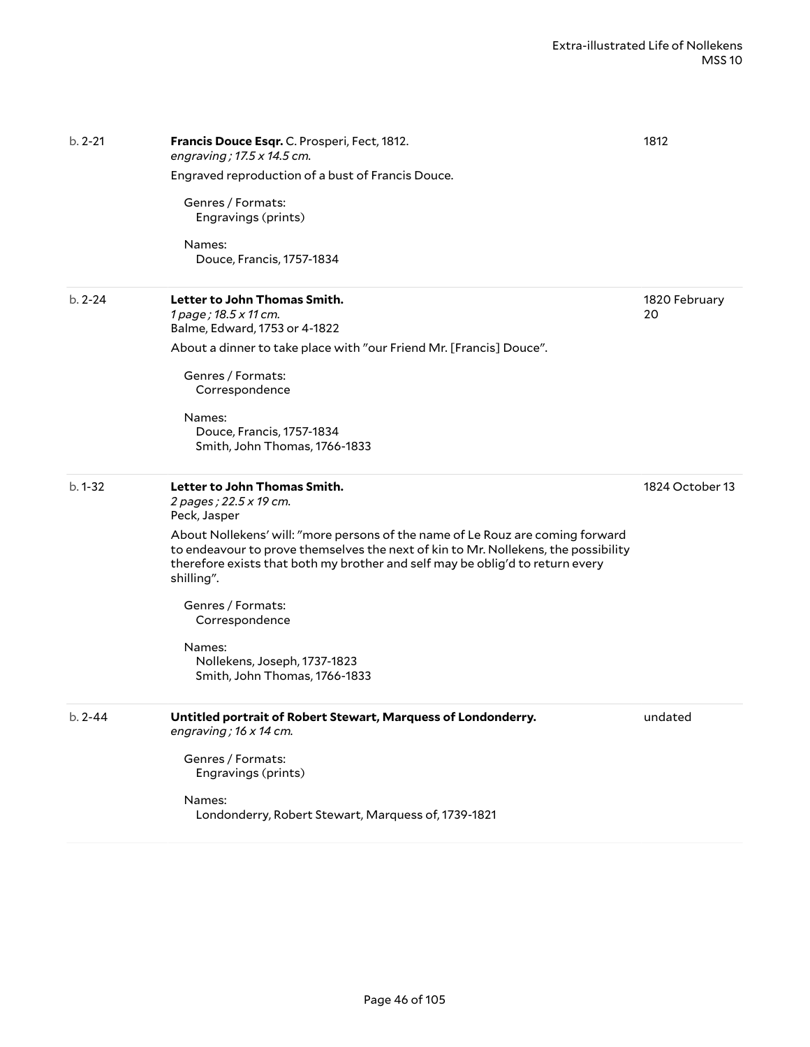b. 2-21 | **Francis Douce Esqr.** C. Prosperi, Fect, 1812. | 1812
*engraving ; 17.5 x 14.5 cm.*

Engraved reproduction of a bust of Francis Douce.

Genres / Formats:
Engravings (prints)

Names:
Douce, Francis, 1757-1834

---

b. 2-24 | **Letter to John Thomas Smith.** | 1820 February 20
*1 page ; 18.5 x 11 cm.*
Balme, Edward, 1753 or 4-1822

About a dinner to take place with "our Friend Mr. [Francis] Douce".

Genres / Formats:
Correspondence

Names:
Douce, Francis, 1757-1834
Smith, John Thomas, 1766-1833

---

b. 1-32 | **Letter to John Thomas Smith.** | 1824 October 13
*2 pages ; 22.5 x 19 cm.*
Peck, Jasper

About Nollekens' will: "more persons of the name of Le Rouz are coming forward to endeavour to prove themselves the next of kin to Mr. Nollekens, the possibility therefore exists that both my brother and self may be oblig'd to return every shilling".

Genres / Formats:
Correspondence

Names:
Nollekens, Joseph, 1737-1823
Smith, John Thomas, 1766-1833

---

b. 2-44 | **Untitled portrait of Robert Stewart, Marquess of Londonderry.** | undated
*engraving ; 16 x 14 cm.*

Genres / Formats:
Engravings (prints)

Names:
Londonderry, Robert Stewart, Marquess of, 1739-1821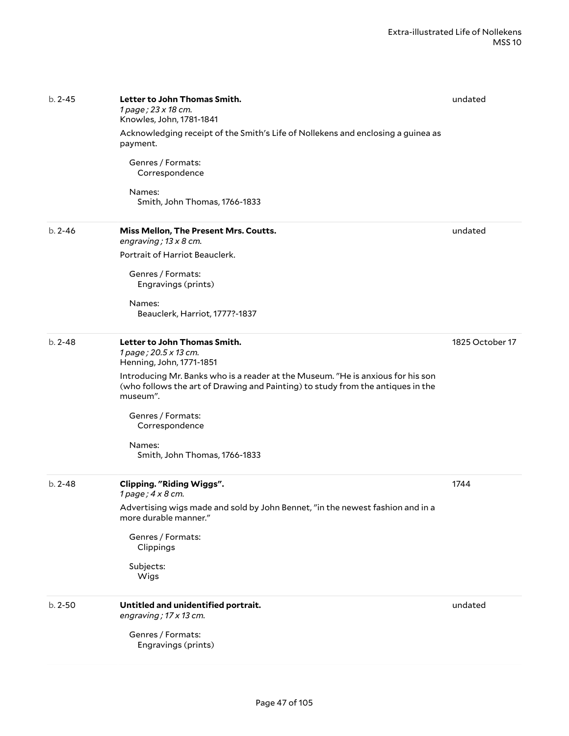b. 2-45 | **Letter to John Thomas Smith.** | undated

*1 page ; 23 x 18 cm.*
Knowles, John, 1781-1841

Acknowledging receipt of the Smith's Life of Nollekens and enclosing a guinea as payment.

Genres / Formats:
Correspondence

Names:
Smith, John Thomas, 1766-1833

---

b. 2-46 | **Miss Mellon, The Present Mrs. Coutts.** | undated

*engraving ; 13 x 8 cm.*

Portrait of Harriot Beauclerk.

Genres / Formats:
Engravings (prints)

Names:
Beauclerk, Harriot, 1777?-1837

---

b. 2-48 | **Letter to John Thomas Smith.** | 1825 October 17

*1 page ; 20.5 x 13 cm.*
Henning, John, 1771-1851

Introducing Mr. Banks who is a reader at the Museum. "He is anxious for his son (who follows the art of Drawing and Painting) to study from the antiques in the museum".

Genres / Formats:
Correspondence

Names:
Smith, John Thomas, 1766-1833

---

b. 2-48 | **Clipping. "Riding Wiggs".** | 1744

*1 page ; 4 x 8 cm.*

Advertising wigs made and sold by John Bennet, "in the newest fashion and in a more durable manner."

Genres / Formats:
Clippings

Subjects:
Wigs

---

b. 2-50 | **Untitled and unidentified portrait.** | undated

*engraving ; 17 x 13 cm.*

Genres / Formats:
Engravings (prints)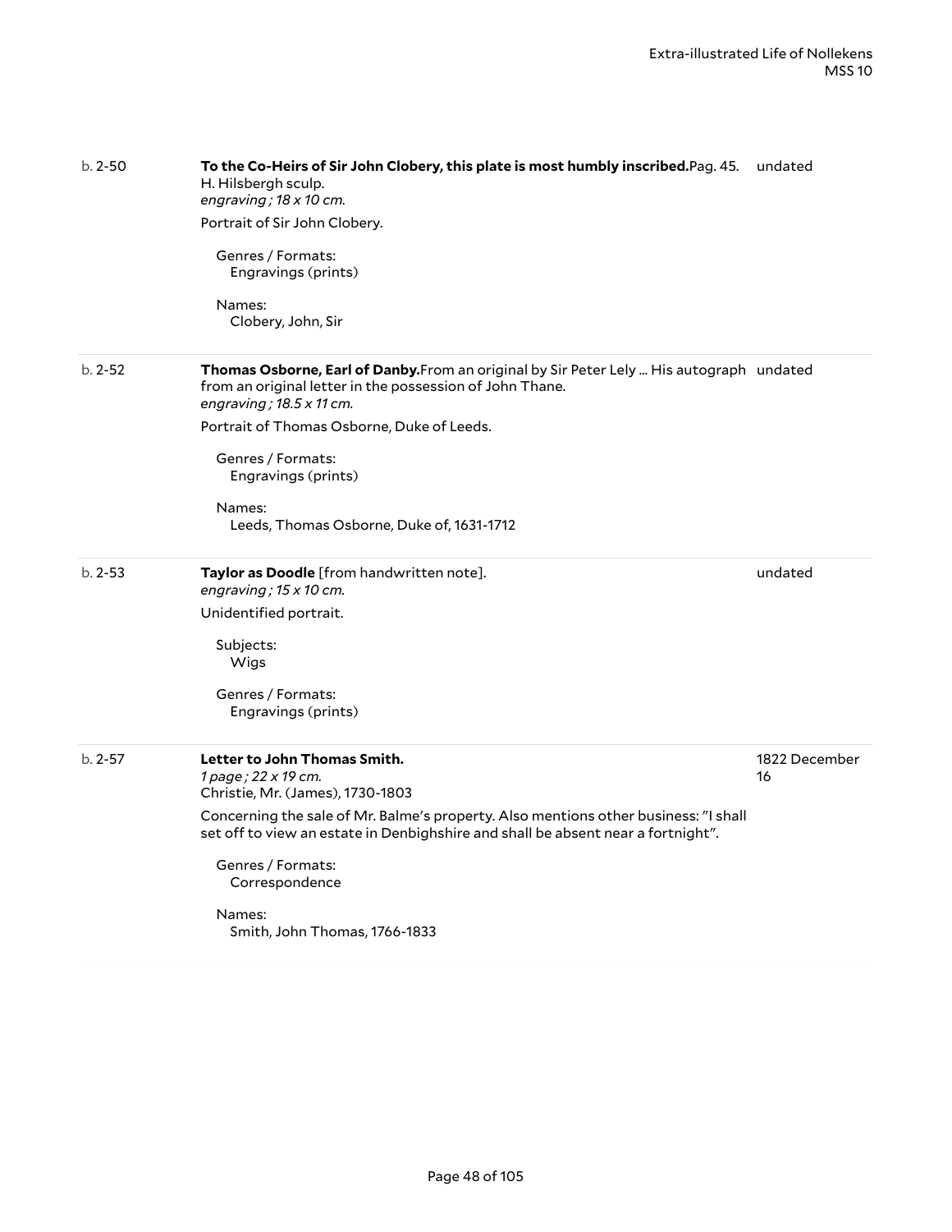b. 2-50

**To the Co-Heirs of Sir John Clobery, this plate is most humbly inscribed.**Pag. 45. H. Hilsbergh sculp.
*engraving ; 18 x 10 cm.*

undated

Portrait of Sir John Clobery.

Genres / Formats:
Engravings (prints)

Names:
Clobery, John, Sir

---

b. 2-52

**Thomas Osborne, Earl of Danby.**From an original by Sir Peter Lely ... His autograph from an original letter in the possession of John Thane.
*engraving ; 18.5 x 11 cm.*

undated

Portrait of Thomas Osborne, Duke of Leeds.

Genres / Formats:
Engravings (prints)

Names:
Leeds, Thomas Osborne, Duke of, 1631-1712

---

b. 2-53

**Taylor as Doodle** [from handwritten note].
*engraving ; 15 x 10 cm.*

undated

Unidentified portrait.

Subjects:
Wigs

Genres / Formats:
Engravings (prints)

---

b. 2-57

**Letter to John Thomas Smith.**
*1 page ; 22 x 19 cm.*
Christie, Mr. (James), 1730-1803

1822 December 16

Concerning the sale of Mr. Balme's property. Also mentions other business: "I shall set off to view an estate in Denbighshire and shall be absent near a fortnight".

Genres / Formats:
Correspondence

Names:
Smith, John Thomas, 1766-1833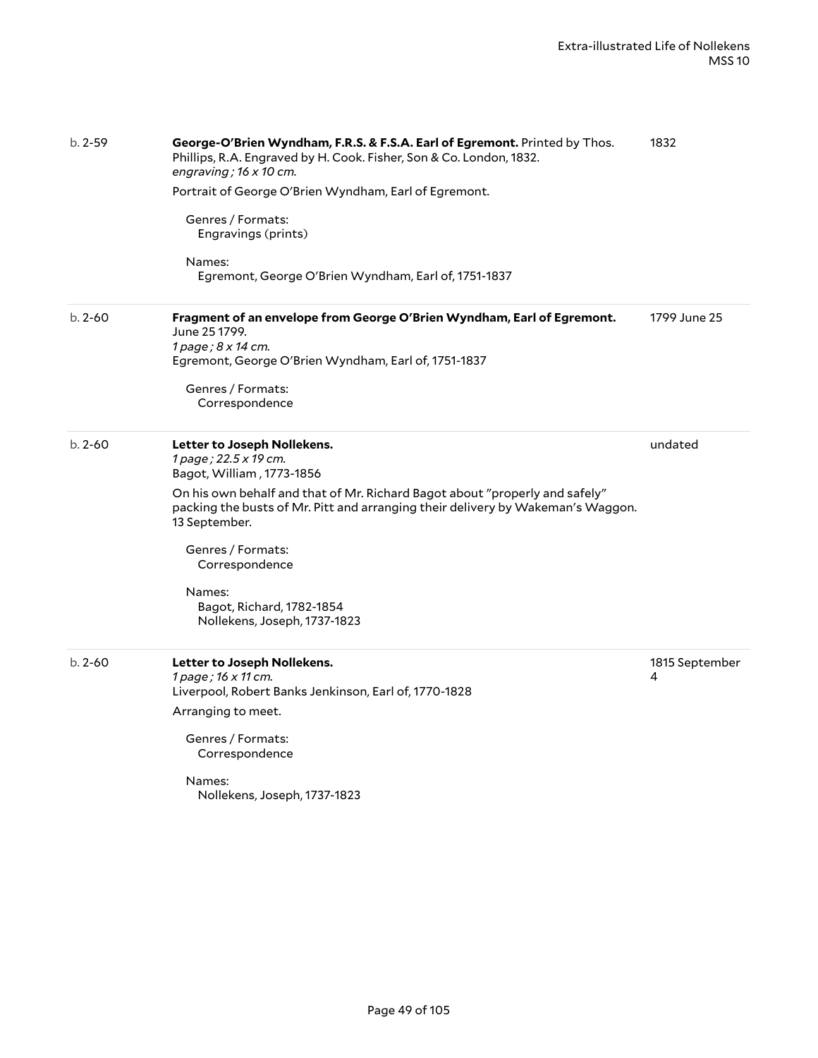b. 2-59 | **George-O'Brien Wyndham, F.R.S. & F.S.A. Earl of Egremont.** Printed by Thos. Phillips, R.A. Engraved by H. Cook. Fisher, Son & Co. London, 1832. | 1832

*engraving ; 16 x 10 cm.*

Portrait of George O'Brien Wyndham, Earl of Egremont.

Genres / Formats:
Engravings (prints)

Names:
Egremont, George O'Brien Wyndham, Earl of, 1751-1837

---

b. 2-60 | **Fragment of an envelope from George O'Brien Wyndham, Earl of Egremont.** June 25 1799. | 1799 June 25

*1 page ; 8 x 14 cm.*
Egremont, George O'Brien Wyndham, Earl of, 1751-1837

Genres / Formats:
Correspondence

---

b. 2-60 | **Letter to Joseph Nollekens.** | undated

*1 page ; 22.5 x 19 cm.*
Bagot, William , 1773-1856

On his own behalf and that of Mr. Richard Bagot about "properly and safely" packing the busts of Mr. Pitt and arranging their delivery by Wakeman's Waggon. 13 September.

Genres / Formats:
Correspondence

Names:
Bagot, Richard, 1782-1854
Nollekens, Joseph, 1737-1823

---

b. 2-60 | **Letter to Joseph Nollekens.** | 1815 September 4

*1 page ; 16 x 11 cm.*
Liverpool, Robert Banks Jenkinson, Earl of, 1770-1828

Arranging to meet.

Genres / Formats:
Correspondence

Names:
Nollekens, Joseph, 1737-1823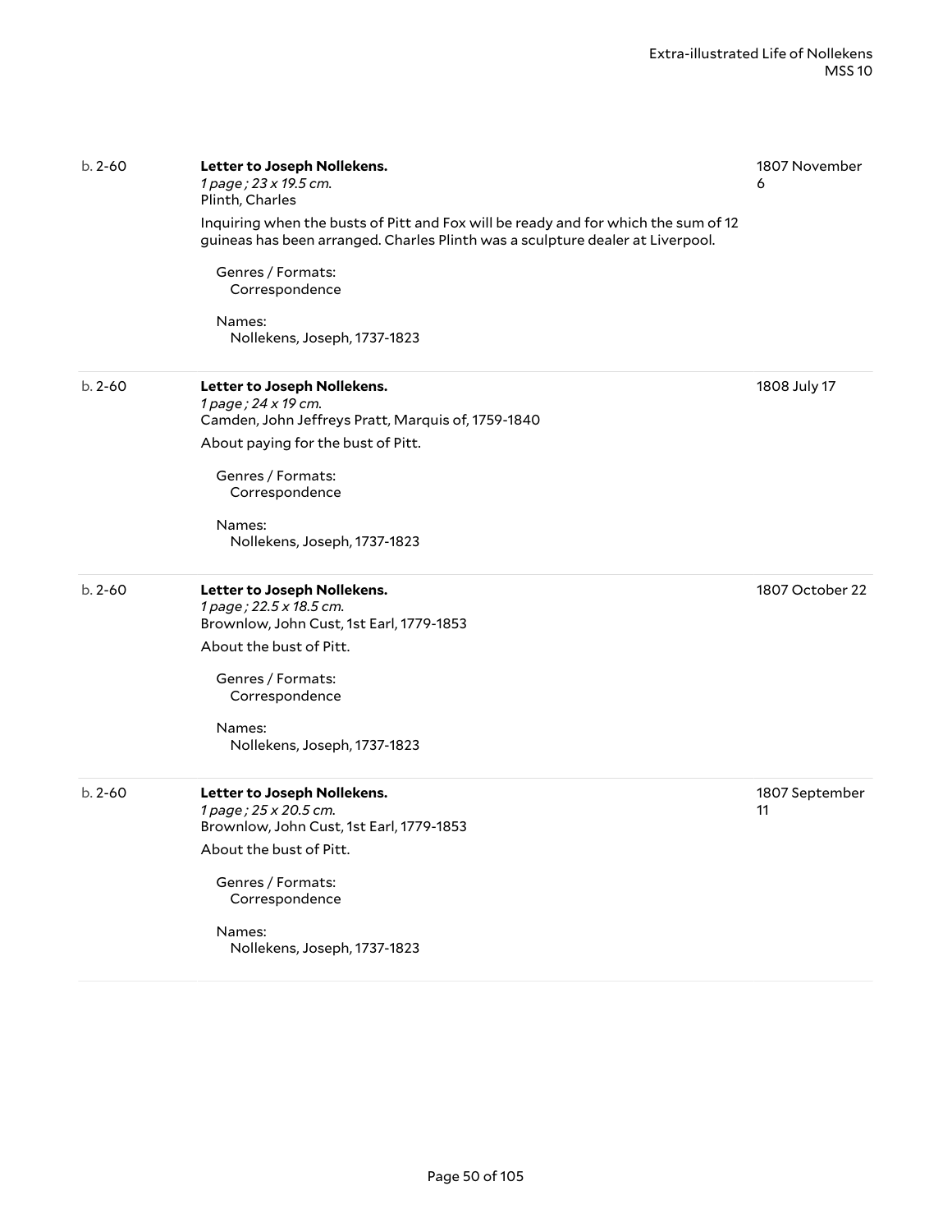b. 2-60

**Letter to Joseph Nollekens.**
*1 page ; 23 x 19.5 cm.*
Plinth, Charles

1807 November 6

Inquiring when the busts of Pitt and Fox will be ready and for which the sum of 12 guineas has been arranged. Charles Plinth was a sculpture dealer at Liverpool.

Genres / Formats:
Correspondence

Names:
Nollekens, Joseph, 1737-1823

---

b. 2-60

**Letter to Joseph Nollekens.**
*1 page ; 24 x 19 cm.*
Camden, John Jeffreys Pratt, Marquis of, 1759-1840

1808 July 17

About paying for the bust of Pitt.

Genres / Formats:
Correspondence

Names:
Nollekens, Joseph, 1737-1823

---

b. 2-60

**Letter to Joseph Nollekens.**
*1 page ; 22.5 x 18.5 cm.*
Brownlow, John Cust, 1st Earl, 1779-1853

1807 October 22

About the bust of Pitt.

Genres / Formats:
Correspondence

Names:
Nollekens, Joseph, 1737-1823

---

b. 2-60

**Letter to Joseph Nollekens.**
*1 page ; 25 x 20.5 cm.*
Brownlow, John Cust, 1st Earl, 1779-1853

1807 September 11

About the bust of Pitt.

Genres / Formats:
Correspondence

Names:
Nollekens, Joseph, 1737-1823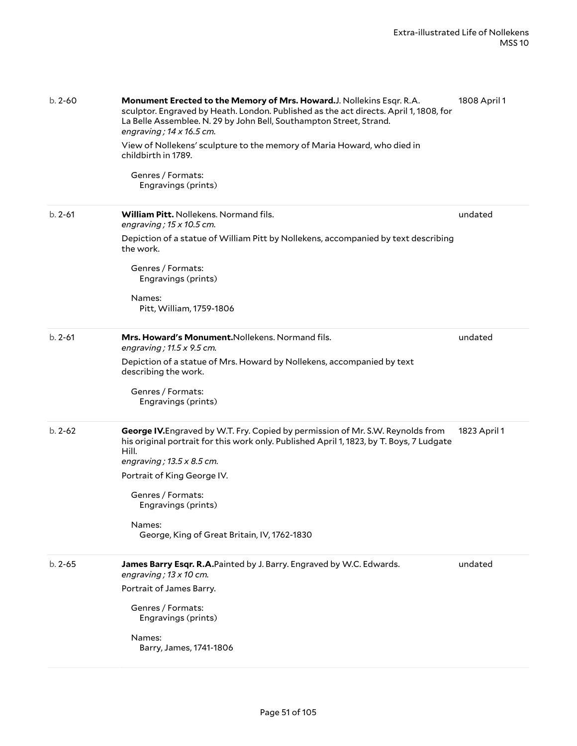b. 2-60 | **Monument Erected to the Memory of Mrs. Howard.**J. Nollekins Esqr. R.A. sculptor. Engraved by Heath. London. Published as the act directs. April 1, 1808, for La Belle Assemblee. N. 29 by John Bell, Southampton Street, Strand. | 1808 April 1

*engraving ; 14 x 16.5 cm.*

View of Nollekens' sculpture to the memory of Maria Howard, who died in childbirth in 1789.

Genres / Formats:
Engravings (prints)

---

b. 2-61 | **William Pitt.** Nollekens. Normand fils. | undated

*engraving ; 15 x 10.5 cm.*

Depiction of a statue of William Pitt by Nollekens, accompanied by text describing the work.

Genres / Formats:
Engravings (prints)

Names:
Pitt, William, 1759-1806

---

b. 2-61 | **Mrs. Howard's Monument.**Nollekens. Normand fils. | undated

*engraving ; 11.5 x 9.5 cm.*

Depiction of a statue of Mrs. Howard by Nollekens, accompanied by text describing the work.

Genres / Formats:
Engravings (prints)

---

b. 2-62 | **George IV.**Engraved by W.T. Fry. Copied by permission of Mr. S.W. Reynolds from his original portrait for this work only. Published April 1, 1823, by T. Boys, 7 Ludgate Hill. | 1823 April 1

*engraving ; 13.5 x 8.5 cm.*

Portrait of King George IV.

Genres / Formats:
Engravings (prints)

Names:
George, King of Great Britain, IV, 1762-1830

---

b. 2-65 | **James Barry Esqr. R.A.**Painted by J. Barry. Engraved by W.C. Edwards. | undated

*engraving ; 13 x 10 cm.*

Portrait of James Barry.

Genres / Formats:
Engravings (prints)

Names:
Barry, James, 1741-1806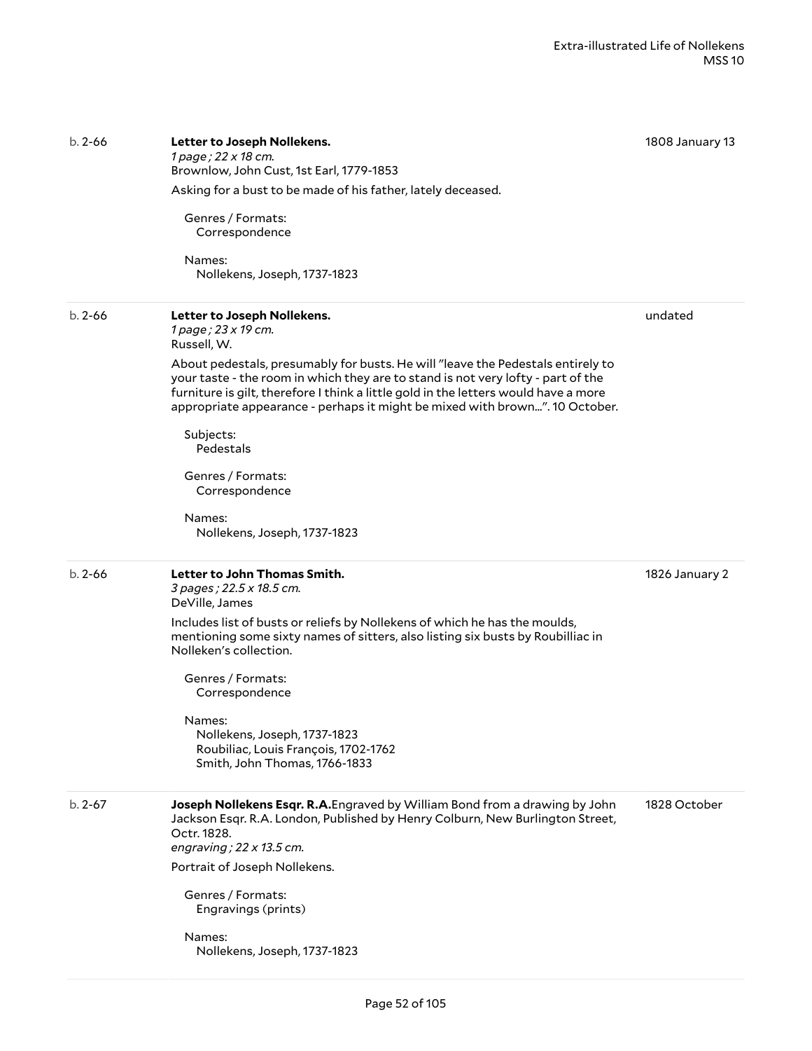b. 2-66

**Letter to Joseph Nollekens.**
*1 page ; 22 x 18 cm.*
Brownlow, John Cust, 1st Earl, 1779-1853

1808 January 13

Asking for a bust to be made of his father, lately deceased.

Genres / Formats:
Correspondence

Names:
Nollekens, Joseph, 1737-1823

---

b. 2-66

**Letter to Joseph Nollekens.**
*1 page ; 23 x 19 cm.*
Russell, W.

undated

About pedestals, presumably for busts. He will "leave the Pedestals entirely to your taste - the room in which they are to stand is not very lofty - part of the furniture is gilt, therefore I think a little gold in the letters would have a more appropriate appearance - perhaps it might be mixed with brown...". 10 October.

Subjects:
Pedestals

Genres / Formats:
Correspondence

Names:
Nollekens, Joseph, 1737-1823

---

b. 2-66

**Letter to John Thomas Smith.**
*3 pages ; 22.5 x 18.5 cm.*
DeVille, James

1826 January 2

Includes list of busts or reliefs by Nollekens of which he has the moulds, mentioning some sixty names of sitters, also listing six busts by Roubilliac in Nolleken's collection.

Genres / Formats:
Correspondence

Names:
Nollekens, Joseph, 1737-1823
Roubiliac, Louis François, 1702-1762
Smith, John Thomas, 1766-1833

---

b. 2-67

**Joseph Nollekens Esqr. R.A.** Engraved by William Bond from a drawing by John Jackson Esqr. R.A. London, Published by Henry Colburn, New Burlington Street, Octr. 1828.
*engraving ; 22 x 13.5 cm.*

1828 October

Portrait of Joseph Nollekens.

Genres / Formats:
Engravings (prints)

Names:
Nollekens, Joseph, 1737-1823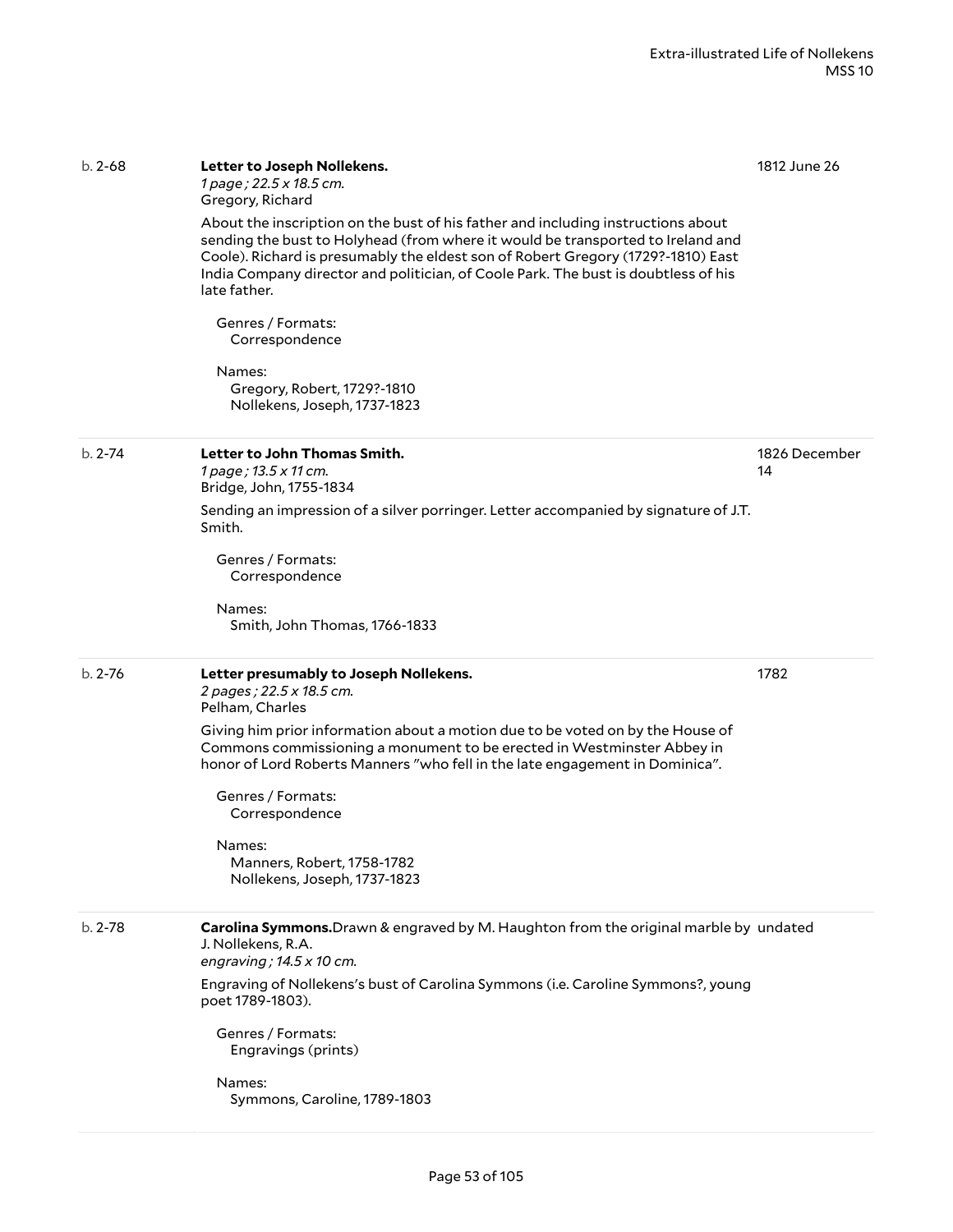b. 2-68 **Letter to Joseph Nollekens.** 1812 June 26

*1 page ; 22.5 x 18.5 cm.*
Gregory, Richard

About the inscription on the bust of his father and including instructions about sending the bust to Holyhead (from where it would be transported to Ireland and Coole). Richard is presumably the eldest son of Robert Gregory (1729?-1810) East India Company director and politician, of Coole Park. The bust is doubtless of his late father.

Genres / Formats:
Correspondence

Names:
Gregory, Robert, 1729?-1810
Nollekens, Joseph, 1737-1823

---

b. 2-74 **Letter to John Thomas Smith.** 1826 December 14

*1 page ; 13.5 x 11 cm.*
Bridge, John, 1755-1834

Sending an impression of a silver porringer. Letter accompanied by signature of J.T. Smith.

Genres / Formats:
Correspondence

Names:
Smith, John Thomas, 1766-1833

---

b. 2-76 **Letter presumably to Joseph Nollekens.** 1782

*2 pages ; 22.5 x 18.5 cm.*
Pelham, Charles

Giving him prior information about a motion due to be voted on by the House of Commons commissioning a monument to be erected in Westminster Abbey in honor of Lord Roberts Manners "who fell in the late engagement in Dominica".

Genres / Formats:
Correspondence

Names:
Manners, Robert, 1758-1782
Nollekens, Joseph, 1737-1823

---

b. 2-78 **Carolina Symmons.**Drawn & engraved by M. Haughton from the original marble by J. Nollekens, R.A. undated

*engraving ; 14.5 x 10 cm.*

Engraving of Nollekens's bust of Carolina Symmons (i.e. Caroline Symmons?, young poet 1789-1803).

Genres / Formats:
Engravings (prints)

Names:
Symmons, Caroline, 1789-1803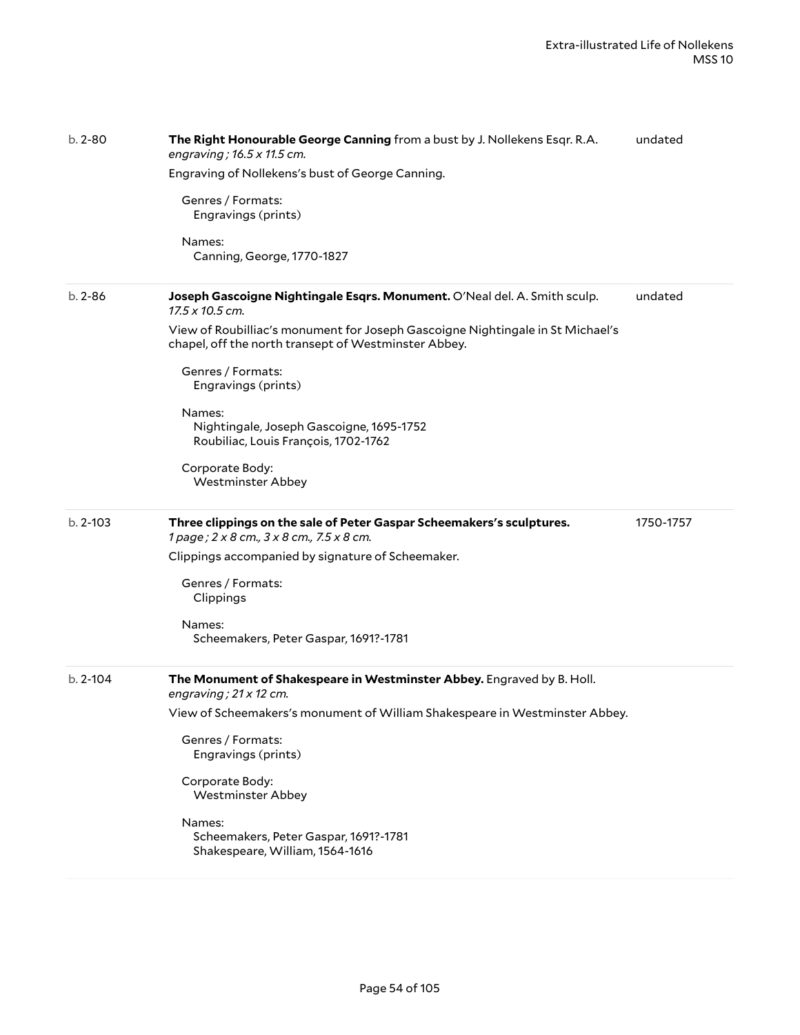b. 2-80 **The Right Honourable George Canning** from a bust by J. Nollekens Esqr. R.A. — undated

*engraving ; 16.5 x 11.5 cm.*

Engraving of Nollekens's bust of George Canning.

Genres / Formats:
Engravings (prints)

Names:
Canning, George, 1770-1827

---

b. 2-86 **Joseph Gascoigne Nightingale Esqrs. Monument.** O'Neal del. A. Smith sculp. — undated

*17.5 x 10.5 cm.*

View of Roubilliac's monument for Joseph Gascoigne Nightingale in St Michael's chapel, off the north transept of Westminster Abbey.

Genres / Formats:
Engravings (prints)

Names:
Nightingale, Joseph Gascoigne, 1695-1752
Roubiliac, Louis François, 1702-1762

Corporate Body:
Westminster Abbey

---

b. 2-103 **Three clippings on the sale of Peter Gaspar Scheemakers's sculptures.** — 1750-1757

*1 page ; 2 x 8 cm., 3 x 8 cm., 7.5 x 8 cm.*

Clippings accompanied by signature of Scheemaker.

Genres / Formats:
Clippings

Names:
Scheemakers, Peter Gaspar, 1691?-1781

---

b. 2-104 **The Monument of Shakespeare in Westminster Abbey.** Engraved by B. Holl.

*engraving ; 21 x 12 cm.*

View of Scheemakers's monument of William Shakespeare in Westminster Abbey.

Genres / Formats:
Engravings (prints)

Corporate Body:
Westminster Abbey

Names:
Scheemakers, Peter Gaspar, 1691?-1781
Shakespeare, William, 1564-1616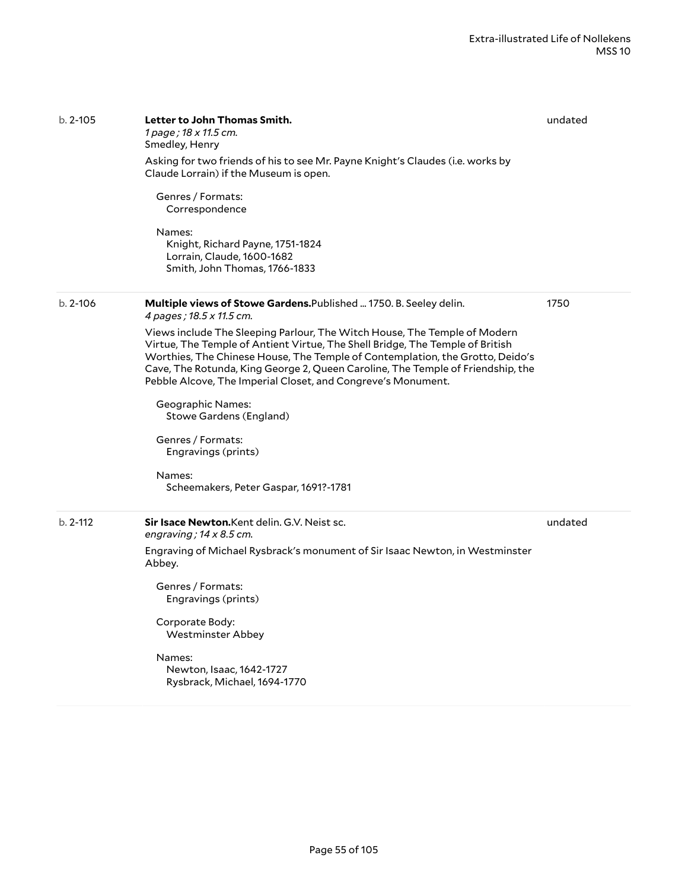b. 2-105 **Letter to John Thomas Smith.** undated

*1 page ; 18 x 11.5 cm.*

Smedley, Henry

Asking for two friends of his to see Mr. Payne Knight's Claudes (i.e. works by Claude Lorrain) if the Museum is open.

Genres / Formats:
Correspondence

Names:
Knight, Richard Payne, 1751-1824
Lorrain, Claude, 1600-1682
Smith, John Thomas, 1766-1833

---

b. 2-106 **Multiple views of Stowe Gardens.** Published ... 1750. B. Seeley delin. 1750

*4 pages ; 18.5 x 11.5 cm.*

Views include The Sleeping Parlour, The Witch House, The Temple of Modern Virtue, The Temple of Antient Virtue, The Shell Bridge, The Temple of British Worthies, The Chinese House, The Temple of Contemplation, the Grotto, Deido's Cave, The Rotunda, King George 2, Queen Caroline, The Temple of Friendship, the Pebble Alcove, The Imperial Closet, and Congreve's Monument.

Geographic Names:
Stowe Gardens (England)

Genres / Formats:
Engravings (prints)

Names:
Scheemakers, Peter Gaspar, 1691?-1781

---

b. 2-112 **Sir Isace Newton.** Kent delin. G.V. Neist sc. undated

*engraving ; 14 x 8.5 cm.*

Engraving of Michael Rysbrack's monument of Sir Isaac Newton, in Westminster Abbey.

Genres / Formats:
Engravings (prints)

Corporate Body:
Westminster Abbey

Names:
Newton, Isaac, 1642-1727
Rysbrack, Michael, 1694-1770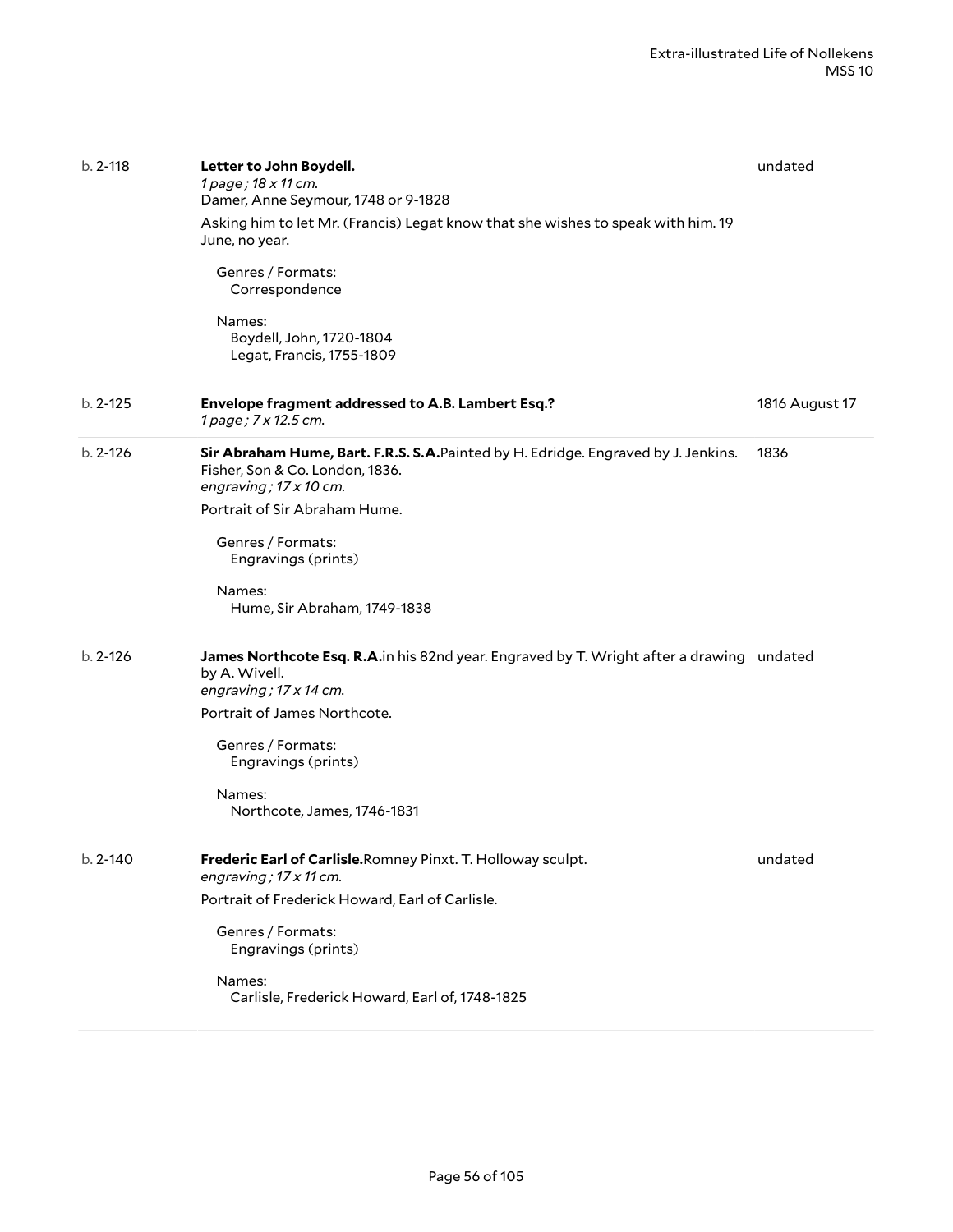| | | |
|---|---|---|
| b. 2-118 | **Letter to John Boydell.**<br>*1 page ; 18 x 11 cm.*<br>Damer, Anne Seymour, 1748 or 9-1828<br><br>Asking him to let Mr. (Francis) Legat know that she wishes to speak with him. 19 June, no year.<br><br>Genres / Formats:<br>Correspondence<br><br>Names:<br>Boydell, John, 1720-1804<br>Legat, Francis, 1755-1809 | undated |
| b. 2-125 | **Envelope fragment addressed to A.B. Lambert Esq.?**<br>*1 page ; 7 x 12.5 cm.* | 1816 August 17 |
| b. 2-126 | **Sir Abraham Hume, Bart. F.R.S. S.A.**Painted by H. Edridge. Engraved by J. Jenkins. Fisher, Son & Co. London, 1836.<br>*engraving ; 17 x 10 cm.*<br><br>Portrait of Sir Abraham Hume.<br><br>Genres / Formats:<br>Engravings (prints)<br><br>Names:<br>Hume, Sir Abraham, 1749-1838 | 1836 |
| b. 2-126 | **James Northcote Esq. R.A.**in his 82nd year. Engraved by T. Wright after a drawing by A. Wivell.<br>*engraving ; 17 x 14 cm.*<br><br>Portrait of James Northcote.<br><br>Genres / Formats:<br>Engravings (prints)<br><br>Names:<br>Northcote, James, 1746-1831 | undated |
| b. 2-140 | **Frederic Earl of Carlisle.**Romney Pinxt. T. Holloway sculpt.<br>*engraving ; 17 x 11 cm.*<br><br>Portrait of Frederick Howard, Earl of Carlisle.<br><br>Genres / Formats:<br>Engravings (prints)<br><br>Names:<br>Carlisle, Frederick Howard, Earl of, 1748-1825 | undated |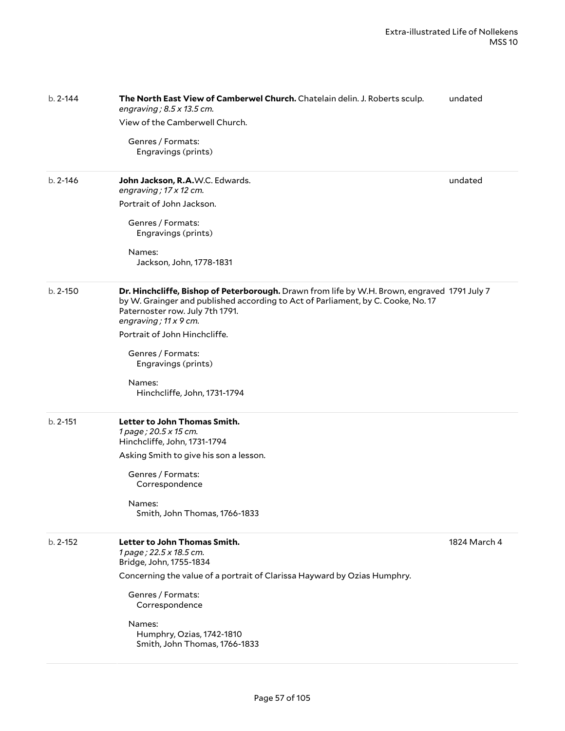b. 2-144 | **The North East View of Camberwel Church.** Chatelain delin. J. Roberts sculp. | undated

*engraving ; 8.5 x 13.5 cm.*

View of the Camberwell Church.

Genres / Formats:
Engravings (prints)

---

b. 2-146 | **John Jackson, R.A.**W.C. Edwards. | undated

*engraving ; 17 x 12 cm.*

Portrait of John Jackson.

Genres / Formats:
Engravings (prints)

Names:
Jackson, John, 1778-1831

---

b. 2-150 | **Dr. Hinchcliffe, Bishop of Peterborough.** Drawn from life by W.H. Brown, engraved by W. Grainger and published according to Act of Parliament, by C. Cooke, No. 17 Paternoster row. July 7th 1791. | 1791 July 7

*engraving ; 11 x 9 cm.*

Portrait of John Hinchcliffe.

Genres / Formats:
Engravings (prints)

Names:
Hinchcliffe, John, 1731-1794

---

b. 2-151 | **Letter to John Thomas Smith.**

*1 page ; 20.5 x 15 cm.*

Hinchcliffe, John, 1731-1794

Asking Smith to give his son a lesson.

Genres / Formats:
Correspondence

Names:
Smith, John Thomas, 1766-1833

---

b. 2-152 | **Letter to John Thomas Smith.** | 1824 March 4

*1 page ; 22.5 x 18.5 cm.*

Bridge, John, 1755-1834

Concerning the value of a portrait of Clarissa Hayward by Ozias Humphry.

Genres / Formats:
Correspondence

Names:
Humphry, Ozias, 1742-1810
Smith, John Thomas, 1766-1833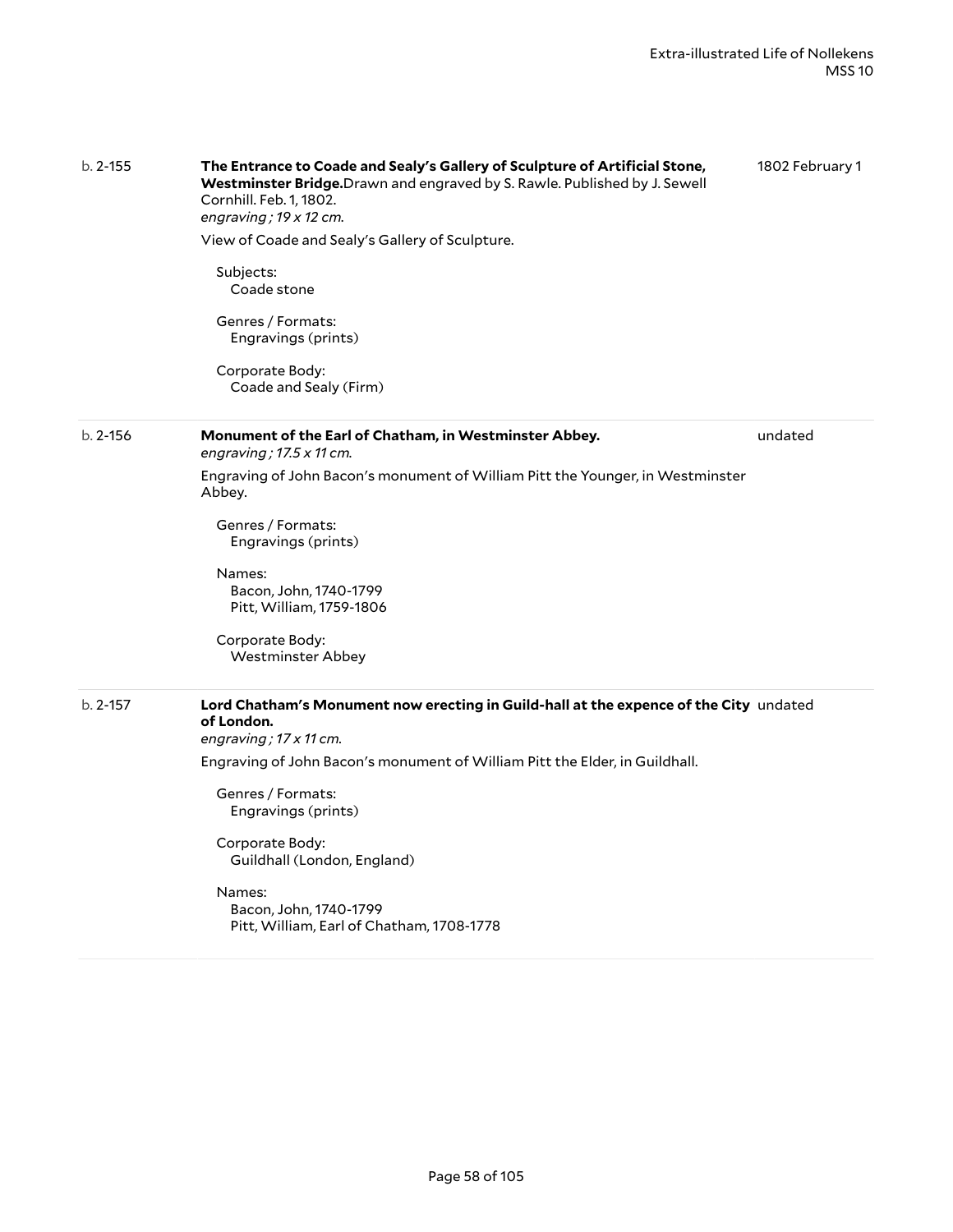b. 2-155 | **The Entrance to Coade and Sealy's Gallery of Sculpture of Artificial Stone, Westminster Bridge.** Drawn and engraved by S. Rawle. Published by J. Sewell Cornhill. Feb. 1, 1802. | 1802 February 1

*engraving ; 19 x 12 cm.*

View of Coade and Sealy's Gallery of Sculpture.

Subjects:
Coade stone

Genres / Formats:
Engravings (prints)

Corporate Body:
Coade and Sealy (Firm)

b. 2-156 | **Monument of the Earl of Chatham, in Westminster Abbey.** | undated

*engraving ; 17.5 x 11 cm.*

Engraving of John Bacon's monument of William Pitt the Younger, in Westminster Abbey.

Genres / Formats:
Engravings (prints)

Names:
Bacon, John, 1740-1799
Pitt, William, 1759-1806

Corporate Body:
Westminster Abbey

b. 2-157 | **Lord Chatham's Monument now erecting in Guild-hall at the expence of the City of London.** | undated

*engraving ; 17 x 11 cm.*

Engraving of John Bacon's monument of William Pitt the Elder, in Guildhall.

Genres / Formats:
Engravings (prints)

Corporate Body:
Guildhall (London, England)

Names:
Bacon, John, 1740-1799
Pitt, William, Earl of Chatham, 1708-1778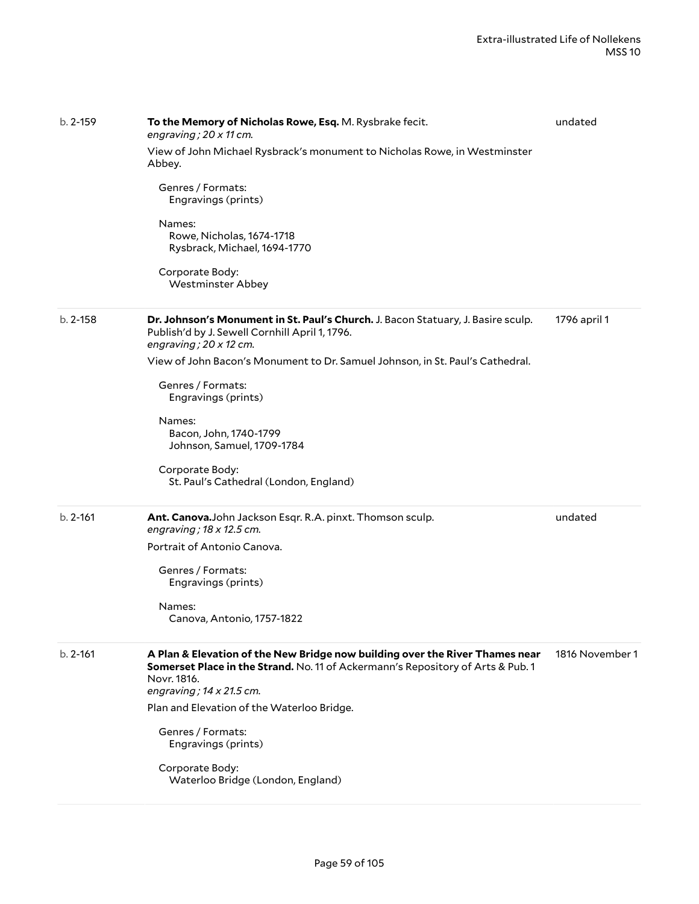b. 2-159

**To the Memory of Nicholas Rowe, Esq.** M. Rysbrake fecit.
*engraving ; 20 x 11 cm.*

undated

View of John Michael Rysbrack's monument to Nicholas Rowe, in Westminster Abbey.

Genres / Formats:
Engravings (prints)

Names:
Rowe, Nicholas, 1674-1718
Rysbrack, Michael, 1694-1770

Corporate Body:
Westminster Abbey

---

b. 2-158

**Dr. Johnson's Monument in St. Paul's Church.** J. Bacon Statuary, J. Basire sculp. Publish'd by J. Sewell Cornhill April 1, 1796.
*engraving ; 20 x 12 cm.*

1796 april 1

View of John Bacon's Monument to Dr. Samuel Johnson, in St. Paul's Cathedral.

Genres / Formats:
Engravings (prints)

Names:
Bacon, John, 1740-1799
Johnson, Samuel, 1709-1784

Corporate Body:
St. Paul's Cathedral (London, England)

---

b. 2-161

**Ant. Canova.**John Jackson Esqr. R.A. pinxt. Thomson sculp.
*engraving ; 18 x 12.5 cm.*

undated

Portrait of Antonio Canova.

Genres / Formats:
Engravings (prints)

Names:
Canova, Antonio, 1757-1822

---

b. 2-161

**A Plan & Elevation of the New Bridge now building over the River Thames near Somerset Place in the Strand.** No. 11 of Ackermann's Repository of Arts & Pub. 1 Novr. 1816.
*engraving ; 14 x 21.5 cm.*

1816 November 1

Plan and Elevation of the Waterloo Bridge.

Genres / Formats:
Engravings (prints)

Corporate Body:
Waterloo Bridge (London, England)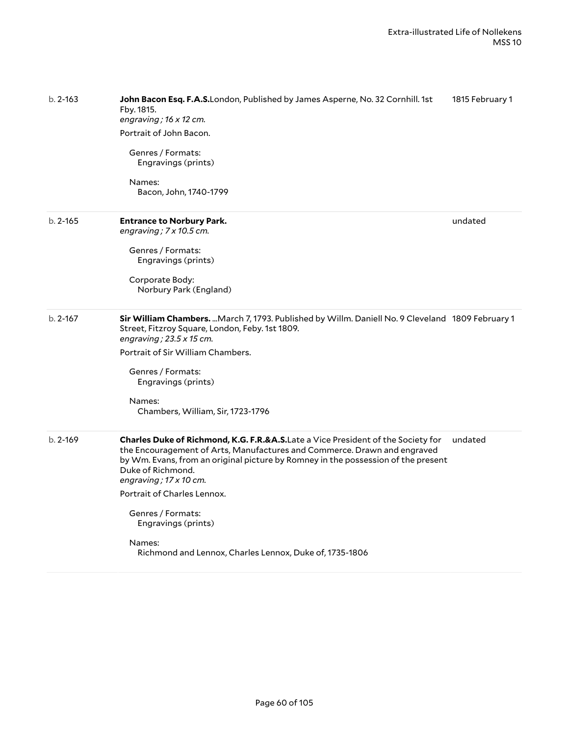b. 2-163 **John Bacon Esq. F.A.S.**London, Published by James Asperne, No. 32 Cornhill. 1st Fby. 1815. — 1815 February 1

*engraving ; 16 x 12 cm.*

Portrait of John Bacon.

Genres / Formats:
Engravings (prints)

Names:
Bacon, John, 1740-1799

---

b. 2-165 **Entrance to Norbury Park.** — undated

*engraving ; 7 x 10.5 cm.*

Genres / Formats:
Engravings (prints)

Corporate Body:
Norbury Park (England)

---

b. 2-167 **Sir William Chambers.** ...March 7, 1793. Published by Willm. Daniell No. 9 Cleveland Street, Fitzroy Square, London, Feby. 1st 1809. — 1809 February 1

*engraving ; 23.5 x 15 cm.*

Portrait of Sir William Chambers.

Genres / Formats:
Engravings (prints)

Names:
Chambers, William, Sir, 1723-1796

---

b. 2-169 **Charles Duke of Richmond, K.G. F.R.&A.S.**Late a Vice President of the Society for the Encouragement of Arts, Manufactures and Commerce. Drawn and engraved by Wm. Evans, from an original picture by Romney in the possession of the present Duke of Richmond. — undated

*engraving ; 17 x 10 cm.*

Portrait of Charles Lennox.

Genres / Formats:
Engravings (prints)

Names:
Richmond and Lennox, Charles Lennox, Duke of, 1735-1806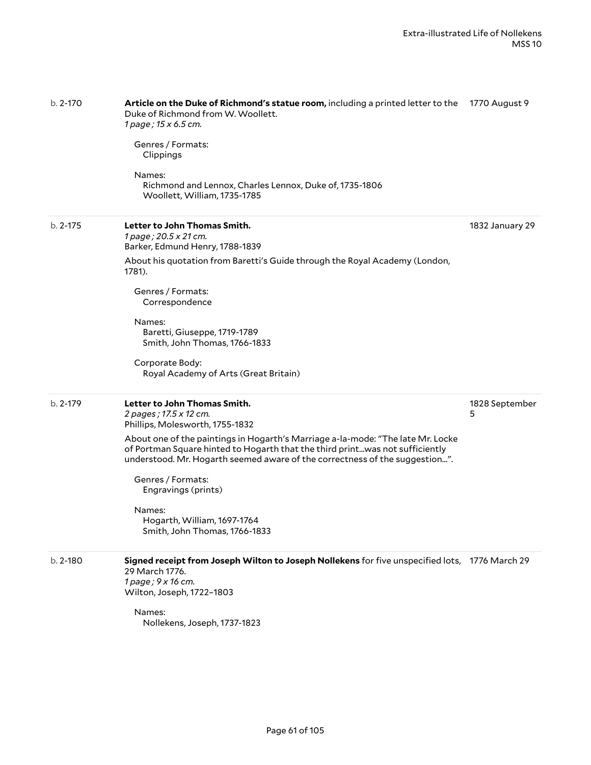b. 2-170 **Article on the Duke of Richmond's statue room,** including a printed letter to the Duke of Richmond from W. Woollett. 1770 August 9
*1 page ; 15 x 6.5 cm.*

Genres / Formats:
Clippings

Names:
Richmond and Lennox, Charles Lennox, Duke of, 1735-1806
Woollett, William, 1735-1785

---

b. 2-175 **Letter to John Thomas Smith.** 1832 January 29
*1 page ; 20.5 x 21 cm.*
Barker, Edmund Henry, 1788-1839

About his quotation from Baretti's Guide through the Royal Academy (London, 1781).

Genres / Formats:
Correspondence

Names:
Baretti, Giuseppe, 1719-1789
Smith, John Thomas, 1766-1833

Corporate Body:
Royal Academy of Arts (Great Britain)

---

b. 2-179 **Letter to John Thomas Smith.** 1828 September 5
*2 pages ; 17.5 x 12 cm.*
Phillips, Molesworth, 1755-1832

About one of the paintings in Hogarth's Marriage a-la-mode: "The late Mr. Locke of Portman Square hinted to Hogarth that the third print...was not sufficiently understood. Mr. Hogarth seemed aware of the correctness of the suggestion...".

Genres / Formats:
Engravings (prints)

Names:
Hogarth, William, 1697-1764
Smith, John Thomas, 1766-1833

---

b. 2-180 **Signed receipt from Joseph Wilton to Joseph Nollekens** for five unspecified lots, 29 March 1776. 1776 March 29
*1 page ; 9 x 16 cm.*
Wilton, Joseph, 1722–1803

Names:
Nollekens, Joseph, 1737-1823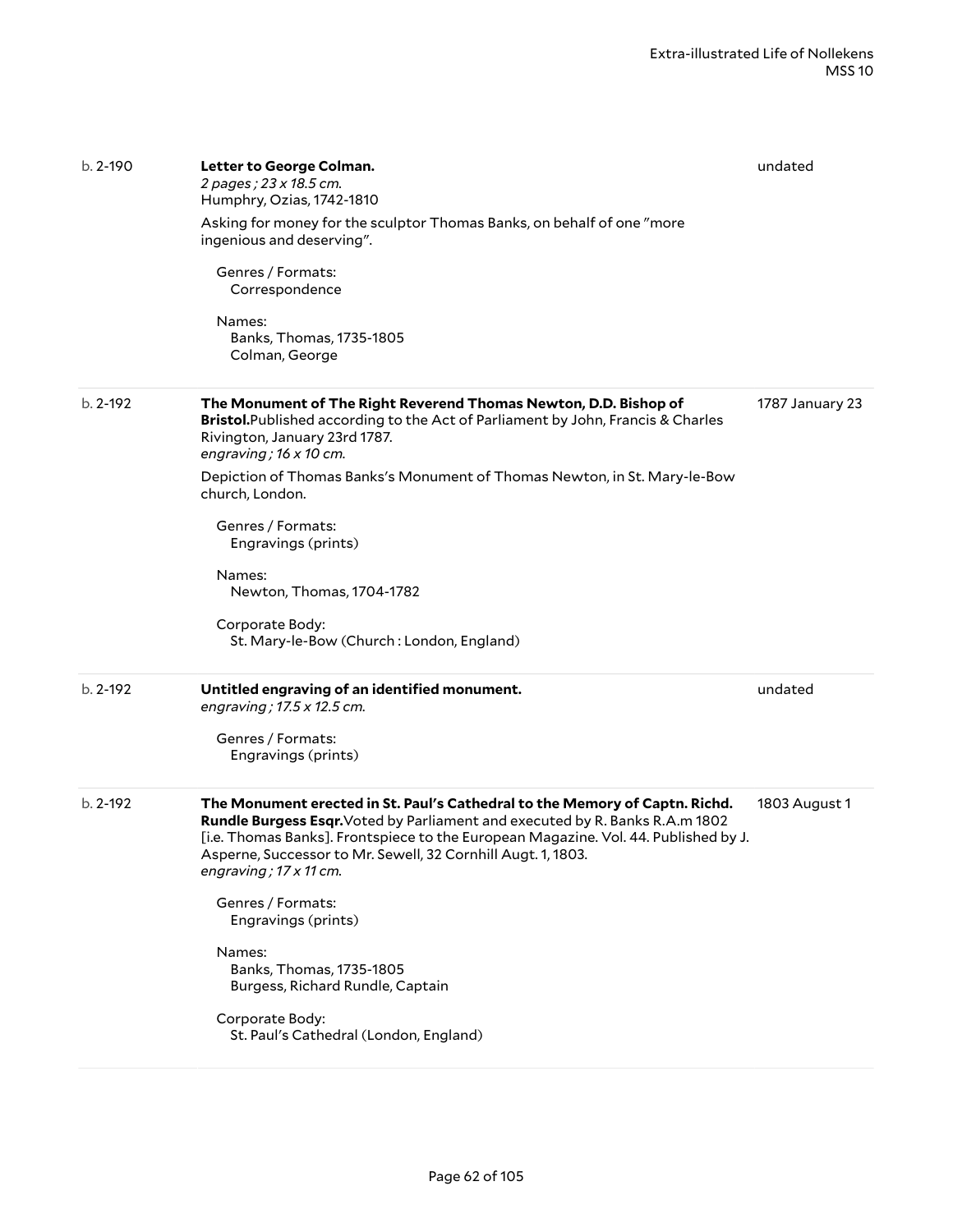b. 2-190

**Letter to George Colman.**
*2 pages ; 23 x 18.5 cm.*
Humphry, Ozias, 1742-1810

undated

Asking for money for the sculptor Thomas Banks, on behalf of one "more ingenious and deserving".

Genres / Formats:
Correspondence

Names:
Banks, Thomas, 1735-1805
Colman, George

---

b. 2-192

**The Monument of The Right Reverend Thomas Newton, D.D. Bishop of Bristol.** Published according to the Act of Parliament by John, Francis & Charles Rivington, January 23rd 1787.
*engraving ; 16 x 10 cm.*

1787 January 23

Depiction of Thomas Banks's Monument of Thomas Newton, in St. Mary-le-Bow church, London.

Genres / Formats:
Engravings (prints)

Names:
Newton, Thomas, 1704-1782

Corporate Body:
St. Mary-le-Bow (Church : London, England)

---

b. 2-192

**Untitled engraving of an identified monument.**
*engraving ; 17.5 x 12.5 cm.*

undated

Genres / Formats:
Engravings (prints)

---

b. 2-192

**The Monument erected in St. Paul's Cathedral to the Memory of Captn. Richd. Rundle Burgess Esqr.** Voted by Parliament and executed by R. Banks R.A.m 1802 [i.e. Thomas Banks]. Frontspiece to the European Magazine. Vol. 44. Published by J. Asperne, Successor to Mr. Sewell, 32 Cornhill Augt. 1, 1803.
*engraving ; 17 x 11 cm.*

1803 August 1

Genres / Formats:
Engravings (prints)

Names:
Banks, Thomas, 1735-1805
Burgess, Richard Rundle, Captain

Corporate Body:
St. Paul's Cathedral (London, England)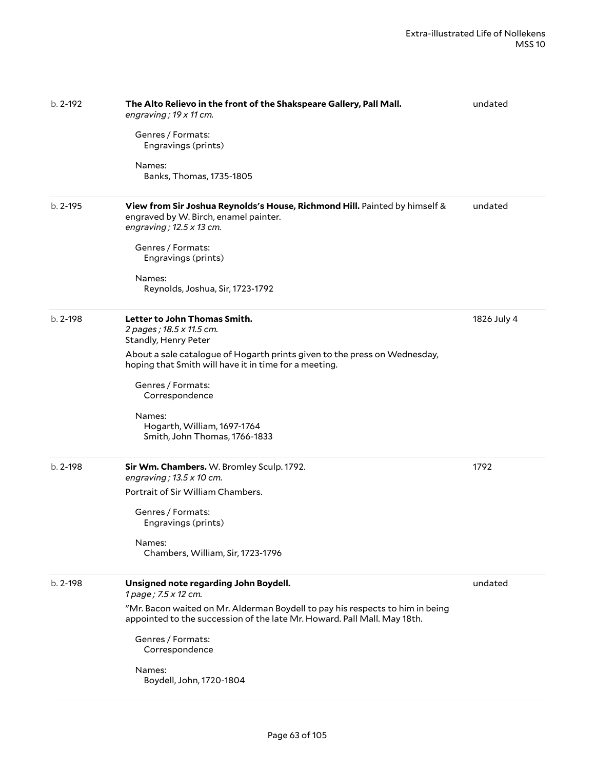| | | |
|---|---|---|
| b. 2-192 | **The Alto Relievo in the front of the Shakspeare Gallery, Pall Mall.**<br>*engraving ; 19 x 11 cm.*<br><br>Genres / Formats:<br>Engravings (prints)<br><br>Names:<br>Banks, Thomas, 1735-1805 | undated |
| b. 2-195 | **View from Sir Joshua Reynolds's House, Richmond Hill.** Painted by himself & engraved by W. Birch, enamel painter.<br>*engraving ; 12.5 x 13 cm.*<br><br>Genres / Formats:<br>Engravings (prints)<br><br>Names:<br>Reynolds, Joshua, Sir, 1723-1792 | undated |
| b. 2-198 | **Letter to John Thomas Smith.**<br>*2 pages ; 18.5 x 11.5 cm.*<br>Standly, Henry Peter<br><br>About a sale catalogue of Hogarth prints given to the press on Wednesday, hoping that Smith will have it in time for a meeting.<br><br>Genres / Formats:<br>Correspondence<br><br>Names:<br>Hogarth, William, 1697-1764<br>Smith, John Thomas, 1766-1833 | 1826 July 4 |
| b. 2-198 | **Sir Wm. Chambers.** W. Bromley Sculp. 1792.<br>*engraving ; 13.5 x 10 cm.*<br><br>Portrait of Sir William Chambers.<br><br>Genres / Formats:<br>Engravings (prints)<br><br>Names:<br>Chambers, William, Sir, 1723-1796 | 1792 |
| b. 2-198 | **Unsigned note regarding John Boydell.**<br>*1 page ; 7.5 x 12 cm.*<br><br>"Mr. Bacon waited on Mr. Alderman Boydell to pay his respects to him in being appointed to the succession of the late Mr. Howard. Pall Mall. May 18th.<br><br>Genres / Formats:<br>Correspondence<br><br>Names:<br>Boydell, John, 1720-1804 | undated |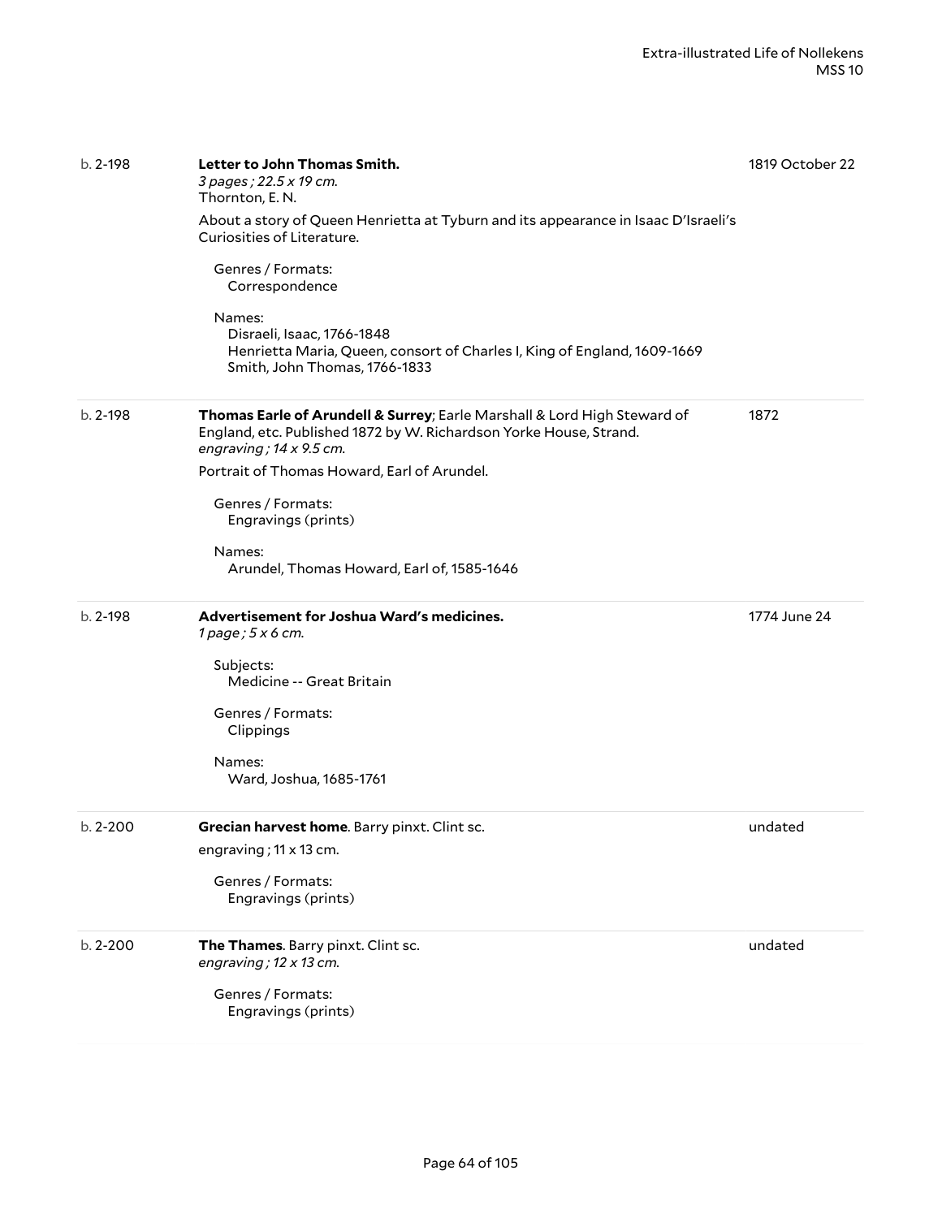b. 2-198

**Letter to John Thomas Smith.**
*3 pages ; 22.5 x 19 cm.*
Thornton, E. N.

1819 October 22

About a story of Queen Henrietta at Tyburn and its appearance in Isaac D'Israeli's Curiosities of Literature.

Genres / Formats:
Correspondence

Names:
Disraeli, Isaac, 1766-1848
Henrietta Maria, Queen, consort of Charles I, King of England, 1609-1669
Smith, John Thomas, 1766-1833

---

b. 2-198

**Thomas Earle of Arundell & Surrey**; Earle Marshall & Lord High Steward of England, etc. Published 1872 by W. Richardson Yorke House, Strand.
*engraving ; 14 x 9.5 cm.*

1872

Portrait of Thomas Howard, Earl of Arundel.

Genres / Formats:
Engravings (prints)

Names:
Arundel, Thomas Howard, Earl of, 1585-1646

---

b. 2-198

**Advertisement for Joshua Ward's medicines.**
*1 page ; 5 x 6 cm.*

1774 June 24

Subjects:
Medicine -- Great Britain

Genres / Formats:
Clippings

Names:
Ward, Joshua, 1685-1761

---

b. 2-200

**Grecian harvest home**. Barry pinxt. Clint sc.
engraving ; 11 x 13 cm.

undated

Genres / Formats:
Engravings (prints)

---

b. 2-200

**The Thames**. Barry pinxt. Clint sc.
*engraving ; 12 x 13 cm.*

undated

Genres / Formats:
Engravings (prints)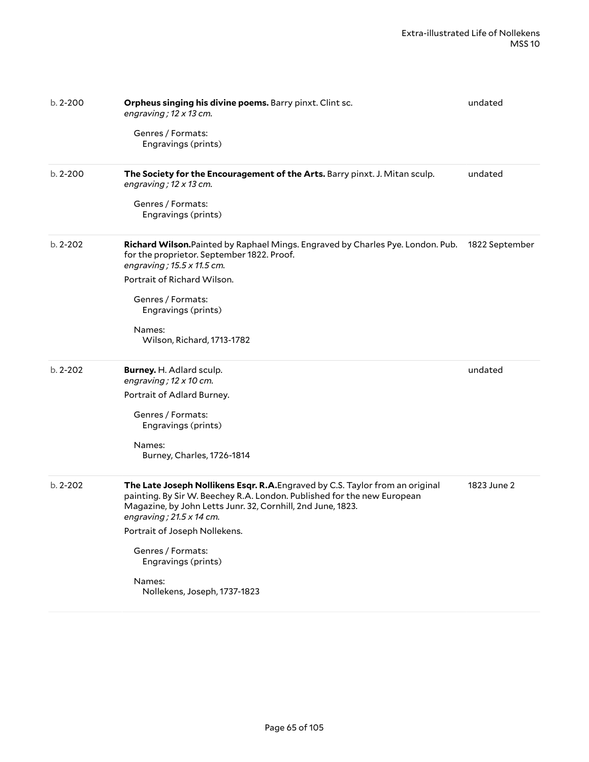| | | |
|---|---|---|
| b. 2-200 | **Orpheus singing his divine poems.** Barry pinxt. Clint sc.<br>*engraving ; 12 x 13 cm.*<br><br>Genres / Formats:<br>Engravings (prints) | undated |
| b. 2-200 | **The Society for the Encouragement of the Arts.** Barry pinxt. J. Mitan sculp.<br>*engraving ; 12 x 13 cm.*<br><br>Genres / Formats:<br>Engravings (prints) | undated |
| b. 2-202 | **Richard Wilson.**Painted by Raphael Mings. Engraved by Charles Pye. London. Pub. for the proprietor. September 1822. Proof.<br>*engraving ; 15.5 x 11.5 cm.*<br>Portrait of Richard Wilson.<br><br>Genres / Formats:<br>Engravings (prints)<br><br>Names:<br>Wilson, Richard, 1713-1782 | 1822 September |
| b. 2-202 | **Burney.** H. Adlard sculp.<br>*engraving ; 12 x 10 cm.*<br>Portrait of Adlard Burney.<br><br>Genres / Formats:<br>Engravings (prints)<br><br>Names:<br>Burney, Charles, 1726-1814 | undated |
| b. 2-202 | **The Late Joseph Nollikens Esqr. R.A.**Engraved by C.S. Taylor from an original painting. By Sir W. Beechey R.A. London. Published for the new European Magazine, by John Letts Junr. 32, Cornhill, 2nd June, 1823.<br>*engraving ; 21.5 x 14 cm.*<br>Portrait of Joseph Nollekens.<br><br>Genres / Formats:<br>Engravings (prints)<br><br>Names:<br>Nollekens, Joseph, 1737-1823 | 1823 June 2 |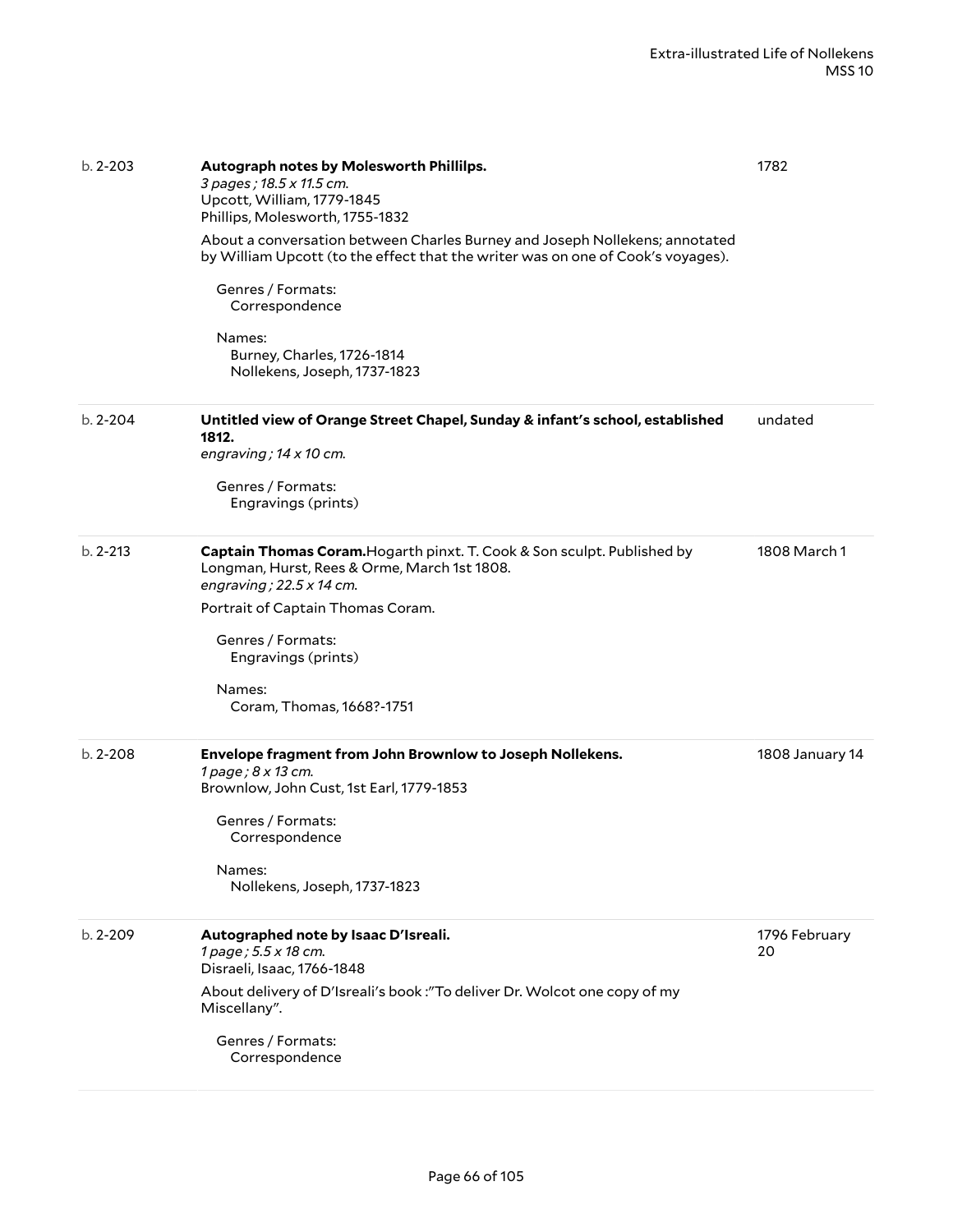| | | |
|---|---|---|
| b. 2-203 | **Autograph notes by Molesworth Phillilps.**<br>*3 pages ; 18.5 x 11.5 cm.*<br>Upcott, William, 1779-1845<br>Phillips, Molesworth, 1755-1832<br><br>About a conversation between Charles Burney and Joseph Nollekens; annotated by William Upcott (to the effect that the writer was on one of Cook's voyages).<br><br>Genres / Formats:<br>Correspondence<br><br>Names:<br>Burney, Charles, 1726-1814<br>Nollekens, Joseph, 1737-1823 | 1782 |
| b. 2-204 | **Untitled view of Orange Street Chapel, Sunday & infant's school, established 1812.**<br>*engraving ; 14 x 10 cm.*<br><br>Genres / Formats:<br>Engravings (prints) | undated |
| b. 2-213 | **Captain Thomas Coram.**Hogarth pinxt. T. Cook & Son sculpt. Published by Longman, Hurst, Rees & Orme, March 1st 1808.<br>*engraving ; 22.5 x 14 cm.*<br><br>Portrait of Captain Thomas Coram.<br><br>Genres / Formats:<br>Engravings (prints)<br><br>Names:<br>Coram, Thomas, 1668?-1751 | 1808 March 1 |
| b. 2-208 | **Envelope fragment from John Brownlow to Joseph Nollekens.**<br>*1 page ; 8 x 13 cm.*<br>Brownlow, John Cust, 1st Earl, 1779-1853<br><br>Genres / Formats:<br>Correspondence<br><br>Names:<br>Nollekens, Joseph, 1737-1823 | 1808 January 14 |
| b. 2-209 | **Autographed note by Isaac D'Isreali.**<br>*1 page ; 5.5 x 18 cm.*<br>Disraeli, Isaac, 1766-1848<br><br>About delivery of D'Isreali's book :"To deliver Dr. Wolcot one copy of my Miscellany".<br><br>Genres / Formats:<br>Correspondence | 1796 February 20 |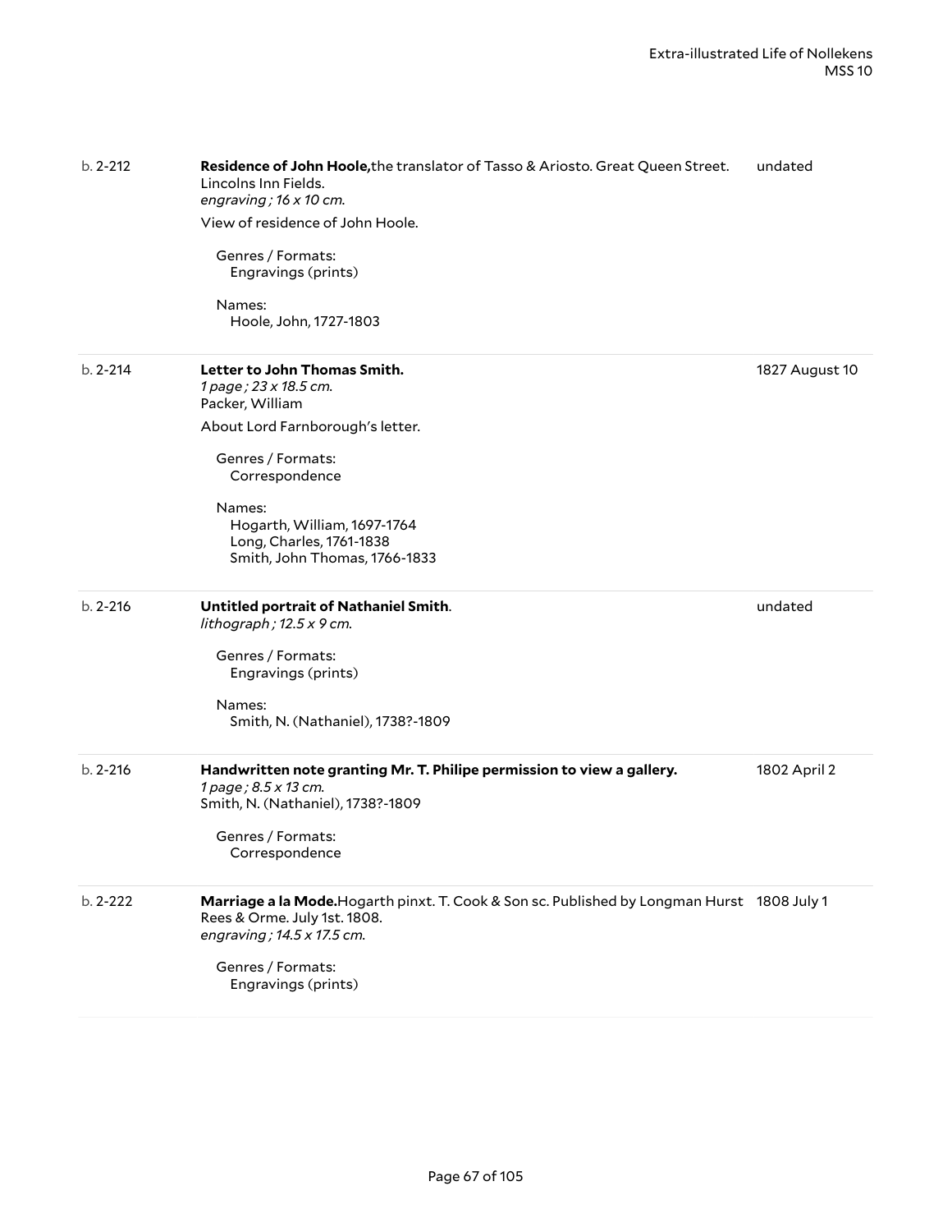b. 2-212 | **Residence of John Hoole,** the translator of Tasso & Ariosto. Great Queen Street. Lincolns Inn Fields. | undated

*engraving ; 16 x 10 cm.*

View of residence of John Hoole.

Genres / Formats:
Engravings (prints)

Names:
Hoole, John, 1727-1803

---

b. 2-214 | **Letter to John Thomas Smith.** | 1827 August 10

*1 page ; 23 x 18.5 cm.*

Packer, William

About Lord Farnborough's letter.

Genres / Formats:
Correspondence

Names:
Hogarth, William, 1697-1764
Long, Charles, 1761-1838
Smith, John Thomas, 1766-1833

---

b. 2-216 | **Untitled portrait of Nathaniel Smith**. | undated

*lithograph ; 12.5 x 9 cm.*

Genres / Formats:
Engravings (prints)

Names:
Smith, N. (Nathaniel), 1738?-1809

---

b. 2-216 | **Handwritten note granting Mr. T. Philipe permission to view a gallery.** | 1802 April 2

*1 page ; 8.5 x 13 cm.*

Smith, N. (Nathaniel), 1738?-1809

Genres / Formats:
Correspondence

---

b. 2-222 | **Marriage a la Mode.** Hogarth pinxt. T. Cook & Son sc. Published by Longman Hurst Rees & Orme. July 1st. 1808. | 1808 July 1

*engraving ; 14.5 x 17.5 cm.*

Genres / Formats:
Engravings (prints)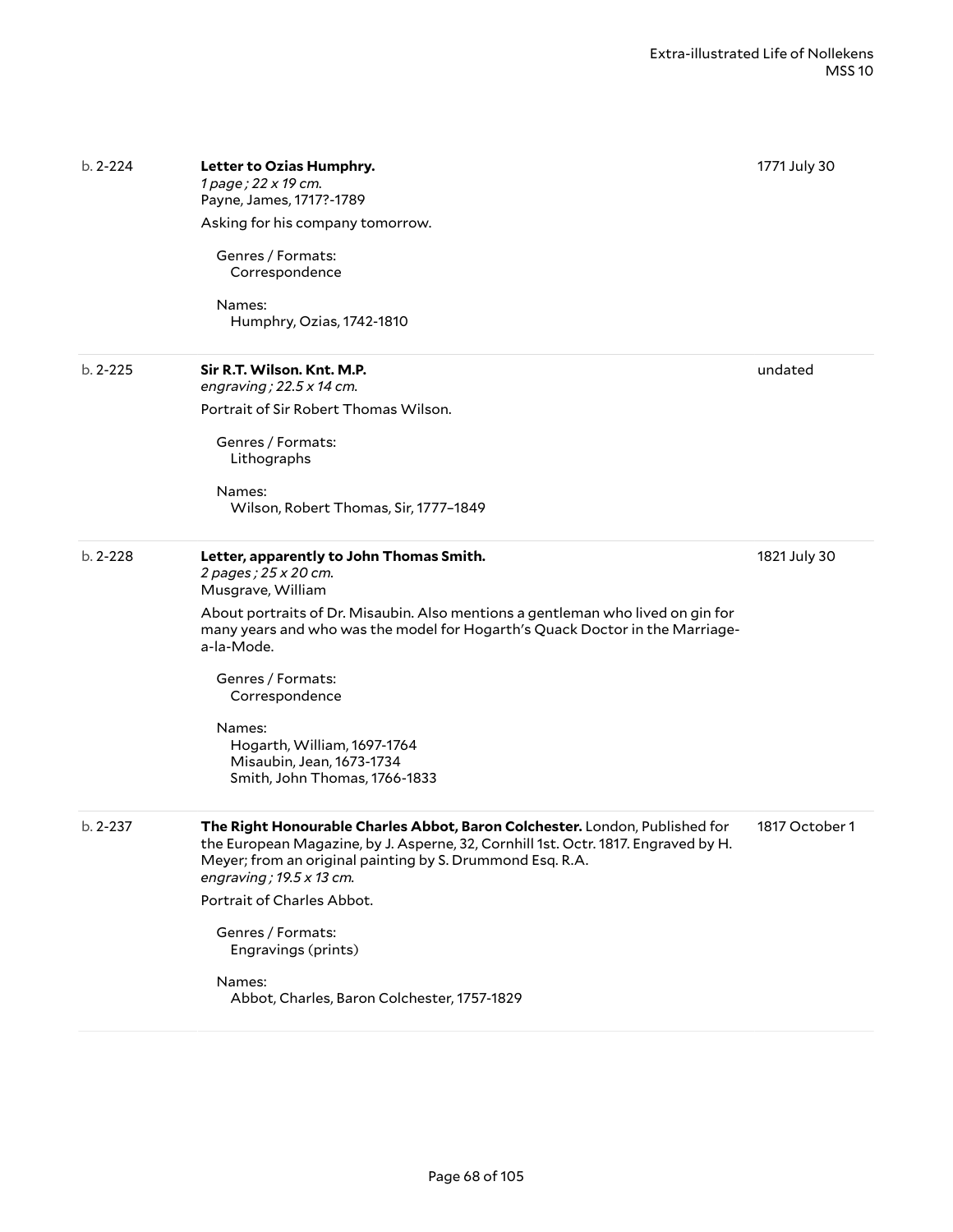| | | |
|---|---|---|
| b. 2-224 | **Letter to Ozias Humphry.**<br>*1 page ; 22 x 19 cm.*<br>Payne, James, 1717?-1789<br>Asking for his company tomorrow.<br>Genres / Formats:<br>Correspondence<br>Names:<br>Humphry, Ozias, 1742-1810 | 1771 July 30 |
| b. 2-225 | **Sir R.T. Wilson. Knt. M.P.**<br>*engraving ; 22.5 x 14 cm.*<br>Portrait of Sir Robert Thomas Wilson.<br>Genres / Formats:<br>Lithographs<br>Names:<br>Wilson, Robert Thomas, Sir, 1777–1849 | undated |
| b. 2-228 | **Letter, apparently to John Thomas Smith.**<br>*2 pages ; 25 x 20 cm.*<br>Musgrave, William<br>About portraits of Dr. Misaubin. Also mentions a gentleman who lived on gin for many years and who was the model for Hogarth's Quack Doctor in the Marriage-a-la-Mode.<br>Genres / Formats:<br>Correspondence<br>Names:<br>Hogarth, William, 1697-1764<br>Misaubin, Jean, 1673-1734<br>Smith, John Thomas, 1766-1833 | 1821 July 30 |
| b. 2-237 | **The Right Honourable Charles Abbot, Baron Colchester.** London, Published for the European Magazine, by J. Asperne, 32, Cornhill 1st. Octr. 1817. Engraved by H. Meyer; from an original painting by S. Drummond Esq. R.A.<br>*engraving ; 19.5 x 13 cm.*<br>Portrait of Charles Abbot.<br>Genres / Formats:<br>Engravings (prints)<br>Names:<br>Abbot, Charles, Baron Colchester, 1757-1829 | 1817 October 1 |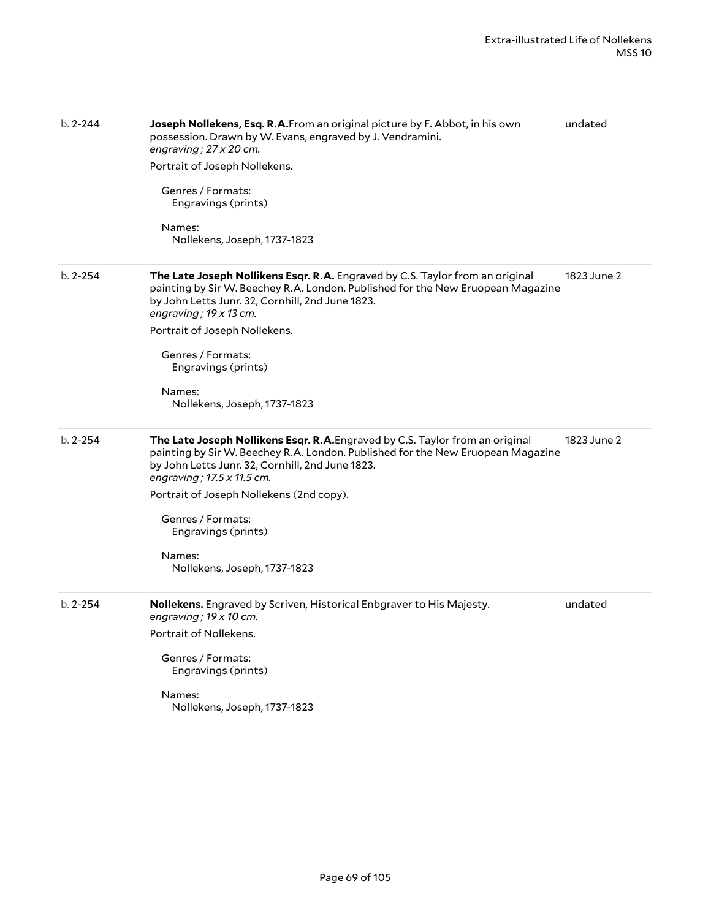| | | |
|---|---|---|
| b. 2-244 | **Joseph Nollekens, Esq. R.A.**From an original picture by F. Abbot, in his own possession. Drawn by W. Evans, engraved by J. Vendramini.<br>*engraving ; 27 x 20 cm.*<br>Portrait of Joseph Nollekens.<br>Genres / Formats:<br>Engravings (prints)<br>Names:<br>Nollekens, Joseph, 1737-1823 | undated |
| b. 2-254 | **The Late Joseph Nollikens Esqr. R.A.** Engraved by C.S. Taylor from an original painting by Sir W. Beechey R.A. London. Published for the New Eruopean Magazine by John Letts Junr. 32, Cornhill, 2nd June 1823.<br>*engraving ; 19 x 13 cm.*<br>Portrait of Joseph Nollekens.<br>Genres / Formats:<br>Engravings (prints)<br>Names:<br>Nollekens, Joseph, 1737-1823 | 1823 June 2 |
| b. 2-254 | **The Late Joseph Nollikens Esqr. R.A.**Engraved by C.S. Taylor from an original painting by Sir W. Beechey R.A. London. Published for the New Eruopean Magazine by John Letts Junr. 32, Cornhill, 2nd June 1823.<br>*engraving ; 17.5 x 11.5 cm.*<br>Portrait of Joseph Nollekens (2nd copy).<br>Genres / Formats:<br>Engravings (prints)<br>Names:<br>Nollekens, Joseph, 1737-1823 | 1823 June 2 |
| b. 2-254 | **Nollekens.** Engraved by Scriven, Historical Enbgraver to His Majesty.<br>*engraving ; 19 x 10 cm.*<br>Portrait of Nollekens.<br>Genres / Formats:<br>Engravings (prints)<br>Names:<br>Nollekens, Joseph, 1737-1823 | undated |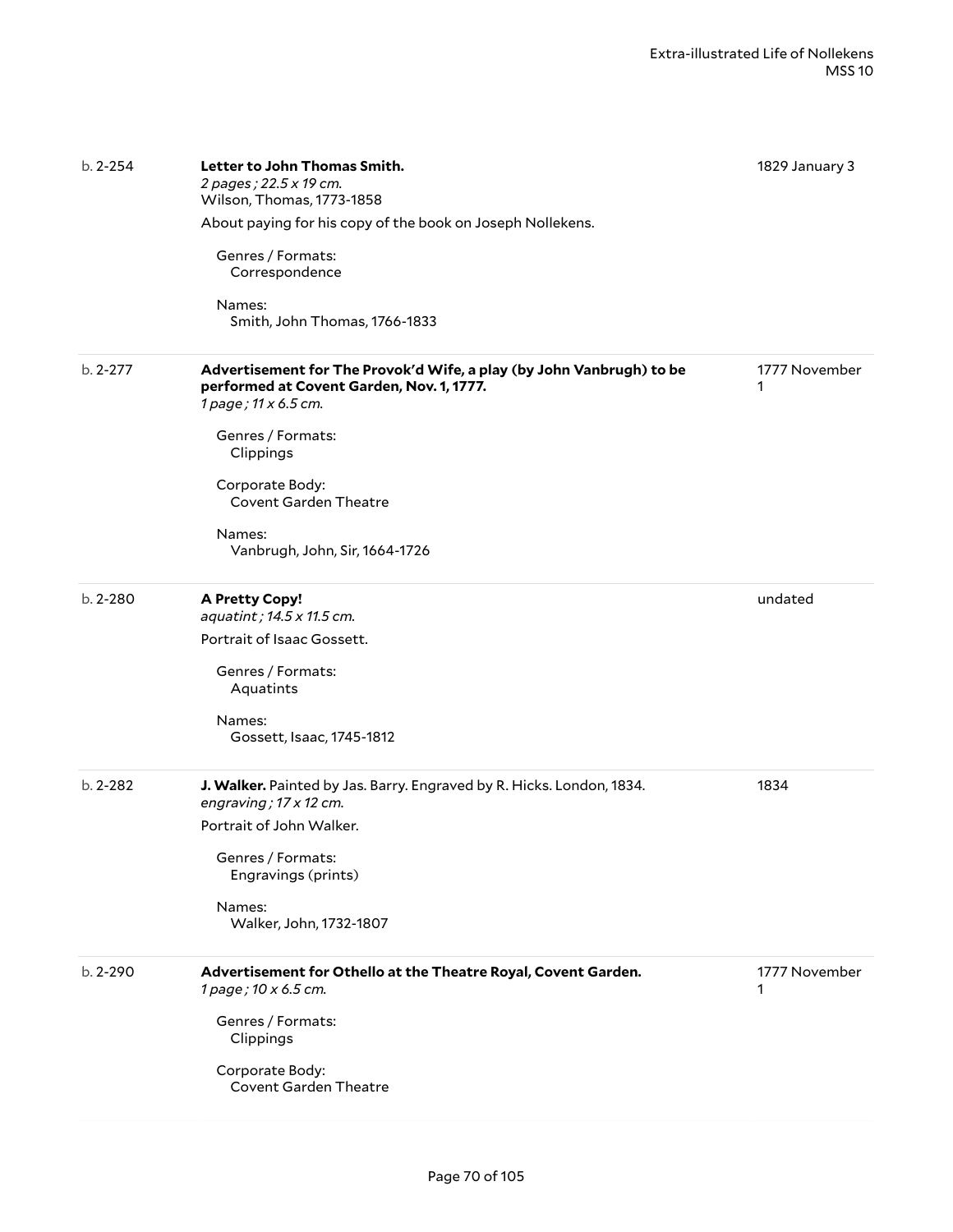| | | |
|---|---|---|
| b. 2-254 | **Letter to John Thomas Smith.**<br>*2 pages ; 22.5 x 19 cm.*<br>Wilson, Thomas, 1773-1858<br>About paying for his copy of the book on Joseph Nollekens.<br><br>Genres / Formats:<br>Correspondence<br><br>Names:<br>Smith, John Thomas, 1766-1833 | 1829 January 3 |
| b. 2-277 | **Advertisement for The Provok'd Wife, a play (by John Vanbrugh) to be performed at Covent Garden, Nov. 1, 1777.**<br>*1 page ; 11 x 6.5 cm.*<br><br>Genres / Formats:<br>Clippings<br><br>Corporate Body:<br>Covent Garden Theatre<br><br>Names:<br>Vanbrugh, John, Sir, 1664-1726 | 1777 November 1 |
| b. 2-280 | **A Pretty Copy!**<br>*aquatint ; 14.5 x 11.5 cm.*<br>Portrait of Isaac Gossett.<br><br>Genres / Formats:<br>Aquatints<br><br>Names:<br>Gossett, Isaac, 1745-1812 | undated |
| b. 2-282 | **J. Walker.** Painted by Jas. Barry. Engraved by R. Hicks. London, 1834.<br>*engraving ; 17 x 12 cm.*<br>Portrait of John Walker.<br><br>Genres / Formats:<br>Engravings (prints)<br><br>Names:<br>Walker, John, 1732-1807 | 1834 |
| b. 2-290 | **Advertisement for Othello at the Theatre Royal, Covent Garden.**<br>*1 page ; 10 x 6.5 cm.*<br><br>Genres / Formats:<br>Clippings<br><br>Corporate Body:<br>Covent Garden Theatre | 1777 November 1 |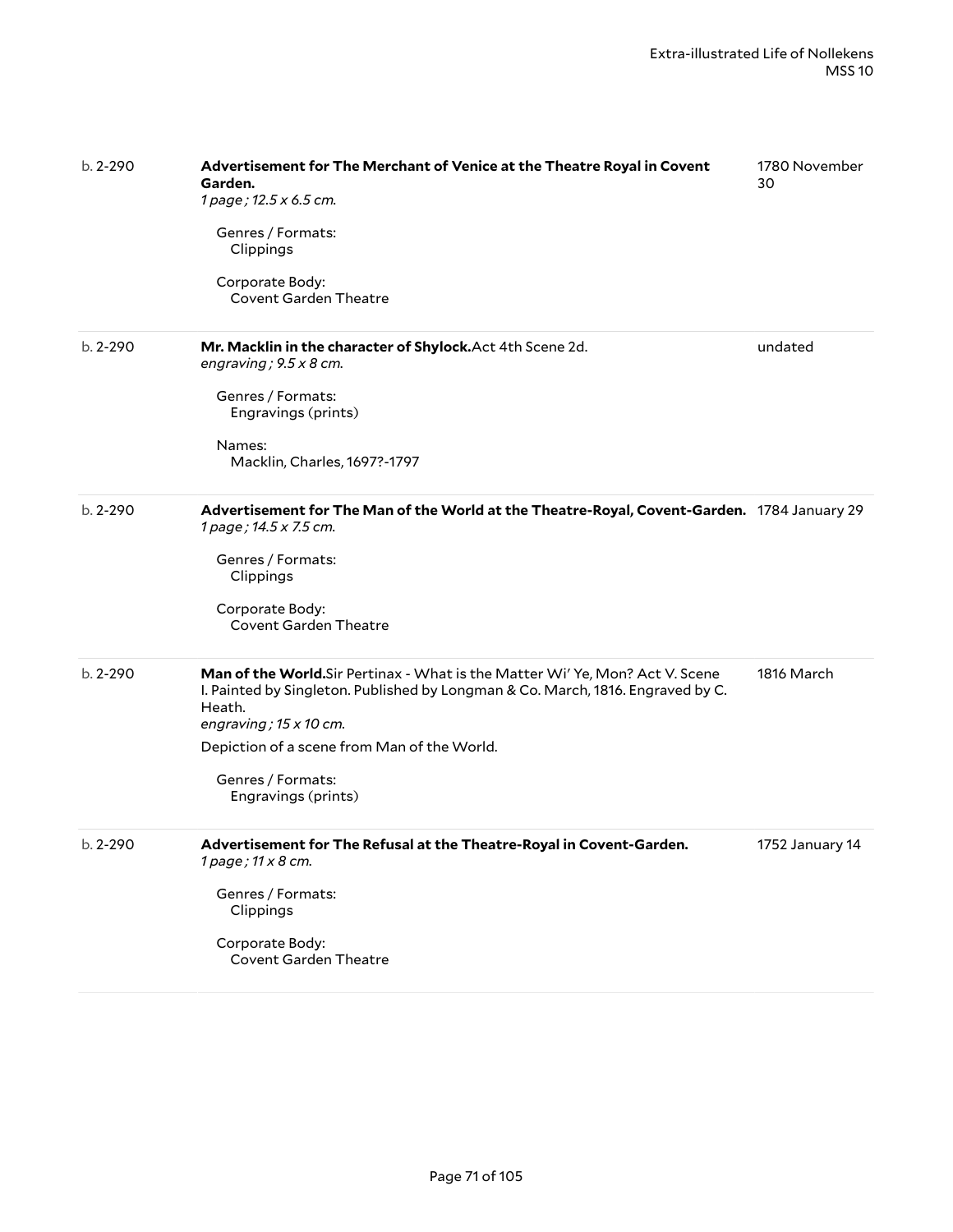| | | |
|---|---|---|
| b. 2-290 | **Advertisement for The Merchant of Venice at the Theatre Royal in Covent Garden.**<br>*1 page ; 12.5 x 6.5 cm.*<br><br>Genres / Formats:<br>Clippings<br><br>Corporate Body:<br>Covent Garden Theatre | 1780 November 30 |
| b. 2-290 | **Mr. Macklin in the character of Shylock.**Act 4th Scene 2d.<br>*engraving ; 9.5 x 8 cm.*<br><br>Genres / Formats:<br>Engravings (prints)<br><br>Names:<br>Macklin, Charles, 1697?-1797 | undated |
| b. 2-290 | **Advertisement for The Man of the World at the Theatre-Royal, Covent-Garden.**<br>*1 page ; 14.5 x 7.5 cm.*<br><br>Genres / Formats:<br>Clippings<br><br>Corporate Body:<br>Covent Garden Theatre | 1784 January 29 |
| b. 2-290 | **Man of the World.**Sir Pertinax - What is the Matter Wi' Ye, Mon? Act V. Scene I. Painted by Singleton. Published by Longman & Co. March, 1816. Engraved by C. Heath.<br>*engraving ; 15 x 10 cm.*<br><br>Depiction of a scene from Man of the World.<br><br>Genres / Formats:<br>Engravings (prints) | 1816 March |
| b. 2-290 | **Advertisement for The Refusal at the Theatre-Royal in Covent-Garden.**<br>*1 page ; 11 x 8 cm.*<br><br>Genres / Formats:<br>Clippings<br><br>Corporate Body:<br>Covent Garden Theatre | 1752 January 14 |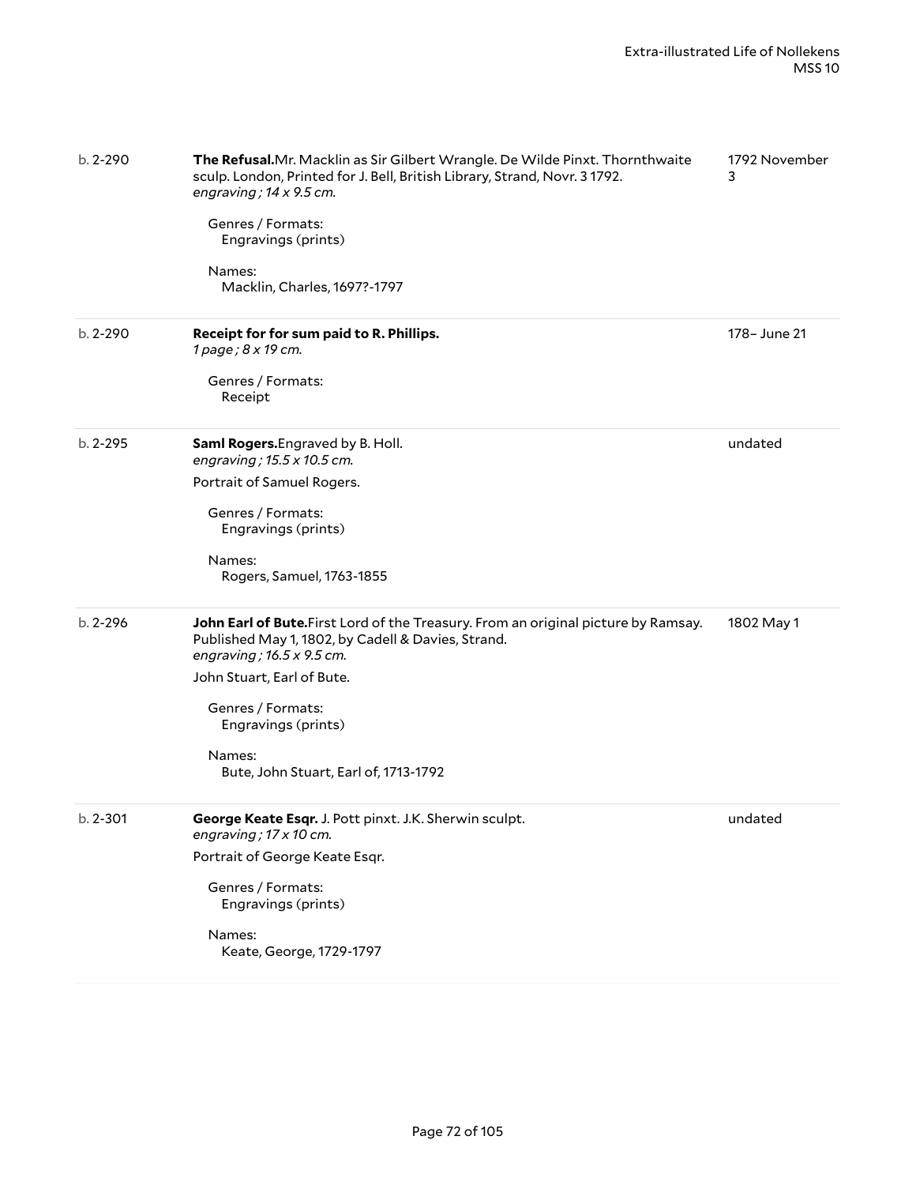| | | |
|---|---|---|
| b. 2-290 | **The Refusal.** Mr. Macklin as Sir Gilbert Wrangle. De Wilde Pinxt. Thornthwaite sculp. London, Printed for J. Bell, British Library, Strand, Novr. 3 1792.<br>*engraving ; 14 x 9.5 cm.*<br><br>Genres / Formats:<br>Engravings (prints)<br><br>Names:<br>Macklin, Charles, 1697?-1797 | 1792 November 3 |
| b. 2-290 | **Receipt for for sum paid to R. Phillips.**<br>*1 page ; 8 x 19 cm.*<br><br>Genres / Formats:<br>Receipt | 178– June 21 |
| b. 2-295 | **Saml Rogers.** Engraved by B. Holl.<br>*engraving ; 15.5 x 10.5 cm.*<br>Portrait of Samuel Rogers.<br><br>Genres / Formats:<br>Engravings (prints)<br><br>Names:<br>Rogers, Samuel, 1763-1855 | undated |
| b. 2-296 | **John Earl of Bute.** First Lord of the Treasury. From an original picture by Ramsay. Published May 1, 1802, by Cadell & Davies, Strand.<br>*engraving ; 16.5 x 9.5 cm.*<br>John Stuart, Earl of Bute.<br><br>Genres / Formats:<br>Engravings (prints)<br><br>Names:<br>Bute, John Stuart, Earl of, 1713-1792 | 1802 May 1 |
| b. 2-301 | **George Keate Esqr.** J. Pott pinxt. J.K. Sherwin sculpt.<br>*engraving ; 17 x 10 cm.*<br>Portrait of George Keate Esqr.<br><br>Genres / Formats:<br>Engravings (prints)<br><br>Names:<br>Keate, George, 1729-1797 | undated |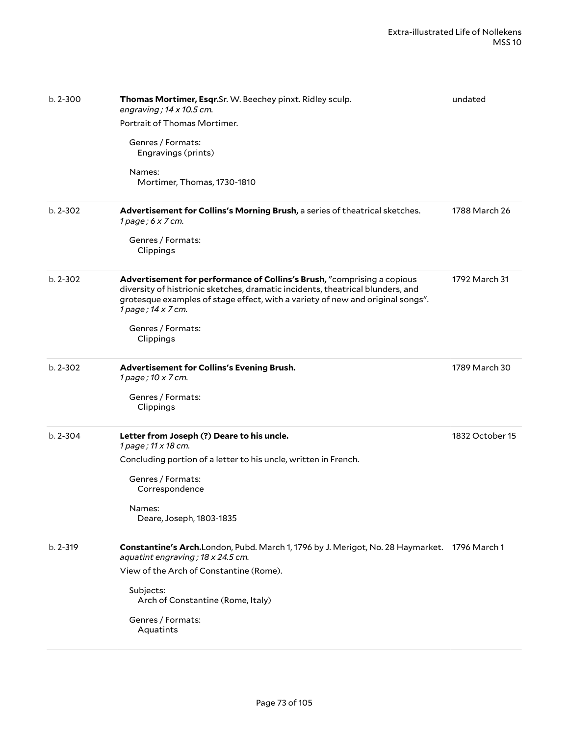| | | |
|---|---|---|
| b. 2-300 | **Thomas Mortimer, Esqr.**Sr. W. Beechey pinxt. Ridley sculp.<br>*engraving ; 14 x 10.5 cm.*<br>Portrait of Thomas Mortimer.<br>Genres / Formats:<br>Engravings (prints)<br>Names:<br>Mortimer, Thomas, 1730-1810 | undated |
| b. 2-302 | **Advertisement for Collins's Morning Brush,** a series of theatrical sketches.<br>*1 page ; 6 x 7 cm.*<br>Genres / Formats:<br>Clippings | 1788 March 26 |
| b. 2-302 | **Advertisement for performance of Collins's Brush,** "comprising a copious diversity of histrionic sketches, dramatic incidents, theatrical blunders, and grotesque examples of stage effect, with a variety of new and original songs".<br>*1 page ; 14 x 7 cm.*<br>Genres / Formats:<br>Clippings | 1792 March 31 |
| b. 2-302 | **Advertisement for Collins's Evening Brush.**<br>*1 page ; 10 x 7 cm.*<br>Genres / Formats:<br>Clippings | 1789 March 30 |
| b. 2-304 | **Letter from Joseph (?) Deare to his uncle.**<br>*1 page ; 11 x 18 cm.*<br>Concluding portion of a letter to his uncle, written in French.<br>Genres / Formats:<br>Correspondence<br>Names:<br>Deare, Joseph, 1803-1835 | 1832 October 15 |
| b. 2-319 | **Constantine's Arch.**London, Pubd. March 1, 1796 by J. Merigot, No. 28 Haymarket.<br>*aquatint engraving ; 18 x 24.5 cm.*<br>View of the Arch of Constantine (Rome).<br>Subjects:<br>Arch of Constantine (Rome, Italy)<br>Genres / Formats:<br>Aquatints | 1796 March 1 |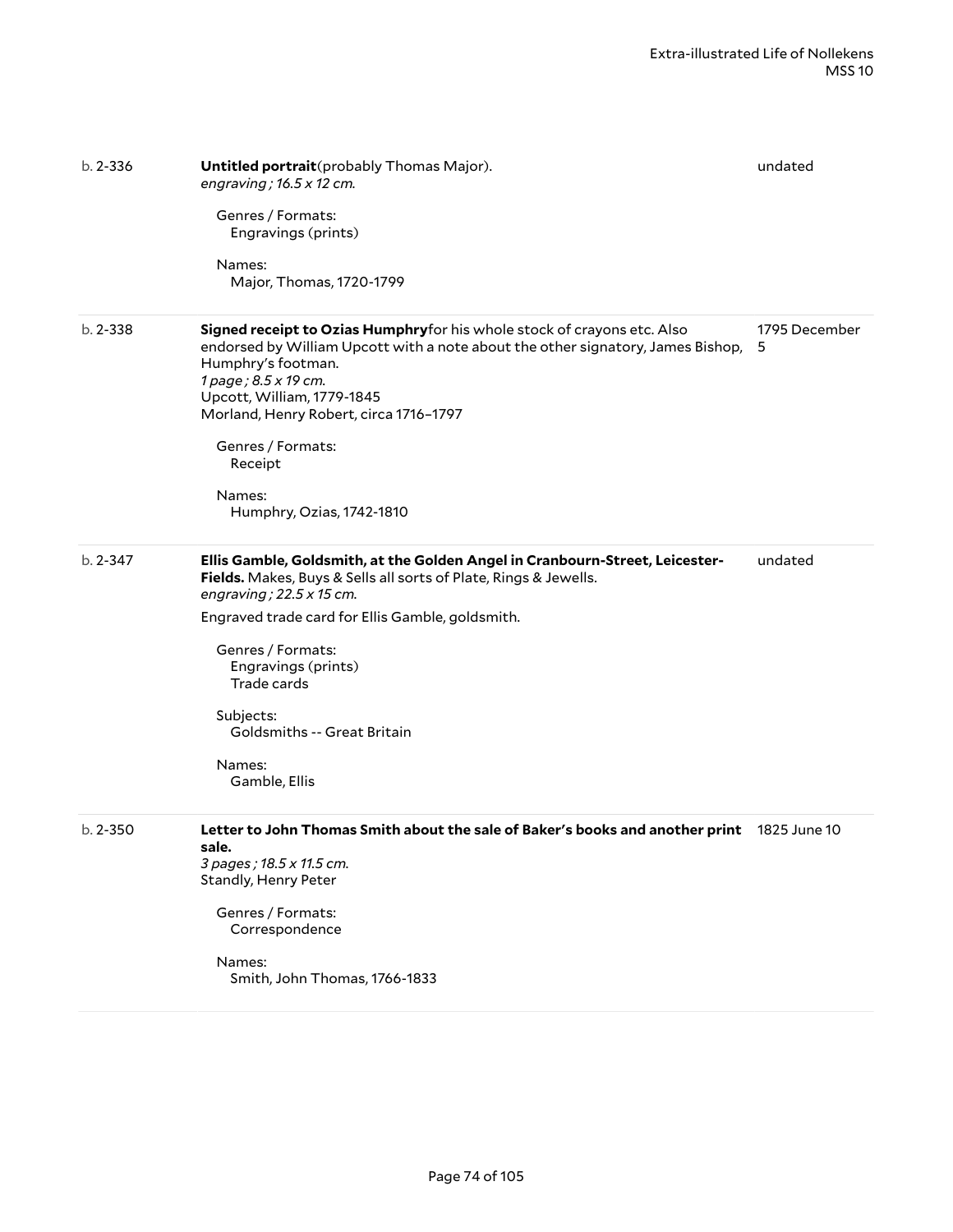| | | |
|---|---|---|
| b. 2-336 | **Untitled portrait**(probably Thomas Major).<br>*engraving ; 16.5 x 12 cm.*<br><br>Genres / Formats:<br>Engravings (prints)<br><br>Names:<br>Major, Thomas, 1720-1799 | undated |
| b. 2-338 | **Signed receipt to Ozias Humphry**for his whole stock of crayons etc. Also endorsed by William Upcott with a note about the other signatory, James Bishop, Humphry's footman.<br>*1 page ; 8.5 x 19 cm.*<br>Upcott, William, 1779-1845<br>Morland, Henry Robert, circa 1716–1797<br><br>Genres / Formats:<br>Receipt<br><br>Names:<br>Humphry, Ozias, 1742-1810 | 1795 December 5 |
| b. 2-347 | **Ellis Gamble, Goldsmith, at the Golden Angel in Cranbourn-Street, Leicester-Fields.** Makes, Buys & Sells all sorts of Plate, Rings & Jewells.<br>*engraving ; 22.5 x 15 cm.*<br><br>Engraved trade card for Ellis Gamble, goldsmith.<br><br>Genres / Formats:<br>Engravings (prints)<br>Trade cards<br><br>Subjects:<br>Goldsmiths -- Great Britain<br><br>Names:<br>Gamble, Ellis | undated |
| b. 2-350 | **Letter to John Thomas Smith about the sale of Baker's books and another print sale.**<br>*3 pages ; 18.5 x 11.5 cm.*<br>Standly, Henry Peter<br><br>Genres / Formats:<br>Correspondence<br><br>Names:<br>Smith, John Thomas, 1766-1833 | 1825 June 10 |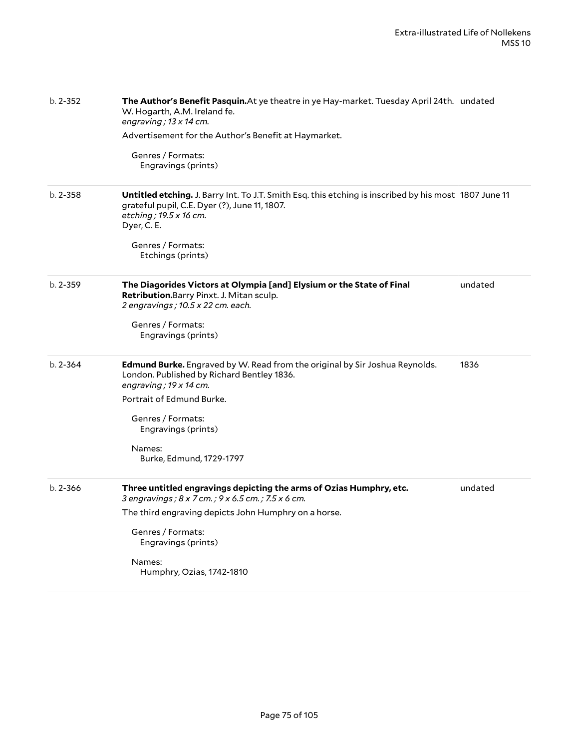| | | |
|---|---|---|
| b. 2-352 | **The Author's Benefit Pasquin.** At ye theatre in ye Hay-market. Tuesday April 24th. W. Hogarth, A.M. Ireland fe.<br>*engraving ; 13 x 14 cm.*<br>Advertisement for the Author's Benefit at Haymarket.<br>Genres / Formats:<br>Engravings (prints) | undated |
| b. 2-358 | **Untitled etching.** J. Barry Int. To J.T. Smith Esq. this etching is inscribed by his most grateful pupil, C.E. Dyer (?), June 11, 1807.<br>*etching ; 19.5 x 16 cm.*<br>Dyer, C. E.<br>Genres / Formats:<br>Etchings (prints) | 1807 June 11 |
| b. 2-359 | **The Diagorides Victors at Olympia [and] Elysium or the State of Final Retribution.** Barry Pinxt. J. Mitan sculp.<br>*2 engravings ; 10.5 x 22 cm. each.*<br>Genres / Formats:<br>Engravings (prints) | undated |
| b. 2-364 | **Edmund Burke.** Engraved by W. Read from the original by Sir Joshua Reynolds. London. Published by Richard Bentley 1836.<br>*engraving ; 19 x 14 cm.*<br>Portrait of Edmund Burke.<br>Genres / Formats:<br>Engravings (prints)<br>Names:<br>Burke, Edmund, 1729-1797 | 1836 |
| b. 2-366 | **Three untitled engravings depicting the arms of Ozias Humphry, etc.**<br>*3 engravings ; 8 x 7 cm. ; 9 x 6.5 cm. ; 7.5 x 6 cm.*<br>The third engraving depicts John Humphry on a horse.<br>Genres / Formats:<br>Engravings (prints)<br>Names:<br>Humphry, Ozias, 1742-1810 | undated |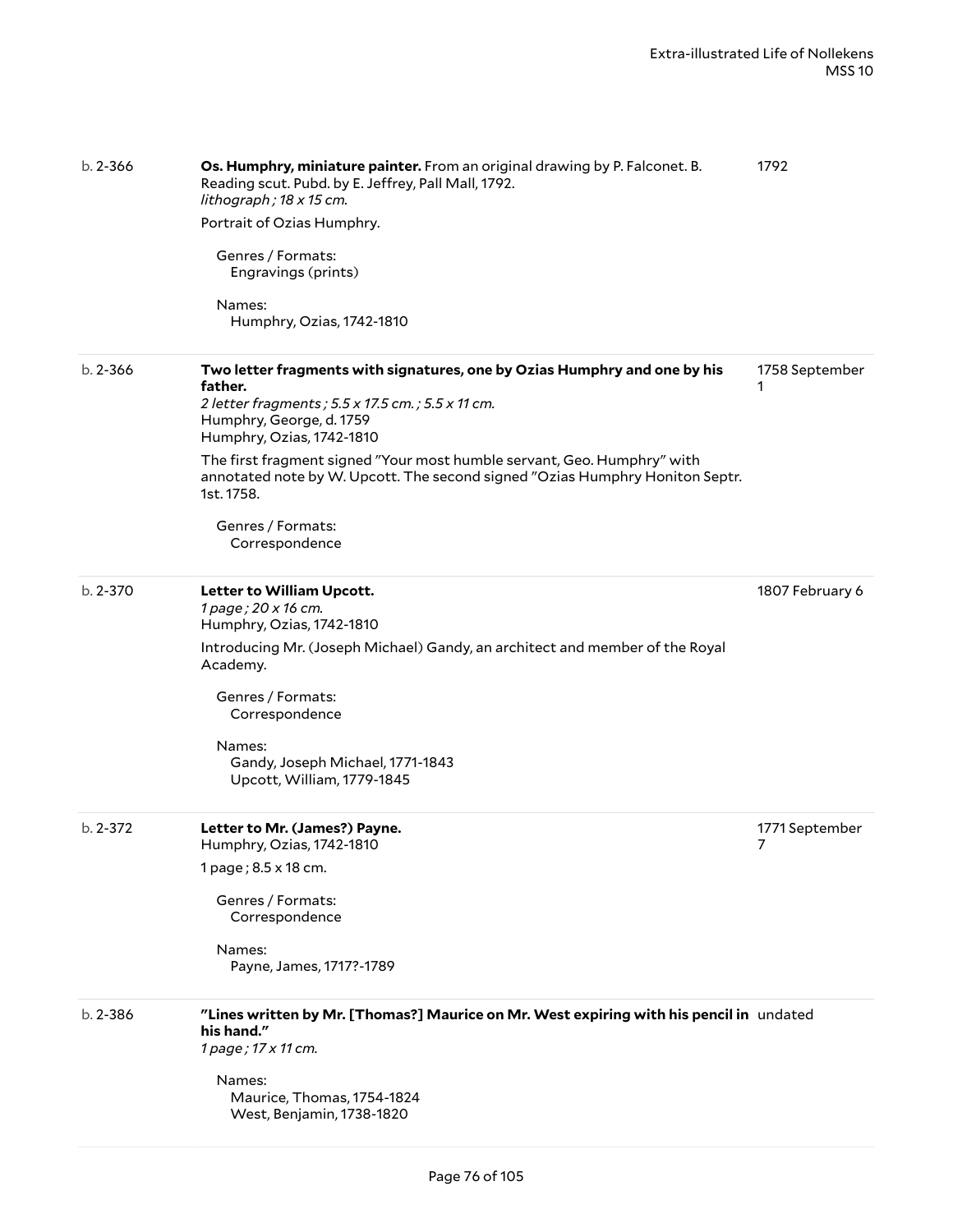b. 2-366

**Os. Humphry, miniature painter.** From an original drawing by P. Falconet. B. Reading scut. Pubd. by E. Jeffrey, Pall Mall, 1792.
*lithograph ; 18 x 15 cm.*

1792

Portrait of Ozias Humphry.

Genres / Formats:
Engravings (prints)

Names:
Humphry, Ozias, 1742-1810

---

b. 2-366

**Two letter fragments with signatures, one by Ozias Humphry and one by his father.**
*2 letter fragments ; 5.5 x 17.5 cm. ; 5.5 x 11 cm.*
Humphry, George, d. 1759
Humphry, Ozias, 1742-1810

1758 September 1

The first fragment signed "Your most humble servant, Geo. Humphry" with annotated note by W. Upcott. The second signed "Ozias Humphry Honiton Septr. 1st. 1758.

Genres / Formats:
Correspondence

---

b. 2-370

**Letter to William Upcott.**
*1 page ; 20 x 16 cm.*
Humphry, Ozias, 1742-1810

1807 February 6

Introducing Mr. (Joseph Michael) Gandy, an architect and member of the Royal Academy.

Genres / Formats:
Correspondence

Names:
Gandy, Joseph Michael, 1771-1843
Upcott, William, 1779-1845

---

b. 2-372

**Letter to Mr. (James?) Payne.**
Humphry, Ozias, 1742-1810

1771 September 7

1 page ; 8.5 x 18 cm.

Genres / Formats:
Correspondence

Names:
Payne, James, 1717?-1789

---

b. 2-386

**"Lines written by Mr. [Thomas?] Maurice on Mr. West expiring with his pencil in his hand."**
*1 page ; 17 x 11 cm.*

undated

Names:
Maurice, Thomas, 1754-1824
West, Benjamin, 1738-1820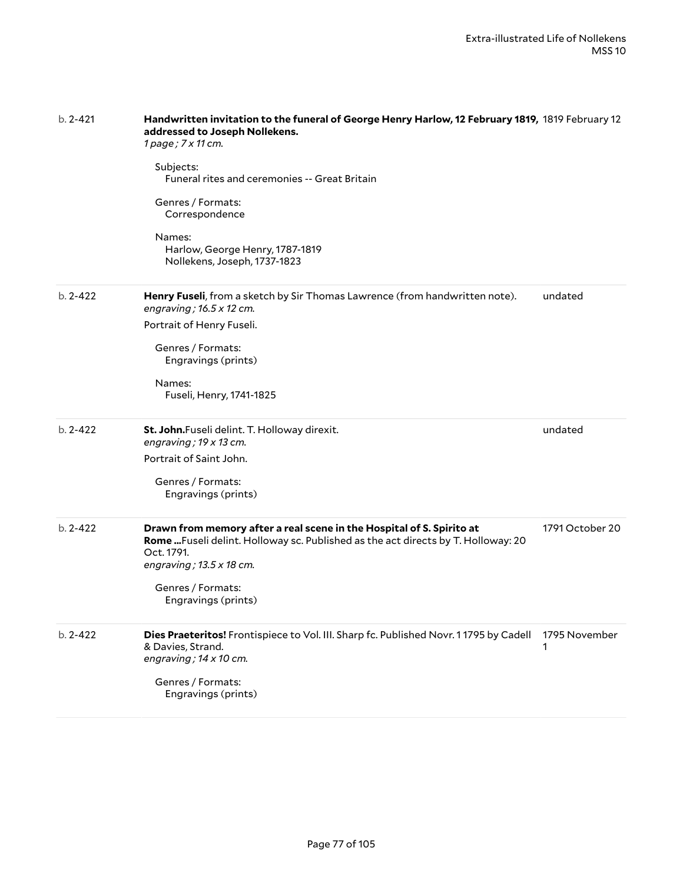b. 2-421

**Handwritten invitation to the funeral of George Henry Harlow, 12 February 1819, addressed to Joseph Nollekens.** 1819 February 12

*1 page ; 7 x 11 cm.*

Subjects:
Funeral rites and ceremonies -- Great Britain

Genres / Formats:
Correspondence

Names:
Harlow, George Henry, 1787-1819
Nollekens, Joseph, 1737-1823

---

b. 2-422

**Henry Fuseli**, from a sketch by Sir Thomas Lawrence (from handwritten note). undated

*engraving ; 16.5 x 12 cm.*

Portrait of Henry Fuseli.

Genres / Formats:
Engravings (prints)

Names:
Fuseli, Henry, 1741-1825

---

b. 2-422

**St. John.**Fuseli delint. T. Holloway direxit. undated

*engraving ; 19 x 13 cm.*

Portrait of Saint John.

Genres / Formats:
Engravings (prints)

---

b. 2-422

**Drawn from memory after a real scene in the Hospital of S. Spirito at Rome ...**Fuseli delint. Holloway sc. Published as the act directs by T. Holloway: 20 Oct. 1791. 1791 October 20

*engraving ; 13.5 x 18 cm.*

Genres / Formats:
Engravings (prints)

---

b. 2-422

**Dies Praeteritos!** Frontispiece to Vol. III. Sharp fc. Published Novr. 1 1795 by Cadell & Davies, Strand. 1795 November 1

*engraving ; 14 x 10 cm.*

Genres / Formats:
Engravings (prints)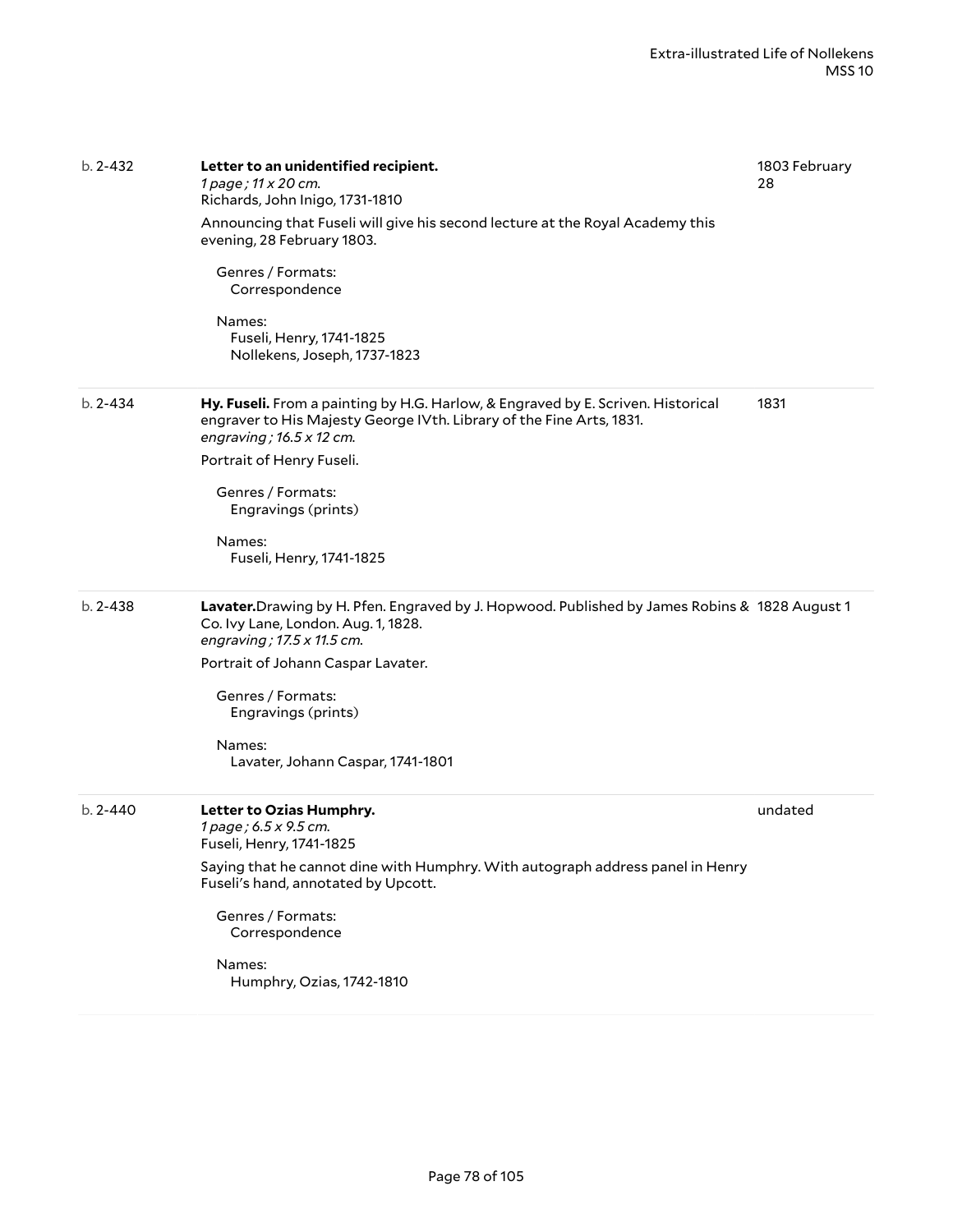| | | |
|---|---|---|
| b. 2-432 | **Letter to an unidentified recipient.**<br>*1 page ; 11 x 20 cm.*<br>Richards, John Inigo, 1731-1810<br>Announcing that Fuseli will give his second lecture at the Royal Academy this evening, 28 February 1803.<br>Genres / Formats:<br>Correspondence<br>Names:<br>Fuseli, Henry, 1741-1825<br>Nollekens, Joseph, 1737-1823 | 1803 February 28 |
| b. 2-434 | **Hy. Fuseli.** From a painting by H.G. Harlow, & Engraved by E. Scriven. Historical engraver to His Majesty George IVth. Library of the Fine Arts, 1831.<br>*engraving ; 16.5 x 12 cm.*<br>Portrait of Henry Fuseli.<br>Genres / Formats:<br>Engravings (prints)<br>Names:<br>Fuseli, Henry, 1741-1825 | 1831 |
| b. 2-438 | **Lavater.**Drawing by H. Pfen. Engraved by J. Hopwood. Published by James Robins & Co. Ivy Lane, London. Aug. 1, 1828.<br>*engraving ; 17.5 x 11.5 cm.*<br>Portrait of Johann Caspar Lavater.<br>Genres / Formats:<br>Engravings (prints)<br>Names:<br>Lavater, Johann Caspar, 1741-1801 | 1828 August 1 |
| b. 2-440 | **Letter to Ozias Humphry.**<br>*1 page ; 6.5 x 9.5 cm.*<br>Fuseli, Henry, 1741-1825<br>Saying that he cannot dine with Humphry. With autograph address panel in Henry Fuseli's hand, annotated by Upcott.<br>Genres / Formats:<br>Correspondence<br>Names:<br>Humphry, Ozias, 1742-1810 | undated |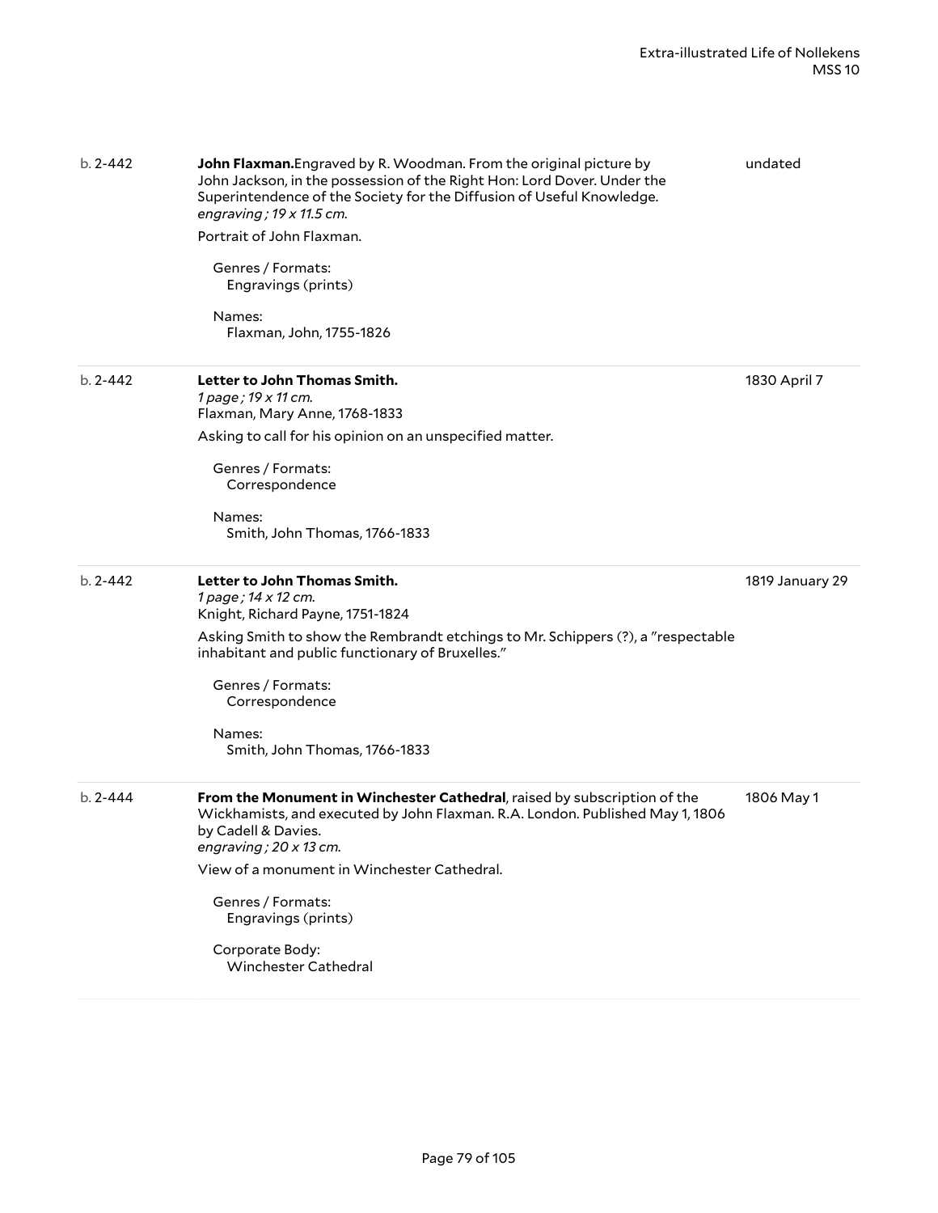b. 2-442 | **John Flaxman.** Engraved by R. Woodman. From the original picture by John Jackson, in the possession of the Right Hon: Lord Dover. Under the Superintendence of the Society for the Diffusion of Useful Knowledge. | undated

*engraving ; 19 x 11.5 cm.*

Portrait of John Flaxman.

Genres / Formats:
Engravings (prints)

Names:
Flaxman, John, 1755-1826

---

b. 2-442 | **Letter to John Thomas Smith.** | 1830 April 7

*1 page ; 19 x 11 cm.*

Flaxman, Mary Anne, 1768-1833

Asking to call for his opinion on an unspecified matter.

Genres / Formats:
Correspondence

Names:
Smith, John Thomas, 1766-1833

---

b. 2-442 | **Letter to John Thomas Smith.** | 1819 January 29

*1 page ; 14 x 12 cm.*

Knight, Richard Payne, 1751-1824

Asking Smith to show the Rembrandt etchings to Mr. Schippers (?), a "respectable inhabitant and public functionary of Bruxelles."

Genres / Formats:
Correspondence

Names:
Smith, John Thomas, 1766-1833

---

b. 2-444 | **From the Monument in Winchester Cathedral**, raised by subscription of the Wickhamists, and executed by John Flaxman. R.A. London. Published May 1, 1806 by Cadell & Davies. | 1806 May 1

*engraving ; 20 x 13 cm.*

View of a monument in Winchester Cathedral.

Genres / Formats:
Engravings (prints)

Corporate Body:
Winchester Cathedral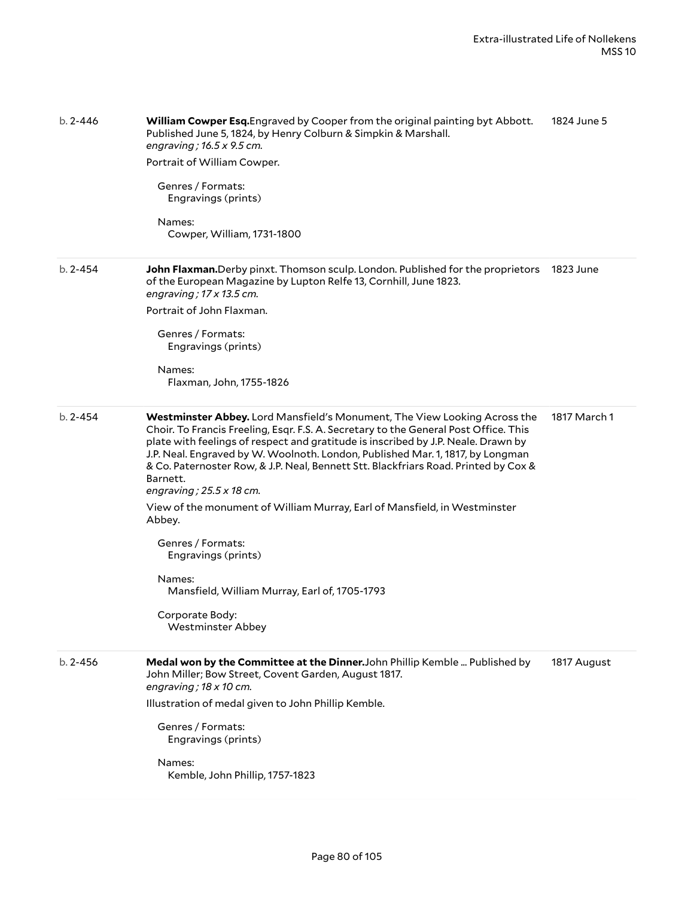b. 2-446

**William Cowper Esq.**Engraved by Cooper from the original painting byt Abbott. Published June 5, 1824, by Henry Colburn & Simpkin & Marshall.
*engraving ; 16.5 x 9.5 cm.*

1824 June 5

Portrait of William Cowper.

Genres / Formats:
Engravings (prints)

Names:
Cowper, William, 1731-1800

---

b. 2-454

**John Flaxman.**Derby pinxt. Thomson sculp. London. Published for the proprietors of the European Magazine by Lupton Relfe 13, Cornhill, June 1823.
*engraving ; 17 x 13.5 cm.*

1823 June

Portrait of John Flaxman.

Genres / Formats:
Engravings (prints)

Names:
Flaxman, John, 1755-1826

---

b. 2-454

**Westminster Abbey.** Lord Mansfield's Monument, The View Looking Across the Choir. To Francis Freeling, Esqr. F.S. A. Secretary to the General Post Office. This plate with feelings of respect and gratitude is inscribed by J.P. Neale. Drawn by J.P. Neal. Engraved by W. Woolnoth. London, Published Mar. 1, 1817, by Longman & Co. Paternoster Row, & J.P. Neal, Bennett Stt. Blackfriars Road. Printed by Cox & Barnett.
*engraving ; 25.5 x 18 cm.*

1817 March 1

View of the monument of William Murray, Earl of Mansfield, in Westminster Abbey.

Genres / Formats:
Engravings (prints)

Names:
Mansfield, William Murray, Earl of, 1705-1793

Corporate Body:
Westminster Abbey

---

b. 2-456

**Medal won by the Committee at the Dinner.**John Phillip Kemble ... Published by John Miller; Bow Street, Covent Garden, August 1817.
*engraving ; 18 x 10 cm.*

1817 August

Illustration of medal given to John Phillip Kemble.

Genres / Formats:
Engravings (prints)

Names:
Kemble, John Phillip, 1757-1823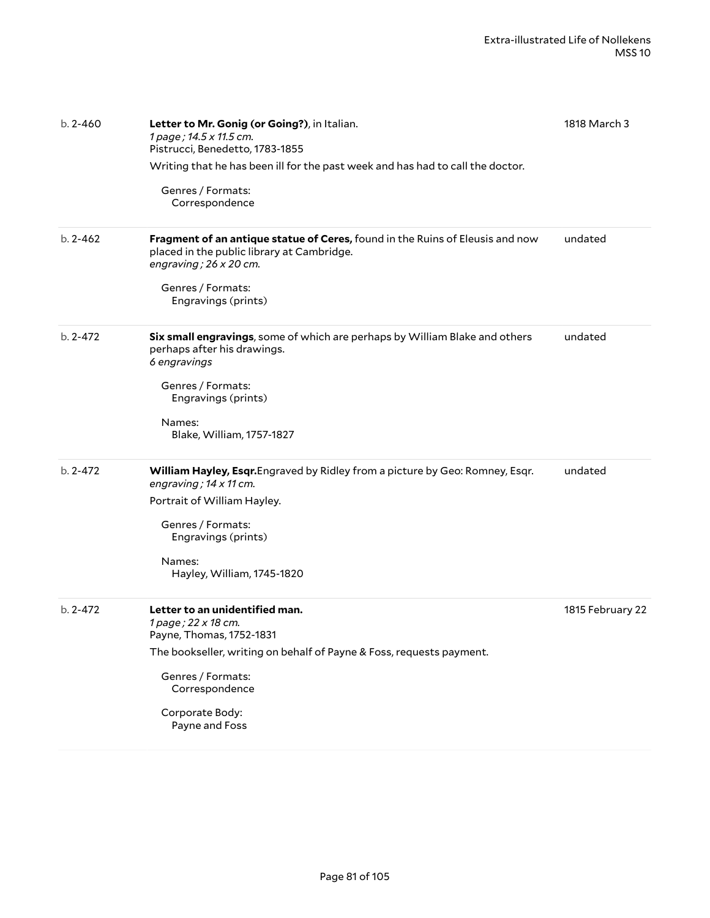b. 2-460

**Letter to Mr. Gonig (or Going?)**, in Italian.
*1 page ; 14.5 x 11.5 cm.*
Pistrucci, Benedetto, 1783-1855

1818 March 3

Writing that he has been ill for the past week and has had to call the doctor.

Genres / Formats:
Correspondence

---

b. 2-462

**Fragment of an antique statue of Ceres,** found in the Ruins of Eleusis and now placed in the public library at Cambridge.
*engraving ; 26 x 20 cm.*

undated

Genres / Formats:
Engravings (prints)

---

b. 2-472

**Six small engravings**, some of which are perhaps by William Blake and others perhaps after his drawings.
*6 engravings*

undated

Genres / Formats:
Engravings (prints)

Names:
Blake, William, 1757-1827

---

b. 2-472

**William Hayley, Esqr.**Engraved by Ridley from a picture by Geo: Romney, Esqr.
*engraving ; 14 x 11 cm.*

undated

Portrait of William Hayley.

Genres / Formats:
Engravings (prints)

Names:
Hayley, William, 1745-1820

---

b. 2-472

**Letter to an unidentified man.**
*1 page ; 22 x 18 cm.*
Payne, Thomas, 1752-1831

1815 February 22

The bookseller, writing on behalf of Payne & Foss, requests payment.

Genres / Formats:
Correspondence

Corporate Body:
Payne and Foss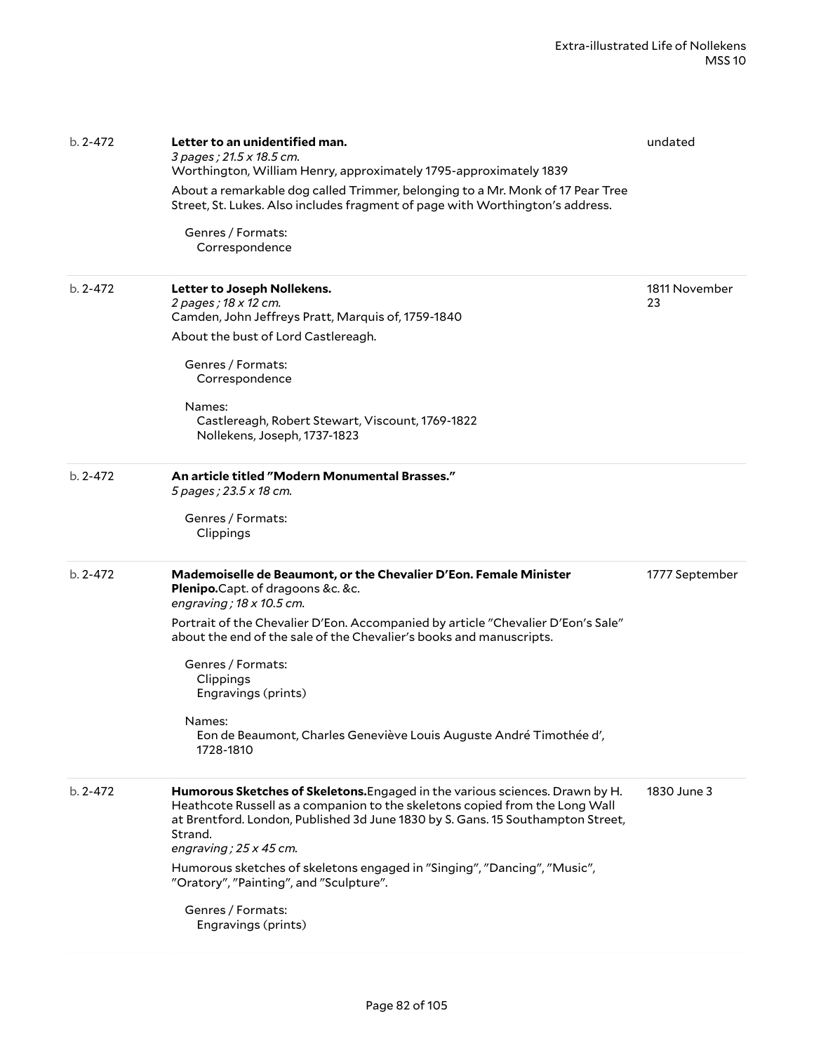b. 2-472

**Letter to an unidentified man.**
*3 pages ; 21.5 x 18.5 cm.*
Worthington, William Henry, approximately 1795-approximately 1839

undated

About a remarkable dog called Trimmer, belonging to a Mr. Monk of 17 Pear Tree Street, St. Lukes. Also includes fragment of page with Worthington's address.

Genres / Formats:
Correspondence

---

b. 2-472

**Letter to Joseph Nollekens.**
*2 pages ; 18 x 12 cm.*
Camden, John Jeffreys Pratt, Marquis of, 1759-1840

1811 November 23

About the bust of Lord Castlereagh.

Genres / Formats:
Correspondence

Names:
Castlereagh, Robert Stewart, Viscount, 1769-1822
Nollekens, Joseph, 1737-1823

---

b. 2-472

**An article titled "Modern Monumental Brasses."**
*5 pages ; 23.5 x 18 cm.*

Genres / Formats:
Clippings

---

b. 2-472

**Mademoiselle de Beaumont, or the Chevalier D'Eon. Female Minister Plenipo.**Capt. of dragoons &c. &c.
*engraving ; 18 x 10.5 cm.*

1777 September

Portrait of the Chevalier D'Eon. Accompanied by article "Chevalier D'Eon's Sale" about the end of the sale of the Chevalier's books and manuscripts.

Genres / Formats:
Clippings
Engravings (prints)

Names:
Eon de Beaumont, Charles Geneviève Louis Auguste André Timothée d', 1728-1810

---

b. 2-472

**Humorous Sketches of Skeletons.**Engaged in the various sciences. Drawn by H. Heathcote Russell as a companion to the skeletons copied from the Long Wall at Brentford. London, Published 3d June 1830 by S. Gans. 15 Southampton Street, Strand.
*engraving ; 25 x 45 cm.*

1830 June 3

Humorous sketches of skeletons engaged in "Singing", "Dancing", "Music", "Oratory", "Painting", and "Sculpture".

Genres / Formats:
Engravings (prints)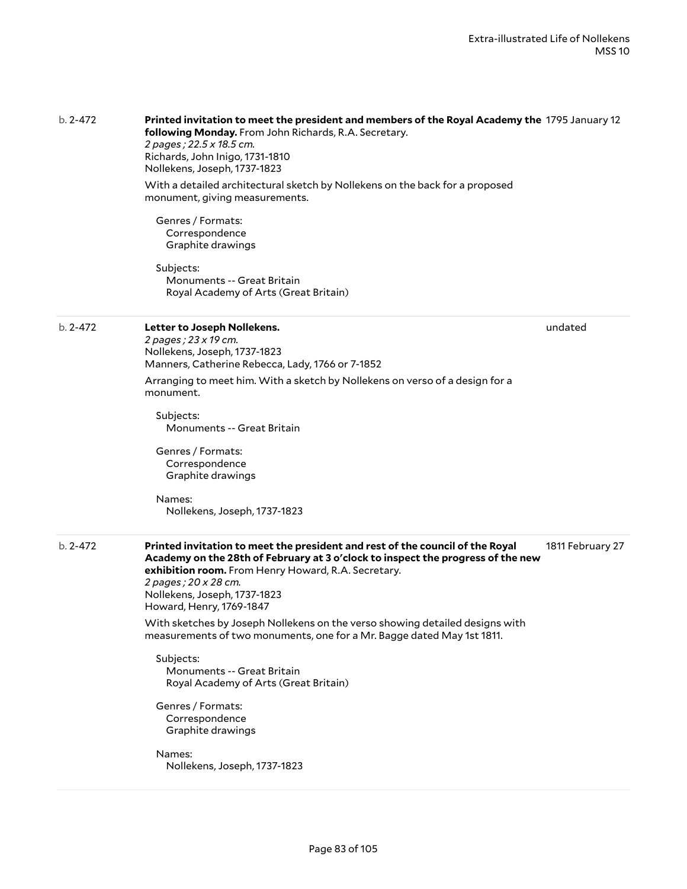b. 2-472 **Printed invitation to meet the president and members of the Royal Academy the following Monday.** From John Richards, R.A. Secretary. 1795 January 12

*2 pages ; 22.5 x 18.5 cm.*
Richards, John Inigo, 1731-1810
Nollekens, Joseph, 1737-1823

With a detailed architectural sketch by Nollekens on the back for a proposed monument, giving measurements.

Genres / Formats:
Correspondence
Graphite drawings

Subjects:
Monuments -- Great Britain
Royal Academy of Arts (Great Britain)

---

b. 2-472 **Letter to Joseph Nollekens.** undated

*2 pages ; 23 x 19 cm.*
Nollekens, Joseph, 1737-1823
Manners, Catherine Rebecca, Lady, 1766 or 7-1852

Arranging to meet him. With a sketch by Nollekens on verso of a design for a monument.

Subjects:
Monuments -- Great Britain

Genres / Formats:
Correspondence
Graphite drawings

Names:
Nollekens, Joseph, 1737-1823

---

b. 2-472 **Printed invitation to meet the president and rest of the council of the Royal Academy on the 28th of February at 3 o'clock to inspect the progress of the new exhibition room.** From Henry Howard, R.A. Secretary. 1811 February 27

*2 pages ; 20 x 28 cm.*
Nollekens, Joseph, 1737-1823
Howard, Henry, 1769-1847

With sketches by Joseph Nollekens on the verso showing detailed designs with measurements of two monuments, one for a Mr. Bagge dated May 1st 1811.

Subjects:
Monuments -- Great Britain
Royal Academy of Arts (Great Britain)

Genres / Formats:
Correspondence
Graphite drawings

Names:
Nollekens, Joseph, 1737-1823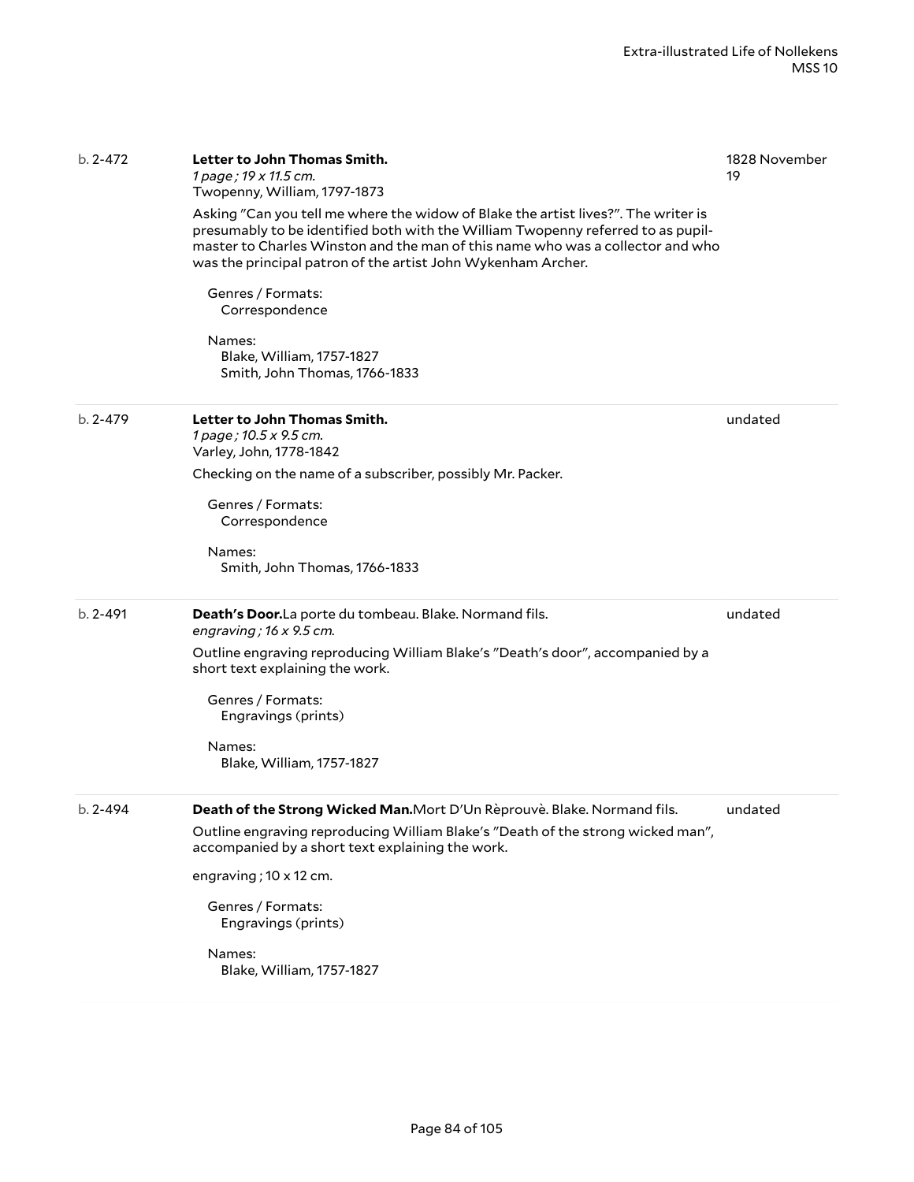b. 2-472

**Letter to John Thomas Smith.**
*1 page ; 19 x 11.5 cm.*
Twopenny, William, 1797-1873

1828 November 19

Asking "Can you tell me where the widow of Blake the artist lives?". The writer is presumably to be identified both with the William Twopenny referred to as pupil-master to Charles Winston and the man of this name who was a collector and who was the principal patron of the artist John Wykenham Archer.

Genres / Formats:
Correspondence

Names:
Blake, William, 1757-1827
Smith, John Thomas, 1766-1833

---

b. 2-479

**Letter to John Thomas Smith.**
*1 page ; 10.5 x 9.5 cm.*
Varley, John, 1778-1842

undated

Checking on the name of a subscriber, possibly Mr. Packer.

Genres / Formats:
Correspondence

Names:
Smith, John Thomas, 1766-1833

---

b. 2-491

**Death's Door.** La porte du tombeau. Blake. Normand fils.
*engraving ; 16 x 9.5 cm.*

undated

Outline engraving reproducing William Blake's "Death's door", accompanied by a short text explaining the work.

Genres / Formats:
Engravings (prints)

Names:
Blake, William, 1757-1827

---

b. 2-494

**Death of the Strong Wicked Man.** Mort D'Un Rèprouvè. Blake. Normand fils.

undated

Outline engraving reproducing William Blake's "Death of the strong wicked man", accompanied by a short text explaining the work.

engraving ; 10 x 12 cm.

Genres / Formats:
Engravings (prints)

Names:
Blake, William, 1757-1827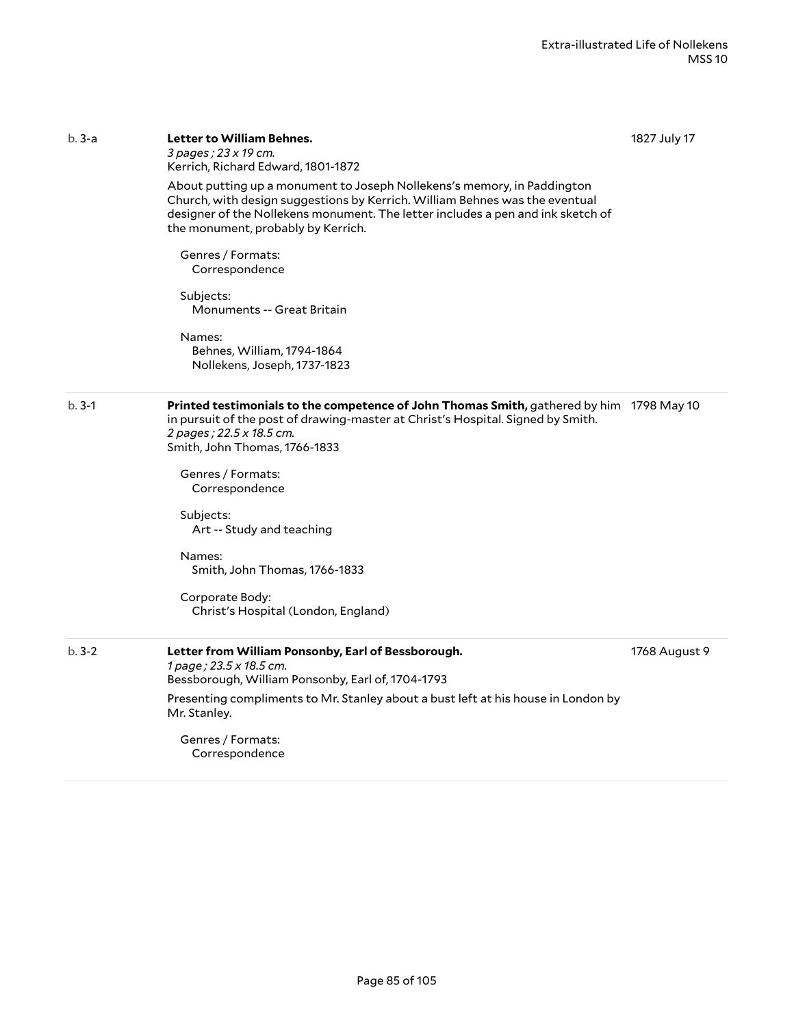b. 3-a

**Letter to William Behnes.**

*3 pages ; 23 x 19 cm.*

Kerrich, Richard Edward, 1801-1872

1827 July 17

About putting up a monument to Joseph Nollekens's memory, in Paddington Church, with design suggestions by Kerrich. William Behnes was the eventual designer of the Nollekens monument. The letter includes a pen and ink sketch of the monument, probably by Kerrich.

Genres / Formats:
Correspondence

Subjects:
Monuments -- Great Britain

Names:
Behnes, William, 1794-1864
Nollekens, Joseph, 1737-1823

---

b. 3-1

**Printed testimonials to the competence of John Thomas Smith,** gathered by him in pursuit of the post of drawing-master at Christ's Hospital. Signed by Smith.

*2 pages ; 22.5 x 18.5 cm.*

Smith, John Thomas, 1766-1833

1798 May 10

Genres / Formats:
Correspondence

Subjects:
Art -- Study and teaching

Names:
Smith, John Thomas, 1766-1833

Corporate Body:
Christ's Hospital (London, England)

---

b. 3-2

**Letter from William Ponsonby, Earl of Bessborough.**

*1 page ; 23.5 x 18.5 cm.*

Bessborough, William Ponsonby, Earl of, 1704-1793

1768 August 9

Presenting compliments to Mr. Stanley about a bust left at his house in London by Mr. Stanley.

Genres / Formats:
Correspondence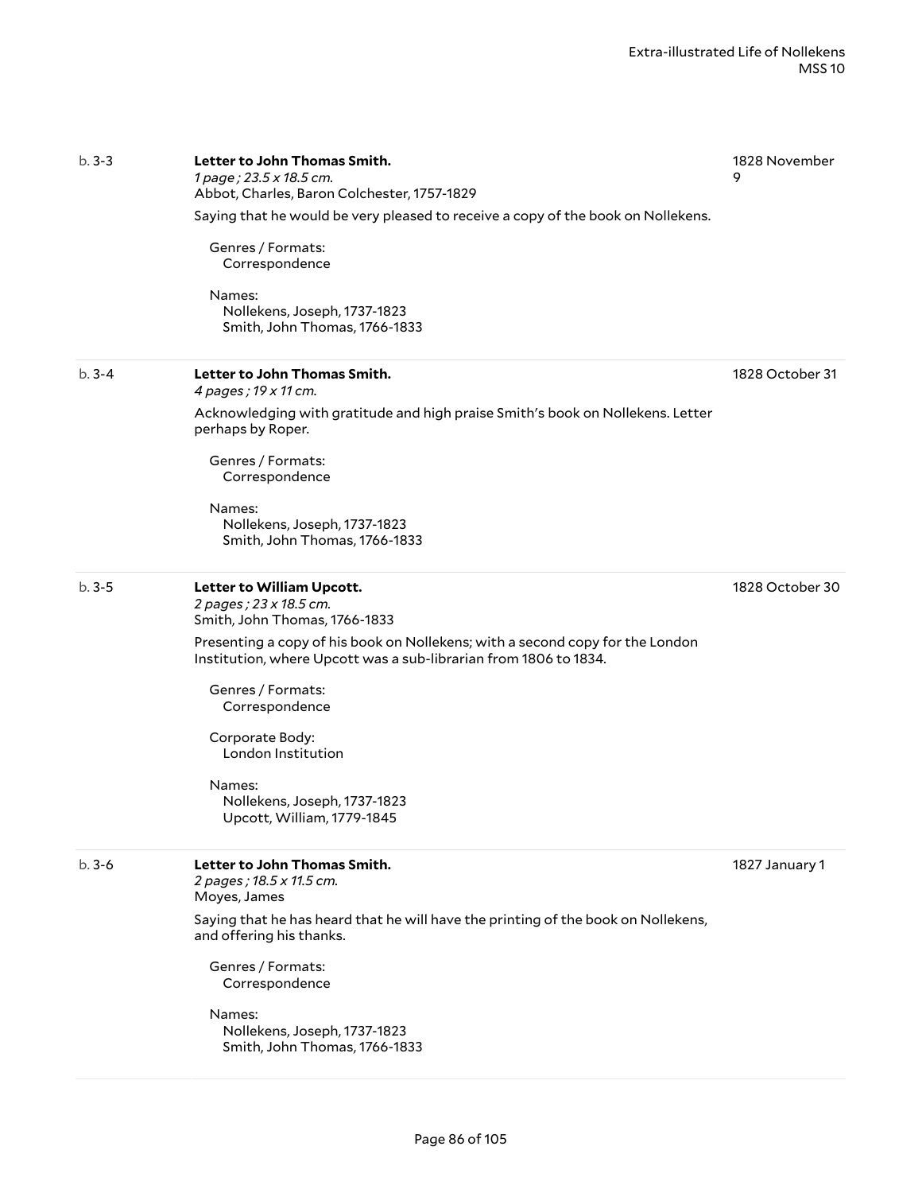b. 3-3 **Letter to John Thomas Smith.** 1828 November 9
*1 page ; 23.5 x 18.5 cm.*
Abbot, Charles, Baron Colchester, 1757-1829

Saying that he would be very pleased to receive a copy of the book on Nollekens.

Genres / Formats:
Correspondence

Names:
Nollekens, Joseph, 1737-1823
Smith, John Thomas, 1766-1833

---

b. 3-4 **Letter to John Thomas Smith.** 1828 October 31
*4 pages ; 19 x 11 cm.*

Acknowledging with gratitude and high praise Smith's book on Nollekens. Letter perhaps by Roper.

Genres / Formats:
Correspondence

Names:
Nollekens, Joseph, 1737-1823
Smith, John Thomas, 1766-1833

---

b. 3-5 **Letter to William Upcott.** 1828 October 30
*2 pages ; 23 x 18.5 cm.*
Smith, John Thomas, 1766-1833

Presenting a copy of his book on Nollekens; with a second copy for the London Institution, where Upcott was a sub-librarian from 1806 to 1834.

Genres / Formats:
Correspondence

Corporate Body:
London Institution

Names:
Nollekens, Joseph, 1737-1823
Upcott, William, 1779-1845

---

b. 3-6 **Letter to John Thomas Smith.** 1827 January 1
*2 pages ; 18.5 x 11.5 cm.*
Moyes, James

Saying that he has heard that he will have the printing of the book on Nollekens, and offering his thanks.

Genres / Formats:
Correspondence

Names:
Nollekens, Joseph, 1737-1823
Smith, John Thomas, 1766-1833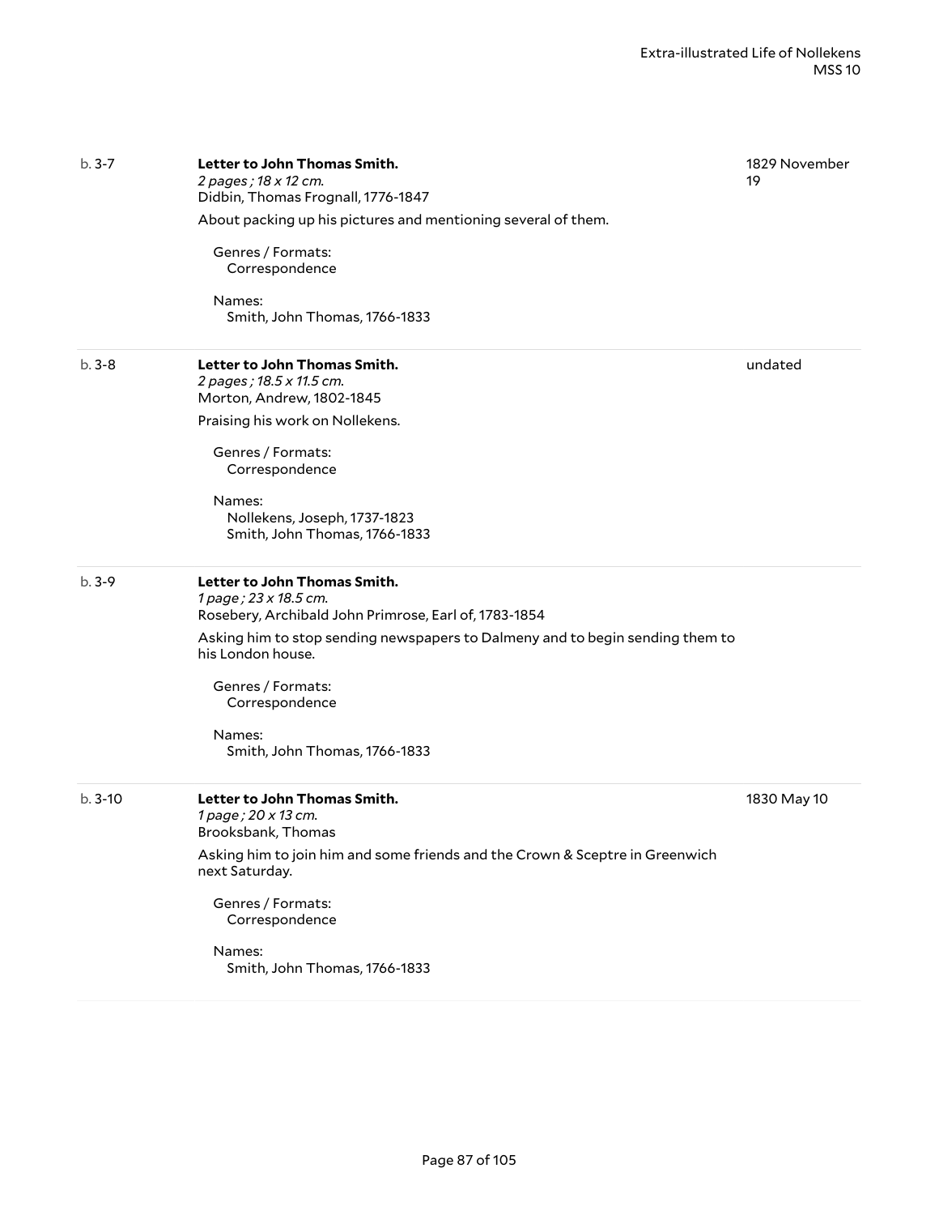b. 3-7 **Letter to John Thomas Smith.** 1829 November 19

*2 pages ; 18 x 12 cm.*

Didbin, Thomas Frognall, 1776-1847

About packing up his pictures and mentioning several of them.

Genres / Formats:
Correspondence

Names:
Smith, John Thomas, 1766-1833

---

b. 3-8 **Letter to John Thomas Smith.** undated

*2 pages ; 18.5 x 11.5 cm.*

Morton, Andrew, 1802-1845

Praising his work on Nollekens.

Genres / Formats:
Correspondence

Names:
Nollekens, Joseph, 1737-1823
Smith, John Thomas, 1766-1833

---

b. 3-9 **Letter to John Thomas Smith.**

*1 page ; 23 x 18.5 cm.*

Rosebery, Archibald John Primrose, Earl of, 1783-1854

Asking him to stop sending newspapers to Dalmeny and to begin sending them to his London house.

Genres / Formats:
Correspondence

Names:
Smith, John Thomas, 1766-1833

---

b. 3-10 **Letter to John Thomas Smith.** 1830 May 10

*1 page ; 20 x 13 cm.*

Brooksbank, Thomas

Asking him to join him and some friends and the Crown & Sceptre in Greenwich next Saturday.

Genres / Formats:
Correspondence

Names:
Smith, John Thomas, 1766-1833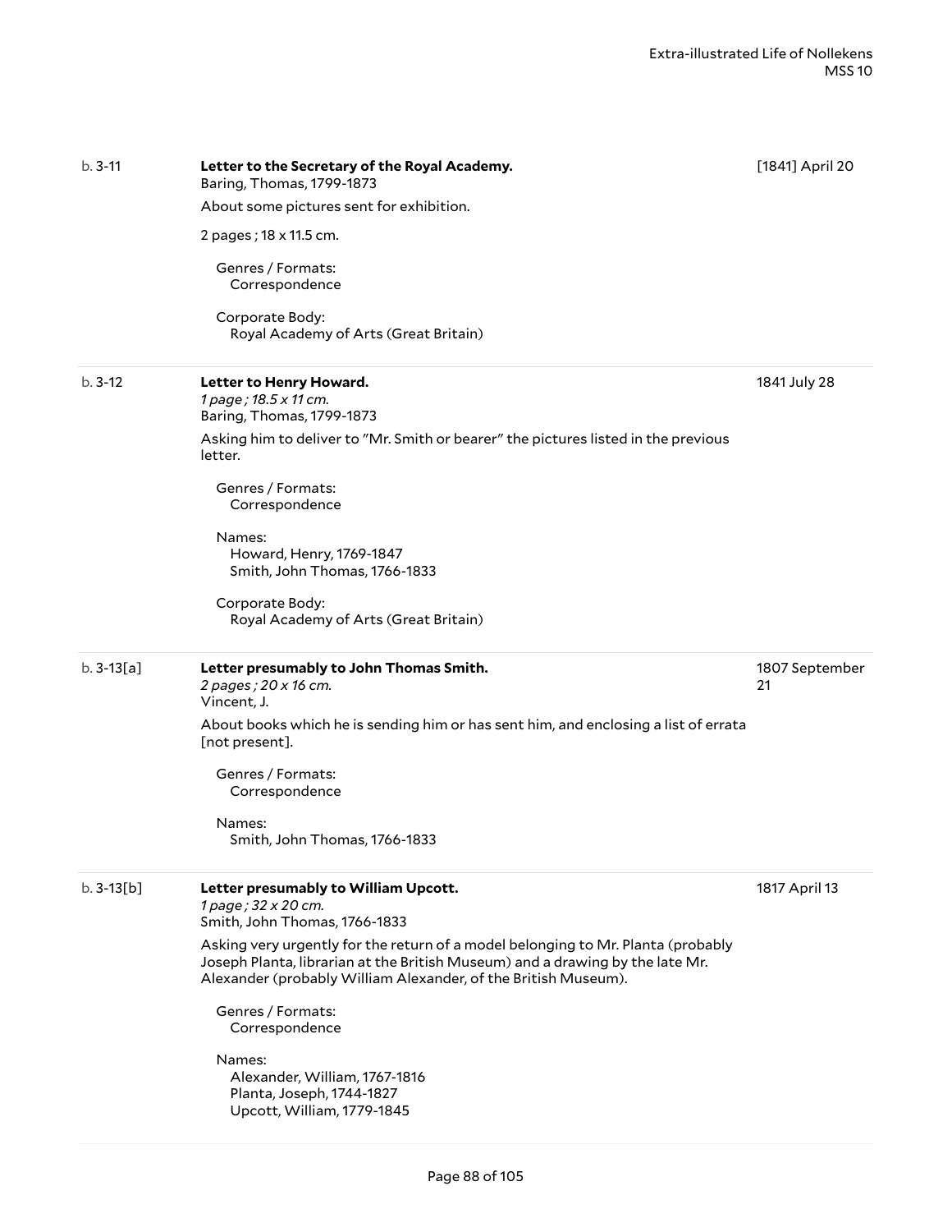b. 3-11 | **Letter to the Secretary of the Royal Academy.** | [1841] April 20

Baring, Thomas, 1799-1873

About some pictures sent for exhibition.

2 pages ; 18 x 11.5 cm.

Genres / Formats:
Correspondence

Corporate Body:
Royal Academy of Arts (Great Britain)

---

b. 3-12 | **Letter to Henry Howard.** | 1841 July 28

*1 page ; 18.5 x 11 cm.*

Baring, Thomas, 1799-1873

Asking him to deliver to "Mr. Smith or bearer" the pictures listed in the previous letter.

Genres / Formats:
Correspondence

Names:
Howard, Henry, 1769-1847
Smith, John Thomas, 1766-1833

Corporate Body:
Royal Academy of Arts (Great Britain)

---

b. 3-13[a] | **Letter presumably to John Thomas Smith.** | 1807 September 21

*2 pages ; 20 x 16 cm.*

Vincent, J.

About books which he is sending him or has sent him, and enclosing a list of errata [not present].

Genres / Formats:
Correspondence

Names:
Smith, John Thomas, 1766-1833

---

b. 3-13[b] | **Letter presumably to William Upcott.** | 1817 April 13

*1 page ; 32 x 20 cm.*

Smith, John Thomas, 1766-1833

Asking very urgently for the return of a model belonging to Mr. Planta (probably Joseph Planta, librarian at the British Museum) and a drawing by the late Mr. Alexander (probably William Alexander, of the British Museum).

Genres / Formats:
Correspondence

Names:
Alexander, William, 1767-1816
Planta, Joseph, 1744-1827
Upcott, William, 1779-1845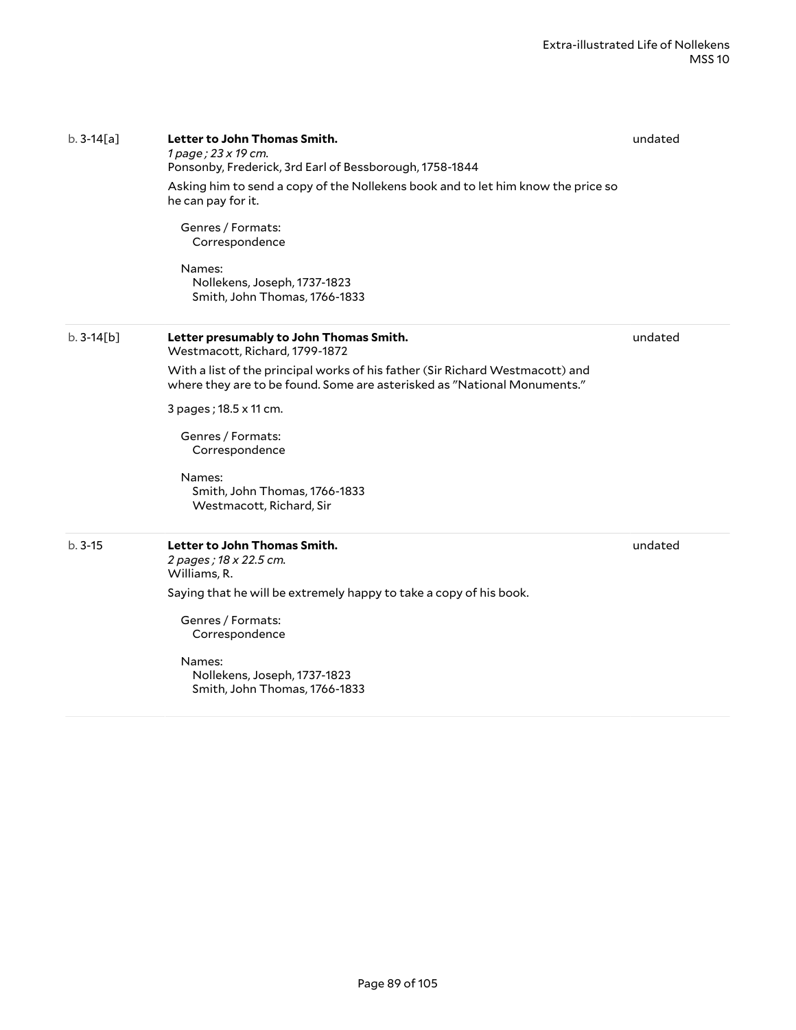b. 3-14[a]

**Letter to John Thomas Smith.**
*1 page ; 23 x 19 cm.*
Ponsonby, Frederick, 3rd Earl of Bessborough, 1758-1844

undated

Asking him to send a copy of the Nollekens book and to let him know the price so he can pay for it.

Genres / Formats:
Correspondence

Names:
Nollekens, Joseph, 1737-1823
Smith, John Thomas, 1766-1833

---

b. 3-14[b]

**Letter presumably to John Thomas Smith.**
Westmacott, Richard, 1799-1872

undated

With a list of the principal works of his father (Sir Richard Westmacott) and where they are to be found. Some are asterisked as "National Monuments."

3 pages ; 18.5 x 11 cm.

Genres / Formats:
Correspondence

Names:
Smith, John Thomas, 1766-1833
Westmacott, Richard, Sir

---

b. 3-15

**Letter to John Thomas Smith.**
*2 pages ; 18 x 22.5 cm.*
Williams, R.

undated

Saying that he will be extremely happy to take a copy of his book.

Genres / Formats:
Correspondence

Names:
Nollekens, Joseph, 1737-1823
Smith, John Thomas, 1766-1833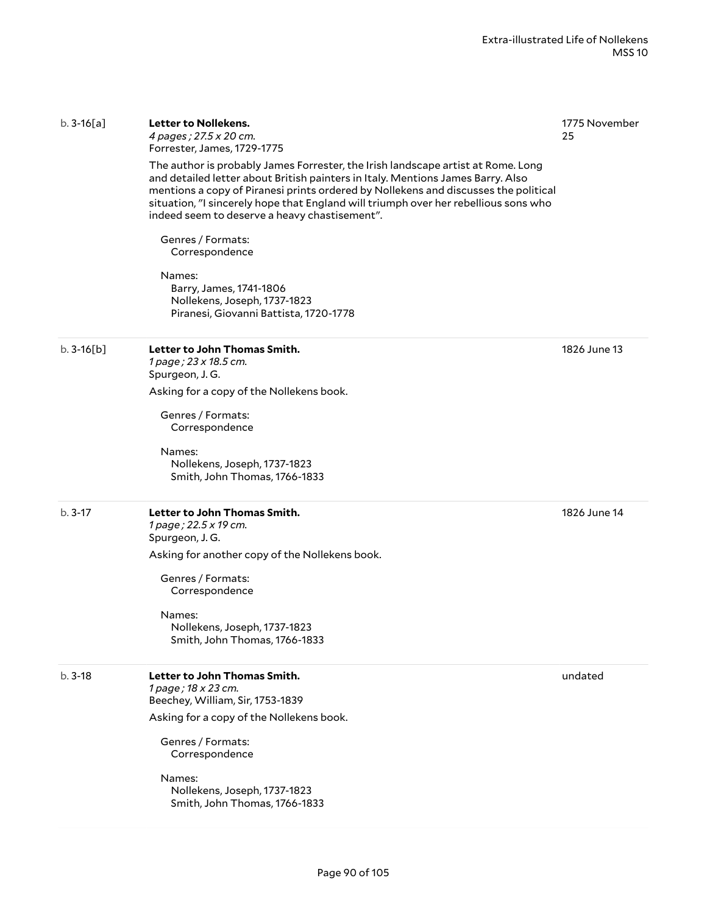b. 3-16[a] **Letter to Nollekens.**
*4 pages ; 27.5 x 20 cm.*
Forrester, James, 1729-1775

1775 November 25

The author is probably James Forrester, the Irish landscape artist at Rome. Long and detailed letter about British painters in Italy. Mentions James Barry. Also mentions a copy of Piranesi prints ordered by Nollekens and discusses the political situation, "I sincerely hope that England will triumph over her rebellious sons who indeed seem to deserve a heavy chastisement".

Genres / Formats:
Correspondence

Names:
Barry, James, 1741-1806
Nollekens, Joseph, 1737-1823
Piranesi, Giovanni Battista, 1720-1778

---

b. 3-16[b] **Letter to John Thomas Smith.**
*1 page ; 23 x 18.5 cm.*
Spurgeon, J. G.

1826 June 13

Asking for a copy of the Nollekens book.

Genres / Formats:
Correspondence

Names:
Nollekens, Joseph, 1737-1823
Smith, John Thomas, 1766-1833

---

b. 3-17 **Letter to John Thomas Smith.**
*1 page ; 22.5 x 19 cm.*
Spurgeon, J. G.

1826 June 14

Asking for another copy of the Nollekens book.

Genres / Formats:
Correspondence

Names:
Nollekens, Joseph, 1737-1823
Smith, John Thomas, 1766-1833

---

b. 3-18 **Letter to John Thomas Smith.**
*1 page ; 18 x 23 cm.*
Beechey, William, Sir, 1753-1839

undated

Asking for a copy of the Nollekens book.

Genres / Formats:
Correspondence

Names:
Nollekens, Joseph, 1737-1823
Smith, John Thomas, 1766-1833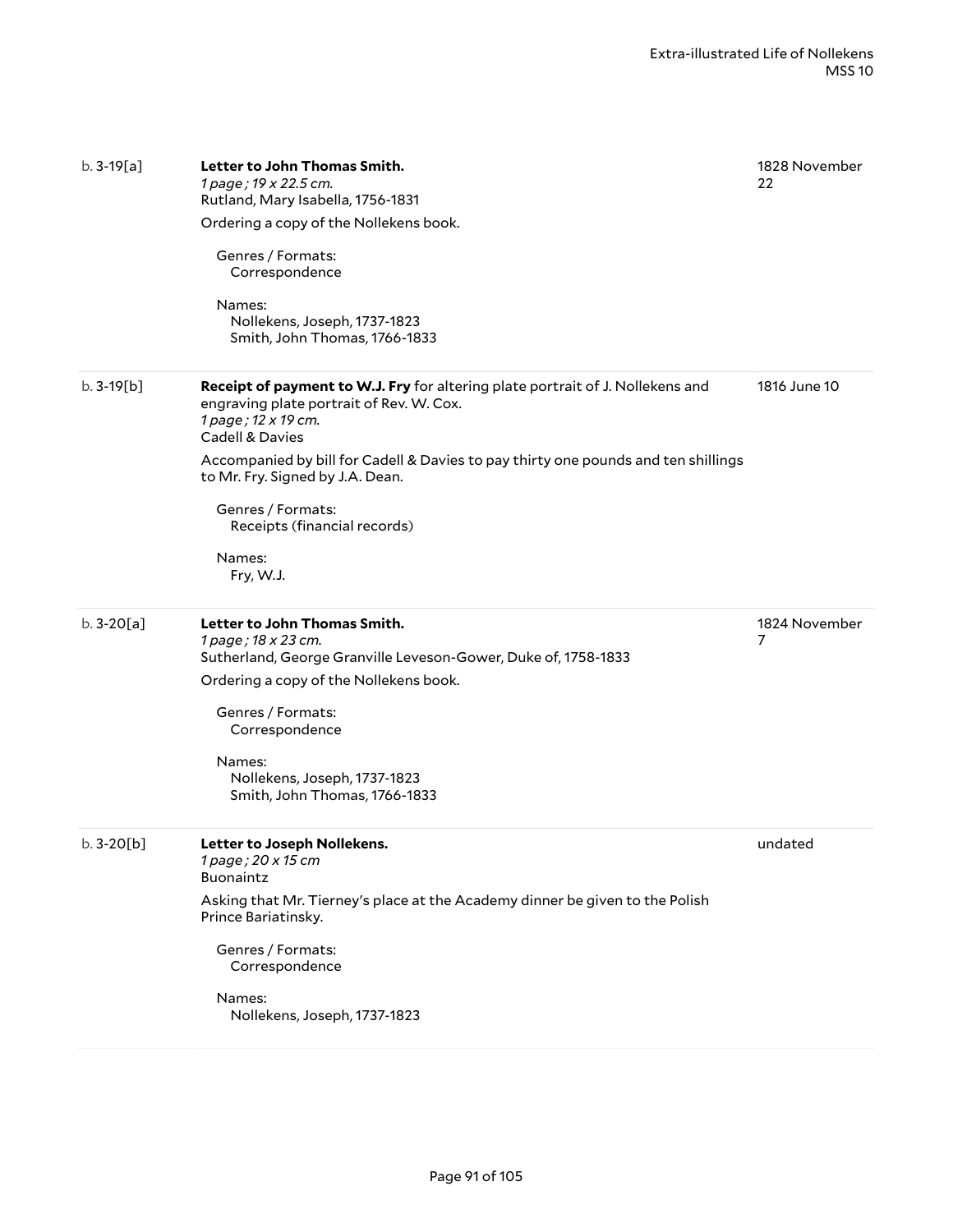b. 3-19[a]

**Letter to John Thomas Smith.**
*1 page ; 19 x 22.5 cm.*
Rutland, Mary Isabella, 1756-1831

1828 November 22

Ordering a copy of the Nollekens book.

Genres / Formats:
Correspondence

Names:
Nollekens, Joseph, 1737-1823
Smith, John Thomas, 1766-1833

b. 3-19[b]

**Receipt of payment to W.J. Fry** for altering plate portrait of J. Nollekens and engraving plate portrait of Rev. W. Cox.
*1 page ; 12 x 19 cm.*
Cadell & Davies

1816 June 10

Accompanied by bill for Cadell & Davies to pay thirty one pounds and ten shillings to Mr. Fry. Signed by J.A. Dean.

Genres / Formats:
Receipts (financial records)

Names:
Fry, W.J.

b. 3-20[a]

**Letter to John Thomas Smith.**
*1 page ; 18 x 23 cm.*
Sutherland, George Granville Leveson-Gower, Duke of, 1758-1833

1824 November 7

Ordering a copy of the Nollekens book.

Genres / Formats:
Correspondence

Names:
Nollekens, Joseph, 1737-1823
Smith, John Thomas, 1766-1833

b. 3-20[b]

**Letter to Joseph Nollekens.**
*1 page ; 20 x 15 cm*
Buonaintz

undated

Asking that Mr. Tierney's place at the Academy dinner be given to the Polish Prince Bariatinsky.

Genres / Formats:
Correspondence

Names:
Nollekens, Joseph, 1737-1823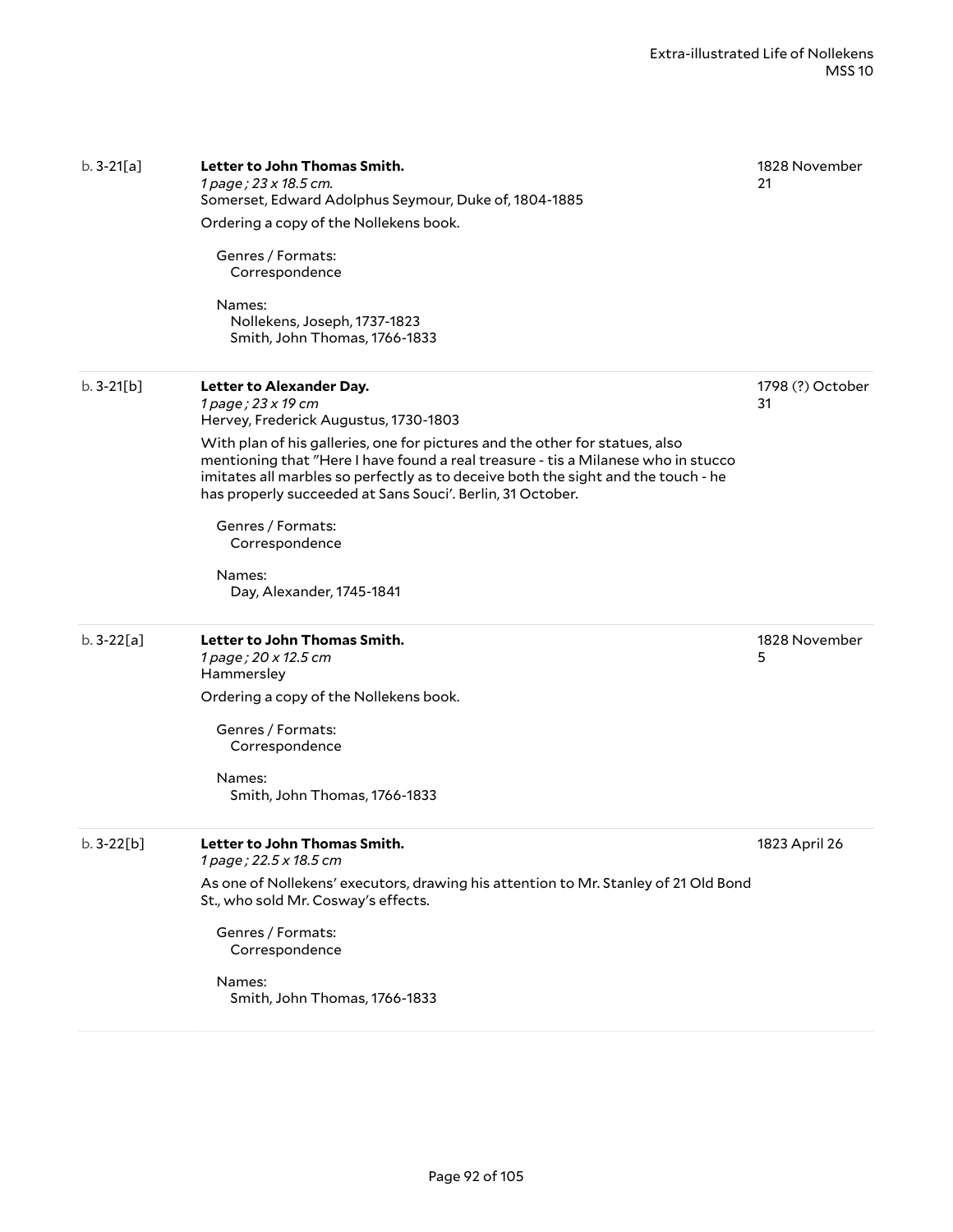b. 3-21[a] | **Letter to John Thomas Smith.** | 1828 November 21

*1 page ; 23 x 18.5 cm.*
Somerset, Edward Adolphus Seymour, Duke of, 1804-1885

Ordering a copy of the Nollekens book.

Genres / Formats:
Correspondence

Names:
Nollekens, Joseph, 1737-1823
Smith, John Thomas, 1766-1833

---

b. 3-21[b] | **Letter to Alexander Day.** | 1798 (?) October 31

*1 page ; 23 x 19 cm*
Hervey, Frederick Augustus, 1730-1803

With plan of his galleries, one for pictures and the other for statues, also mentioning that "Here I have found a real treasure - tis a Milanese who in stucco imitates all marbles so perfectly as to deceive both the sight and the touch - he has properly succeeded at Sans Souci'. Berlin, 31 October.

Genres / Formats:
Correspondence

Names:
Day, Alexander, 1745-1841

---

b. 3-22[a] | **Letter to John Thomas Smith.** | 1828 November 5

*1 page ; 20 x 12.5 cm*
Hammersley

Ordering a copy of the Nollekens book.

Genres / Formats:
Correspondence

Names:
Smith, John Thomas, 1766-1833

---

b. 3-22[b] | **Letter to John Thomas Smith.** | 1823 April 26

*1 page ; 22.5 x 18.5 cm*

As one of Nollekens' executors, drawing his attention to Mr. Stanley of 21 Old Bond St., who sold Mr. Cosway's effects.

Genres / Formats:
Correspondence

Names:
Smith, John Thomas, 1766-1833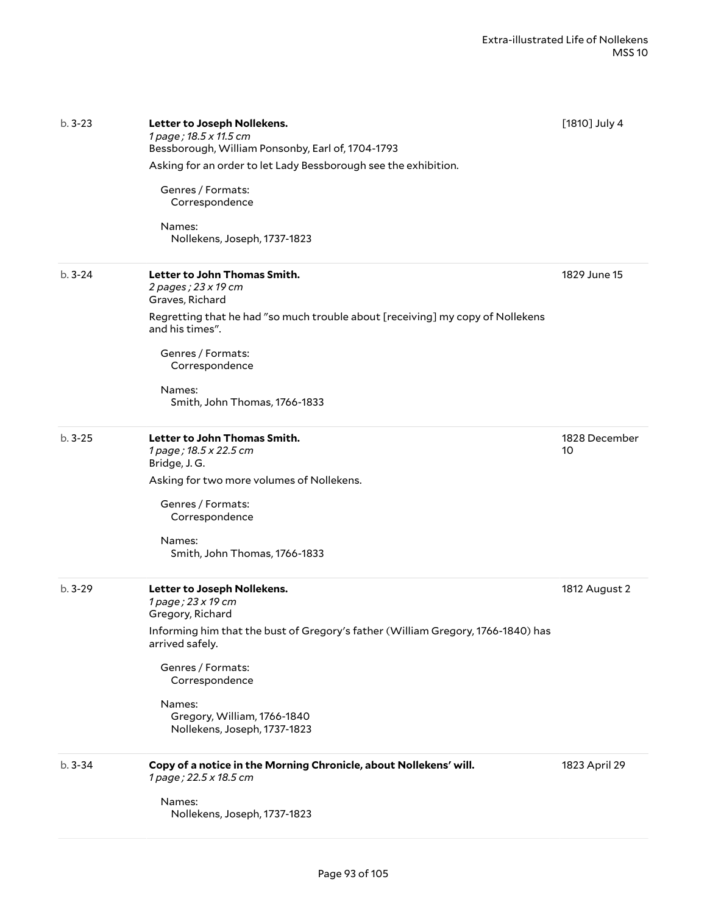b. 3-23 | **Letter to Joseph Nollekens.** | [1810] July 4

*1 page ; 18.5 x 11.5 cm*
Bessborough, William Ponsonby, Earl of, 1704-1793

Asking for an order to let Lady Bessborough see the exhibition.

Genres / Formats:
Correspondence

Names:
Nollekens, Joseph, 1737-1823

---

b. 3-24 | **Letter to John Thomas Smith.** | 1829 June 15

*2 pages ; 23 x 19 cm*
Graves, Richard

Regretting that he had "so much trouble about [receiving] my copy of Nollekens and his times".

Genres / Formats:
Correspondence

Names:
Smith, John Thomas, 1766-1833

---

b. 3-25 | **Letter to John Thomas Smith.** | 1828 December 10

*1 page ; 18.5 x 22.5 cm*
Bridge, J. G.

Asking for two more volumes of Nollekens.

Genres / Formats:
Correspondence

Names:
Smith, John Thomas, 1766-1833

---

b. 3-29 | **Letter to Joseph Nollekens.** | 1812 August 2

*1 page ; 23 x 19 cm*
Gregory, Richard

Informing him that the bust of Gregory's father (William Gregory, 1766-1840) has arrived safely.

Genres / Formats:
Correspondence

Names:
Gregory, William, 1766-1840
Nollekens, Joseph, 1737-1823

---

b. 3-34 | **Copy of a notice in the Morning Chronicle, about Nollekens' will.** | 1823 April 29

*1 page ; 22.5 x 18.5 cm*

Names:
Nollekens, Joseph, 1737-1823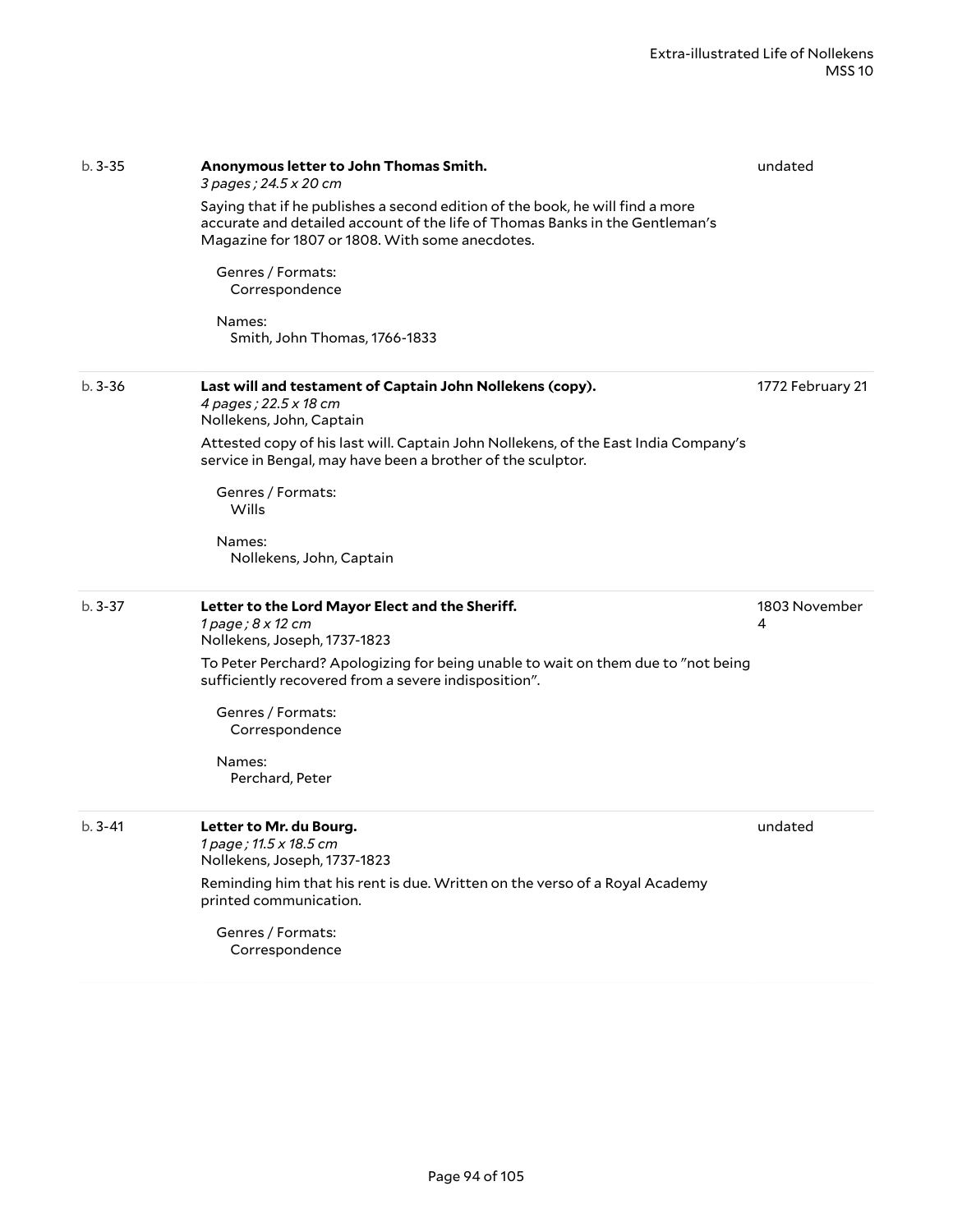b. 3-35

**Anonymous letter to John Thomas Smith.**

*3 pages ; 24.5 x 20 cm*

undated

Saying that if he publishes a second edition of the book, he will find a more accurate and detailed account of the life of Thomas Banks in the Gentleman's Magazine for 1807 or 1808. With some anecdotes.

Genres / Formats:
Correspondence

Names:
Smith, John Thomas, 1766-1833

b. 3-36

**Last will and testament of Captain John Nollekens (copy).**

*4 pages ; 22.5 x 18 cm*

Nollekens, John, Captain

1772 February 21

Attested copy of his last will. Captain John Nollekens, of the East India Company's service in Bengal, may have been a brother of the sculptor.

Genres / Formats:
Wills

Names:
Nollekens, John, Captain

b. 3-37

**Letter to the Lord Mayor Elect and the Sheriff.**

*1 page ; 8 x 12 cm*

Nollekens, Joseph, 1737-1823

1803 November 4

To Peter Perchard? Apologizing for being unable to wait on them due to "not being sufficiently recovered from a severe indisposition".

Genres / Formats:
Correspondence

Names:
Perchard, Peter

b. 3-41

**Letter to Mr. du Bourg.**

*1 page ; 11.5 x 18.5 cm*

Nollekens, Joseph, 1737-1823

undated

Reminding him that his rent is due. Written on the verso of a Royal Academy printed communication.

Genres / Formats:
Correspondence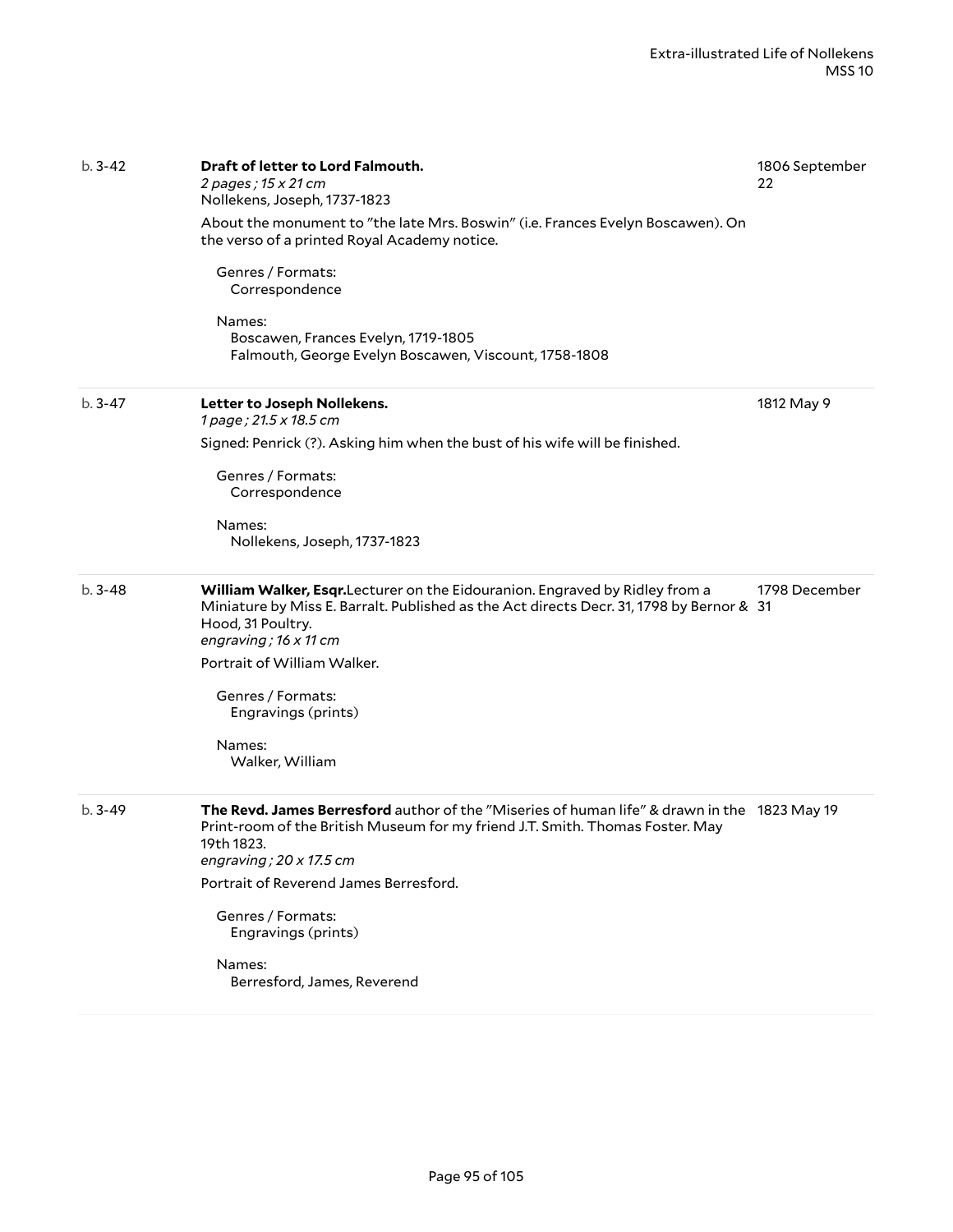b. 3-42

**Draft of letter to Lord Falmouth.**
*2 pages ; 15 x 21 cm*
Nollekens, Joseph, 1737-1823

1806 September 22

About the monument to "the late Mrs. Boswin" (i.e. Frances Evelyn Boscawen). On the verso of a printed Royal Academy notice.

Genres / Formats:
Correspondence

Names:
Boscawen, Frances Evelyn, 1719-1805
Falmouth, George Evelyn Boscawen, Viscount, 1758-1808

---

b. 3-47

**Letter to Joseph Nollekens.**
*1 page ; 21.5 x 18.5 cm*

1812 May 9

Signed: Penrick (?). Asking him when the bust of his wife will be finished.

Genres / Formats:
Correspondence

Names:
Nollekens, Joseph, 1737-1823

---

b. 3-48

**William Walker, Esqr.**Lecturer on the Eidouranion. Engraved by Ridley from a Miniature by Miss E. Barralt. Published as the Act directs Decr. 31, 1798 by Bernor & Hood, 31 Poultry.
*engraving ; 16 x 11 cm*

1798 December 31

Portrait of William Walker.

Genres / Formats:
Engravings (prints)

Names:
Walker, William

---

b. 3-49

**The Revd. James Berresford** author of the "Miseries of human life" & drawn in the Print-room of the British Museum for my friend J.T. Smith. Thomas Foster. May 19th 1823.
*engraving ; 20 x 17.5 cm*

1823 May 19

Portrait of Reverend James Berresford.

Genres / Formats:
Engravings (prints)

Names:
Berresford, James, Reverend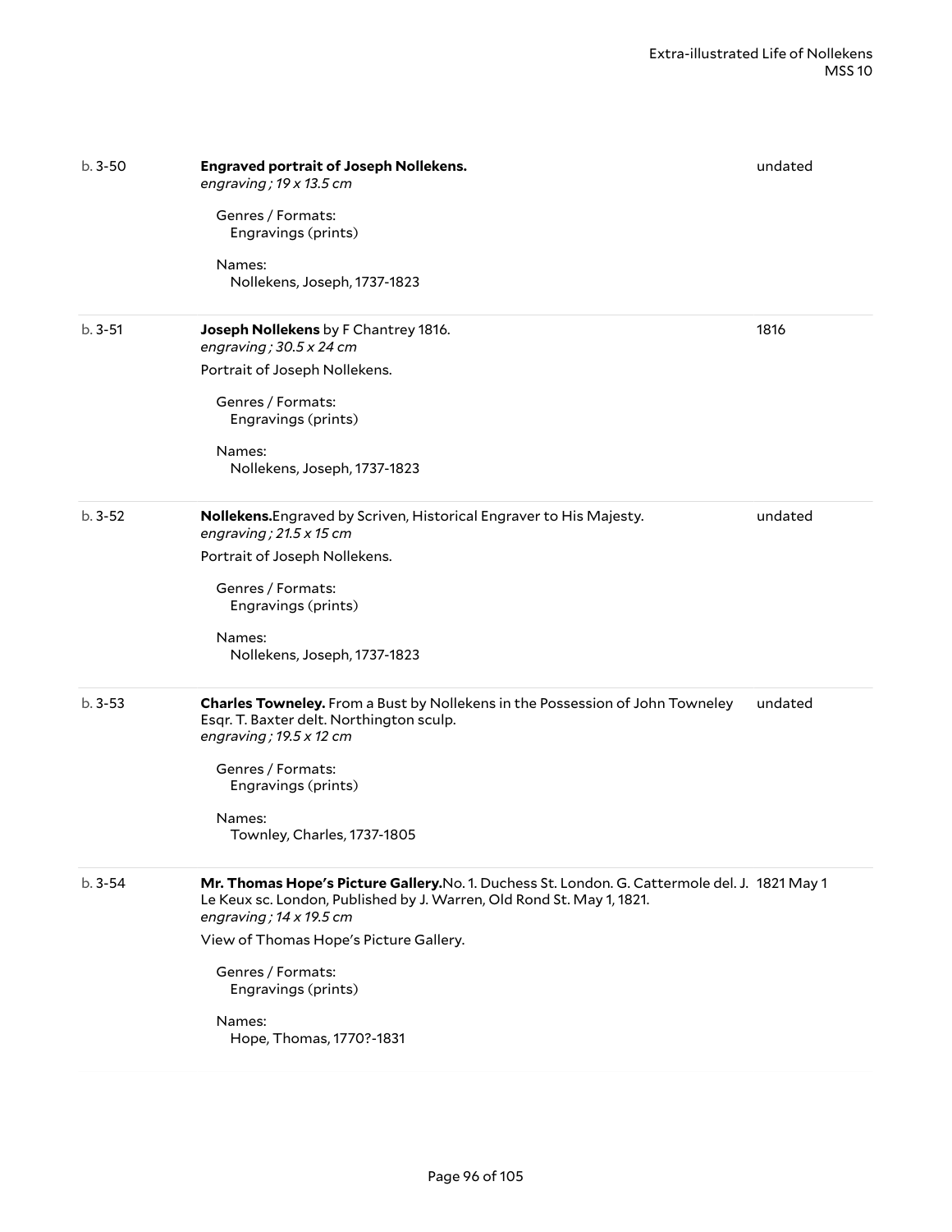b. 3-50

**Engraved portrait of Joseph Nollekens.**
*engraving ; 19 x 13.5 cm*

undated

Genres / Formats:
Engravings (prints)

Names:
Nollekens, Joseph, 1737-1823

---

b. 3-51

**Joseph Nollekens** by F Chantrey 1816.
*engraving ; 30.5 x 24 cm*

1816

Portrait of Joseph Nollekens.

Genres / Formats:
Engravings (prints)

Names:
Nollekens, Joseph, 1737-1823

---

b. 3-52

**Nollekens.**Engraved by Scriven, Historical Engraver to His Majesty.
*engraving ; 21.5 x 15 cm*

undated

Portrait of Joseph Nollekens.

Genres / Formats:
Engravings (prints)

Names:
Nollekens, Joseph, 1737-1823

---

b. 3-53

**Charles Towneley.** From a Bust by Nollekens in the Possession of John Towneley Esqr. T. Baxter delt. Northington sculp.
*engraving ; 19.5 x 12 cm*

undated

Genres / Formats:
Engravings (prints)

Names:
Townley, Charles, 1737-1805

---

b. 3-54

**Mr. Thomas Hope's Picture Gallery.**No. 1. Duchess St. London. G. Cattermole del. J. Le Keux sc. London, Published by J. Warren, Old Rond St. May 1, 1821.
*engraving ; 14 x 19.5 cm*

1821 May 1

View of Thomas Hope's Picture Gallery.

Genres / Formats:
Engravings (prints)

Names:
Hope, Thomas, 1770?-1831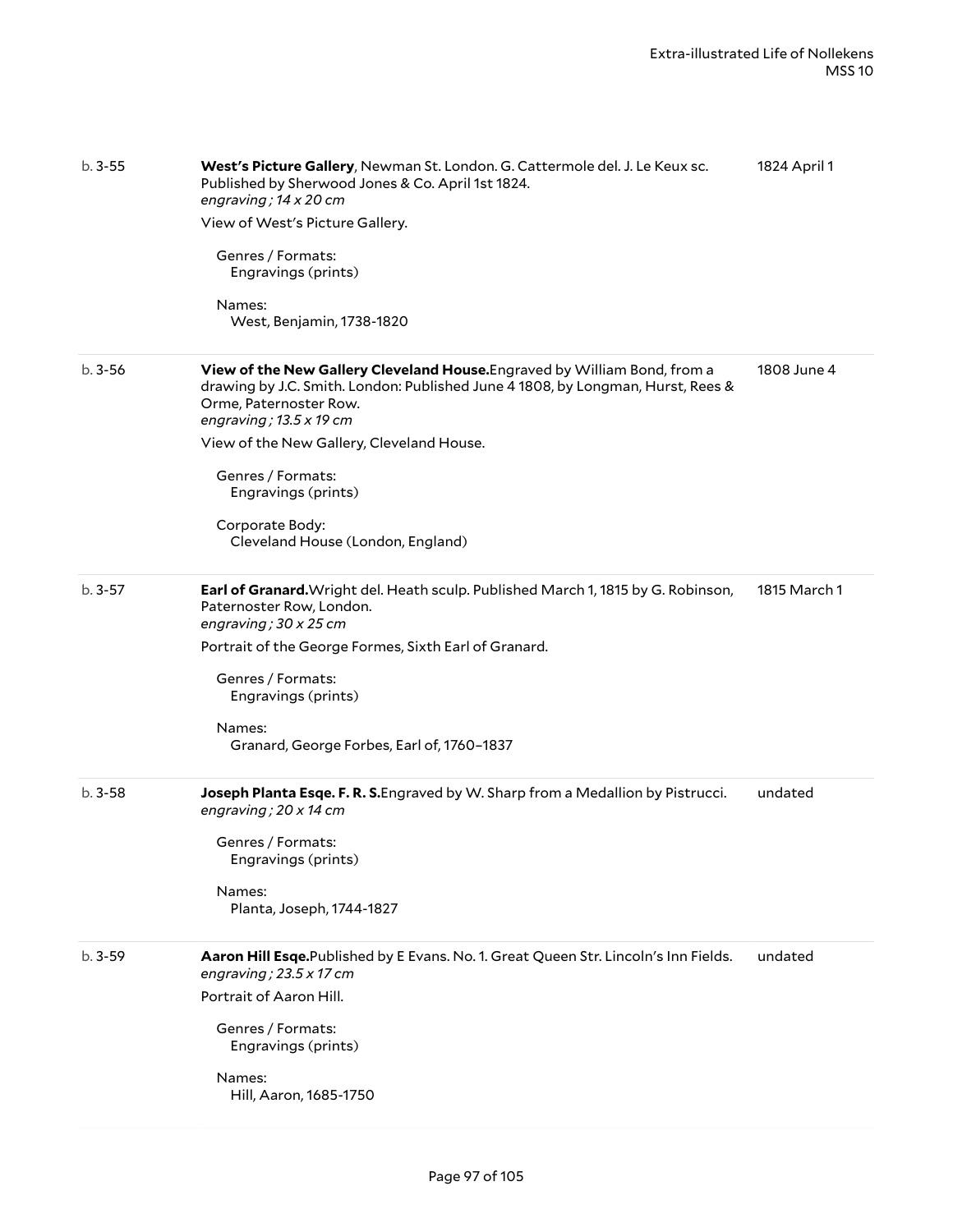b. 3-55 | **West's Picture Gallery**, Newman St. London. G. Cattermole del. J. Le Keux sc. Published by Sherwood Jones & Co. April 1st 1824. | 1824 April 1

*engraving ; 14 x 20 cm*

View of West's Picture Gallery.

Genres / Formats:
Engravings (prints)

Names:
West, Benjamin, 1738-1820

b. 3-56 | **View of the New Gallery Cleveland House.** Engraved by William Bond, from a drawing by J.C. Smith. London: Published June 4 1808, by Longman, Hurst, Rees & Orme, Paternoster Row. | 1808 June 4

*engraving ; 13.5 x 19 cm*

View of the New Gallery, Cleveland House.

Genres / Formats:
Engravings (prints)

Corporate Body:
Cleveland House (London, England)

b. 3-57 | **Earl of Granard.** Wright del. Heath sculp. Published March 1, 1815 by G. Robinson, Paternoster Row, London. | 1815 March 1

*engraving ; 30 x 25 cm*

Portrait of the George Formes, Sixth Earl of Granard.

Genres / Formats:
Engravings (prints)

Names:
Granard, George Forbes, Earl of, 1760–1837

b. 3-58 | **Joseph Planta Esqe. F. R. S.** Engraved by W. Sharp from a Medallion by Pistrucci. | undated

*engraving ; 20 x 14 cm*

Genres / Formats:
Engravings (prints)

Names:
Planta, Joseph, 1744-1827

b. 3-59 | **Aaron Hill Esqe.** Published by E Evans. No. 1. Great Queen Str. Lincoln's Inn Fields. | undated

*engraving ; 23.5 x 17 cm*

Portrait of Aaron Hill.

Genres / Formats:
Engravings (prints)

Names:
Hill, Aaron, 1685-1750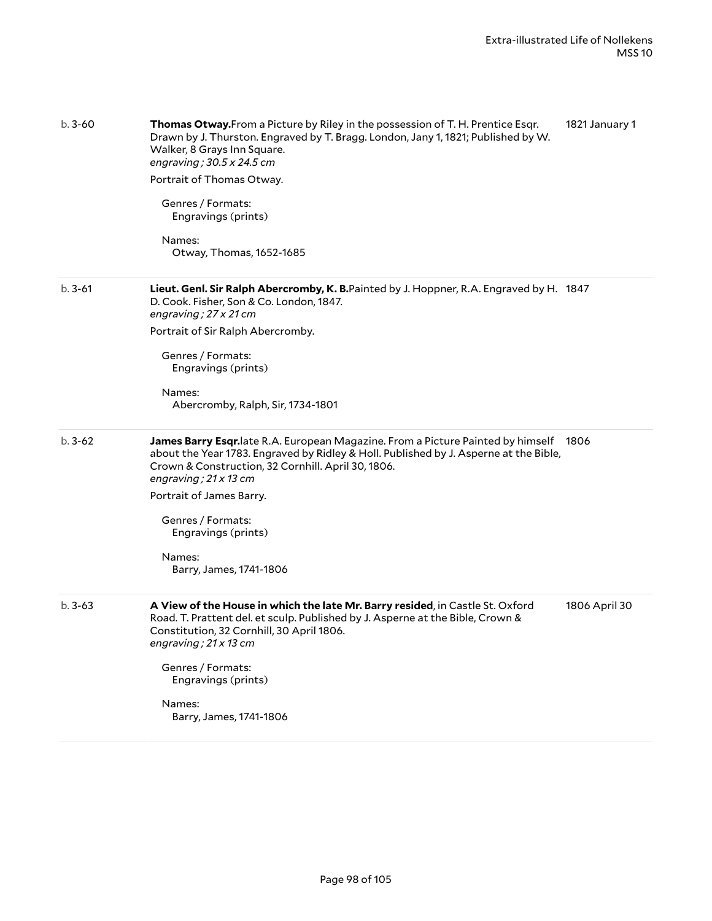b. 3-60 | **Thomas Otway.**From a Picture by Riley in the possession of T. H. Prentice Esqr. Drawn by J. Thurston. Engraved by T. Bragg. London, Jany 1, 1821; Published by W. Walker, 8 Grays Inn Square. | 1821 January 1

*engraving ; 30.5 x 24.5 cm*

Portrait of Thomas Otway.

Genres / Formats:
Engravings (prints)

Names:
Otway, Thomas, 1652-1685

---

b. 3-61 | **Lieut. Genl. Sir Ralph Abercromby, K. B.**Painted by J. Hoppner, R.A. Engraved by H. D. Cook. Fisher, Son & Co. London, 1847. | 1847

*engraving ; 27 x 21 cm*

Portrait of Sir Ralph Abercromby.

Genres / Formats:
Engravings (prints)

Names:
Abercromby, Ralph, Sir, 1734-1801

---

b. 3-62 | **James Barry Esqr.**late R.A. European Magazine. From a Picture Painted by himself about the Year 1783. Engraved by Ridley & Holl. Published by J. Asperne at the Bible, Crown & Construction, 32 Cornhill. April 30, 1806. | 1806

*engraving ; 21 x 13 cm*

Portrait of James Barry.

Genres / Formats:
Engravings (prints)

Names:
Barry, James, 1741-1806

---

b. 3-63 | **A View of the House in which the late Mr. Barry resided**, in Castle St. Oxford Road. T. Prattent del. et sculp. Published by J. Asperne at the Bible, Crown & Constitution, 32 Cornhill, 30 April 1806. | 1806 April 30

*engraving ; 21 x 13 cm*

Genres / Formats:
Engravings (prints)

Names:
Barry, James, 1741-1806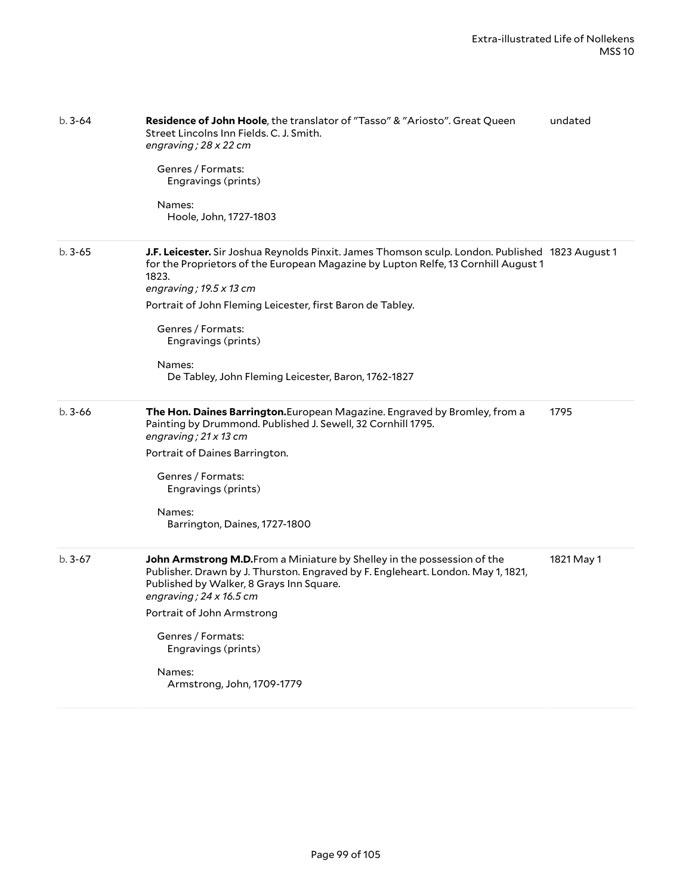| | | |
|---|---|---|
| b. 3-64 | **Residence of John Hoole**, the translator of "Tasso" & "Ariosto". Great Queen Street Lincolns Inn Fields. C. J. Smith.<br>*engraving ; 28 x 22 cm*<br><br>Genres / Formats:<br>Engravings (prints)<br><br>Names:<br>Hoole, John, 1727-1803 | undated |
| b. 3-65 | **J.F. Leicester.** Sir Joshua Reynolds Pinxit. James Thomson sculp. London. Published for the Proprietors of the European Magazine by Lupton Relfe, 13 Cornhill August 1 1823.<br>*engraving ; 19.5 x 13 cm*<br><br>Portrait of John Fleming Leicester, first Baron de Tabley.<br><br>Genres / Formats:<br>Engravings (prints)<br><br>Names:<br>De Tabley, John Fleming Leicester, Baron, 1762-1827 | 1823 August 1 |
| b. 3-66 | **The Hon. Daines Barrington.**European Magazine. Engraved by Bromley, from a Painting by Drummond. Published J. Sewell, 32 Cornhill 1795.<br>*engraving ; 21 x 13 cm*<br><br>Portrait of Daines Barrington.<br><br>Genres / Formats:<br>Engravings (prints)<br><br>Names:<br>Barrington, Daines, 1727-1800 | 1795 |
| b. 3-67 | **John Armstrong M.D.**From a Miniature by Shelley in the possession of the Publisher. Drawn by J. Thurston. Engraved by F. Engleheart. London. May 1, 1821, Published by Walker, 8 Grays Inn Square.<br>*engraving ; 24 x 16.5 cm*<br><br>Portrait of John Armstrong<br><br>Genres / Formats:<br>Engravings (prints)<br><br>Names:<br>Armstrong, John, 1709-1779 | 1821 May 1 |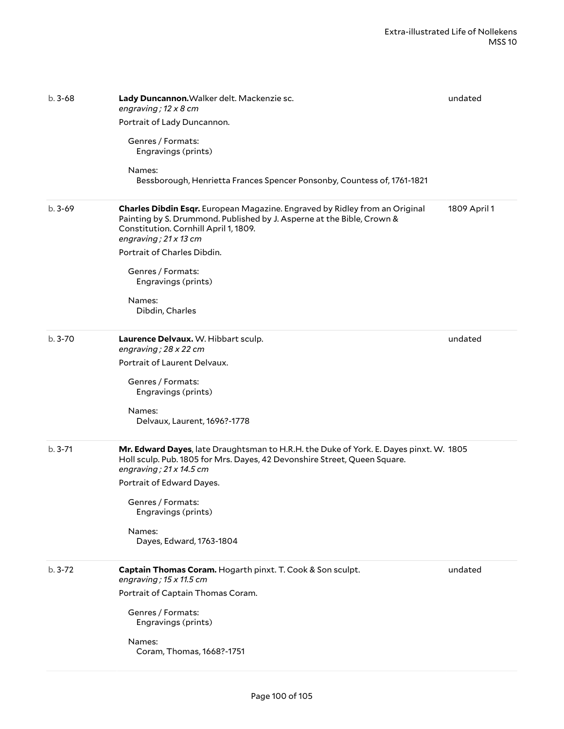b. 3-68 — **Lady Duncannon.** Walker delt. Mackenzie sc. — undated

*engraving ; 12 x 8 cm*

Portrait of Lady Duncannon.

Genres / Formats:
Engravings (prints)

Names:
Bessborough, Henrietta Frances Spencer Ponsonby, Countess of, 1761-1821

---

b. 3-69 — **Charles Dibdin Esqr.** European Magazine. Engraved by Ridley from an Original Painting by S. Drummond. Published by J. Asperne at the Bible, Crown & Constitution. Cornhill April 1, 1809. — 1809 April 1

*engraving ; 21 x 13 cm*

Portrait of Charles Dibdin.

Genres / Formats:
Engravings (prints)

Names:
Dibdin, Charles

---

b. 3-70 — **Laurence Delvaux.** W. Hibbart sculp. — undated

*engraving ; 28 x 22 cm*

Portrait of Laurent Delvaux.

Genres / Formats:
Engravings (prints)

Names:
Delvaux, Laurent, 1696?-1778

---

b. 3-71 — **Mr. Edward Dayes**, late Draughtsman to H.R.H. the Duke of York. E. Dayes pinxt. W. Holl sculp. Pub. 1805 for Mrs. Dayes, 42 Devonshire Street, Queen Square. — 1805

*engraving ; 21 x 14.5 cm*

Portrait of Edward Dayes.

Genres / Formats:
Engravings (prints)

Names:
Dayes, Edward, 1763-1804

---

b. 3-72 — **Captain Thomas Coram.** Hogarth pinxt. T. Cook & Son sculpt. — undated

*engraving ; 15 x 11.5 cm*

Portrait of Captain Thomas Coram.

Genres / Formats:
Engravings (prints)

Names:
Coram, Thomas, 1668?-1751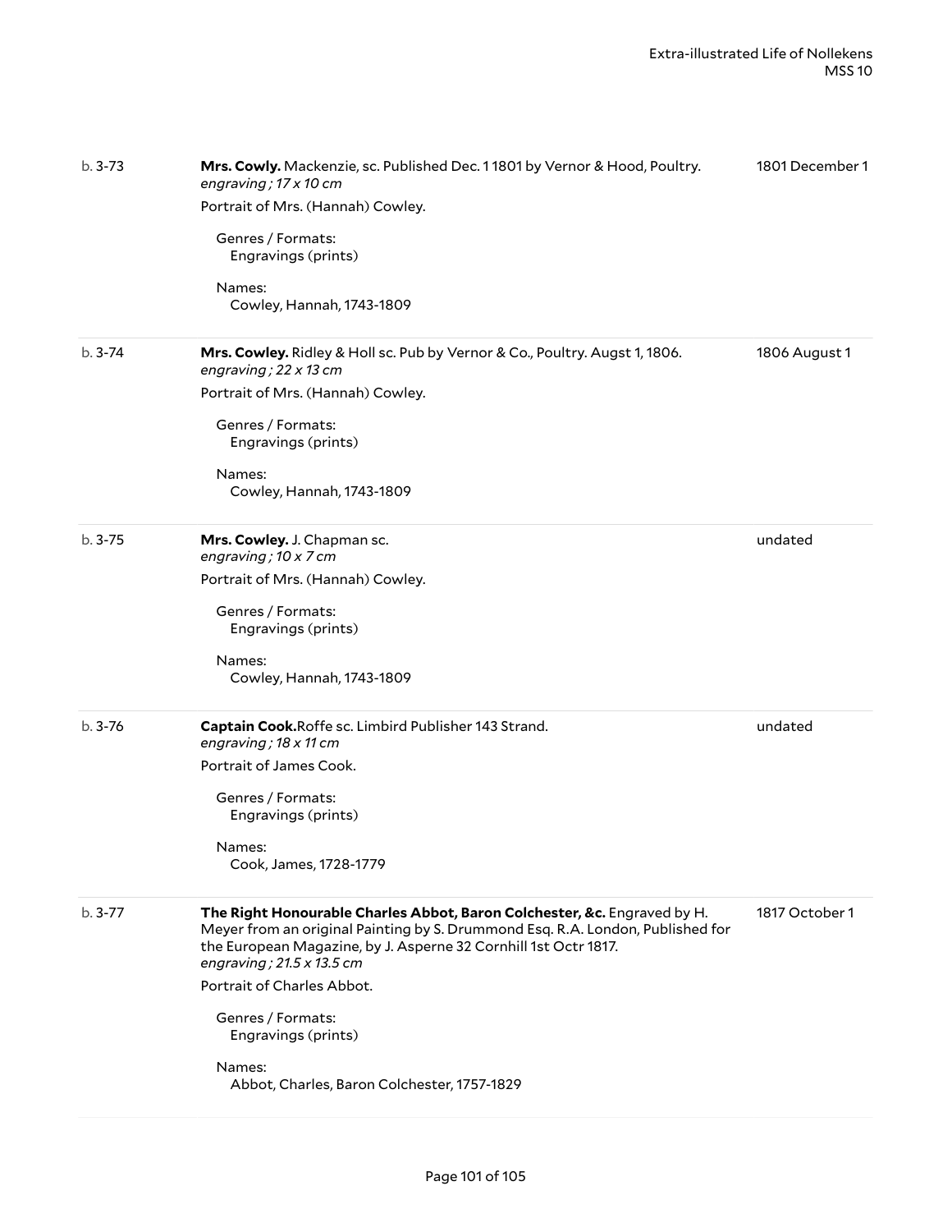b. 3-73 | **Mrs. Cowly.** Mackenzie, sc. Published Dec. 1 1801 by Vernor & Hood, Poultry. | 1801 December 1
*engraving ; 17 x 10 cm*

Portrait of Mrs. (Hannah) Cowley.

Genres / Formats:
Engravings (prints)

Names:
Cowley, Hannah, 1743-1809

---

b. 3-74 | **Mrs. Cowley.** Ridley & Holl sc. Pub by Vernor & Co., Poultry. Augst 1, 1806. | 1806 August 1
*engraving ; 22 x 13 cm*

Portrait of Mrs. (Hannah) Cowley.

Genres / Formats:
Engravings (prints)

Names:
Cowley, Hannah, 1743-1809

---

b. 3-75 | **Mrs. Cowley.** J. Chapman sc. | undated
*engraving ; 10 x 7 cm*

Portrait of Mrs. (Hannah) Cowley.

Genres / Formats:
Engravings (prints)

Names:
Cowley, Hannah, 1743-1809

---

b. 3-76 | **Captain Cook.**Roffe sc. Limbird Publisher 143 Strand. | undated
*engraving ; 18 x 11 cm*

Portrait of James Cook.

Genres / Formats:
Engravings (prints)

Names:
Cook, James, 1728-1779

---

b. 3-77 | **The Right Honourable Charles Abbot, Baron Colchester, &c.** Engraved by H. Meyer from an original Painting by S. Drummond Esq. R.A. London, Published for the European Magazine, by J. Asperne 32 Cornhill 1st Octr 1817. | 1817 October 1
*engraving ; 21.5 x 13.5 cm*

Portrait of Charles Abbot.

Genres / Formats:
Engravings (prints)

Names:
Abbot, Charles, Baron Colchester, 1757-1829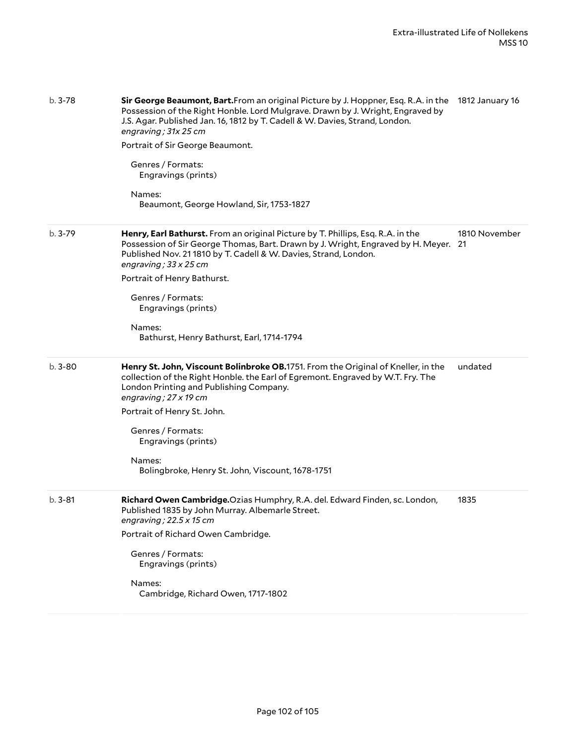b. 3-78

**Sir George Beaumont, Bart.**From an original Picture by J. Hoppner, Esq. R.A. in the Possession of the Right Honble. Lord Mulgrave. Drawn by J. Wright, Engraved by J.S. Agar. Published Jan. 16, 1812 by T. Cadell & W. Davies, Strand, London.
*engraving ; 31x 25 cm*

1812 January 16

Portrait of Sir George Beaumont.

Genres / Formats:
Engravings (prints)

Names:
Beaumont, George Howland, Sir, 1753-1827

---

b. 3-79

**Henry, Earl Bathurst.** From an original Picture by T. Phillips, Esq. R.A. in the Possession of Sir George Thomas, Bart. Drawn by J. Wright, Engraved by H. Meyer. Published Nov. 21 1810 by T. Cadell & W. Davies, Strand, London.
*engraving ; 33 x 25 cm*

1810 November 21

Portrait of Henry Bathurst.

Genres / Formats:
Engravings (prints)

Names:
Bathurst, Henry Bathurst, Earl, 1714-1794

---

b. 3-80

**Henry St. John, Viscount Bolinbroke OB.**1751. From the Original of Kneller, in the collection of the Right Honble. the Earl of Egremont. Engraved by W.T. Fry. The London Printing and Publishing Company.
*engraving ; 27 x 19 cm*

undated

Portrait of Henry St. John.

Genres / Formats:
Engravings (prints)

Names:
Bolingbroke, Henry St. John, Viscount, 1678-1751

---

b. 3-81

**Richard Owen Cambridge.**Ozias Humphry, R.A. del. Edward Finden, sc. London, Published 1835 by John Murray. Albemarle Street.
*engraving ; 22.5 x 15 cm*

1835

Portrait of Richard Owen Cambridge.

Genres / Formats:
Engravings (prints)

Names:
Cambridge, Richard Owen, 1717-1802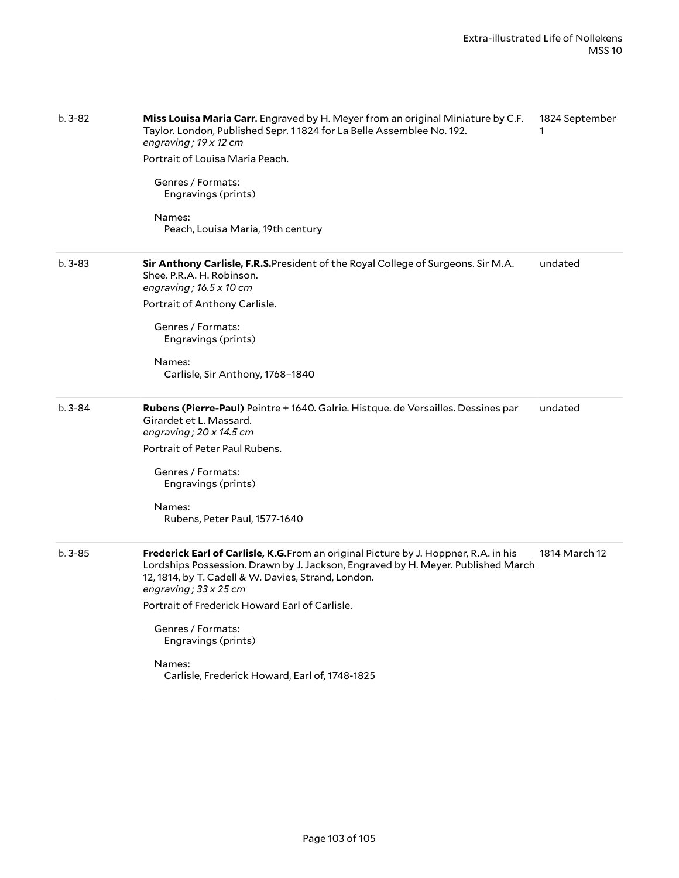| | | |
|---|---|---|
| b. 3-82 | **Miss Louisa Maria Carr.** Engraved by H. Meyer from an original Miniature by C.F. Taylor. London, Published Sepr. 1 1824 for La Belle Assemblee No. 192.<br>*engraving ; 19 x 12 cm*<br>Portrait of Louisa Maria Peach.<br>Genres / Formats:<br>Engravings (prints)<br>Names:<br>Peach, Louisa Maria, 19th century | 1824 September 1 |
| b. 3-83 | **Sir Anthony Carlisle, F.R.S.**President of the Royal College of Surgeons. Sir M.A. Shee. P.R.A. H. Robinson.<br>*engraving ; 16.5 x 10 cm*<br>Portrait of Anthony Carlisle.<br>Genres / Formats:<br>Engravings (prints)<br>Names:<br>Carlisle, Sir Anthony, 1768–1840 | undated |
| b. 3-84 | **Rubens (Pierre-Paul)** Peintre + 1640. Galrie. Histque. de Versailles. Dessines par Girardet et L. Massard.<br>*engraving ; 20 x 14.5 cm*<br>Portrait of Peter Paul Rubens.<br>Genres / Formats:<br>Engravings (prints)<br>Names:<br>Rubens, Peter Paul, 1577-1640 | undated |
| b. 3-85 | **Frederick Earl of Carlisle, K.G.**From an original Picture by J. Hoppner, R.A. in his Lordships Possession. Drawn by J. Jackson, Engraved by H. Meyer. Published March 12, 1814, by T. Cadell & W. Davies, Strand, London.<br>*engraving ; 33 x 25 cm*<br>Portrait of Frederick Howard Earl of Carlisle.<br>Genres / Formats:<br>Engravings (prints)<br>Names:<br>Carlisle, Frederick Howard, Earl of, 1748-1825 | 1814 March 12 |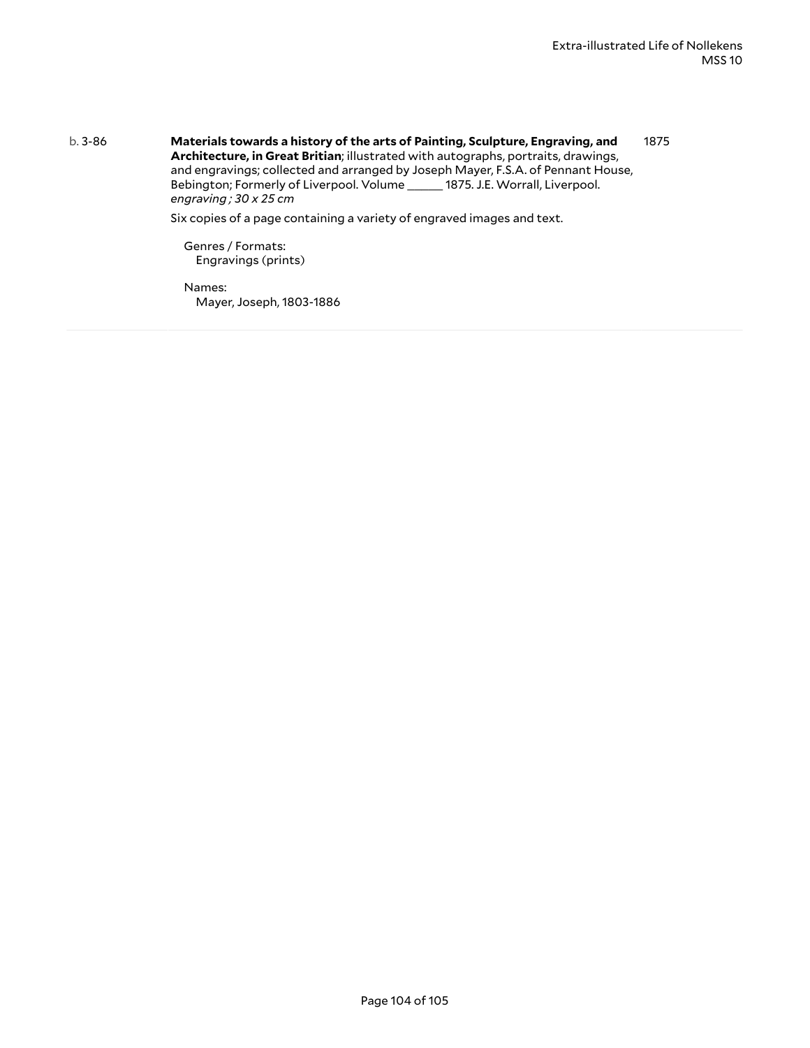b. 3-86

**Materials towards a history of the arts of Painting, Sculpture, Engraving, and Architecture, in Great Britian**; illustrated with autographs, portraits, drawings, and engravings; collected and arranged by Joseph Mayer, F.S.A. of Pennant House, Bebington; Formerly of Liverpool. Volume ______ 1875. J.E. Worrall, Liverpool.
*engraving ; 30 x 25 cm*

1875

Six copies of a page containing a variety of engraved images and text.

Genres / Formats:
Engravings (prints)

Names:
Mayer, Joseph, 1803-1886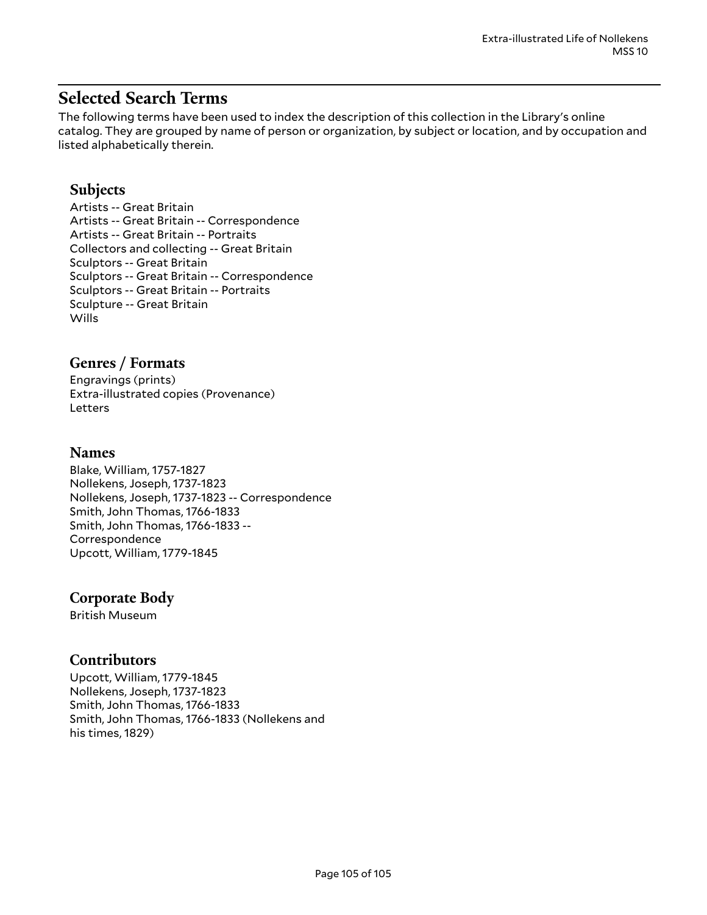## Selected Search Terms

The following terms have been used to index the description of this collection in the Library's online catalog. They are grouped by name of person or organization, by subject or location, and by occupation and listed alphabetically therein.

### Subjects

Artists -- Great Britain
Artists -- Great Britain -- Correspondence
Artists -- Great Britain -- Portraits
Collectors and collecting -- Great Britain
Sculptors -- Great Britain
Sculptors -- Great Britain -- Correspondence
Sculptors -- Great Britain -- Portraits
Sculpture -- Great Britain
Wills

### Genres / Formats

Engravings (prints)
Extra-illustrated copies (Provenance)
Letters

### Names

Blake, William, 1757-1827
Nollekens, Joseph, 1737-1823
Nollekens, Joseph, 1737-1823 -- Correspondence
Smith, John Thomas, 1766-1833
Smith, John Thomas, 1766-1833 -- Correspondence
Upcott, William, 1779-1845

### Corporate Body

British Museum

### Contributors

Upcott, William, 1779-1845
Nollekens, Joseph, 1737-1823
Smith, John Thomas, 1766-1833
Smith, John Thomas, 1766-1833 (Nollekens and his times, 1829)